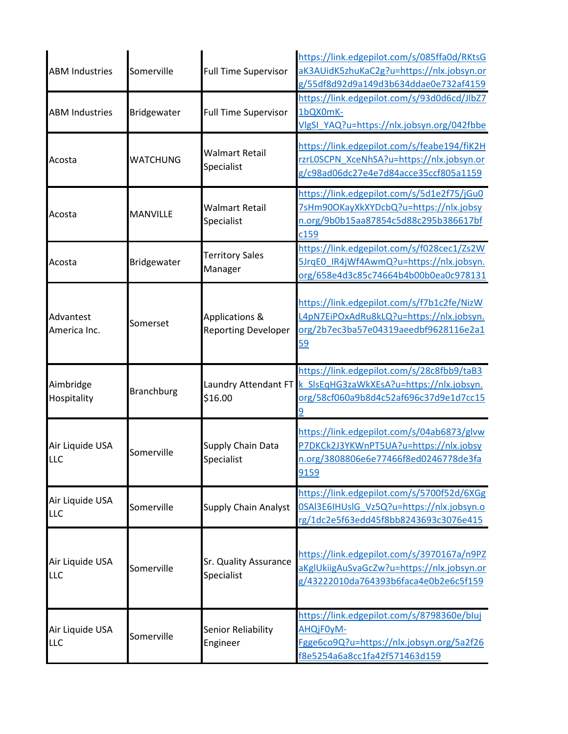| | | | |
|---|---|---|---|
| ABM Industries | Somerville | Full Time Supervisor | https://link.edgepilot.com/s/085ffa0d/RKtsGaK3AUidK5zhuKaC2g?u=https://nlx.jobsyn.org/55df8d92d9a149d3b634ddae0e732af4159 |
| ABM Industries | Bridgewater | Full Time Supervisor | https://link.edgepilot.com/s/93d0d6cd/JlbZ71bQX0mK-VlgSI_YAQ?u=https://nlx.jobsyn.org/042fbbe |
| Acosta | WATCHUNG | Walmart Retail Specialist | https://link.edgepilot.com/s/feabe194/fiK2HrzrL0SCPN_XceNhSA?u=https://nlx.jobsyn.org/c98ad06dc27e4e7d84acce35ccf805a1159 |
| Acosta | MANVILLE | Walmart Retail Specialist | https://link.edgepilot.com/s/5d1e2f75/jGu07sHm90OKayXkXYDcbQ?u=https://nlx.jobsyn.org/9b0b15aa87854c5d88c295b386617bfc159 |
| Acosta | Bridgewater | Territory Sales Manager | https://link.edgepilot.com/s/f028cec1/Zs2W5JrqE0_IR4jWf4AwmQ?u=https://nlx.jobsyn.org/658e4d3c85c74664b4b00b0ea0c978131 |
| Advantest America Inc. | Somerset | Applications & Reporting Developer | https://link.edgepilot.com/s/f7b1c2fe/NizWL4pN7EiPOxAdRu8kLQ?u=https://nlx.jobsyn.org/2b7ec3ba57e04319aeedbf9628116e2a159 |
| Aimbridge Hospitality | Branchburg | Laundry Attendant FT $16.00 | https://link.edgepilot.com/s/28c8fbb9/taB3k_SlsEqHG3zaWkXEsA?u=https://nlx.jobsyn.org/58cf060a9b8d4c52af696c37d9e1d7cc159 |
| Air Liquide USA LLC | Somerville | Supply Chain Data Specialist | https://link.edgepilot.com/s/04ab6873/glvwP7DKCk2J3YKWnPT5UA?u=https://nlx.jobsyn.org/3808806e6e77466f8ed0246778de3fa9159 |
| Air Liquide USA LLC | Somerville | Supply Chain Analyst | https://link.edgepilot.com/s/5700f52d/6XGg0SAI3E6IHUslG_Vz5Q?u=https://nlx.jobsyn.org/1dc2e5f63edd45f8bb8243693c3076e415 |
| Air Liquide USA LLC | Somerville | Sr. Quality Assurance Specialist | https://link.edgepilot.com/s/3970167a/n9PZaKglUkiigAuSvaGcZw?u=https://nlx.jobsyn.org/43222010da764393b6faca4e0b2e6c5f159 |
| Air Liquide USA LLC | Somerville | Senior Reliability Engineer | https://link.edgepilot.com/s/8798360e/blujAHQjF0yM-Fgge6co9Q?u=https://nlx.jobsyn.org/5a2f26f8e5254a6a8cc1fa42f571463d159 |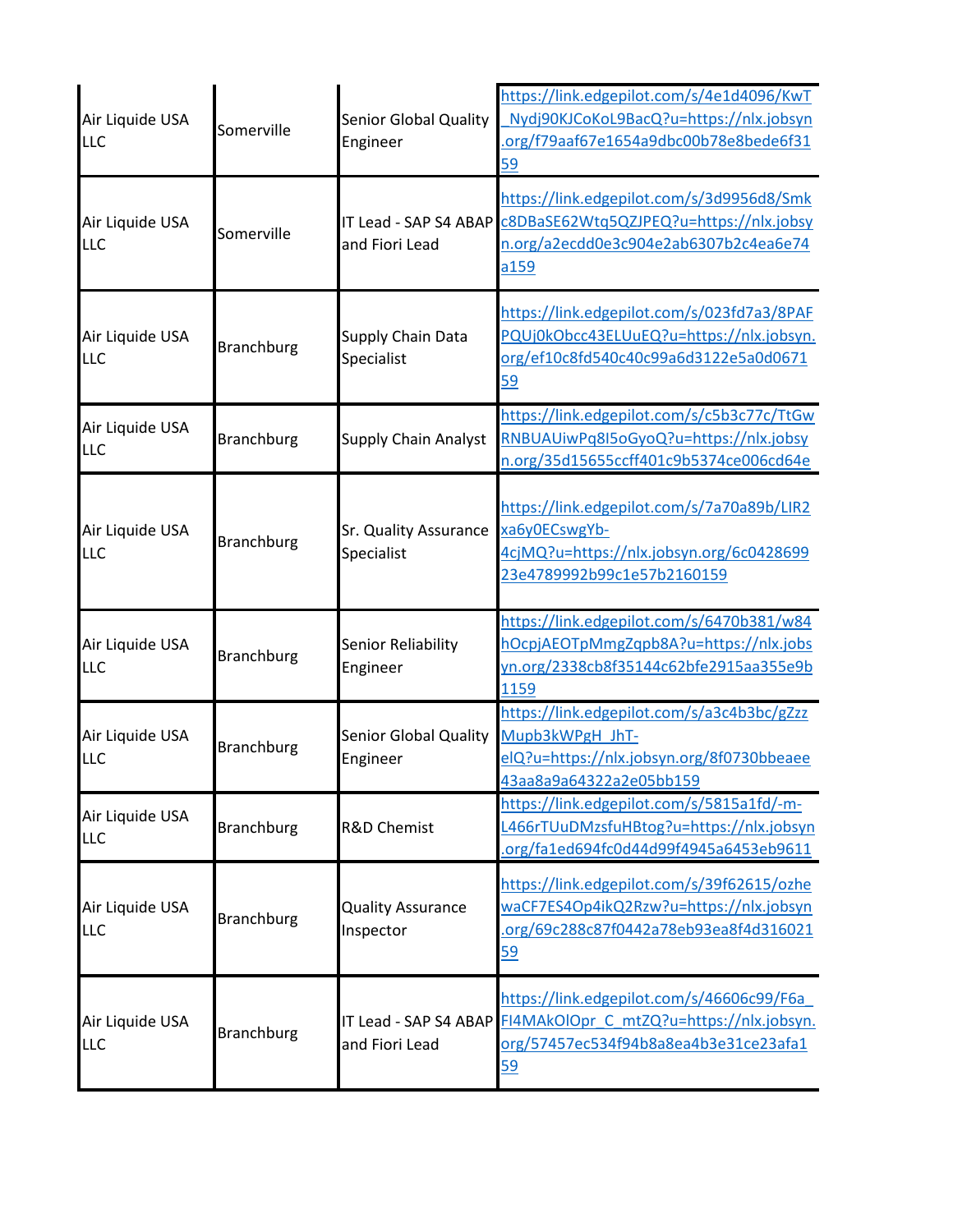| | | | |
|---|---|---|---|
| Air Liquide USA LLC | Somerville | Senior Global Quality Engineer | https://link.edgepilot.com/s/4e1d4096/KwT_Nydj90KJCoKoL9BacQ?u=https://nlx.jobsyn.org/f79aaf67e1654a9dbc00b78e8bede6f3159 |
| Air Liquide USA LLC | Somerville | IT Lead - SAP S4 ABAP and Fiori Lead | https://link.edgepilot.com/s/3d9956d8/Smkc8DBaSE62Wtq5QZJPEQ?u=https://nlx.jobsyn.org/a2ecdd0e3c904e2ab6307b2c4ea6e74a159 |
| Air Liquide USA LLC | Branchburg | Supply Chain Data Specialist | https://link.edgepilot.com/s/023fd7a3/8PAFPQUj0kObcc43ELUuEQ?u=https://nlx.jobsyn.org/ef10c8fd540c40c99a6d3122e5a0d067159 |
| Air Liquide USA LLC | Branchburg | Supply Chain Analyst | https://link.edgepilot.com/s/c5b3c77c/TtGwRNBUAUiwPq8I5oGyoQ?u=https://nlx.jobsyn.org/35d15655ccff401c9b5374ce006cd64e |
| Air Liquide USA LLC | Branchburg | Sr. Quality Assurance Specialist | https://link.edgepilot.com/s/7a70a89b/LIR2xa6y0ECswgYb-4cjMQ?u=https://nlx.jobsyn.org/6c042869923e4789992b99c1e57b2160159 |
| Air Liquide USA LLC | Branchburg | Senior Reliability Engineer | https://link.edgepilot.com/s/6470b381/w84hOcpjAEOTpMmgZqpb8A?u=https://nlx.jobsyn.org/2338cb8f35144c62bfe2915aa355e9b1159 |
| Air Liquide USA LLC | Branchburg | Senior Global Quality Engineer | https://link.edgepilot.com/s/a3c4b3bc/gZzzMupb3kWPgH_JhT-elQ?u=https://nlx.jobsyn.org/8f0730bbeaee43aa8a9a64322a2e05bb159 |
| Air Liquide USA LLC | Branchburg | R&D Chemist | https://link.edgepilot.com/s/5815a1fd/-m-L466rTUuDMzsfuHBtog?u=https://nlx.jobsyn.org/fa1ed694fc0d44d99f4945a6453eb9611 |
| Air Liquide USA LLC | Branchburg | Quality Assurance Inspector | https://link.edgepilot.com/s/39f62615/ozhewaCF7ES4Op4ikQ2Rzw?u=https://nlx.jobsyn.org/69c288c87f0442a78eb93ea8f4d31602159 |
| Air Liquide USA LLC | Branchburg | IT Lead - SAP S4 ABAP and Fiori Lead | https://link.edgepilot.com/s/46606c99/F6a_FI4MAkOlOpr_C_mtZQ?u=https://nlx.jobsyn.org/57457ec534f94b8a8ea4b3e31ce23afa159 |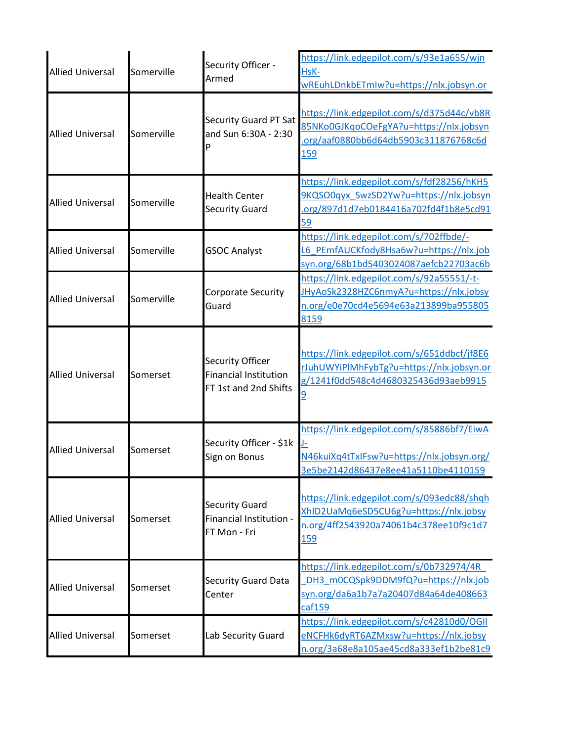| | | | |
|---|---|---|---|
| Allied Universal | Somerville | Security Officer - Armed | https://link.edgepilot.com/s/93e1a655/wjnHsK-wREuhLDnkbETmIw?u=https://nlx.jobsyn.or |
| Allied Universal | Somerville | Security Guard PT Sat and Sun 6:30A - 2:30 P | https://link.edgepilot.com/s/d375d44c/vb8R85NKo0GJKqoCOeFgYA?u=https://nlx.jobsyn.org/aaf0880bb6d64db5903c311876768c6d159 |
| Allied Universal | Somerville | Health Center Security Guard | https://link.edgepilot.com/s/fdf28256/hKH59KQSO0qyx_SwzSD2Yw?u=https://nlx.jobsyn.org/897d1d7eb0184416a702fd4f1b8e5cd9159 |
| Allied Universal | Somerville | GSOC Analyst | https://link.edgepilot.com/s/702ffbde/-L6_PEmfAUCKfody8Hsa6w?u=https://nlx.jobsyn.org/68b1bd5403024087aefcb22703ac6b |
| Allied Universal | Somerville | Corporate Security Guard | https://link.edgepilot.com/s/92a55551/-t-JHyAoSk2328HZC6nmyA?u=https://nlx.jobsyn.org/e0e70cd4e5694e63a213899ba9558058159 |
| Allied Universal | Somerset | Security Officer Financial Institution FT 1st and 2nd Shifts | https://link.edgepilot.com/s/651ddbcf/jf8E6rJuhUWYiPlMhFybTg?u=https://nlx.jobsyn.org/1241f0dd548c4d4680325436d93aeb99159 |
| Allied Universal | Somerset | Security Officer - $1k Sign on Bonus | https://link.edgepilot.com/s/85886bf7/EiwAJ-N46kuiXq4tTxIFsw?u=https://nlx.jobsyn.org/3e5be2142d86437e8ee41a5110be4110159 |
| Allied Universal | Somerset | Security Guard Financial Institution - FT Mon - Fri | https://link.edgepilot.com/s/093edc88/shqhXhID2UaMq6eSD5CU6g?u=https://nlx.jobsyn.org/4ff2543920a74061b4c378ee10f9c1d7159 |
| Allied Universal | Somerset | Security Guard Data Center | https://link.edgepilot.com/s/0b732974/4R_DH3_m0CQSpk9DDM9fQ?u=https://nlx.jobsyn.org/da6a1b7a7a20407d84a64de408663caf159 |
| Allied Universal | Somerset | Lab Security Guard | https://link.edgepilot.com/s/c42810d0/OGIleNCFHk6dyRT6AZMxsw?u=https://nlx.jobsyn.org/3a68e8a105ae45cd8a333ef1b2be81c9 |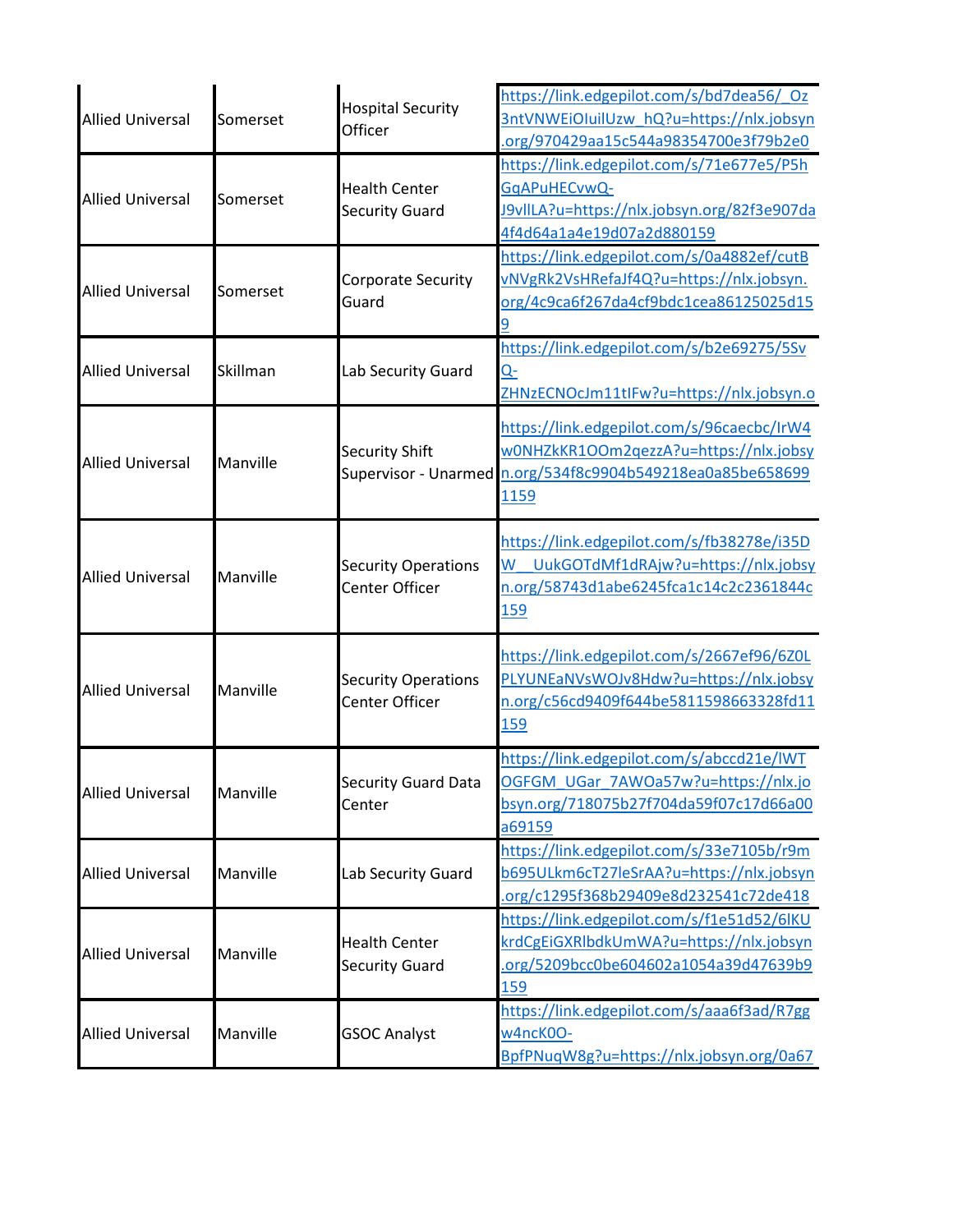| | | | |
|---|---|---|---|
| Allied Universal | Somerset | Hospital Security Officer | https://link.edgepilot.com/s/bd7dea56/_Oz3ntVNWEiOIuilUzw_hQ?u=https://nlx.jobsyn.org/970429aa15c544a98354700e3f79b2e0 |
| Allied Universal | Somerset | Health Center Security Guard | https://link.edgepilot.com/s/71e677e5/P5hGqAPuHECvwQ-J9vllLA?u=https://nlx.jobsyn.org/82f3e907da4f4d64a1a4e19d07a2d880159 |
| Allied Universal | Somerset | Corporate Security Guard | https://link.edgepilot.com/s/0a4882ef/cutBvNVgRk2VsHRefaJf4Q?u=https://nlx.jobsyn.org/4c9ca6f267da4cf9bdc1cea86125025d159 |
| Allied Universal | Skillman | Lab Security Guard | https://link.edgepilot.com/s/b2e69275/5SvQ-ZHNzECNOcJm11tIFw?u=https://nlx.jobsyn.o |
| Allied Universal | Manville | Security Shift Supervisor - Unarmed | https://link.edgepilot.com/s/96caecbc/IrW4w0NHZkKR1OOm2qezzA?u=https://nlx.jobsyn.org/534f8c9904b549218ea0a85be6586991159 |
| Allied Universal | Manville | Security Operations Center Officer | https://link.edgepilot.com/s/fb38278e/i35DW__UukGOTdMf1dRAjw?u=https://nlx.jobsyn.org/58743d1abe6245fca1c14c2c2361844c159 |
| Allied Universal | Manville | Security Operations Center Officer | https://link.edgepilot.com/s/2667ef96/6Z0LPLYUNEaNVsWOJv8Hdw?u=https://nlx.jobsyn.org/c56cd9409f644be5811598663328fd11159 |
| Allied Universal | Manville | Security Guard Data Center | https://link.edgepilot.com/s/abccd21e/lWTOGFGM_UGar_7AWOa57w?u=https://nlx.jobsyn.org/718075b27f704da59f07c17d66a00a69159 |
| Allied Universal | Manville | Lab Security Guard | https://link.edgepilot.com/s/33e7105b/r9mb695ULkm6cT27leSrAA?u=https://nlx.jobsyn.org/c1295f368b29409e8d232541c72de418 |
| Allied Universal | Manville | Health Center Security Guard | https://link.edgepilot.com/s/f1e51d52/6lKUkrdCgEiGXRlbdkUmWA?u=https://nlx.jobsyn.org/5209bcc0be604602a1054a39d47639b9159 |
| Allied Universal | Manville | GSOC Analyst | https://link.edgepilot.com/s/aaa6f3ad/R7ggw4ncK0O-BpfPNuqW8g?u=https://nlx.jobsyn.org/0a67 |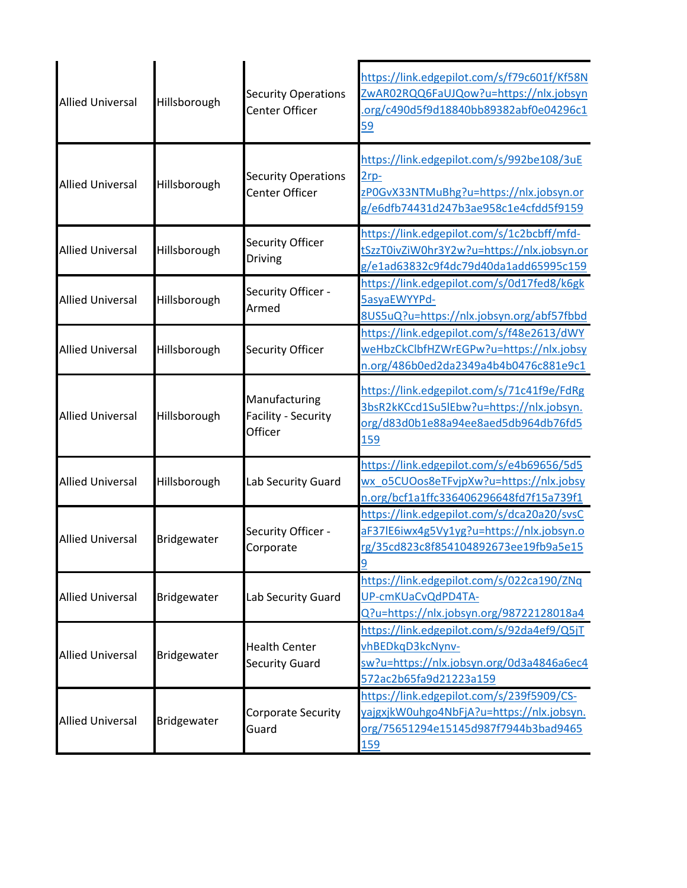| | | | |
|---|---|---|---|
| Allied Universal | Hillsborough | Security Operations Center Officer | https://link.edgepilot.com/s/f79c601f/Kf58NZwAR02RQQ6FaUJQow?u=https://nlx.jobsyn.org/c490d5f9d18840bb89382abf0e04296c159 |
| Allied Universal | Hillsborough | Security Operations Center Officer | https://link.edgepilot.com/s/992be108/3uE2rp-zP0GvX33NTMuBhg?u=https://nlx.jobsyn.org/e6dfb74431d247b3ae958c1e4cfdd5f9159 |
| Allied Universal | Hillsborough | Security Officer Driving | https://link.edgepilot.com/s/1c2bcbff/mfd-tSzzT0ivZiW0hr3Y2w?u=https://nlx.jobsyn.org/e1ad63832c9f4dc79d40da1add65995c159 |
| Allied Universal | Hillsborough | Security Officer - Armed | https://link.edgepilot.com/s/0d17fed8/k6gk5asyaEWYYPd-8US5uQ?u=https://nlx.jobsyn.org/abf57fbbd |
| Allied Universal | Hillsborough | Security Officer | https://link.edgepilot.com/s/f48e2613/dWYweHbzCkClbfHZWrEGPw?u=https://nlx.jobsyn.org/486b0ed2da2349a4b4b0476c881e9c1 |
| Allied Universal | Hillsborough | Manufacturing Facility - Security Officer | https://link.edgepilot.com/s/71c41f9e/FdRg3bsR2kKCcd1Su5lEbw?u=https://nlx.jobsyn.org/d83d0b1e88a94ee8aed5db964db76fd5159 |
| Allied Universal | Hillsborough | Lab Security Guard | https://link.edgepilot.com/s/e4b69656/5d5wx_o5CUOos8eTFvjpXw?u=https://nlx.jobsyn.org/bcf1a1ffc336406296648fd7f15a739f1 |
| Allied Universal | Bridgewater | Security Officer - Corporate | https://link.edgepilot.com/s/dca20a20/svsCaF37lE6iwx4g5Vy1yg?u=https://nlx.jobsyn.org/35cd823c8f854104892673ee19fb9a5e159 |
| Allied Universal | Bridgewater | Lab Security Guard | https://link.edgepilot.com/s/022ca190/ZNqUP-cmKUaCvQdPD4TA-Q?u=https://nlx.jobsyn.org/98722128018a4 |
| Allied Universal | Bridgewater | Health Center Security Guard | https://link.edgepilot.com/s/92da4ef9/Q5jTvhBEDkqD3kcNynv-sw?u=https://nlx.jobsyn.org/0d3a4846a6ec4572ac2b65fa9d21223a159 |
| Allied Universal | Bridgewater | Corporate Security Guard | https://link.edgepilot.com/s/239f5909/CS-yajgxjkW0uhgo4NbFjA?u=https://nlx.jobsyn.org/75651294e15145d987f7944b3bad9465159 |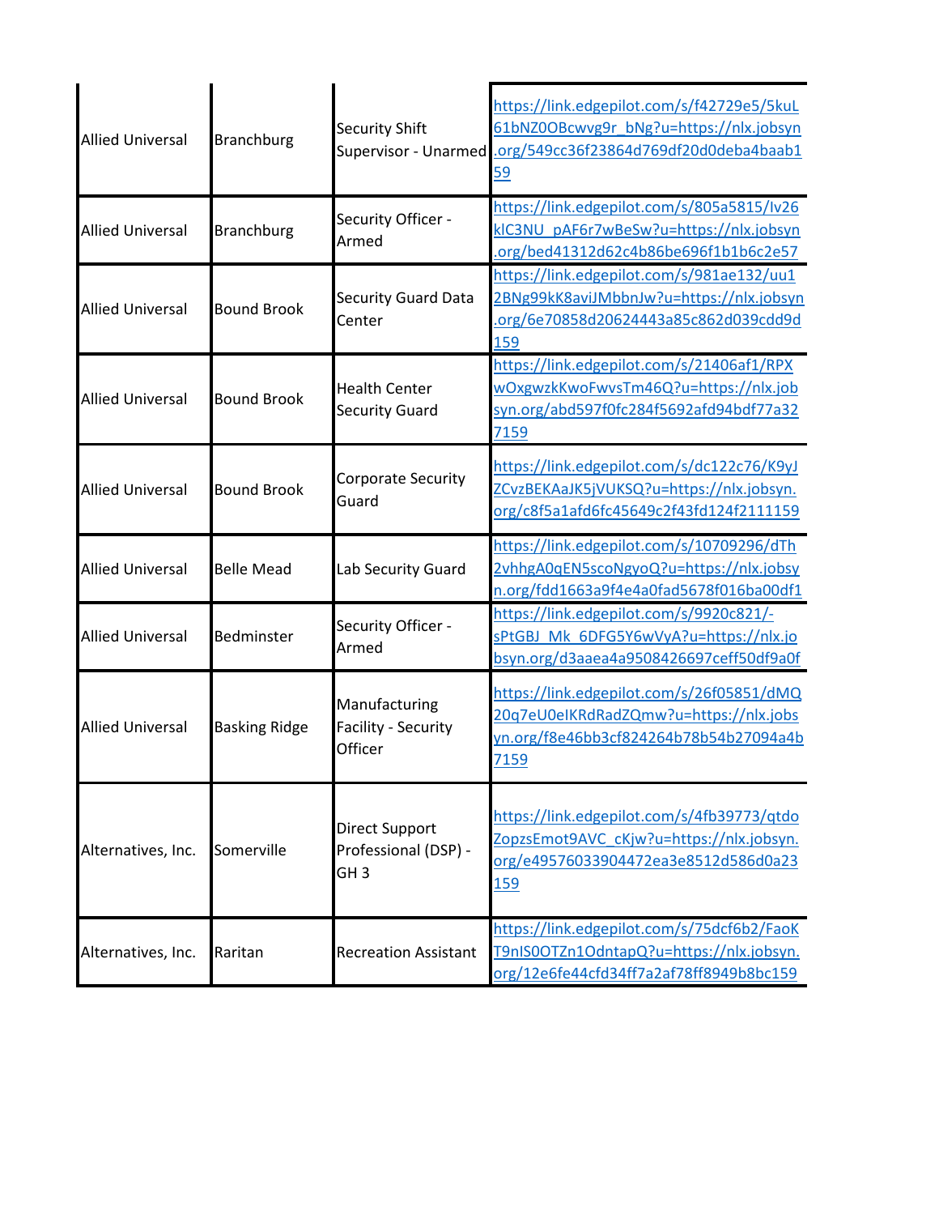| | | | |
|---|---|---|---|
| Allied Universal | Branchburg | Security Shift Supervisor - Unarmed | https://link.edgepilot.com/s/f42729e5/5kuL61bNZ0OBcwvg9r_bNg?u=https://nlx.jobsyn.org/549cc36f23864d769df20d0deba4baab159 |
| Allied Universal | Branchburg | Security Officer - Armed | https://link.edgepilot.com/s/805a5815/Iv26kIC3NU_pAF6r7wBeSw?u=https://nlx.jobsyn.org/bed41312d62c4b86be696f1b1b6c2e57 |
| Allied Universal | Bound Brook | Security Guard Data Center | https://link.edgepilot.com/s/981ae132/uu12BNg99kK8aviJMbbnJw?u=https://nlx.jobsyn.org/6e70858d20624443a85c862d039cdd9d159 |
| Allied Universal | Bound Brook | Health Center Security Guard | https://link.edgepilot.com/s/21406af1/RPXwOxgwzkKwoFwvsTm46Q?u=https://nlx.jobsyn.org/abd597f0fc284f5692afd94bdf77a327159 |
| Allied Universal | Bound Brook | Corporate Security Guard | https://link.edgepilot.com/s/dc122c76/K9yJZCvzBEKAaJK5jVUKSQ?u=https://nlx.jobsyn.org/c8f5a1afd6fc45649c2f43fd124f2111159 |
| Allied Universal | Belle Mead | Lab Security Guard | https://link.edgepilot.com/s/10709296/dTh2vhhgA0qEN5scoNgyoQ?u=https://nlx.jobsyn.org/fdd1663a9f4e4a0fad5678f016ba00df1 |
| Allied Universal | Bedminster | Security Officer - Armed | https://link.edgepilot.com/s/9920c821/-sPtGBJ_Mk_6DFG5Y6wVyA?u=https://nlx.jobsyn.org/d3aaea4a9508426697ceff50df9a0f |
| Allied Universal | Basking Ridge | Manufacturing Facility - Security Officer | https://link.edgepilot.com/s/26f05851/dMQ20q7eU0eIKRdRadZQmw?u=https://nlx.jobsyn.org/f8e46bb3cf824264b78b54b27094a4b7159 |
| Alternatives, Inc. | Somerville | Direct Support Professional (DSP) - GH 3 | https://link.edgepilot.com/s/4fb39773/qtdoZopzsEmot9AVC_cKjw?u=https://nlx.jobsyn.org/e49576033904472ea3e8512d586d0a23159 |
| Alternatives, Inc. | Raritan | Recreation Assistant | https://link.edgepilot.com/s/75dcf6b2/FaoKT9nIS0OTZn1OdntapQ?u=https://nlx.jobsyn.org/12e6fe44cfd34ff7a2af78ff8949b8bc159 |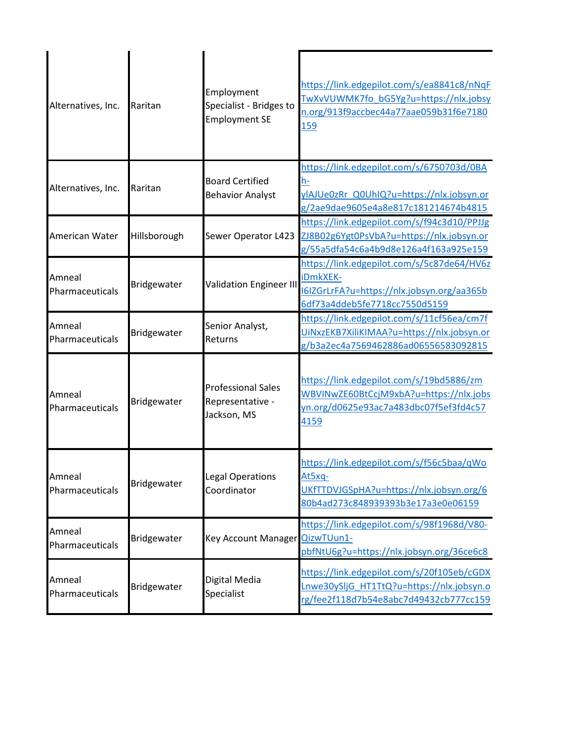| | | | |
|---|---|---|---|
| Alternatives, Inc. | Raritan | Employment Specialist - Bridges to Employment SE | https://link.edgepilot.com/s/ea8841c8/nNqFTwXvVUWMK7fo_bG5Yg?u=https://nlx.jobsyn.org/913f9accbec44a77aae059b31f6e7180159 |
| Alternatives, Inc. | Raritan | Board Certified Behavior Analyst | https://link.edgepilot.com/s/6750703d/0BAh-ylAJUe0zRr_Q0UhIQ?u=https://nlx.jobsyn.org/2ae9dae9605e4a8e817c181214674b4815 |
| American Water | Hillsborough | Sewer Operator L423 | https://link.edgepilot.com/s/f94c3d10/PPJJgZJ8B02g6Ygt0PsVbA?u=https://nlx.jobsyn.org/55a5dfa54c6a4b9d8e126a4f163a925e159 |
| Amneal Pharmaceuticals | Bridgewater | Validation Engineer III | https://link.edgepilot.com/s/5c87de64/HV6ziDmkXEK-I6IZGrLrFA?u=https://nlx.jobsyn.org/aa365b6df73a4ddeb5fe7718cc7550d5159 |
| Amneal Pharmaceuticals | Bridgewater | Senior Analyst, Returns | https://link.edgepilot.com/s/11cf56ea/cm7fUiNxzEKB7XiliKIMAA?u=https://nlx.jobsyn.org/b3a2ec4a7569462886ad06556583092815 |
| Amneal Pharmaceuticals | Bridgewater | Professional Sales Representative - Jackson, MS | https://link.edgepilot.com/s/19bd5886/zmWBVINwZE60BtCcjM9xbA?u=https://nlx.jobsyn.org/d0625e93ac7a483dbc07f5ef3fd4c574159 |
| Amneal Pharmaceuticals | Bridgewater | Legal Operations Coordinator | https://link.edgepilot.com/s/f56c5baa/qWoAt5xq-UKfTTDVJGSpHA?u=https://nlx.jobsyn.org/680b4ad273c848939393b3e17a3e0e06159 |
| Amneal Pharmaceuticals | Bridgewater | Key Account Manager | https://link.edgepilot.com/s/98f1968d/V80-QizwTUun1-pbfNtU6g?u=https://nlx.jobsyn.org/36ce6c8 |
| Amneal Pharmaceuticals | Bridgewater | Digital Media Specialist | https://link.edgepilot.com/s/20f105eb/cGDXLnwe30ySljG_HT1TtQ?u=https://nlx.jobsyn.org/fee2f118d7b54e8abc7d49432cb777cc159 |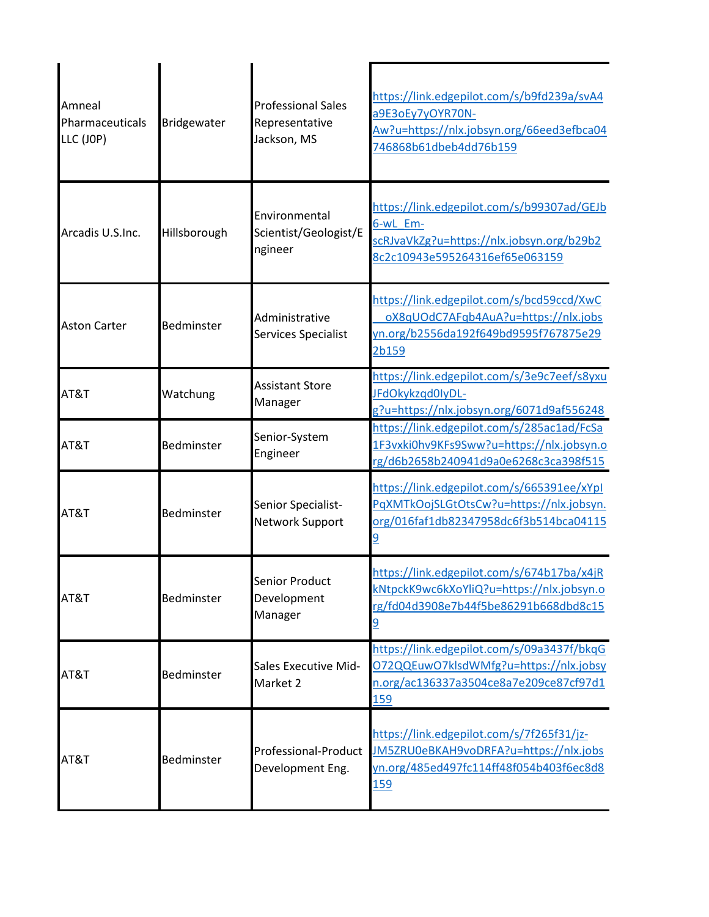| | | | |
|---|---|---|---|
| Amneal Pharmaceuticals LLC (J0P) | Bridgewater | Professional Sales Representative Jackson, MS | https://link.edgepilot.com/s/b9fd239a/svA4a9E3oEy7yOYR70N-Aw?u=https://nlx.jobsyn.org/66eed3efbca04746868b61dbeb4dd76b159 |
| Arcadis U.S.Inc. | Hillsborough | Environmental Scientist/Geologist/Engineer | https://link.edgepilot.com/s/b99307ad/GEJb6-wL_Em-scRJvaVkZg?u=https://nlx.jobsyn.org/b29b28c2c10943e595264316ef65e063159 |
| Aston Carter | Bedminster | Administrative Services Specialist | https://link.edgepilot.com/s/bcd59ccd/XwC__oX8qUOdC7AFqb4AuA?u=https://nlx.jobsyn.org/b2556da192f649bd9595f767875e292b159 |
| AT&T | Watchung | Assistant Store Manager | https://link.edgepilot.com/s/3e9c7eef/s8yxuJFdOkykzqd0IyDL-g?u=https://nlx.jobsyn.org/6071d9af556248 |
| AT&T | Bedminster | Senior-System Engineer | https://link.edgepilot.com/s/285ac1ad/FcSa1F3vxki0hv9KFs9Sww?u=https://nlx.jobsyn.org/d6b2658b240941d9a0e6268c3ca398f515 |
| AT&T | Bedminster | Senior Specialist-Network Support | https://link.edgepilot.com/s/665391ee/xYplPqXMTkOojSLGtOtsCw?u=https://nlx.jobsyn.org/016faf1db82347958dc6f3b514bca041159 |
| AT&T | Bedminster | Senior Product Development Manager | https://link.edgepilot.com/s/674b17ba/x4jRkNtpckK9wc6kXoYliQ?u=https://nlx.jobsyn.org/fd04d3908e7b44f5be86291b668dbd8c159 |
| AT&T | Bedminster | Sales Executive Mid-Market 2 | https://link.edgepilot.com/s/09a3437f/bkqGO72QQEuwO7klsdWMfg?u=https://nlx.jobsyn.org/ac136337a3504ce8a7e209ce87cf97d1159 |
| AT&T | Bedminster | Professional-Product Development Eng. | https://link.edgepilot.com/s/7f265f31/jz-JM5ZRU0eBKAH9voDRFA?u=https://nlx.jobsyn.org/485ed497fc114ff48f054b403f6ec8d8159 |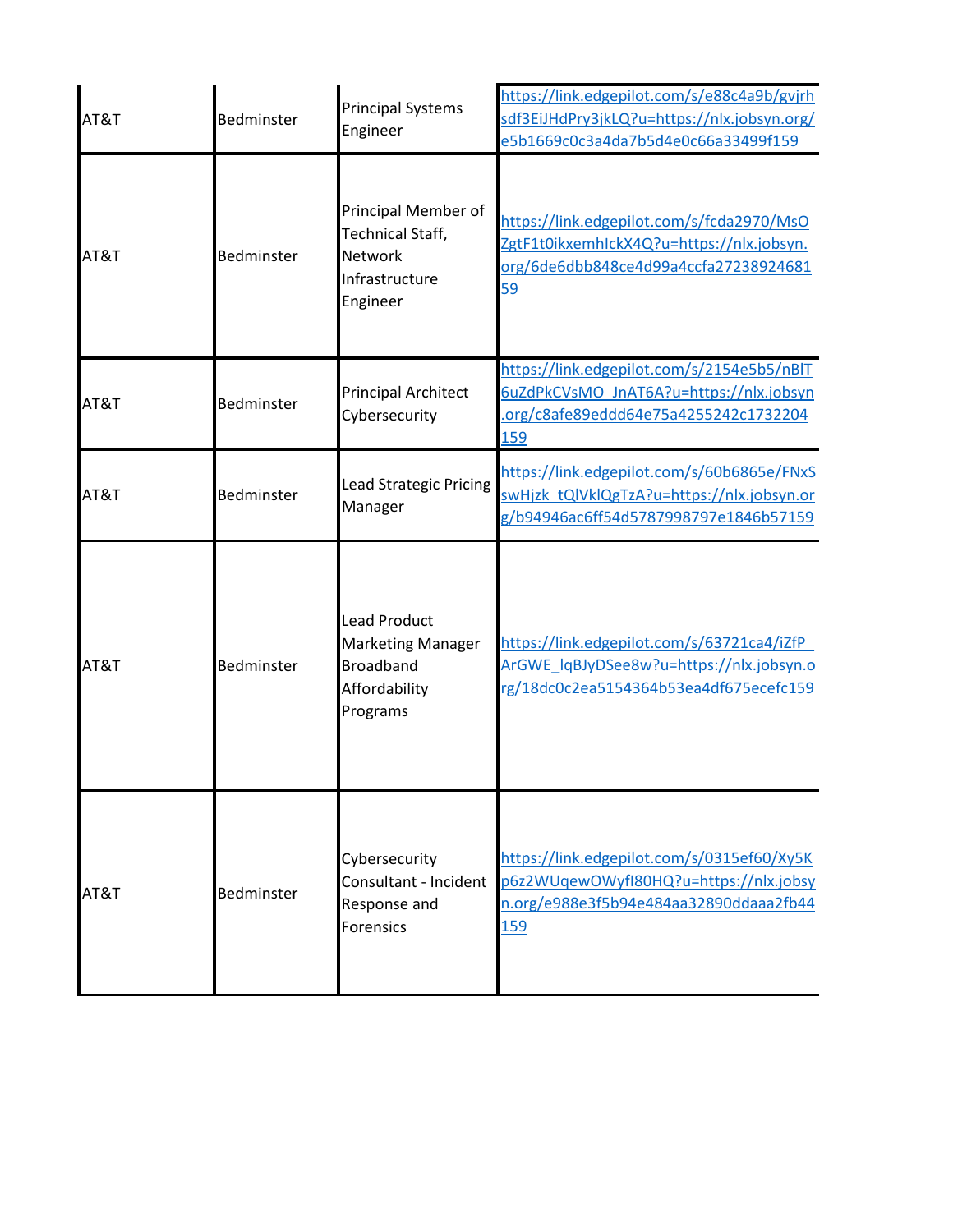| AT&T | Bedminster | Principal Systems Engineer | https://link.edgepilot.com/s/e88c4a9b/gvjrhsdf3EiJHdPry3jkLQ?u=https://nlx.jobsyn.org/e5b1669c0c3a4da7b5d4e0c66a33499f159 |
|---|---|---|---|
| AT&T | Bedminster | Principal Member of Technical Staff, Network Infrastructure Engineer | https://link.edgepilot.com/s/fcda2970/MsOZgtF1t0ikxemhIckX4Q?u=https://nlx.jobsyn.org/6de6dbb848ce4d99a4ccfa2723892468159 |
| AT&T | Bedminster | Principal Architect Cybersecurity | https://link.edgepilot.com/s/2154e5b5/nBlT6uZdPkCVsMO_JnAT6A?u=https://nlx.jobsyn.org/c8afe89eddd64e75a4255242c1732204159 |
| AT&T | Bedminster | Lead Strategic Pricing Manager | https://link.edgepilot.com/s/60b6865e/FNxSswHjzk_tQlVklQgTzA?u=https://nlx.jobsyn.org/b94946ac6ff54d5787998797e1846b57159 |
| AT&T | Bedminster | Lead Product Marketing Manager Broadband Affordability Programs | https://link.edgepilot.com/s/63721ca4/iZfP_ArGWE_lqBJyDSee8w?u=https://nlx.jobsyn.org/18dc0c2ea5154364b53ea4df675ecefc159 |
| AT&T | Bedminster | Cybersecurity Consultant - Incident Response and Forensics | https://link.edgepilot.com/s/0315ef60/Xy5Kp6z2WUqewOWyfl80HQ?u=https://nlx.jobsyn.org/e988e3f5b94e484aa32890ddaaa2fb44159 |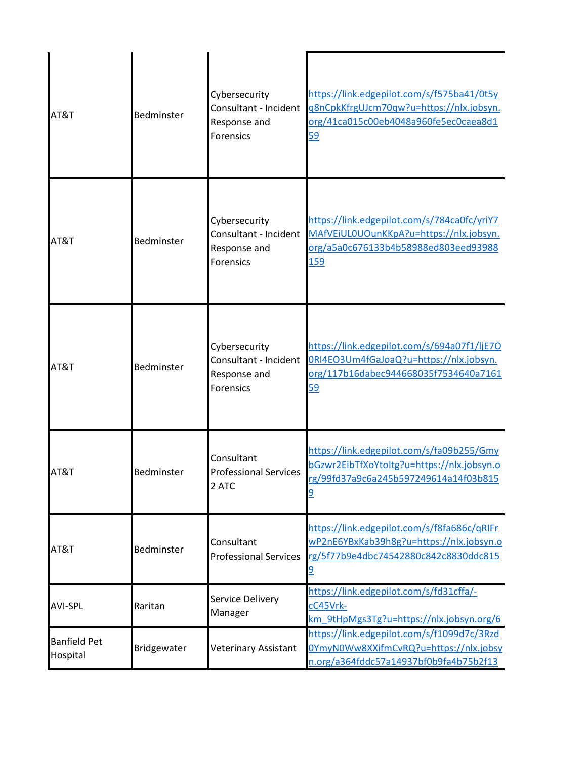| | | | |
|---|---|---|---|
| AT&T | Bedminster | Cybersecurity Consultant - Incident Response and Forensics | https://link.edgepilot.com/s/f575ba41/0t5yq8nCpkKfrgUJcm70qw?u=https://nlx.jobsyn.org/41ca015c00eb4048a960fe5ec0caea8d159 |
| AT&T | Bedminster | Cybersecurity Consultant - Incident Response and Forensics | https://link.edgepilot.com/s/784ca0fc/yriY7MAfVEiUL0UOunKKpA?u=https://nlx.jobsyn.org/a5a0c676133b4b58988ed803eed93988159 |
| AT&T | Bedminster | Cybersecurity Consultant - Incident Response and Forensics | https://link.edgepilot.com/s/694a07f1/IjE7O0RI4EO3Um4fGaJoaQ?u=https://nlx.jobsyn.org/117b16dabec944668035f7534640a716159 |
| AT&T | Bedminster | Consultant Professional Services 2 ATC | https://link.edgepilot.com/s/fa09b255/GmybGzwr2EibTfXoYtoltg?u=https://nlx.jobsyn.org/99fd37a9c6a245b597249614a14f03b8159 |
| AT&T | Bedminster | Consultant Professional Services | https://link.edgepilot.com/s/f8fa686c/qRIFrwP2nE6YBxKab39h8g?u=https://nlx.jobsyn.org/5f77b9e4dbc74542880c842c8830ddc8159 |
| AVI-SPL | Raritan | Service Delivery Manager | https://link.edgepilot.com/s/fd31cffa/-cC45Vrk-km_9tHpMgs3Tg?u=https://nlx.jobsyn.org/6 |
| Banfield Pet Hospital | Bridgewater | Veterinary Assistant | https://link.edgepilot.com/s/f1099d7c/3Rzd0YmyN0Ww8XXifmCvRQ?u=https://nlx.jobsyn.org/a364fddc57a14937bf0b9fa4b75b2f13 |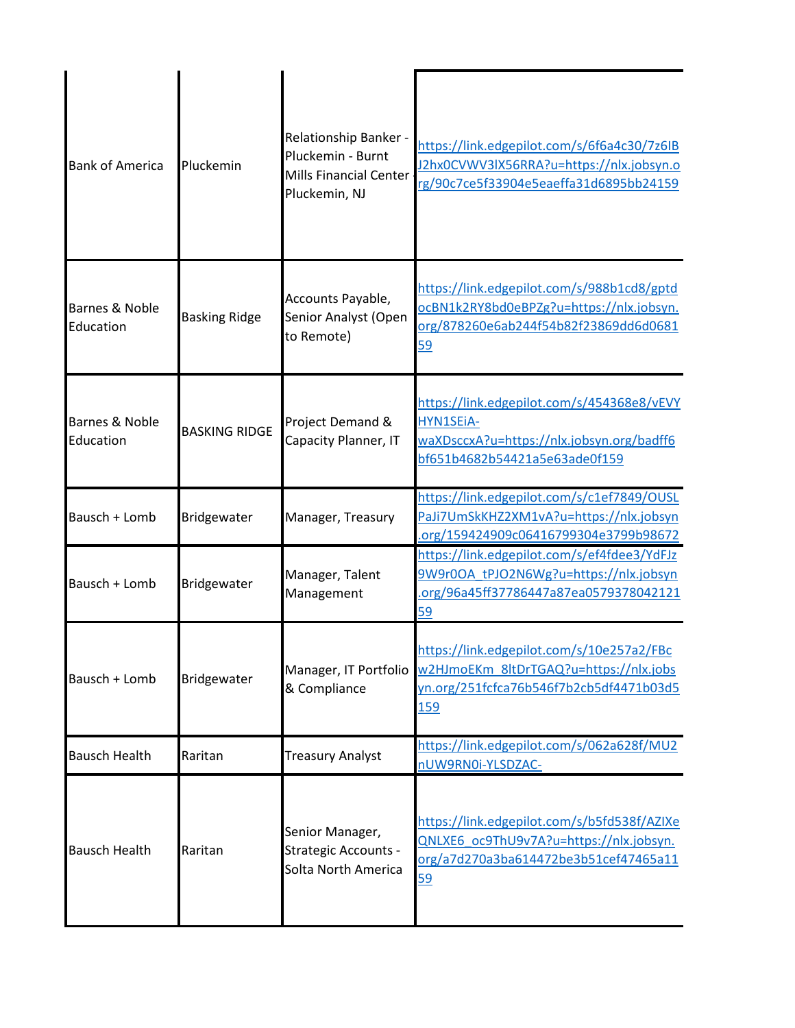| | | | |
|---|---|---|---|
| Bank of America | Pluckemin | Relationship Banker - Pluckemin - Burnt Mills Financial Center Pluckemin, NJ | https://link.edgepilot.com/s/6f6a4c30/7z6IBJ2hx0CVWV3lX56RRA?u=https://nlx.jobsyn.org/90c7ce5f33904e5eaeffa31d6895bb24159 |
| Barnes & Noble Education | Basking Ridge | Accounts Payable, Senior Analyst (Open to Remote) | https://link.edgepilot.com/s/988b1cd8/gptdocBN1k2RY8bd0eBPZg?u=https://nlx.jobsyn.org/878260e6ab244f54b82f23869dd6d068159 |
| Barnes & Noble Education | BASKING RIDGE | Project Demand & Capacity Planner, IT | https://link.edgepilot.com/s/454368e8/vEVYHYN1SEiA-waXDsccxA?u=https://nlx.jobsyn.org/badff6bf651b4682b54421a5e63ade0f159 |
| Bausch + Lomb | Bridgewater | Manager, Treasury | https://link.edgepilot.com/s/c1ef7849/OUSLPaJi7UmSkKHZ2XM1vA?u=https://nlx.jobsyn.org/159424909c06416799304e3799b98672 |
| Bausch + Lomb | Bridgewater | Manager, Talent Management | https://link.edgepilot.com/s/ef4fdee3/YdFJz9W9r0OA_tPJO2N6Wg?u=https://nlx.jobsyn.org/96a45ff37786447a87ea0579378042121 59 |
| Bausch + Lomb | Bridgewater | Manager, IT Portfolio & Compliance | https://link.edgepilot.com/s/10e257a2/FBcw2HJmoEKm_8ltDrTGAQ?u=https://nlx.jobsyn.org/251fcfca76b546f7b2cb5df4471b03d5159 |
| Bausch Health | Raritan | Treasury Analyst | https://link.edgepilot.com/s/062a628f/MU2nUW9RN0i-YLSDZAC- |
| Bausch Health | Raritan | Senior Manager, Strategic Accounts - Solta North America | https://link.edgepilot.com/s/b5fd538f/AZIXeQNLXE6_oc9ThU9v7A?u=https://nlx.jobsyn.org/a7d270a3ba614472be3b51cef47465a1159 |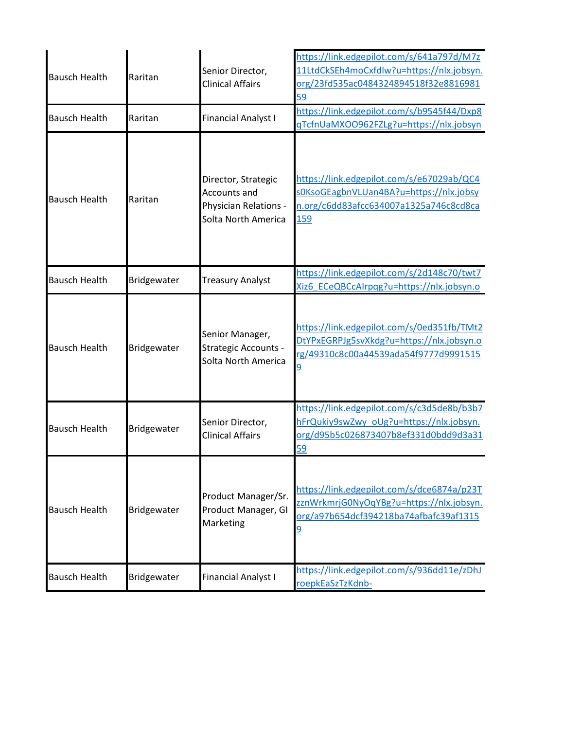| | | | |
|---|---|---|---|
| Bausch Health | Raritan | Senior Director, Clinical Affairs | https://link.edgepilot.com/s/641a797d/M7z11LtdCkSEh4moCxfdlw?u=https://nlx.jobsyn.org/23fd535ac0484324894518f32e881698159 |
| Bausch Health | Raritan | Financial Analyst I | https://link.edgepilot.com/s/b9545f44/Dxp8qTcfnUaMXOO962FZLg?u=https://nlx.jobsyn |
| Bausch Health | Raritan | Director, Strategic Accounts and Physician Relations - Solta North America | https://link.edgepilot.com/s/e67029ab/QC4s0KsoGEagbnVLUan4BA?u=https://nlx.jobsyn.org/c6dd83afcc634007a1325a746c8cd8ca159 |
| Bausch Health | Bridgewater | Treasury Analyst | https://link.edgepilot.com/s/2d148c70/twt7Xiz6_ECeQBCcAIrpqg?u=https://nlx.jobsyn.o |
| Bausch Health | Bridgewater | Senior Manager, Strategic Accounts - Solta North America | https://link.edgepilot.com/s/0ed351fb/TMt2DtYPxEGRPJg5svXkdg?u=https://nlx.jobsyn.org/49310c8c00a44539ada54f9777d99915159 |
| Bausch Health | Bridgewater | Senior Director, Clinical Affairs | https://link.edgepilot.com/s/c3d5de8b/b3b7hFrQukiy9swZwy_oUg?u=https://nlx.jobsyn.org/d95b5c026873407b8ef331d0bdd9d3a3159 |
| Bausch Health | Bridgewater | Product Manager/Sr. Product Manager, GI Marketing | https://link.edgepilot.com/s/dce6874a/p23TzznWrkmrjG0NyOqYBg?u=https://nlx.jobsyn.org/a97b654dcf394218ba74afbafc39af13159 |
| Bausch Health | Bridgewater | Financial Analyst I | https://link.edgepilot.com/s/936dd11e/zDhJroepkEaSzTzKdnb- |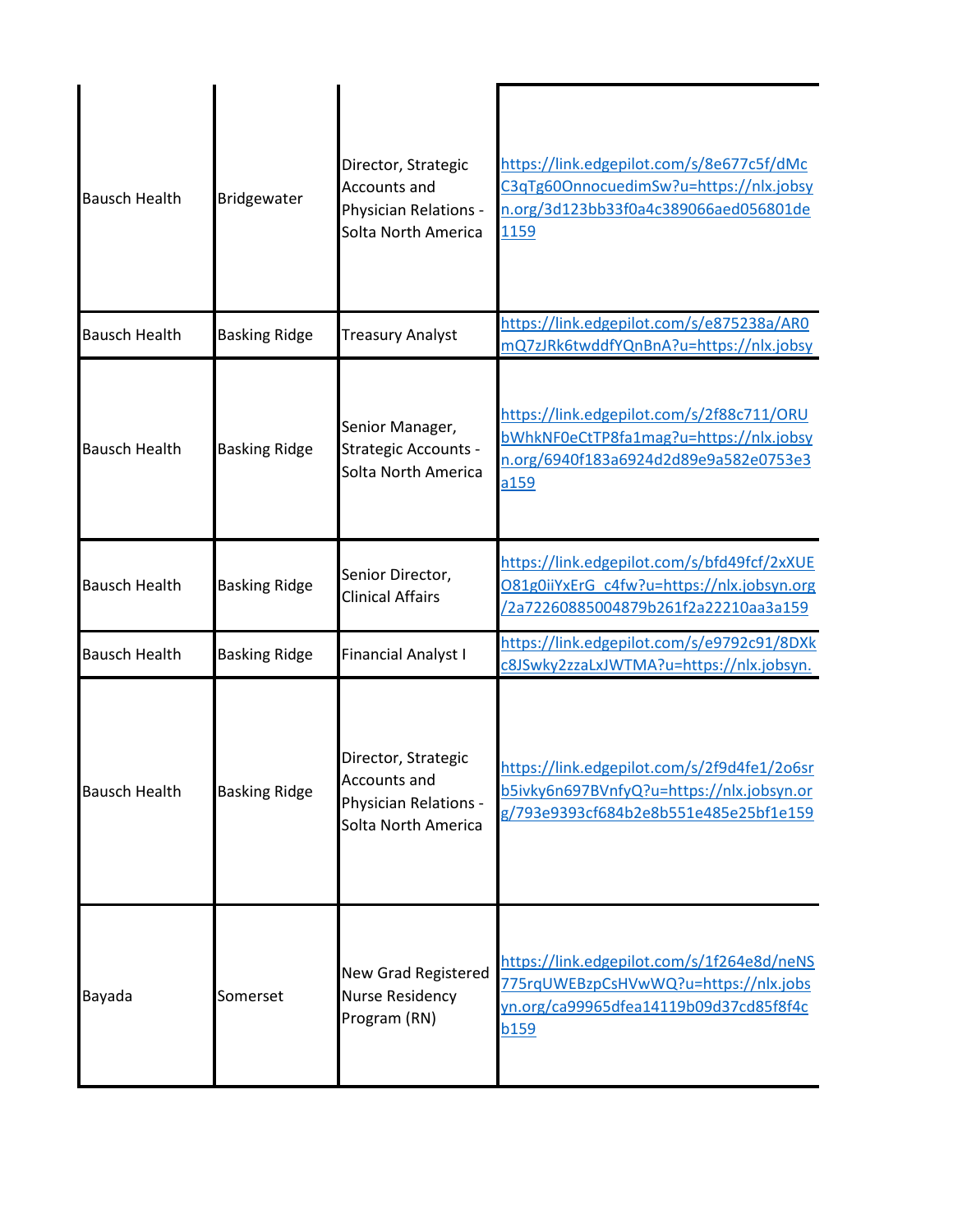| | | | |
|---|---|---|---|
| Bausch Health | Bridgewater | Director, Strategic Accounts and Physician Relations - Solta North America | https://link.edgepilot.com/s/8e677c5f/dMcC3qTg60OnnocuedimSw?u=https://nlx.jobsyn.org/3d123bb33f0a4c389066aed056801de1159 |
| Bausch Health | Basking Ridge | Treasury Analyst | https://link.edgepilot.com/s/e875238a/AR0mQ7zJRk6twddfYQnBnA?u=https://nlx.jobsy |
| Bausch Health | Basking Ridge | Senior Manager, Strategic Accounts - Solta North America | https://link.edgepilot.com/s/2f88c711/ORUbWhkNF0eCtTP8fa1mag?u=https://nlx.jobsyn.org/6940f183a6924d2d89e9a582e0753e3a159 |
| Bausch Health | Basking Ridge | Senior Director, Clinical Affairs | https://link.edgepilot.com/s/bfd49fcf/2xXUEO81g0iiYxErG_c4fw?u=https://nlx.jobsyn.org/2a72260885004879b261f2a22210aa3a159 |
| Bausch Health | Basking Ridge | Financial Analyst I | https://link.edgepilot.com/s/e9792c91/8DXkc8JSwky2zzaLxJWTMA?u=https://nlx.jobsyn. |
| Bausch Health | Basking Ridge | Director, Strategic Accounts and Physician Relations - Solta North America | https://link.edgepilot.com/s/2f9d4fe1/2o6srb5ivky6n697BVnfyQ?u=https://nlx.jobsyn.org/793e9393cf684b2e8b551e485e25bf1e159 |
| Bayada | Somerset | New Grad Registered Nurse Residency Program (RN) | https://link.edgepilot.com/s/1f264e8d/neNS775rqUWEBzpCsHVwWQ?u=https://nlx.jobsyn.org/ca99965dfea14119b09d37cd85f8f4cb159 |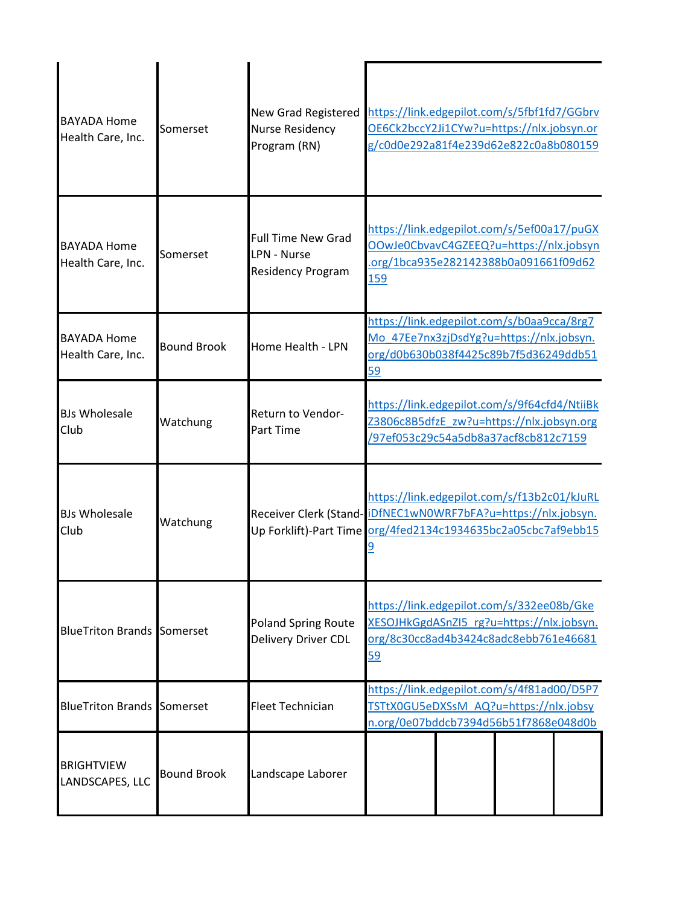| | | | |
|---|---|---|---|
| BAYADA Home Health Care, Inc. | Somerset | New Grad Registered Nurse Residency Program (RN) | https://link.edgepilot.com/s/5fbf1fd7/GGbrvOE6Ck2bccY2Ji1CYw?u=https://nlx.jobsyn.org/c0d0e292a81f4e239d62e822c0a8b080159 |
| BAYADA Home Health Care, Inc. | Somerset | Full Time New Grad LPN - Nurse Residency Program | https://link.edgepilot.com/s/5ef00a17/puGXOOwJe0CbvavC4GZEEQ?u=https://nlx.jobsyn.org/1bca935e282142388b0a091661f09d62159 |
| BAYADA Home Health Care, Inc. | Bound Brook | Home Health - LPN | https://link.edgepilot.com/s/b0aa9cca/8rg7Mo_47Ee7nx3zjDsdYg?u=https://nlx.jobsyn.org/d0b630b038f4425c89b7f5d36249ddb5159 |
| BJs Wholesale Club | Watchung | Return to Vendor-Part Time | https://link.edgepilot.com/s/9f64cfd4/NtiiBkZ3806c8B5dfzE_zw?u=https://nlx.jobsyn.org/97ef053c29c54a5db8a37acf8cb812c7159 |
| BJs Wholesale Club | Watchung | Receiver Clerk (Stand-Up Forklift)-Part Time | https://link.edgepilot.com/s/f13b2c01/kJuRLiDfNEC1wN0WRF7bFA?u=https://nlx.jobsyn.org/4fed2134c1934635bc2a05cbc7af9ebb159 |
| BlueTriton Brands | Somerset | Poland Spring Route Delivery Driver CDL | https://link.edgepilot.com/s/332ee08b/GkeXESOJHkGgdASnZI5_rg?u=https://nlx.jobsyn.org/8c30cc8ad4b3424c8adc8ebb761e4668159 |
| BlueTriton Brands | Somerset | Fleet Technician | https://link.edgepilot.com/s/4f81ad00/D5P7TSTtX0GU5eDXSsM_AQ?u=https://nlx.jobsyn.org/0e07bddcb7394d56b51f7868e048d0b |
| BRIGHTVIEW LANDSCAPES, LLC | Bound Brook | Landscape Laborer | |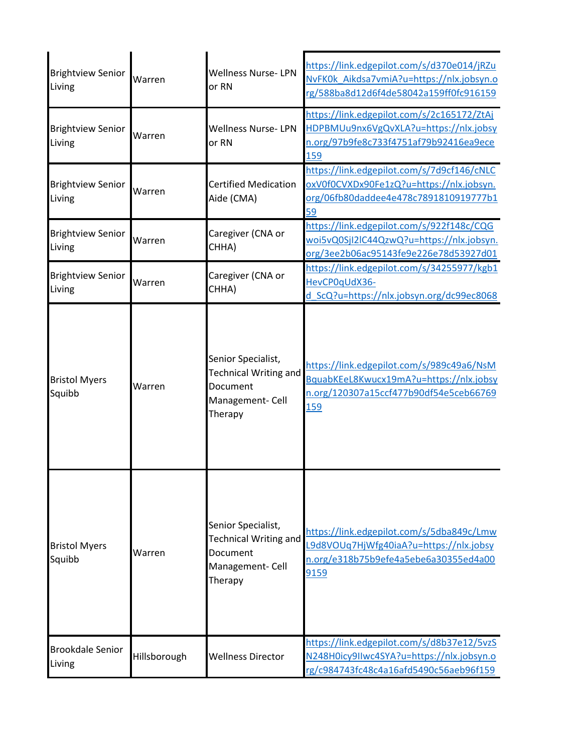| | | | |
|---|---|---|---|
| Brightview Senior Living | Warren | Wellness Nurse- LPN or RN | https://link.edgepilot.com/s/d370e014/jRZuNvFK0k_Aikdsa7vmiA?u=https://nlx.jobsyn.org/588ba8d12d6f4de58042a159ff0fc916159 |
| Brightview Senior Living | Warren | Wellness Nurse- LPN or RN | https://link.edgepilot.com/s/2c165172/ZtAjHDPBMUu9nx6VgQvXLA?u=https://nlx.jobsyn.org/97b9fe8c733f4751af79b92416ea9ece159 |
| Brightview Senior Living | Warren | Certified Medication Aide (CMA) | https://link.edgepilot.com/s/7d9cf146/cNLCoxV0f0CVXDx90Fe1zQ?u=https://nlx.jobsyn.org/06fb80daddee4e478c7891810919777b159 |
| Brightview Senior Living | Warren | Caregiver (CNA or CHHA) | https://link.edgepilot.com/s/922f148c/CQGwoi5vQ0SjI2lC44QzwQ?u=https://nlx.jobsyn.org/3ee2b06ac95143fe9e226e78d53927d01 |
| Brightview Senior Living | Warren | Caregiver (CNA or CHHA) | https://link.edgepilot.com/s/34255977/kgb1HevCP0qUdX36-d_ScQ?u=https://nlx.jobsyn.org/dc99ec8068 |
| Bristol Myers Squibb | Warren | Senior Specialist, Technical Writing and Document Management- Cell Therapy | https://link.edgepilot.com/s/989c49a6/NsMBquabKEeL8Kwucx19mA?u=https://nlx.jobsyn.org/120307a15ccf477b90df54e5ceb66769159 |
| Bristol Myers Squibb | Warren | Senior Specialist, Technical Writing and Document Management- Cell Therapy | https://link.edgepilot.com/s/5dba849c/LmwL9d8VOUq7HjWfg40iaA?u=https://nlx.jobsyn.org/e318b75b9efe4a5ebe6a30355ed4a009159 |
| Brookdale Senior Living | Hillsborough | Wellness Director | https://link.edgepilot.com/s/d8b37e12/5vzSN248H0icy9IIwc4SYA?u=https://nlx.jobsyn.org/c984743fc48c4a16afd5490c56aeb96f159 |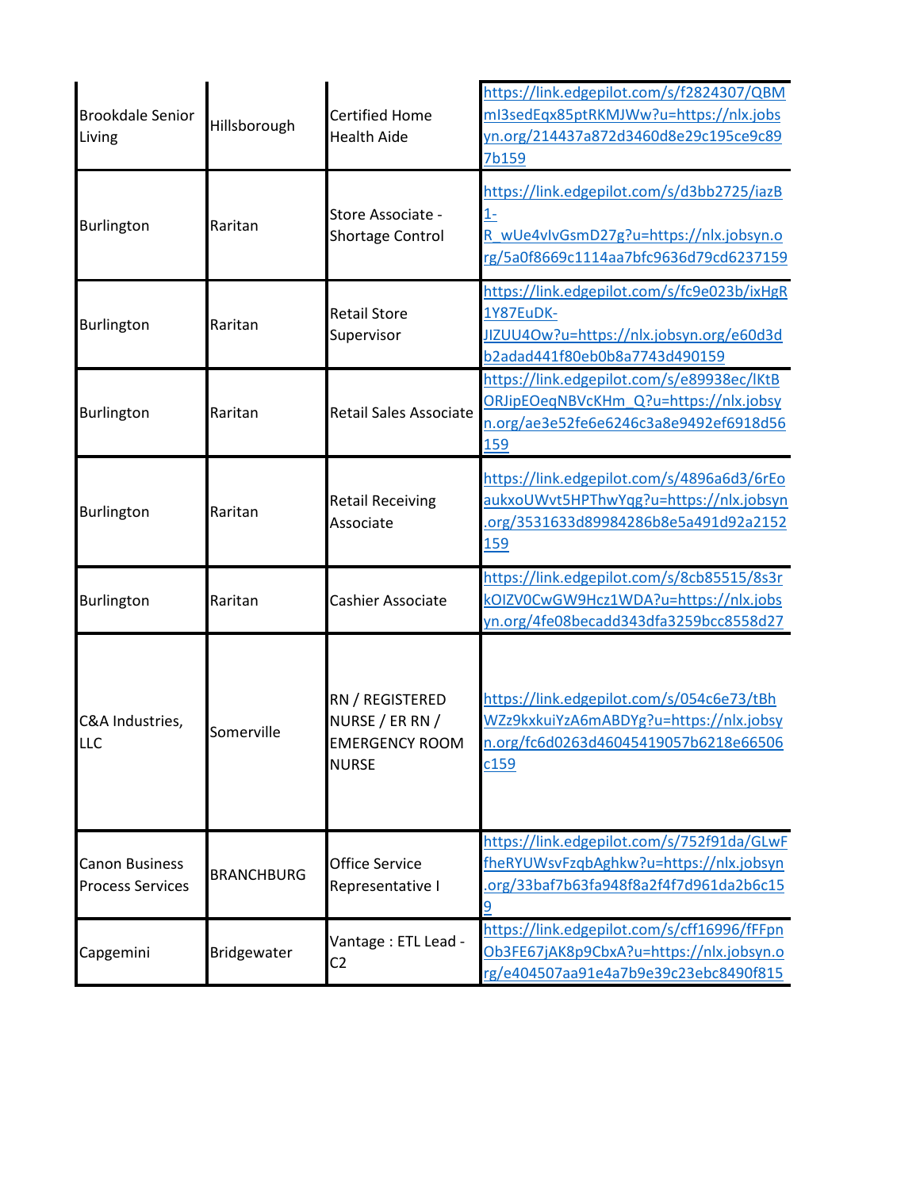| | | | |
|---|---|---|---|
| Brookdale Senior Living | Hillsborough | Certified Home Health Aide | https://link.edgepilot.com/s/f2824307/QBMmI3sedEqx85ptRKMJWw?u=https://nlx.jobsyn.org/214437a872d3460d8e29c195ce9c897b159 |
| Burlington | Raritan | Store Associate - Shortage Control | https://link.edgepilot.com/s/d3bb2725/iazB1-R_wUe4vIvGsmD27g?u=https://nlx.jobsyn.org/5a0f8669c1114aa7bfc9636d79cd6237159 |
| Burlington | Raritan | Retail Store Supervisor | https://link.edgepilot.com/s/fc9e023b/ixHgR1Y87EuDK-JIZUU4Ow?u=https://nlx.jobsyn.org/e60d3db2adad441f80eb0b8a7743d490159 |
| Burlington | Raritan | Retail Sales Associate | https://link.edgepilot.com/s/e89938ec/lKtBORJipEOeqNBVcKHm_Q?u=https://nlx.jobsyn.org/ae3e52fe6e6246c3a8e9492ef6918d56159 |
| Burlington | Raritan | Retail Receiving Associate | https://link.edgepilot.com/s/4896a6d3/6rEoaukxoUWvt5HPThwYqg?u=https://nlx.jobsyn.org/3531633d89984286b8e5a491d92a2152159 |
| Burlington | Raritan | Cashier Associate | https://link.edgepilot.com/s/8cb85515/8s3rkOIZV0CwGW9Hcz1WDA?u=https://nlx.jobsyn.org/4fe08becadd343dfa3259bcc8558d27 |
| C&A Industries, LLC | Somerville | RN / REGISTERED NURSE / ER RN / EMERGENCY ROOM NURSE | https://link.edgepilot.com/s/054c6e73/tBhWZz9kxkuiYzA6mABDYg?u=https://nlx.jobsyn.org/fc6d0263d46045419057b6218e66506c159 |
| Canon Business Process Services | BRANCHBURG | Office Service Representative I | https://link.edgepilot.com/s/752f91da/GLwFfheRYUWsvFzqbAghkw?u=https://nlx.jobsyn.org/33baf7b63fa948f8a2f4f7d961da2b6c159 |
| Capgemini | Bridgewater | Vantage : ETL Lead - C2 | https://link.edgepilot.com/s/cff16996/fFFpnOb3FE67jAK8p9CbxA?u=https://nlx.jobsyn.org/e404507aa91e4a7b9e39c23ebc8490f815 |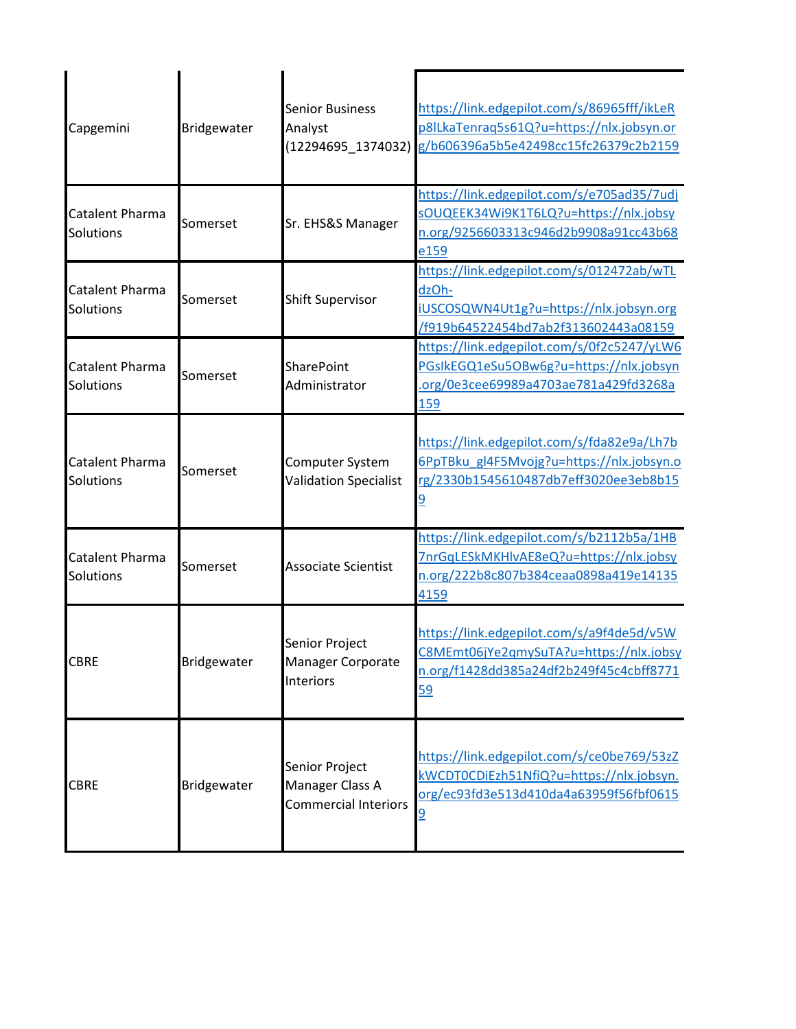| | | | |
|---|---|---|---|
| Capgemini | Bridgewater | Senior Business Analyst (12294695_1374032) | https://link.edgepilot.com/s/86965fff/ikLeRp8lLkaTenraq5s61Q?u=https://nlx.jobsyn.org/b606396a5b5e42498cc15fc26379c2b2159 |
| Catalent Pharma Solutions | Somerset | Sr. EHS&S Manager | https://link.edgepilot.com/s/e705ad35/7udjsOUQEEK34Wi9K1T6LQ?u=https://nlx.jobsyn.org/9256603313c946d2b9908a91cc43b68e159 |
| Catalent Pharma Solutions | Somerset | Shift Supervisor | https://link.edgepilot.com/s/012472ab/wTLdzOh-iUSCOSQWN4Ut1g?u=https://nlx.jobsyn.org/f919b64522454bd7ab2f313602443a08159 |
| Catalent Pharma Solutions | Somerset | SharePoint Administrator | https://link.edgepilot.com/s/0f2c5247/yLW6PGsIkEGQ1eSu5OBw6g?u=https://nlx.jobsyn.org/0e3cee69989a4703ae781a429fd3268a159 |
| Catalent Pharma Solutions | Somerset | Computer System Validation Specialist | https://link.edgepilot.com/s/fda82e9a/Lh7b6PpTBku_gl4F5Mvojg?u=https://nlx.jobsyn.org/2330b1545610487db7eff3020ee3eb8b159 |
| Catalent Pharma Solutions | Somerset | Associate Scientist | https://link.edgepilot.com/s/b2112b5a/1HB7nrGqLESkMKHlvAE8eQ?u=https://nlx.jobsyn.org/222b8c807b384ceaa0898a419e141354159 |
| CBRE | Bridgewater | Senior Project Manager Corporate Interiors | https://link.edgepilot.com/s/a9f4de5d/v5WC8MEmt06jYe2qmySuTA?u=https://nlx.jobsyn.org/f1428dd385a24df2b249f45c4cbff877159 |
| CBRE | Bridgewater | Senior Project Manager Class A Commercial Interiors | https://link.edgepilot.com/s/ce0be769/53zZkWCDT0CDiEzh51NfiQ?u=https://nlx.jobsyn.org/ec93fd3e513d410da4a63959f56fbf06159 |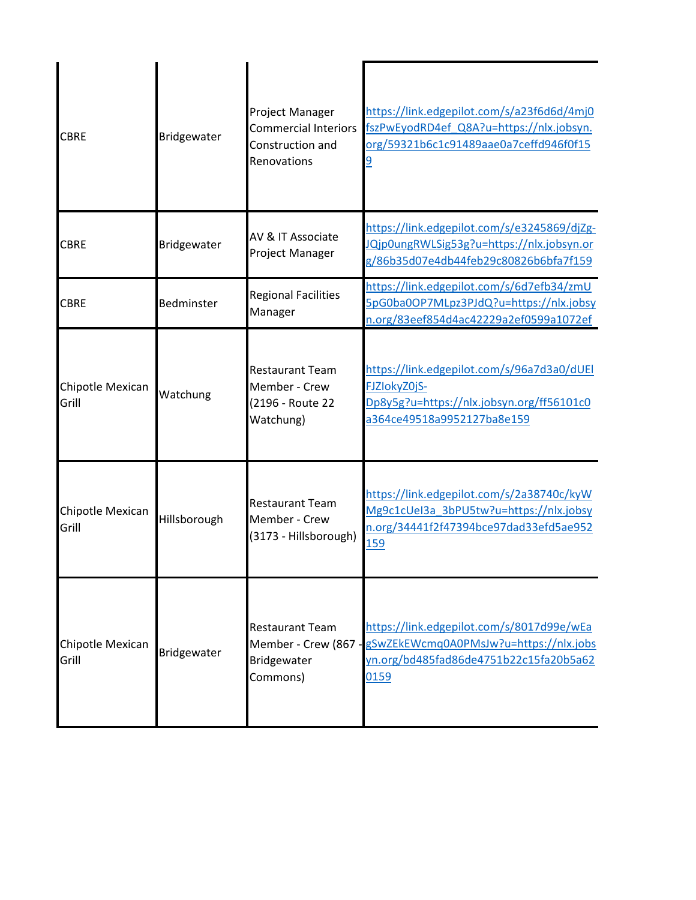| | | | |
|---|---|---|---|
| CBRE | Bridgewater | Project Manager Commercial Interiors Construction and Renovations | https://link.edgepilot.com/s/a23f6d6d/4mj0fszPwEyodRD4ef_Q8A?u=https://nlx.jobsyn.org/59321b6c1c91489aae0a7ceffd946f0f159 |
| CBRE | Bridgewater | AV & IT Associate Project Manager | https://link.edgepilot.com/s/e3245869/djZg-JQjp0ungRWLSig53g?u=https://nlx.jobsyn.org/86b35d07e4db44feb29c80826b6bfa7f159 |
| CBRE | Bedminster | Regional Facilities Manager | https://link.edgepilot.com/s/6d7efb34/zmU5pG0ba0OP7MLpz3PJdQ?u=https://nlx.jobsyn.org/83eef854d4ac42229a2ef0599a1072ef |
| Chipotle Mexican Grill | Watchung | Restaurant Team Member - Crew (2196 - Route 22 Watchung) | https://link.edgepilot.com/s/96a7d3a0/dUElFJZIokyZ0jS-Dp8y5g?u=https://nlx.jobsyn.org/ff56101c0a364ce49518a9952127ba8e159 |
| Chipotle Mexican Grill | Hillsborough | Restaurant Team Member - Crew (3173 - Hillsborough) | https://link.edgepilot.com/s/2a38740c/kyWMg9c1cUeI3a_3bPU5tw?u=https://nlx.jobsyn.org/34441f2f47394bce97dad33efd5ae952159 |
| Chipotle Mexican Grill | Bridgewater | Restaurant Team Member - Crew (867 - Bridgewater Commons) | https://link.edgepilot.com/s/8017d99e/wEagSwZEkEWcmq0A0PMsJw?u=https://nlx.jobsyn.org/bd485fad86de4751b22c15fa20b5a620159 |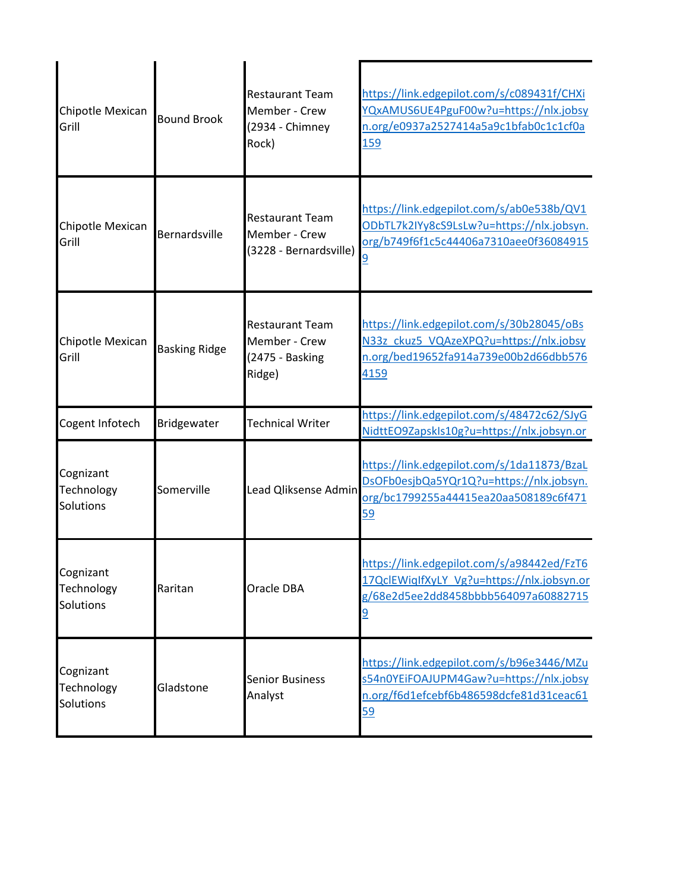| | | | |
|---|---|---|---|
| Chipotle Mexican Grill | Bound Brook | Restaurant Team Member - Crew (2934 - Chimney Rock) | https://link.edgepilot.com/s/c089431f/CHXiYQxAMUS6UE4PguF00w?u=https://nlx.jobsyn.org/e0937a2527414a5a9c1bfab0c1c1cf0a159 |
| Chipotle Mexican Grill | Bernardsville | Restaurant Team Member - Crew (3228 - Bernardsville) | https://link.edgepilot.com/s/ab0e538b/QV1ODbTL7k2IYy8cS9LsLw?u=https://nlx.jobsyn.org/b749f6f1c5c44406a7310aee0f360849159 |
| Chipotle Mexican Grill | Basking Ridge | Restaurant Team Member - Crew (2475 - Basking Ridge) | https://link.edgepilot.com/s/30b28045/oBsN33z_ckuz5_VQAzeXPQ?u=https://nlx.jobsyn.org/bed19652fa914a739e00b2d66dbb5764159 |
| Cogent Infotech | Bridgewater | Technical Writer | https://link.edgepilot.com/s/48472c62/SJyGNidttEO9ZapskIs10g?u=https://nlx.jobsyn.or |
| Cognizant Technology Solutions | Somerville | Lead Qliksense Admin | https://link.edgepilot.com/s/1da11873/BzaLDsOFb0esjbQa5YQr1Q?u=https://nlx.jobsyn.org/bc1799255a44415ea20aa508189c6f47159 |
| Cognizant Technology Solutions | Raritan | Oracle DBA | https://link.edgepilot.com/s/a98442ed/FzT617QclEWiqIfXyLY_Vg?u=https://nlx.jobsyn.org/68e2d5ee2dd8458bbbb564097a608827159 |
| Cognizant Technology Solutions | Gladstone | Senior Business Analyst | https://link.edgepilot.com/s/b96e3446/MZus54n0YEiFOAJUPM4Gaw?u=https://nlx.jobsyn.org/f6d1efcebf6b486598dcfe81d31ceac6159 |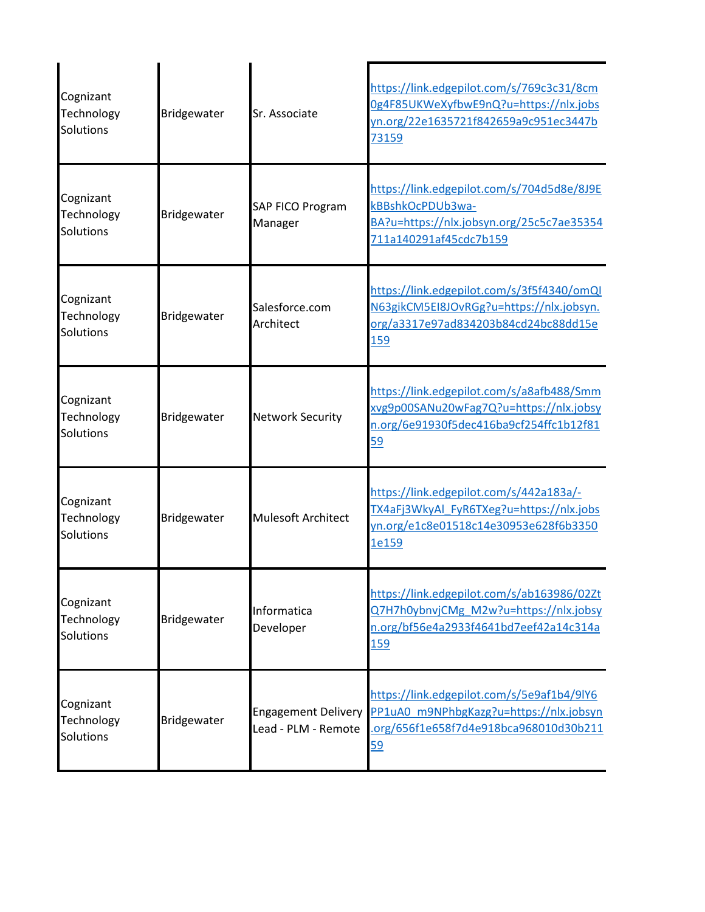| | | | |
|---|---|---|---|
| Cognizant Technology Solutions | Bridgewater | Sr. Associate | https://link.edgepilot.com/s/769c3c31/8cm0g4F85UKWeXyfbwE9nQ?u=https://nlx.jobsyn.org/22e1635721f842659a9c951ec3447b73159 |
| Cognizant Technology Solutions | Bridgewater | SAP FICO Program Manager | https://link.edgepilot.com/s/704d5d8e/8J9EkBBshkOcPDUb3wa-BA?u=https://nlx.jobsyn.org/25c5c7ae35354711a140291af45cdc7b159 |
| Cognizant Technology Solutions | Bridgewater | Salesforce.com Architect | https://link.edgepilot.com/s/3f5f4340/omQIN63gikCM5EI8JOvRGg?u=https://nlx.jobsyn.org/a3317e97ad834203b84cd24bc88dd15e159 |
| Cognizant Technology Solutions | Bridgewater | Network Security | https://link.edgepilot.com/s/a8afb488/Smmxvg9p00SANu20wFag7Q?u=https://nlx.jobsyn.org/6e91930f5dec416ba9cf254ffc1b12f8159 |
| Cognizant Technology Solutions | Bridgewater | Mulesoft Architect | https://link.edgepilot.com/s/442a183a/-TX4aFj3WkyAl_FyR6TXeg?u=https://nlx.jobsyn.org/e1c8e01518c14e30953e628f6b33501e159 |
| Cognizant Technology Solutions | Bridgewater | Informatica Developer | https://link.edgepilot.com/s/ab163986/02ZtQ7H7h0ybnvjCMg_M2w?u=https://nlx.jobsyn.org/bf56e4a2933f4641bd7eef42a14c314a159 |
| Cognizant Technology Solutions | Bridgewater | Engagement Delivery Lead - PLM - Remote | https://link.edgepilot.com/s/5e9af1b4/9lY6PP1uA0_m9NPhbgKazg?u=https://nlx.jobsyn.org/656f1e658f7d4e918bca968010d30b21159 |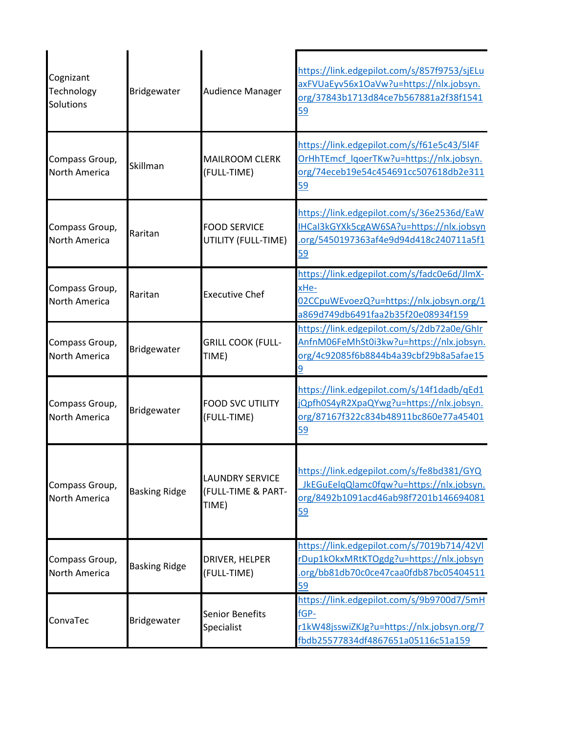| | | | |
|---|---|---|---|
| Cognizant Technology Solutions | Bridgewater | Audience Manager | https://link.edgepilot.com/s/857f9753/sjELuaxFVUaEyv56x1OaVw?u=https://nlx.jobsyn.org/37843b1713d84ce7b567881a2f38f154159 |
| Compass Group, North America | Skillman | MAILROOM CLERK (FULL-TIME) | https://link.edgepilot.com/s/f61e5c43/5I4FOrHhTEmcf_lqoerTKw?u=https://nlx.jobsyn.org/74eceb19e54c454691cc507618db2e31159 |
| Compass Group, North America | Raritan | FOOD SERVICE UTILITY (FULL-TIME) | https://link.edgepilot.com/s/36e2536d/EaWIHCaI3kGYXk5cgAW6SA?u=https://nlx.jobsyn.org/5450197363af4e9d94d418c240711a5f159 |
| Compass Group, North America | Raritan | Executive Chef | https://link.edgepilot.com/s/fadc0e6d/JlmX-xHe-02CCpuWEvoezQ?u=https://nlx.jobsyn.org/1a869d749db6491faa2b35f20e08934f159 |
| Compass Group, North America | Bridgewater | GRILL COOK (FULL-TIME) | https://link.edgepilot.com/s/2db72a0e/GhlrAnfnM06FeMhSt0i3kw?u=https://nlx.jobsyn.org/4c92085f6b8844b4a39cbf29b8a5afae159 |
| Compass Group, North America | Bridgewater | FOOD SVC UTILITY (FULL-TIME) | https://link.edgepilot.com/s/14f1dadb/qEd1jQpfh0S4yR2XpaQYwg?u=https://nlx.jobsyn.org/87167f322c834b48911bc860e77a45401 59 |
| Compass Group, North America | Basking Ridge | LAUNDRY SERVICE (FULL-TIME & PART-TIME) | https://link.edgepilot.com/s/fe8bd381/GYQ_JkEGuEelqQlamc0fqw?u=https://nlx.jobsyn.org/8492b1091acd46ab98f7201b14669408159 |
| Compass Group, North America | Basking Ridge | DRIVER, HELPER (FULL-TIME) | https://link.edgepilot.com/s/7019b714/42VlrDup1kOkxMRtKTOgdg?u=https://nlx.jobsyn.org/bb81db70c0ce47caa0fdb87bc05404511 59 |
| ConvaTec | Bridgewater | Senior Benefits Specialist | https://link.edgepilot.com/s/9b9700d7/5mHfGP-r1kW48jsswiZKJg?u=https://nlx.jobsyn.org/7fbdb25577834df4867651a05116c51a159 |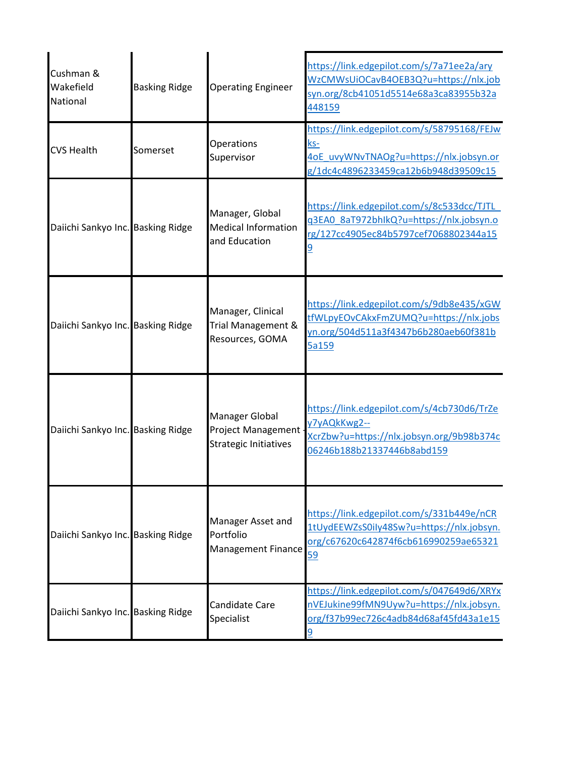| | | | |
|---|---|---|---|
| Cushman & Wakefield National | Basking Ridge | Operating Engineer | https://link.edgepilot.com/s/7a71ee2a/aryWzCMWsUiOCavB4OEB3Q?u=https://nlx.jobsyn.org/8cb41051d5514e68a3ca83955b32a448159 |
| CVS Health | Somerset | Operations Supervisor | https://link.edgepilot.com/s/58795168/FEJwks-4oE_uvyWNvTNAOg?u=https://nlx.jobsyn.org/1dc4c4896233459ca12b6b948d39509c15 |
| Daiichi Sankyo Inc. | Basking Ridge | Manager, Global Medical Information and Education | https://link.edgepilot.com/s/8c533dcc/TJTL_q3EA0_8aT972bhIkQ?u=https://nlx.jobsyn.org/127cc4905ec84b5797cef7068802344a159 |
| Daiichi Sankyo Inc. | Basking Ridge | Manager, Clinical Trial Management & Resources, GOMA | https://link.edgepilot.com/s/9db8e435/xGWtfWLpyEOvCAkxFmZUMQ?u=https://nlx.jobsyn.org/504d511a3f4347b6b280aeb60f381b5a159 |
| Daiichi Sankyo Inc. | Basking Ridge | Manager Global Project Management - Strategic Initiatives | https://link.edgepilot.com/s/4cb730d6/TrZey7yAQkKwg2--XcrZbw?u=https://nlx.jobsyn.org/9b98b374c06246b188b21337446b8abd159 |
| Daiichi Sankyo Inc. | Basking Ridge | Manager Asset and Portfolio Management Finance | https://link.edgepilot.com/s/331b449e/nCR1tUydEEWZsS0iIy48Sw?u=https://nlx.jobsyn.org/c67620c642874f6cb616990259ae6532159 |
| Daiichi Sankyo Inc. | Basking Ridge | Candidate Care Specialist | https://link.edgepilot.com/s/047649d6/XRYxnVEJukine99fMN9Uyw?u=https://nlx.jobsyn.org/f37b99ec726c4adb84d68af45fd43a1e159 |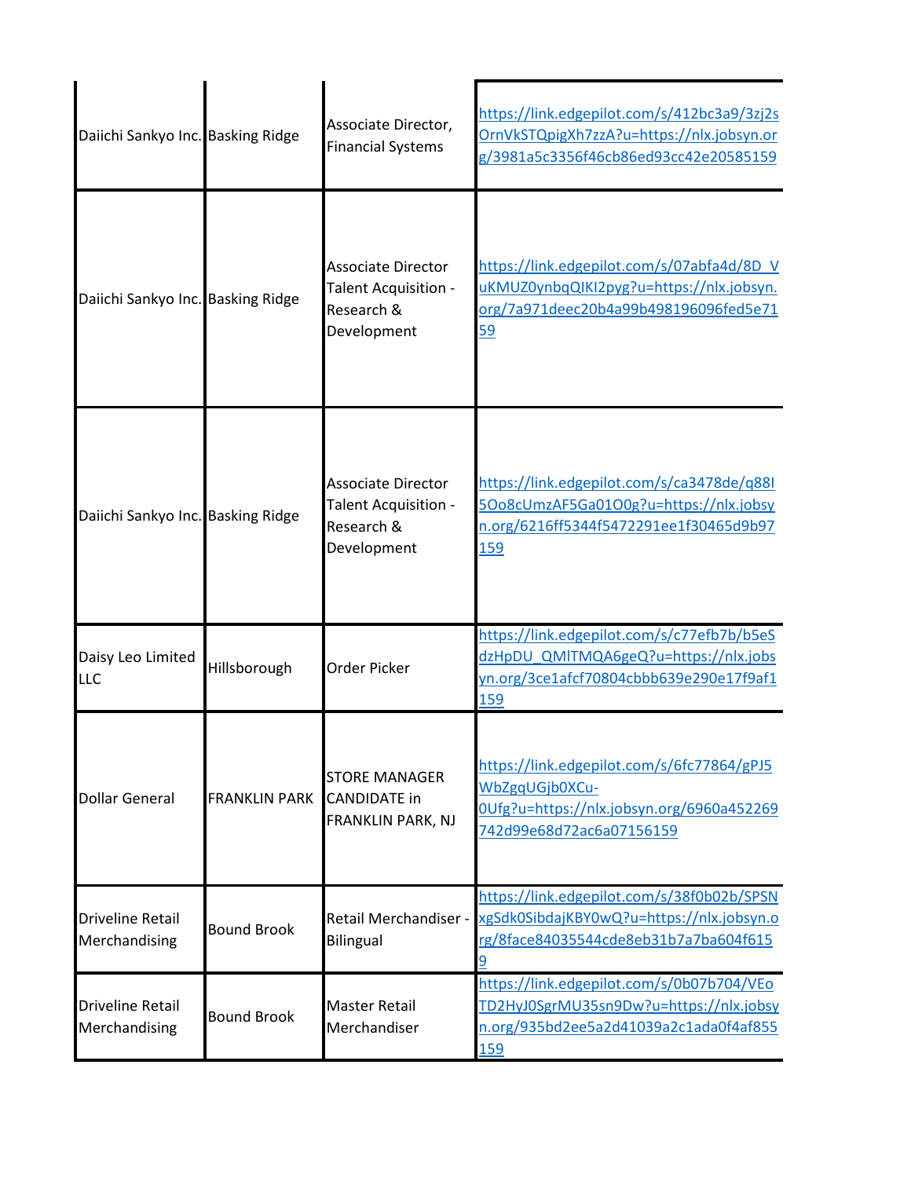| | | | |
|---|---|---|---|
| Daiichi Sankyo Inc. | Basking Ridge | Associate Director, Financial Systems | https://link.edgepilot.com/s/412bc3a9/3zj2sOrnVkSTQpigXh7zzA?u=https://nlx.jobsyn.org/3981a5c3356f46cb86ed93cc42e20585159 |
| Daiichi Sankyo Inc. | Basking Ridge | Associate Director Talent Acquisition - Research & Development | https://link.edgepilot.com/s/07abfa4d/8D_VuKMUZ0ynbqQIKI2pyg?u=https://nlx.jobsyn.org/7a971deec20b4a99b498196096fed5e7159 |
| Daiichi Sankyo Inc. | Basking Ridge | Associate Director Talent Acquisition - Research & Development | https://link.edgepilot.com/s/ca3478de/q88I5Oo8cUmzAF5Ga01O0g?u=https://nlx.jobsyn.org/6216ff5344f5472291ee1f30465d9b97159 |
| Daisy Leo Limited LLC | Hillsborough | Order Picker | https://link.edgepilot.com/s/c77efb7b/b5eSdzHpDU_QMlTMQA6geQ?u=https://nlx.jobsyn.org/3ce1afcf70804cbbb639e290e17f9af1159 |
| Dollar General | FRANKLIN PARK | STORE MANAGER CANDIDATE in FRANKLIN PARK, NJ | https://link.edgepilot.com/s/6fc77864/gPJ5WbZgqUGjb0XCu-0Ufg?u=https://nlx.jobsyn.org/6960a452269742d99e68d72ac6a07156159 |
| Driveline Retail Merchandising | Bound Brook | Retail Merchandiser - Bilingual | https://link.edgepilot.com/s/38f0b02b/SPSNxgSdk0SibdajKBY0wQ?u=https://nlx.jobsyn.org/8face84035544cde8eb31b7a7ba604f6159 |
| Driveline Retail Merchandising | Bound Brook | Master Retail Merchandiser | https://link.edgepilot.com/s/0b07b704/VEoTD2HyJ0SgrMU35sn9Dw?u=https://nlx.jobsyn.org/935bd2ee5a2d41039a2c1ada0f4af855159 |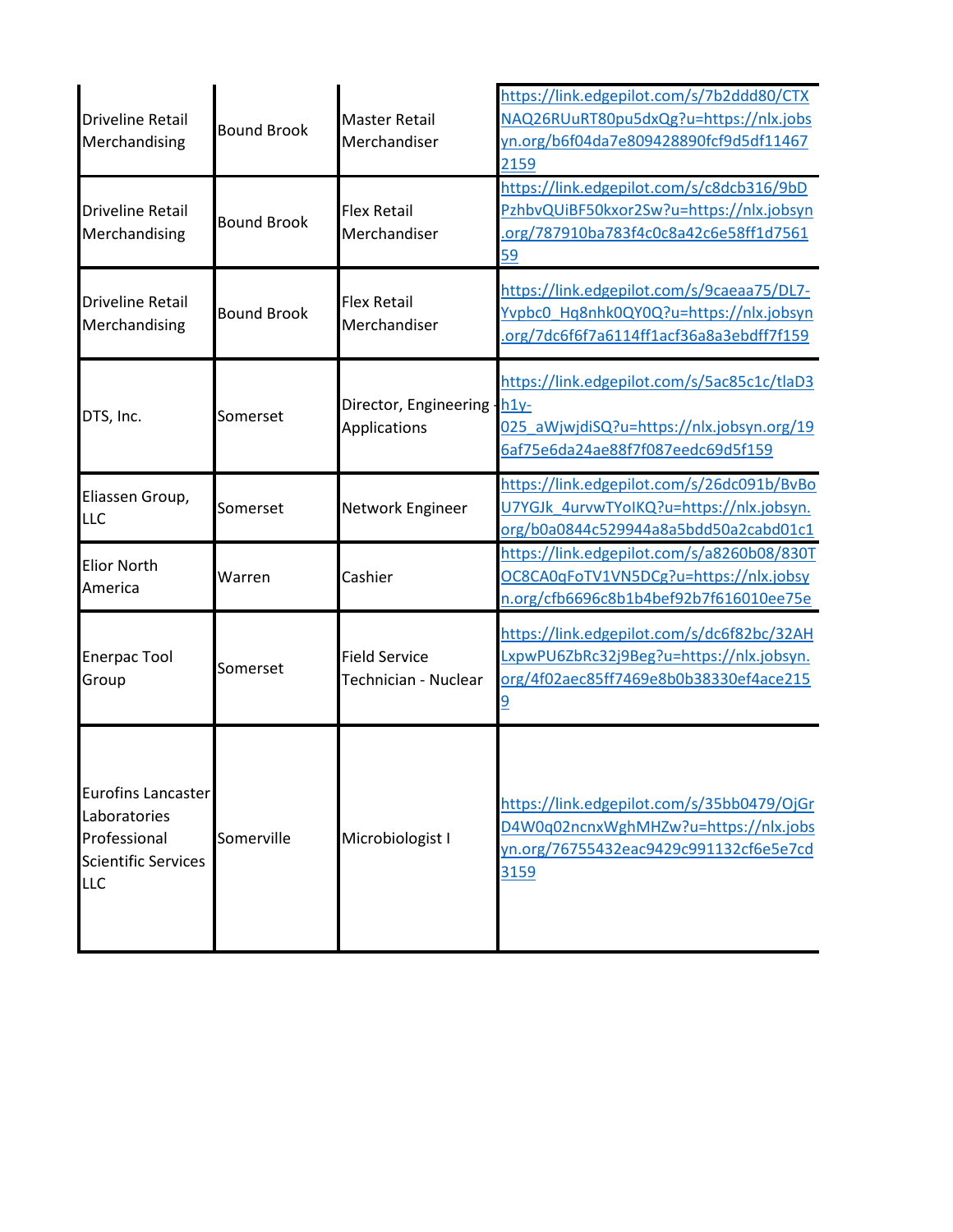| | | | |
|---|---|---|---|
| Driveline Retail Merchandising | Bound Brook | Master Retail Merchandiser | https://link.edgepilot.com/s/7b2ddd80/CTXNAQ26RUuRT80pu5dxQg?u=https://nlx.jobsyn.org/b6f04da7e809428890fcf9d5df114672159 |
| Driveline Retail Merchandising | Bound Brook | Flex Retail Merchandiser | https://link.edgepilot.com/s/c8dcb316/9bDPzhbvQUiBF50kxor2Sw?u=https://nlx.jobsyn.org/787910ba783f4c0c8a42c6e58ff1d756159 |
| Driveline Retail Merchandising | Bound Brook | Flex Retail Merchandiser | https://link.edgepilot.com/s/9caeaa75/DL7-Yvpbc0_Hq8nhk0QY0Q?u=https://nlx.jobsyn.org/7dc6f6f7a6114ff1acf36a8a3ebdff7f159 |
| DTS, Inc. | Somerset | Director, Engineering - Applications | https://link.edgepilot.com/s/5ac85c1c/tlaD3h1y-025_aWjwjdiSQ?u=https://nlx.jobsyn.org/196af75e6da24ae88f7f087eedc69d5f159 |
| Eliassen Group, LLC | Somerset | Network Engineer | https://link.edgepilot.com/s/26dc091b/BvBoU7YGJk_4urvwTYoIKQ?u=https://nlx.jobsyn.org/b0a0844c529944a8a5bdd50a2cabd01c1 |
| Elior North America | Warren | Cashier | https://link.edgepilot.com/s/a8260b08/830TOC8CA0qFoTV1VN5DCg?u=https://nlx.jobsyn.org/cfb6696c8b1b4bef92b7f616010ee75e |
| Enerpac Tool Group | Somerset | Field Service Technician - Nuclear | https://link.edgepilot.com/s/dc6f82bc/32AHLxpwPU6ZbRc32j9Beg?u=https://nlx.jobsyn.org/4f02aec85ff7469e8b0b38330ef4ace2159 |
| Eurofins Lancaster Laboratories Professional Scientific Services LLC | Somerville | Microbiologist I | https://link.edgepilot.com/s/35bb0479/OjGrD4W0q02ncnxWghMHZw?u=https://nlx.jobsyn.org/76755432eac9429c991132cf6e5e7cd3159 |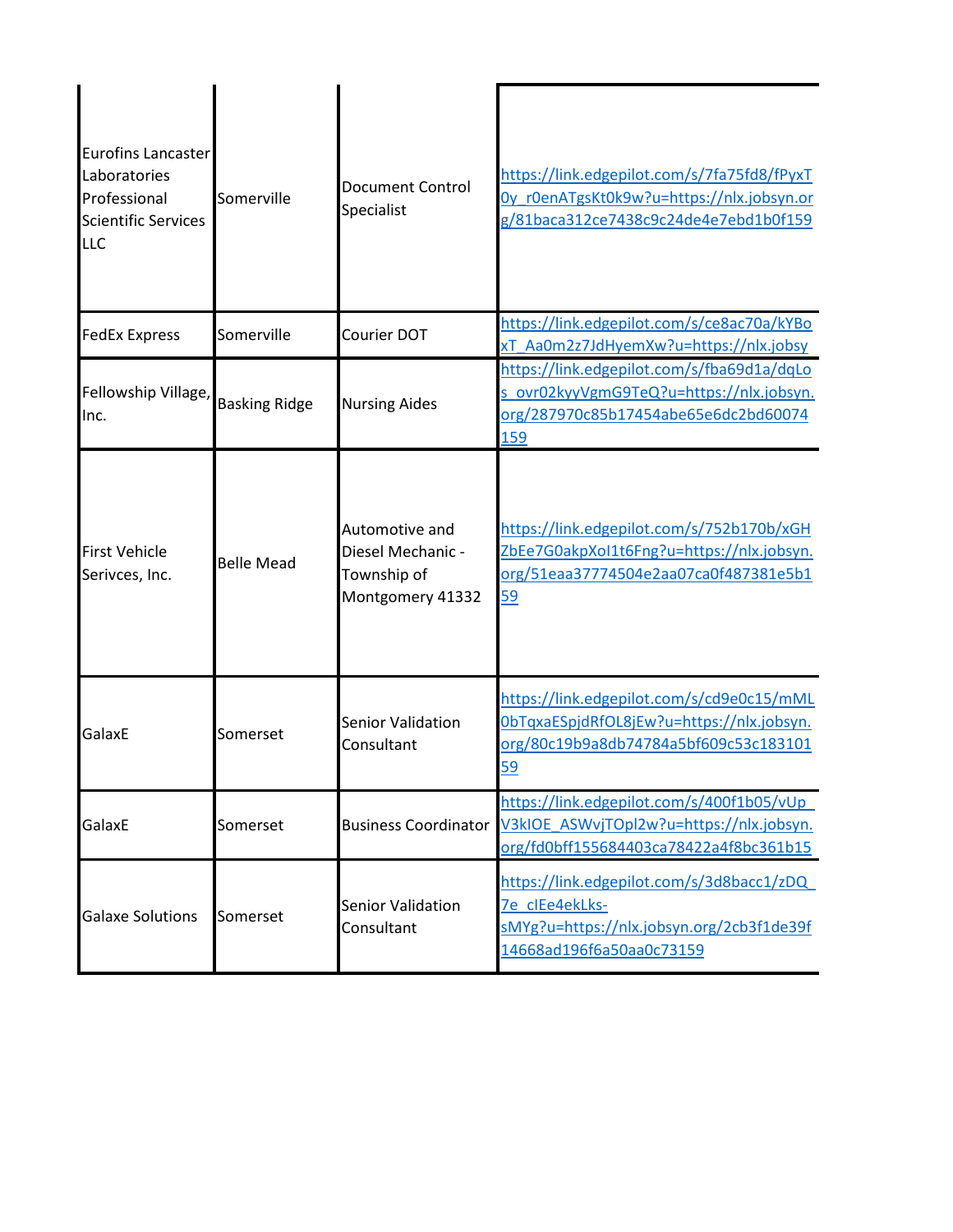| | | | |
|---|---|---|---|
| Eurofins Lancaster Laboratories Professional Scientific Services LLC | Somerville | Document Control Specialist | https://link.edgepilot.com/s/7fa75fd8/fPyxT0y_r0enATgsKt0k9w?u=https://nlx.jobsyn.org/81baca312ce7438c9c24de4e7ebd1b0f159 |
| FedEx Express | Somerville | Courier DOT | https://link.edgepilot.com/s/ce8ac70a/kYBoxT_Aa0m2z7JdHyemXw?u=https://nlx.jobsy |
| Fellowship Village, Inc. | Basking Ridge | Nursing Aides | https://link.edgepilot.com/s/fba69d1a/dqLos_ovr02kyyVgmG9TeQ?u=https://nlx.jobsyn.org/287970c85b17454abe65e6dc2bd60074159 |
| First Vehicle Serivces, Inc. | Belle Mead | Automotive and Diesel Mechanic - Township of Montgomery 41332 | https://link.edgepilot.com/s/752b170b/xGHZbEe7G0akpXoI1t6Fng?u=https://nlx.jobsyn.org/51eaa37774504e2aa07ca0f487381e5b159 |
| GalaxE | Somerset | Senior Validation Consultant | https://link.edgepilot.com/s/cd9e0c15/mML0bTqxaESpjdRfOL8jEw?u=https://nlx.jobsyn.org/80c19b9a8db74784a5bf609c53c18310159 |
| GalaxE | Somerset | Business Coordinator | https://link.edgepilot.com/s/400f1b05/vUp_V3kIOE_ASWvjTOpl2w?u=https://nlx.jobsyn.org/fd0bff155684403ca78422a4f8bc361b15 |
| Galaxe Solutions | Somerset | Senior Validation Consultant | https://link.edgepilot.com/s/3d8bacc1/zDQ_7e_cIEe4ekLks-sMYg?u=https://nlx.jobsyn.org/2cb3f1de39f14668ad196f6a50aa0c73159 |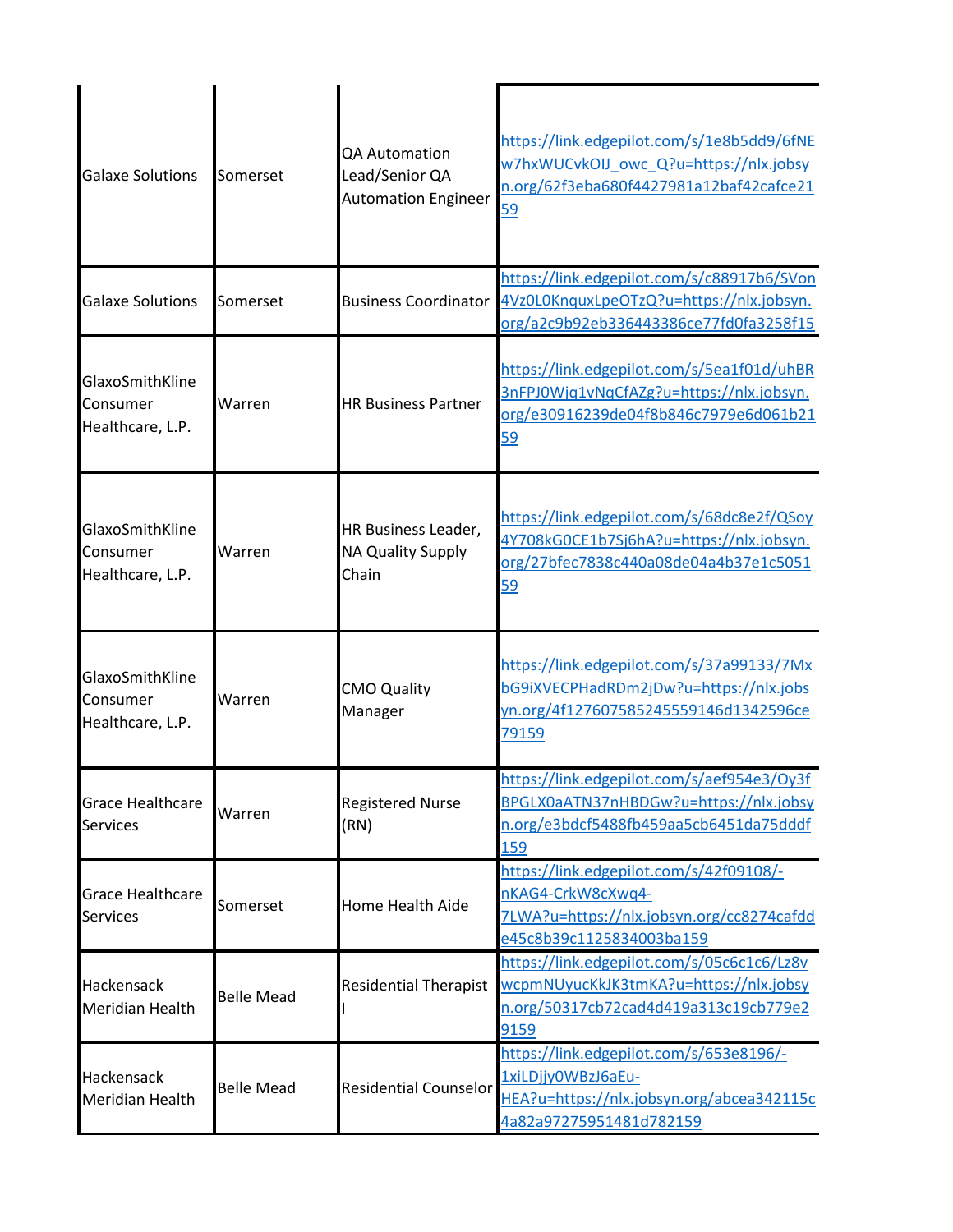| | | | |
|---|---|---|---|
| Galaxe Solutions | Somerset | QA Automation Lead/Senior QA Automation Engineer | https://link.edgepilot.com/s/1e8b5dd9/6fNEw7hxWUCvkOIJ_owc_Q?u=https://nlx.jobsyn.org/62f3eba680f4427981a12baf42cafce2159 |
| Galaxe Solutions | Somerset | Business Coordinator | https://link.edgepilot.com/s/c88917b6/SVon4Vz0L0KnquxLpeOTzQ?u=https://nlx.jobsyn.org/a2c9b92eb336443386ce77fd0fa3258f15 |
| GlaxoSmithKline Consumer Healthcare, L.P. | Warren | HR Business Partner | https://link.edgepilot.com/s/5ea1f01d/uhBR3nFPJ0Wjq1vNqCfAZg?u=https://nlx.jobsyn.org/e30916239de04f8b846c7979e6d061b2159 |
| GlaxoSmithKline Consumer Healthcare, L.P. | Warren | HR Business Leader, NA Quality Supply Chain | https://link.edgepilot.com/s/68dc8e2f/QSoy4Y708kG0CE1b7Sj6hA?u=https://nlx.jobsyn.org/27bfec7838c440a08de04a4b37e1c505159 |
| GlaxoSmithKline Consumer Healthcare, L.P. | Warren | CMO Quality Manager | https://link.edgepilot.com/s/37a99133/7MxbG9iXVECPHadRDm2jDw?u=https://nlx.jobsyn.org/4f127607585245559146d1342596ce79159 |
| Grace Healthcare Services | Warren | Registered Nurse (RN) | https://link.edgepilot.com/s/aef954e3/Oy3fBPGLX0aATN37nHBDGw?u=https://nlx.jobsyn.org/e3bdcf5488fb459aa5cb6451da75dddf159 |
| Grace Healthcare Services | Somerset | Home Health Aide | https://link.edgepilot.com/s/42f09108/-nKAG4-CrkW8cXwq4-7LWA?u=https://nlx.jobsyn.org/cc8274cafdde45c8b39c1125834003ba159 |
| Hackensack Meridian Health | Belle Mead | Residential Therapist I | https://link.edgepilot.com/s/05c6c1c6/Lz8vwcpmNUyucKkJK3tmKA?u=https://nlx.jobsyn.org/50317cb72cad4d419a313c19cb779e29159 |
| Hackensack Meridian Health | Belle Mead | Residential Counselor | https://link.edgepilot.com/s/653e8196/-1xiLDjjy0WBzJ6aEu-HEA?u=https://nlx.jobsyn.org/abcea342115c4a82a97275951481d782159 |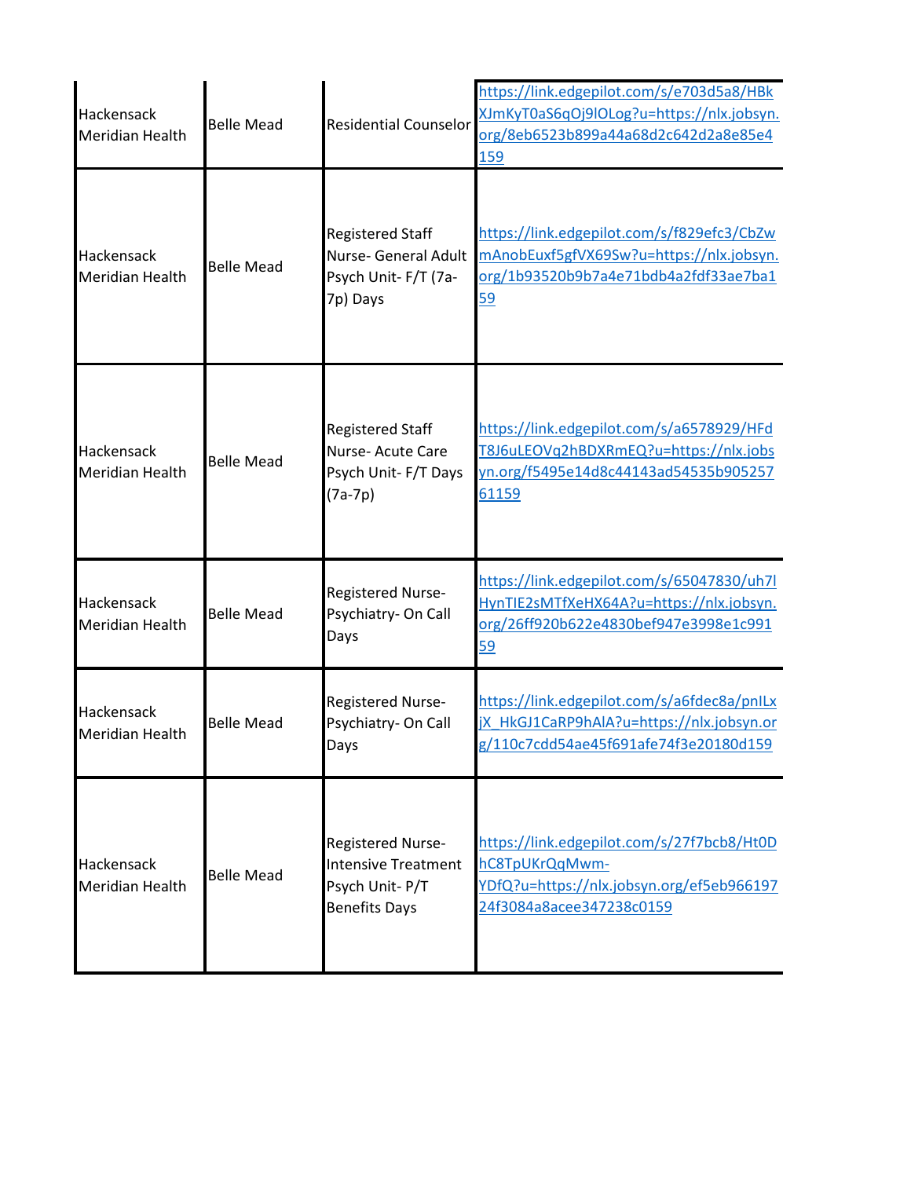| Hackensack Meridian Health | Belle Mead | Residential Counselor | https://link.edgepilot.com/s/e703d5a8/HBkXJmKyT0aS6qOj9lOLog?u=https://nlx.jobsyn.org/8eb6523b899a44a68d2c642d2a8e85e4159 |
|---|---|---|---|
| Hackensack Meridian Health | Belle Mead | Registered Staff Nurse- General Adult Psych Unit- F/T (7a-7p) Days | https://link.edgepilot.com/s/f829efc3/CbZwmAnobEuxf5gfVX69Sw?u=https://nlx.jobsyn.org/1b93520b9b7a4e71bdb4a2fdf33ae7ba159 |
| Hackensack Meridian Health | Belle Mead | Registered Staff Nurse- Acute Care Psych Unit- F/T Days (7a-7p) | https://link.edgepilot.com/s/a6578929/HFdT8J6uLEOVq2hBDXRmEQ?u=https://nlx.jobsyn.org/f5495e14d8c44143ad54535b90525761159 |
| Hackensack Meridian Health | Belle Mead | Registered Nurse- Psychiatry- On Call Days | https://link.edgepilot.com/s/65047830/uh7lHynTIE2sMTfXeHX64A?u=https://nlx.jobsyn.org/26ff920b622e4830bef947e3998e1c99159 |
| Hackensack Meridian Health | Belle Mead | Registered Nurse- Psychiatry- On Call Days | https://link.edgepilot.com/s/a6fdec8a/pnILxjX_HkGJ1CaRP9hAlA?u=https://nlx.jobsyn.org/110c7cdd54ae45f691afe74f3e20180d159 |
| Hackensack Meridian Health | Belle Mead | Registered Nurse- Intensive Treatment Psych Unit- P/T Benefits Days | https://link.edgepilot.com/s/27f7bcb8/Ht0DhC8TpUKrQqMwm-YDfQ?u=https://nlx.jobsyn.org/ef5eb96619724f3084a8acee347238c0159 |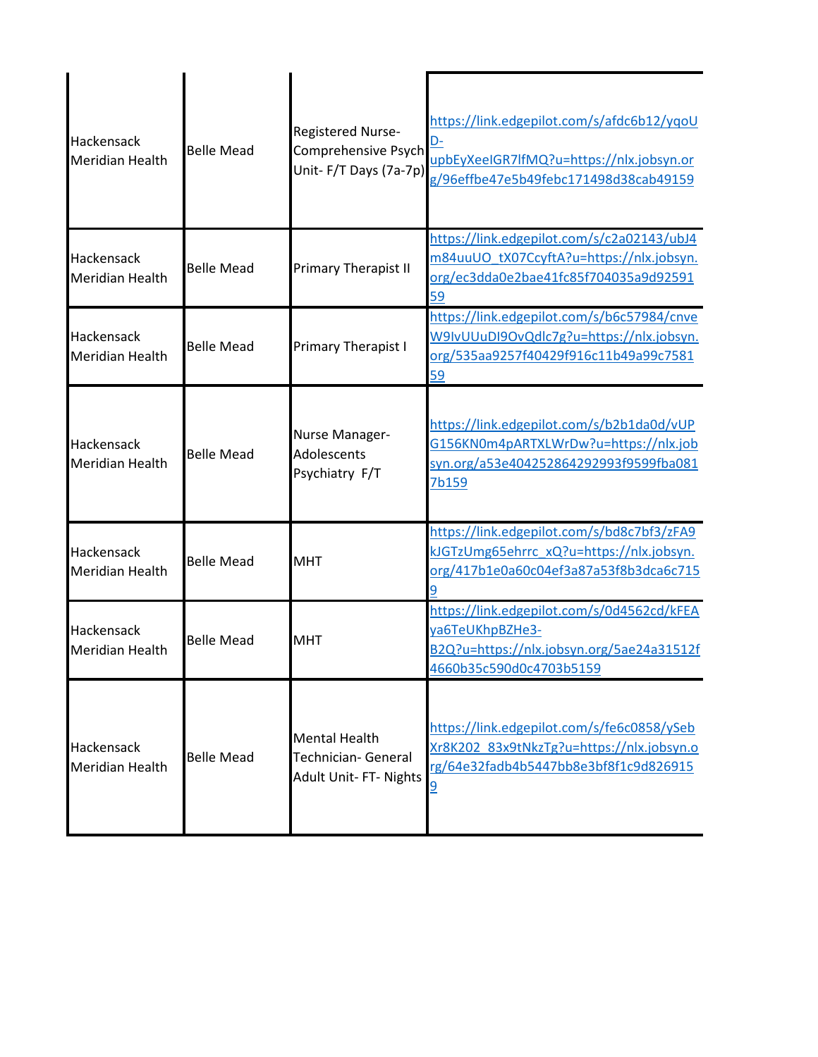| | | | |
|---|---|---|---|
| Hackensack Meridian Health | Belle Mead | Registered Nurse- Comprehensive Psych Unit- F/T Days (7a-7p) | https://link.edgepilot.com/s/afdc6b12/yqoUD-upbEyXeeIGR7lfMQ?u=https://nlx.jobsyn.org/96effbe47e5b49febc171498d38cab49159 |
| Hackensack Meridian Health | Belle Mead | Primary Therapist II | https://link.edgepilot.com/s/c2a02143/ubJ4m84uuUO_tX07CcyftA?u=https://nlx.jobsyn.org/ec3dda0e2bae41fc85f704035a9d9259159 |
| Hackensack Meridian Health | Belle Mead | Primary Therapist I | https://link.edgepilot.com/s/b6c57984/cnveW9IvUUuDI9OvQdlc7g?u=https://nlx.jobsyn.org/535aa9257f40429f916c11b49a99c758159 |
| Hackensack Meridian Health | Belle Mead | Nurse Manager- Adolescents Psychiatry F/T | https://link.edgepilot.com/s/b2b1da0d/vUPG156KN0m4pARTXLWrDw?u=https://nlx.jobsyn.org/a53e404252864292993f9599fba0817b159 |
| Hackensack Meridian Health | Belle Mead | MHT | https://link.edgepilot.com/s/bd8c7bf3/zFA9kJGTzUmg65ehrrc_xQ?u=https://nlx.jobsyn.org/417b1e0a60c04ef3a87a53f8b3dca6c7159 |
| Hackensack Meridian Health | Belle Mead | MHT | https://link.edgepilot.com/s/0d4562cd/kFEAya6TeUKhpBZHe3-B2Q?u=https://nlx.jobsyn.org/5ae24a31512f4660b35c590d0c4703b5159 |
| Hackensack Meridian Health | Belle Mead | Mental Health Technician- General Adult Unit- FT- Nights | https://link.edgepilot.com/s/fe6c0858/ySebXr8K202_83x9tNkzTg?u=https://nlx.jobsyn.org/64e32fadb4b5447bb8e3bf8f1c9d8269159 |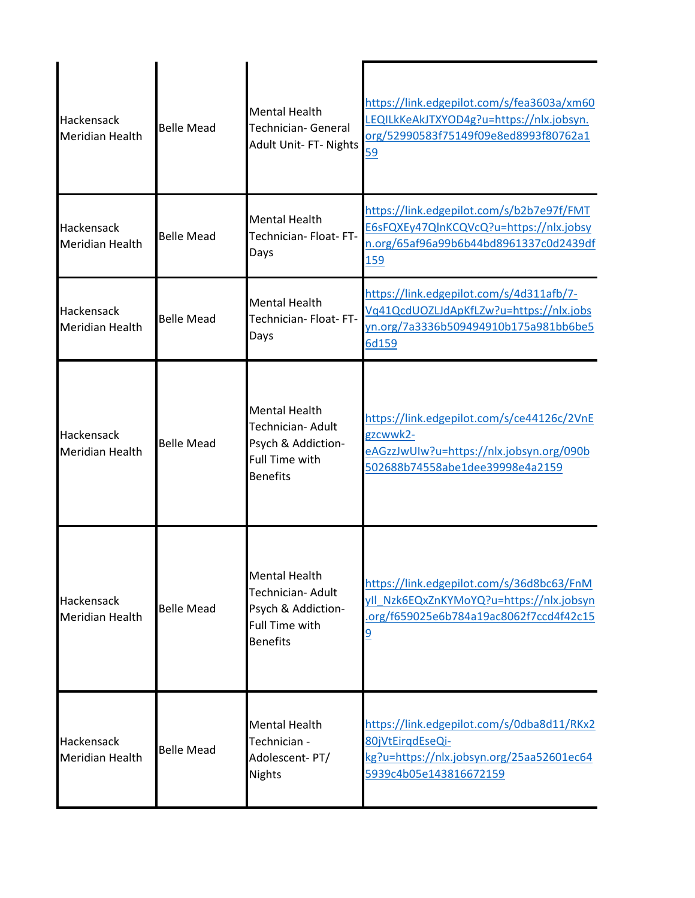| | | | |
|---|---|---|---|
| Hackensack Meridian Health | Belle Mead | Mental Health Technician- General Adult Unit- FT- Nights | https://link.edgepilot.com/s/fea3603a/xm60LEQILkKeAkJTXYOD4g?u=https://nlx.jobsyn.org/52990583f75149f09e8ed8993f80762a159 |
| Hackensack Meridian Health | Belle Mead | Mental Health Technician- Float- FT- Days | https://link.edgepilot.com/s/b2b7e97f/FMTE6sFQXEy47QlnKCQVcQ?u=https://nlx.jobsyn.org/65af96a99b6b44bd8961337c0d2439df159 |
| Hackensack Meridian Health | Belle Mead | Mental Health Technician- Float- FT- Days | https://link.edgepilot.com/s/4d311afb/7-Vq41QcdUOZLJdApKfLZw?u=https://nlx.jobsyn.org/7a3336b509494910b175a981bb6be56d159 |
| Hackensack Meridian Health | Belle Mead | Mental Health Technician- Adult Psych & Addiction- Full Time with Benefits | https://link.edgepilot.com/s/ce44126c/2VnEgzcwwk2-eAGzzJwUIw?u=https://nlx.jobsyn.org/090b502688b74558abe1dee39998e4a2159 |
| Hackensack Meridian Health | Belle Mead | Mental Health Technician- Adult Psych & Addiction- Full Time with Benefits | https://link.edgepilot.com/s/36d8bc63/FnMyll_Nzk6EQxZnKYMoYQ?u=https://nlx.jobsyn.org/f659025e6b784a19ac8062f7ccd4f42c159 |
| Hackensack Meridian Health | Belle Mead | Mental Health Technician - Adolescent- PT/ Nights | https://link.edgepilot.com/s/0dba8d11/RKx280jVtEirqdEseQi-kg?u=https://nlx.jobsyn.org/25aa52601ec645939c4b05e143816672159 |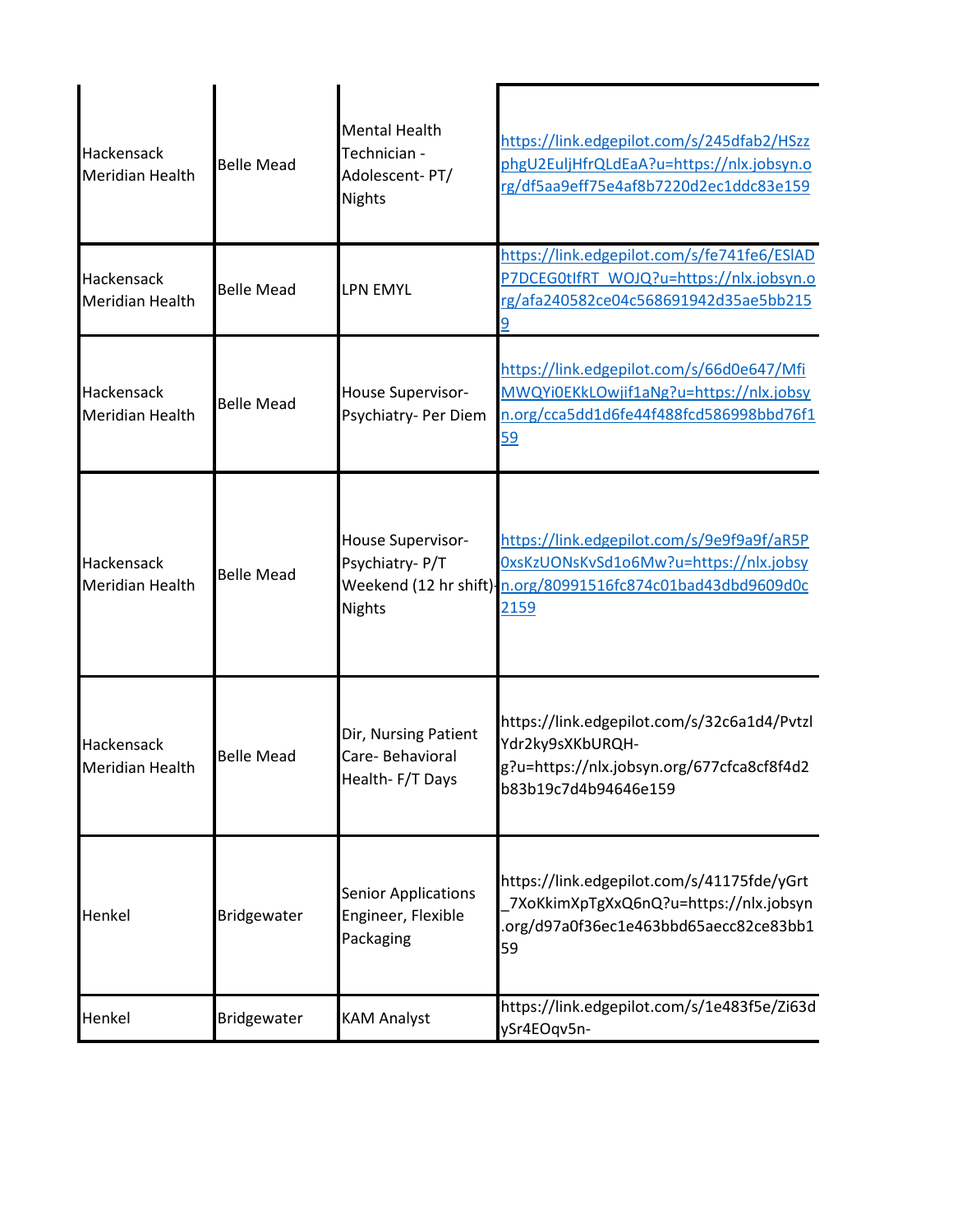| | | | |
|---|---|---|---|
| Hackensack Meridian Health | Belle Mead | Mental Health Technician - Adolescent- PT/ Nights | https://link.edgepilot.com/s/245dfab2/HSzzphgU2EuljHfrQLdEaA?u=https://nlx.jobsyn.org/df5aa9eff75e4af8b7220d2ec1ddc83e159 |
| Hackensack Meridian Health | Belle Mead | LPN EMYL | https://link.edgepilot.com/s/fe741fe6/ESlADP7DCEG0tIfRT_WOJQ?u=https://nlx.jobsyn.org/afa240582ce04c568691942d35ae5bb2159 |
| Hackensack Meridian Health | Belle Mead | House Supervisor- Psychiatry- Per Diem | https://link.edgepilot.com/s/66d0e647/MfiMWQYi0EKkLOwjif1aNg?u=https://nlx.jobsyn.org/cca5dd1d6fe44f488fcd586998bbd76f159 |
| Hackensack Meridian Health | Belle Mead | House Supervisor- Psychiatry- P/T Weekend (12 hr shift)- Nights | https://link.edgepilot.com/s/9e9f9a9f/aR5P0xsKzUONsKvSd1o6Mw?u=https://nlx.jobsyn.org/80991516fc874c01bad43dbd9609d0c2159 |
| Hackensack Meridian Health | Belle Mead | Dir, Nursing Patient Care- Behavioral Health- F/T Days | https://link.edgepilot.com/s/32c6a1d4/PvtzlYdr2ky9sXKbURQH-g?u=https://nlx.jobsyn.org/677cfca8cf8f4d2b83b19c7d4b94646e159 |
| Henkel | Bridgewater | Senior Applications Engineer, Flexible Packaging | https://link.edgepilot.com/s/41175fde/yGrt_7XoKkimXpTgXxQ6nQ?u=https://nlx.jobsyn.org/d97a0f36ec1e463bbd65aecc82ce83bb159 |
| Henkel | Bridgewater | KAM Analyst | https://link.edgepilot.com/s/1e483f5e/Zi63dySr4EOqv5n- |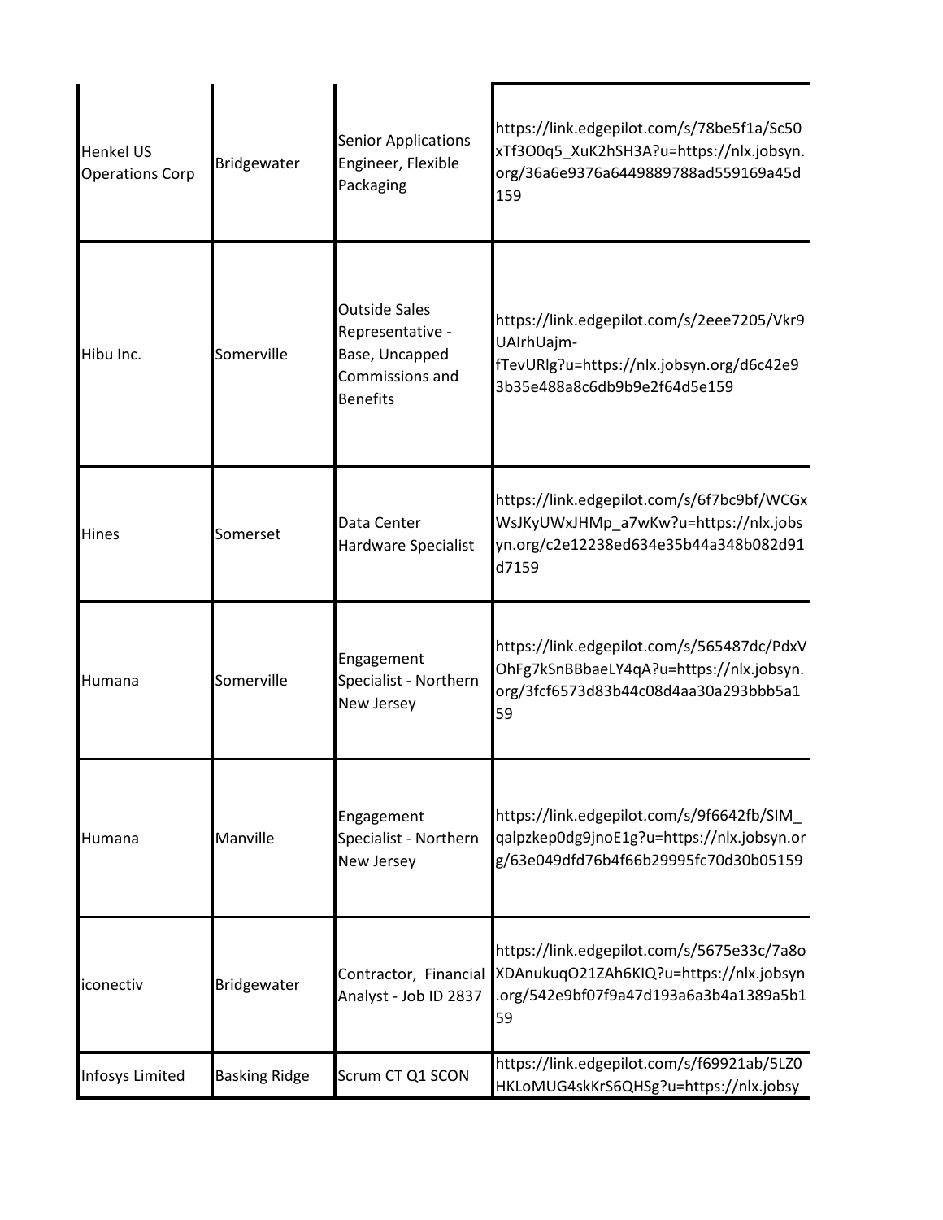| | | | |
|---|---|---|---|
| Henkel US Operations Corp | Bridgewater | Senior Applications Engineer, Flexible Packaging | https://link.edgepilot.com/s/78be5f1a/Sc50xTf3O0q5_XuK2hSH3A?u=https://nlx.jobsyn.org/36a6e9376a6449889788ad559169a45d159 |
| Hibu Inc. | Somerville | Outside Sales Representative - Base, Uncapped Commissions and Benefits | https://link.edgepilot.com/s/2eee7205/Vkr9UAIrhUajm-fTevURlg?u=https://nlx.jobsyn.org/d6c42e93b35e488a8c6db9b9e2f64d5e159 |
| Hines | Somerset | Data Center Hardware Specialist | https://link.edgepilot.com/s/6f7bc9bf/WCGxWsJKyUWxJHMp_a7wKw?u=https://nlx.jobsyn.org/c2e12238ed634e35b44a348b082d91d7159 |
| Humana | Somerville | Engagement Specialist - Northern New Jersey | https://link.edgepilot.com/s/565487dc/PdxVOhFg7kSnBBbaeLY4qA?u=https://nlx.jobsyn.org/3fcf6573d83b44c08d4aa30a293bbb5a159 |
| Humana | Manville | Engagement Specialist - Northern New Jersey | https://link.edgepilot.com/s/9f6642fb/SIM_qalpzkep0dg9jnoE1g?u=https://nlx.jobsyn.org/63e049dfd76b4f66b29995fc70d30b05159 |
| iconectiv | Bridgewater | Contractor, Financial Analyst - Job ID 2837 | https://link.edgepilot.com/s/5675e33c/7a8oXDAnukuqO21ZAh6KIQ?u=https://nlx.jobsyn.org/542e9bf07f9a47d193a6a3b4a1389a5b159 |
| Infosys Limited | Basking Ridge | Scrum CT Q1 SCON | https://link.edgepilot.com/s/f69921ab/5LZ0HKLoMUG4skKrS6QHSg?u=https://nlx.jobsy |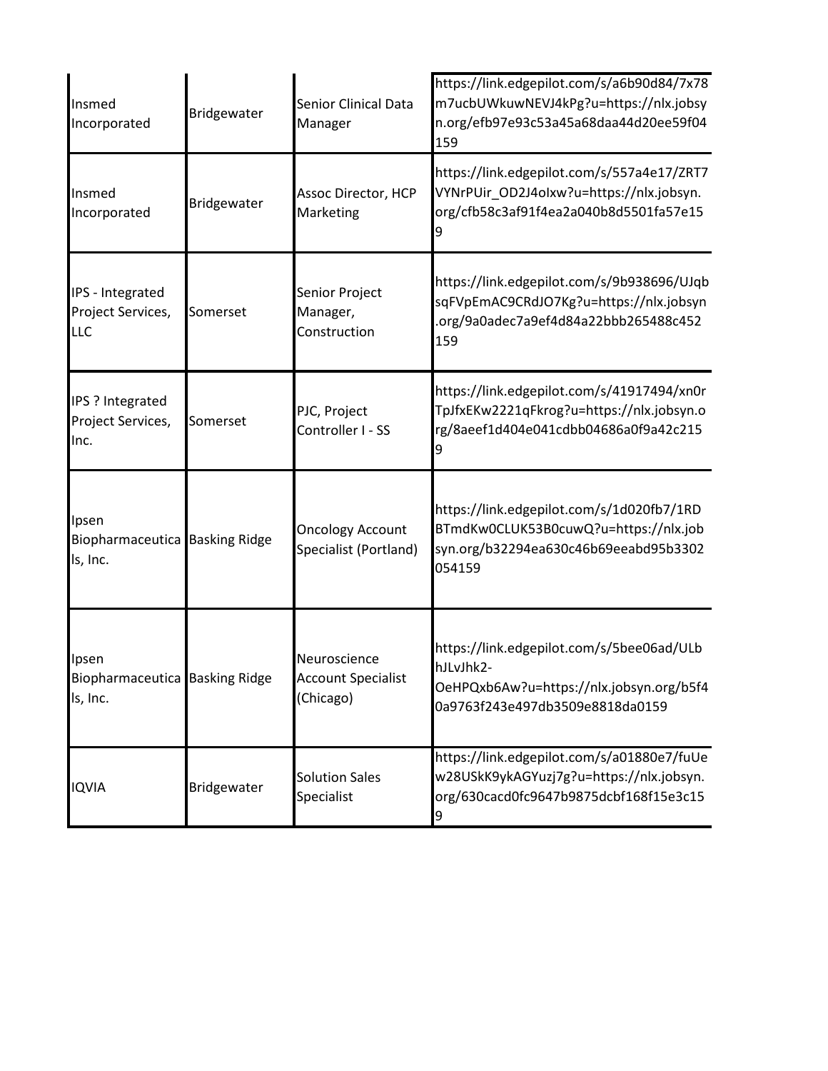| | | | |
|---|---|---|---|
| Insmed Incorporated | Bridgewater | Senior Clinical Data Manager | https://link.edgepilot.com/s/a6b90d84/7x78m7ucbUWkuwNEVJ4kPg?u=https://nlx.jobsyn.org/efb97e93c53a45a68daa44d20ee59f04159 |
| Insmed Incorporated | Bridgewater | Assoc Director, HCP Marketing | https://link.edgepilot.com/s/557a4e17/ZRT7VYNrPUir_OD2J4oIxw?u=https://nlx.jobsyn.org/cfb58c3af91f4ea2a040b8d5501fa57e159 |
| IPS - Integrated Project Services, LLC | Somerset | Senior Project Manager, Construction | https://link.edgepilot.com/s/9b938696/UJqbsqFVpEmAC9CRdJO7Kg?u=https://nlx.jobsyn.org/9a0adec7a9ef4d84a22bbb265488c452159 |
| IPS ? Integrated Project Services, Inc. | Somerset | PJC, Project Controller I - SS | https://link.edgepilot.com/s/41917494/xn0rTpJfxEKw2221qFkrog?u=https://nlx.jobsyn.org/8aeef1d404e041cdbb04686a0f9a42c2159 |
| Ipsen Biopharmaceuticals, Inc. | Basking Ridge | Oncology Account Specialist (Portland) | https://link.edgepilot.com/s/1d020fb7/1RDBTmdKw0CLUK53B0cuwQ?u=https://nlx.jobsyn.org/b32294ea630c46b69eeabd95b3302054159 |
| Ipsen Biopharmaceuticals, Inc. | Basking Ridge | Neuroscience Account Specialist (Chicago) | https://link.edgepilot.com/s/5bee06ad/ULbhJLvJhk2-OeHPQxb6Aw?u=https://nlx.jobsyn.org/b5f40a9763f243e497db3509e8818da0159 |
| IQVIA | Bridgewater | Solution Sales Specialist | https://link.edgepilot.com/s/a01880e7/fuUew28USkK9ykAGYuzj7g?u=https://nlx.jobsyn.org/630cacd0fc9647b9875dcbf168f15e3c159 |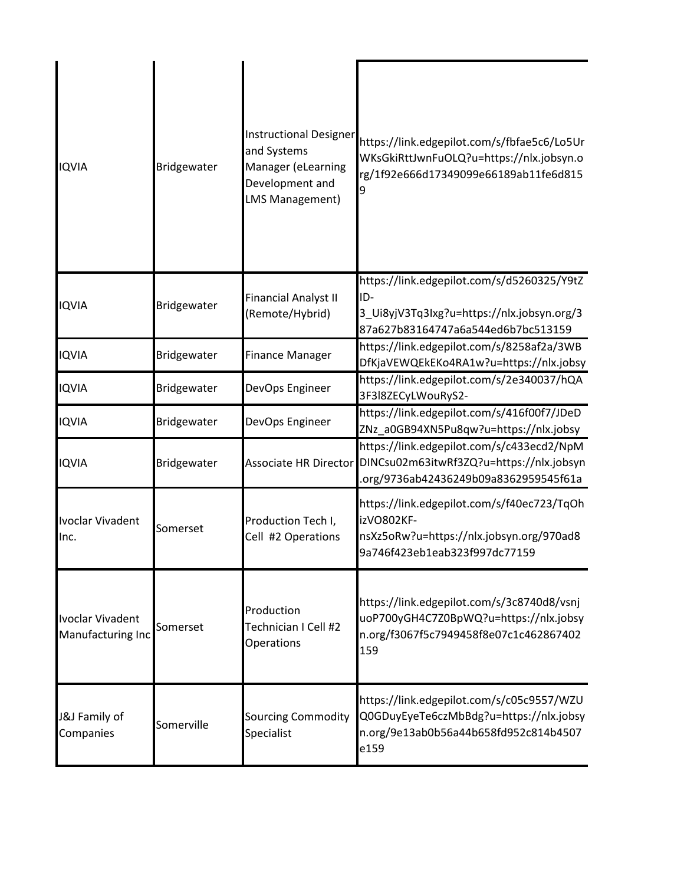| | | | |
|---|---|---|---|
| IQVIA | Bridgewater | Instructional Designer and Systems Manager (eLearning Development and LMS Management) | https://link.edgepilot.com/s/fbfae5c6/Lo5UrWKsGkiRttJwnFuOLQ?u=https://nlx.jobsyn.org/1f92e666d17349099e66189ab11fe6d8159 |
| IQVIA | Bridgewater | Financial Analyst II (Remote/Hybrid) | https://link.edgepilot.com/s/d5260325/Y9tZID-3_Ui8yjV3Tq3Ixg?u=https://nlx.jobsyn.org/387a627b83164747a6a544ed6b7bc513159 |
| IQVIA | Bridgewater | Finance Manager | https://link.edgepilot.com/s/8258af2a/3WBDfKjaVEWQEkEKo4RA1w?u=https://nlx.jobsy |
| IQVIA | Bridgewater | DevOps Engineer | https://link.edgepilot.com/s/2e340037/hQA3F3I8ZECyLWouRyS2- |
| IQVIA | Bridgewater | DevOps Engineer | https://link.edgepilot.com/s/416f00f7/JDeDZNz_a0GB94XN5Pu8qw?u=https://nlx.jobsy |
| IQVIA | Bridgewater | Associate HR Director | https://link.edgepilot.com/s/c433ecd2/NpMDINCsu02m63itwRf3ZQ?u=https://nlx.jobsyn.org/9736ab42436249b09a8362959545f61a |
| Ivoclar Vivadent Inc. | Somerset | Production Tech I, Cell #2 Operations | https://link.edgepilot.com/s/f40ec723/TqOhizVO802KF-nsXz5oRw?u=https://nlx.jobsyn.org/970ad89a746f423eb1eab323f997dc77159 |
| Ivoclar Vivadent Manufacturing Inc | Somerset | Production Technician I Cell #2 Operations | https://link.edgepilot.com/s/3c8740d8/vsnjuoP700yGH4C7Z0BpWQ?u=https://nlx.jobsyn.org/f3067f5c7949458f8e07c1c462867402159 |
| J&J Family of Companies | Somerville | Sourcing Commodity Specialist | https://link.edgepilot.com/s/c05c9557/WZUQ0GDuyEyeTe6czMbBdg?u=https://nlx.jobsyn.org/9e13ab0b56a44b658fd952c814b4507e159 |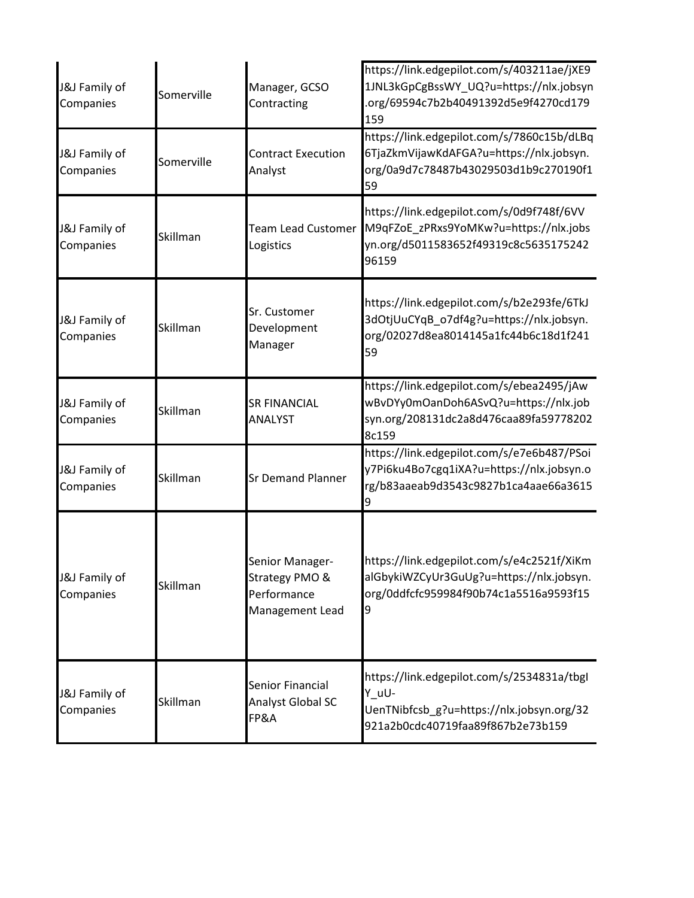| J&J Family of Companies | Somerville | Manager, GCSO Contracting | https://link.edgepilot.com/s/403211ae/jXE91JNL3kGpCgBssWY_UQ?u=https://nlx.jobsyn.org/69594c7b2b40491392d5e9f4270cd179159 |
|---|---|---|---|
| J&J Family of Companies | Somerville | Contract Execution Analyst | https://link.edgepilot.com/s/7860c15b/dLBq6TjaZkmVijawKdAFGA?u=https://nlx.jobsyn.org/0a9d7c78487b43029503d1b9c270190f159 |
| J&J Family of Companies | Skillman | Team Lead Customer Logistics | https://link.edgepilot.com/s/0d9f748f/6VVM9qFZoE_zPRxs9YoMKw?u=https://nlx.jobsyn.org/d5011583652f49319c8c563517524296159 |
| J&J Family of Companies | Skillman | Sr. Customer Development Manager | https://link.edgepilot.com/s/b2e293fe/6TkJ3dOtjUuCYqB_o7df4g?u=https://nlx.jobsyn.org/02027d8ea8014145a1fc44b6c18d1f24159 |
| J&J Family of Companies | Skillman | SR FINANCIAL ANALYST | https://link.edgepilot.com/s/ebea2495/jAwwBvDYy0mOanDoh6ASvQ?u=https://nlx.jobsyn.org/208131dc2a8d476caa89fa597782028c159 |
| J&J Family of Companies | Skillman | Sr Demand Planner | https://link.edgepilot.com/s/e7e6b487/PSoiy7Pi6ku4Bo7cgq1iXA?u=https://nlx.jobsyn.org/b83aaeab9d3543c9827b1ca4aae66a36159 |
| J&J Family of Companies | Skillman | Senior Manager- Strategy PMO & Performance Management Lead | https://link.edgepilot.com/s/e4c2521f/XiKmalGbykiWZCyUr3GuUg?u=https://nlx.jobsyn.org/0ddfcfc959984f90b74c1a5516a9593f159 |
| J&J Family of Companies | Skillman | Senior Financial Analyst Global SC FP&A | https://link.edgepilot.com/s/2534831a/tbgIY_uU-UenTNibfcsb_g?u=https://nlx.jobsyn.org/32921a2b0cdc40719faa89f867b2e73b159 |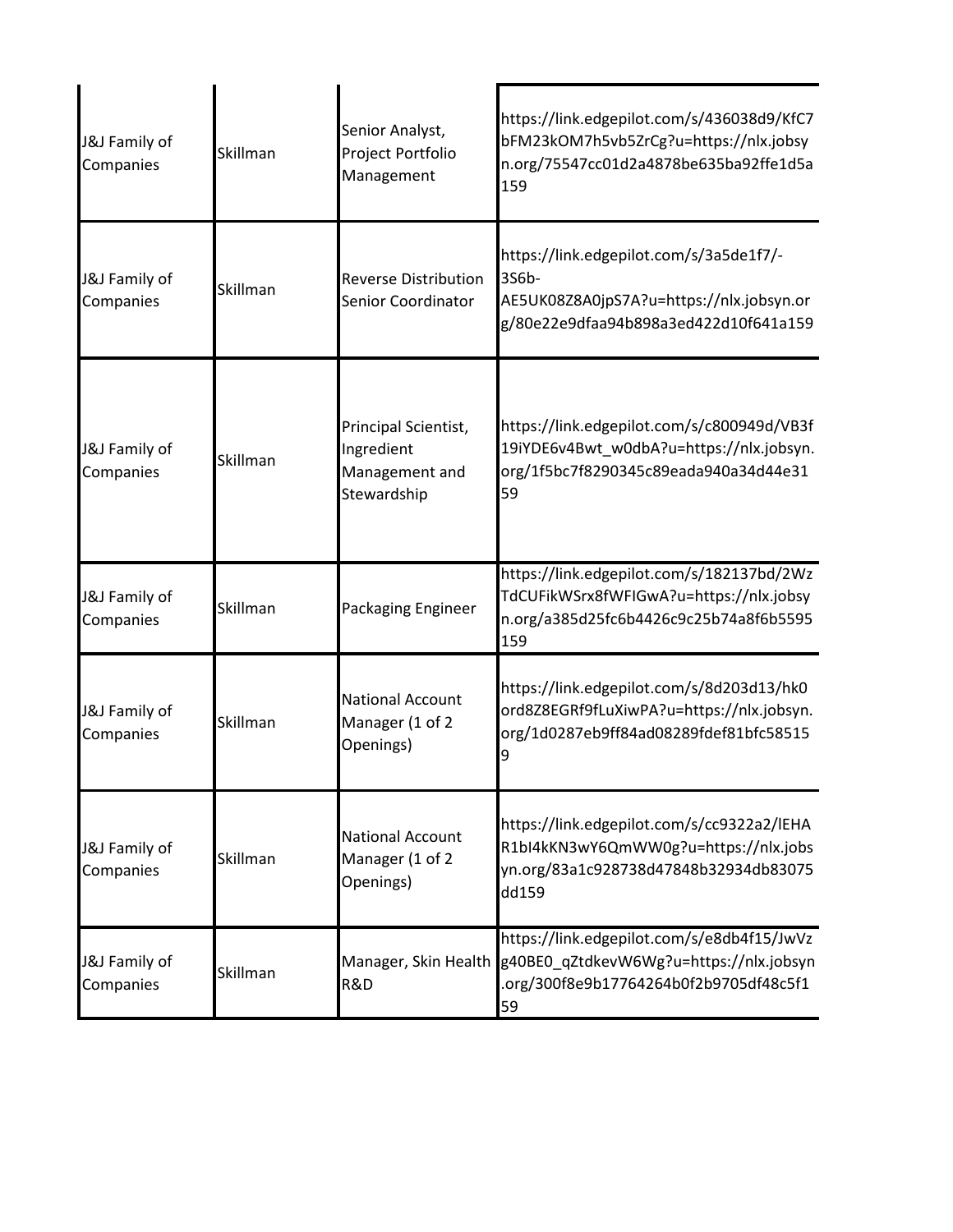| | | | |
|---|---|---|---|
| J&J Family of Companies | Skillman | Senior Analyst, Project Portfolio Management | https://link.edgepilot.com/s/436038d9/KfC7bFM23kOM7h5vb5ZrCg?u=https://nlx.jobsyn.org/75547cc01d2a4878be635ba92ffe1d5a159 |
| J&J Family of Companies | Skillman | Reverse Distribution Senior Coordinator | https://link.edgepilot.com/s/3a5de1f7/-3S6b-AE5UK08Z8A0jpS7A?u=https://nlx.jobsyn.org/80e22e9dfaa94b898a3ed422d10f641a159 |
| J&J Family of Companies | Skillman | Principal Scientist, Ingredient Management and Stewardship | https://link.edgepilot.com/s/c800949d/VB3f19iYDE6v4Bwt_w0dbA?u=https://nlx.jobsyn.org/1f5bc7f8290345c89eada940a34d44e3159 |
| J&J Family of Companies | Skillman | Packaging Engineer | https://link.edgepilot.com/s/182137bd/2WzTdCUFikWSrx8fWFIGwA?u=https://nlx.jobsyn.org/a385d25fc6b4426c9c25b74a8f6b5595159 |
| J&J Family of Companies | Skillman | National Account Manager (1 of 2 Openings) | https://link.edgepilot.com/s/8d203d13/hk0ord8Z8EGRf9fLuXiwPA?u=https://nlx.jobsyn.org/1d0287eb9ff84ad08289fdef81bfc585159 |
| J&J Family of Companies | Skillman | National Account Manager (1 of 2 Openings) | https://link.edgepilot.com/s/cc9322a2/lEHAR1bI4kKN3wY6QmWW0g?u=https://nlx.jobsyn.org/83a1c928738d47848b32934db83075dd159 |
| J&J Family of Companies | Skillman | Manager, Skin Health R&D | https://link.edgepilot.com/s/e8db4f15/JwVzg40BE0_qZtdkevW6Wg?u=https://nlx.jobsyn.org/300f8e9b17764264b0f2b9705df48c5f159 |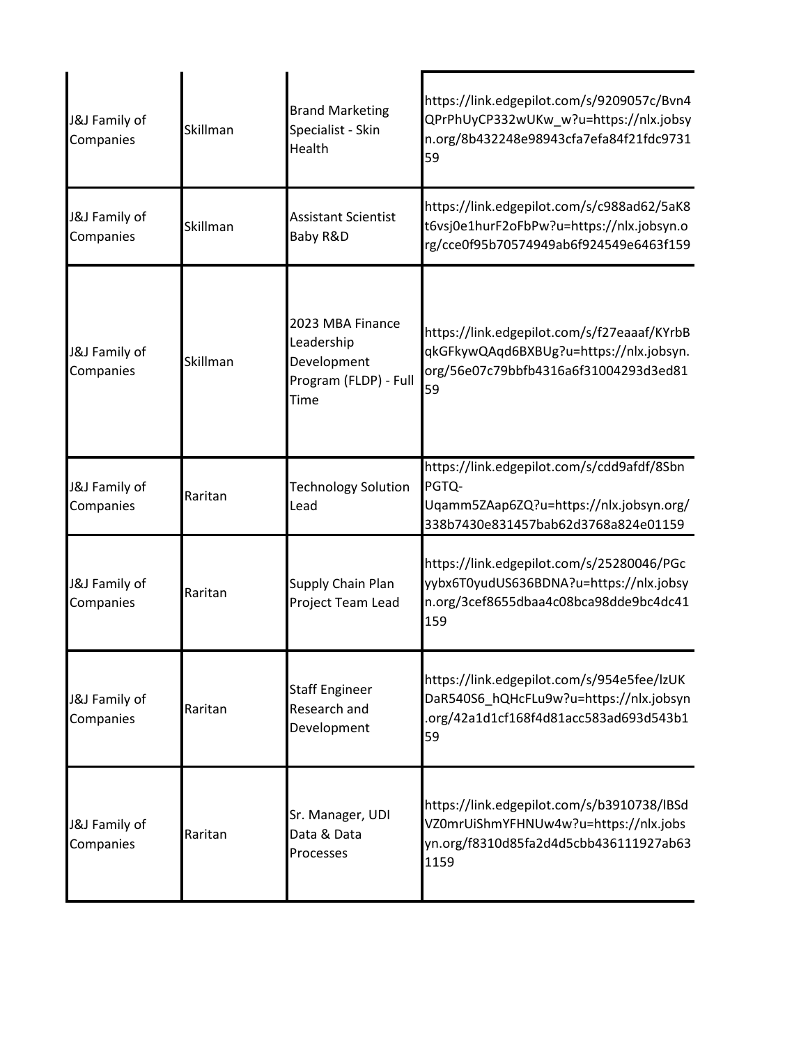| | | | |
|---|---|---|---|
| J&J Family of Companies | Skillman | Brand Marketing Specialist - Skin Health | https://link.edgepilot.com/s/9209057c/Bvn4QPrPhUyCP332wUKw_w?u=https://nlx.jobsyn.org/8b432248e98943cfa7efa84f21fdc973159 |
| J&J Family of Companies | Skillman | Assistant Scientist Baby R&D | https://link.edgepilot.com/s/c988ad62/5aK8t6vsj0e1hurF2oFbPw?u=https://nlx.jobsyn.org/cce0f95b70574949ab6f924549e6463f159 |
| J&J Family of Companies | Skillman | 2023 MBA Finance Leadership Development Program (FLDP) - Full Time | https://link.edgepilot.com/s/f27eaaaf/KYrbBqkGFkywQAqd6BXBUg?u=https://nlx.jobsyn.org/56e07c79bbfb4316a6f31004293d3ed8159 |
| J&J Family of Companies | Raritan | Technology Solution Lead | https://link.edgepilot.com/s/cdd9afdf/8SbnPGTQ-Uqamm5ZAap6ZQ?u=https://nlx.jobsyn.org/338b7430e831457bab62d3768a824e01159 |
| J&J Family of Companies | Raritan | Supply Chain Plan Project Team Lead | https://link.edgepilot.com/s/25280046/PGcyybx6T0yudUS636BDNA?u=https://nlx.jobsyn.org/3cef8655dbaa4c08bca98dde9bc4dc41159 |
| J&J Family of Companies | Raritan | Staff Engineer Research and Development | https://link.edgepilot.com/s/954e5fee/lzUKDaR540S6_hQHcFLu9w?u=https://nlx.jobsyn.org/42a1d1cf168f4d81acc583ad693d543b159 |
| J&J Family of Companies | Raritan | Sr. Manager, UDI Data & Data Processes | https://link.edgepilot.com/s/b3910738/lBSdVZ0mrUiShmYFHNUw4w?u=https://nlx.jobsyn.org/f8310d85fa2d4d5cbb436111927ab631159 |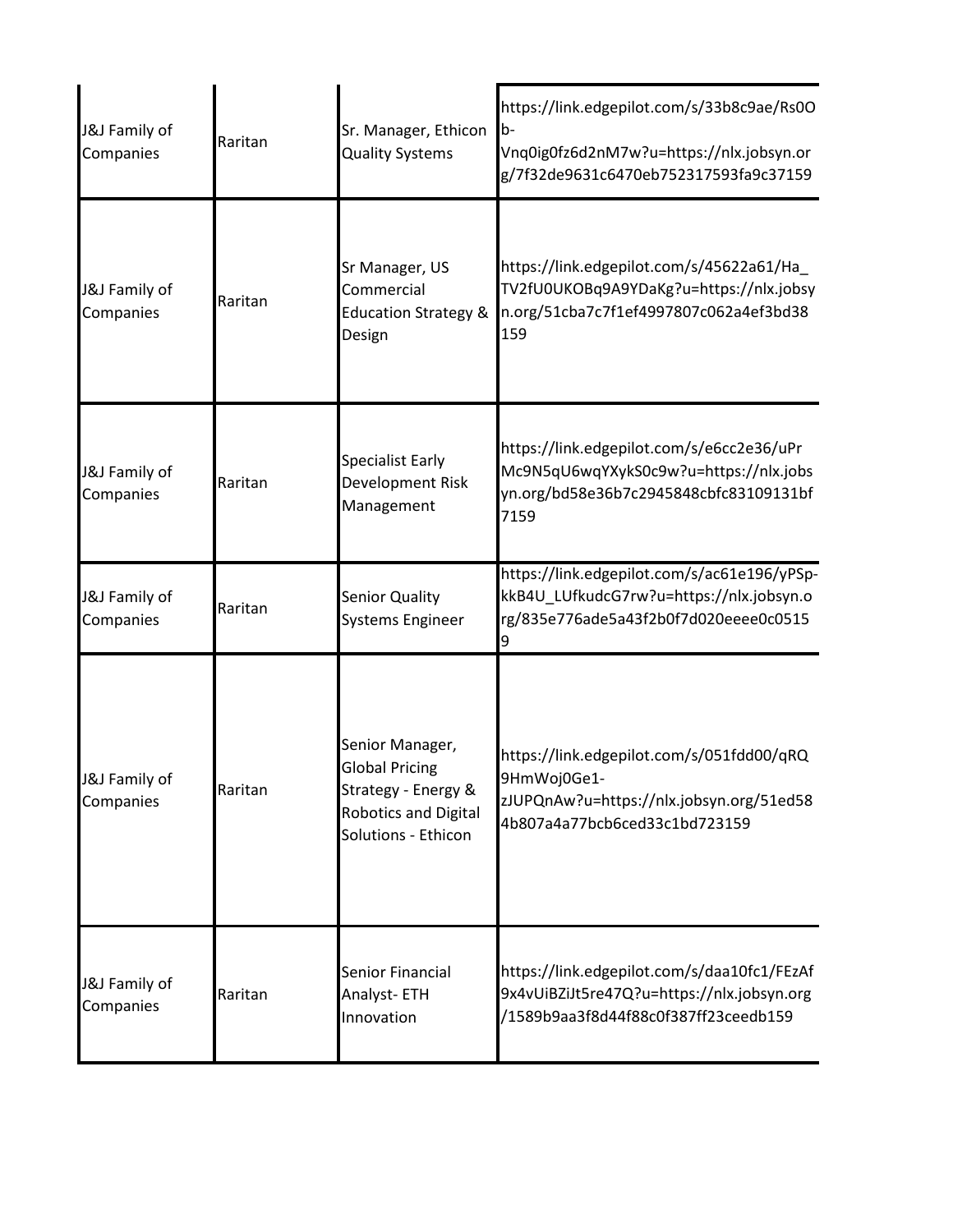| | | | |
|---|---|---|---|
| J&J Family of Companies | Raritan | Sr. Manager, Ethicon Quality Systems | https://link.edgepilot.com/s/33b8c9ae/Rs0Ob-Vnq0ig0fz6d2nM7w?u=https://nlx.jobsyn.org/7f32de9631c6470eb752317593fa9c37159 |
| J&J Family of Companies | Raritan | Sr Manager, US Commercial Education Strategy & Design | https://link.edgepilot.com/s/45622a61/Ha_TV2fU0UKOBq9A9YDaKg?u=https://nlx.jobsyn.org/51cba7c7f1ef4997807c062a4ef3bd38159 |
| J&J Family of Companies | Raritan | Specialist Early Development Risk Management | https://link.edgepilot.com/s/e6cc2e36/uPrMc9N5qU6wqYXykS0c9w?u=https://nlx.jobsyn.org/bd58e36b7c2945848cbfc83109131bf7159 |
| J&J Family of Companies | Raritan | Senior Quality Systems Engineer | https://link.edgepilot.com/s/ac61e196/yPSp-kkB4U_LUfkudcG7rw?u=https://nlx.jobsyn.org/835e776ade5a43f2b0f7d020eeee0c05159 |
| J&J Family of Companies | Raritan | Senior Manager, Global Pricing Strategy - Energy & Robotics and Digital Solutions - Ethicon | https://link.edgepilot.com/s/051fdd00/qRQ9HmWoj0Ge1-zJUPQnAw?u=https://nlx.jobsyn.org/51ed584b807a4a77bcb6ced33c1bd723159 |
| J&J Family of Companies | Raritan | Senior Financial Analyst- ETH Innovation | https://link.edgepilot.com/s/daa10fc1/FEzAf9x4vUiBZiJt5re47Q?u=https://nlx.jobsyn.org/1589b9aa3f8d44f88c0f387ff23ceedb159 |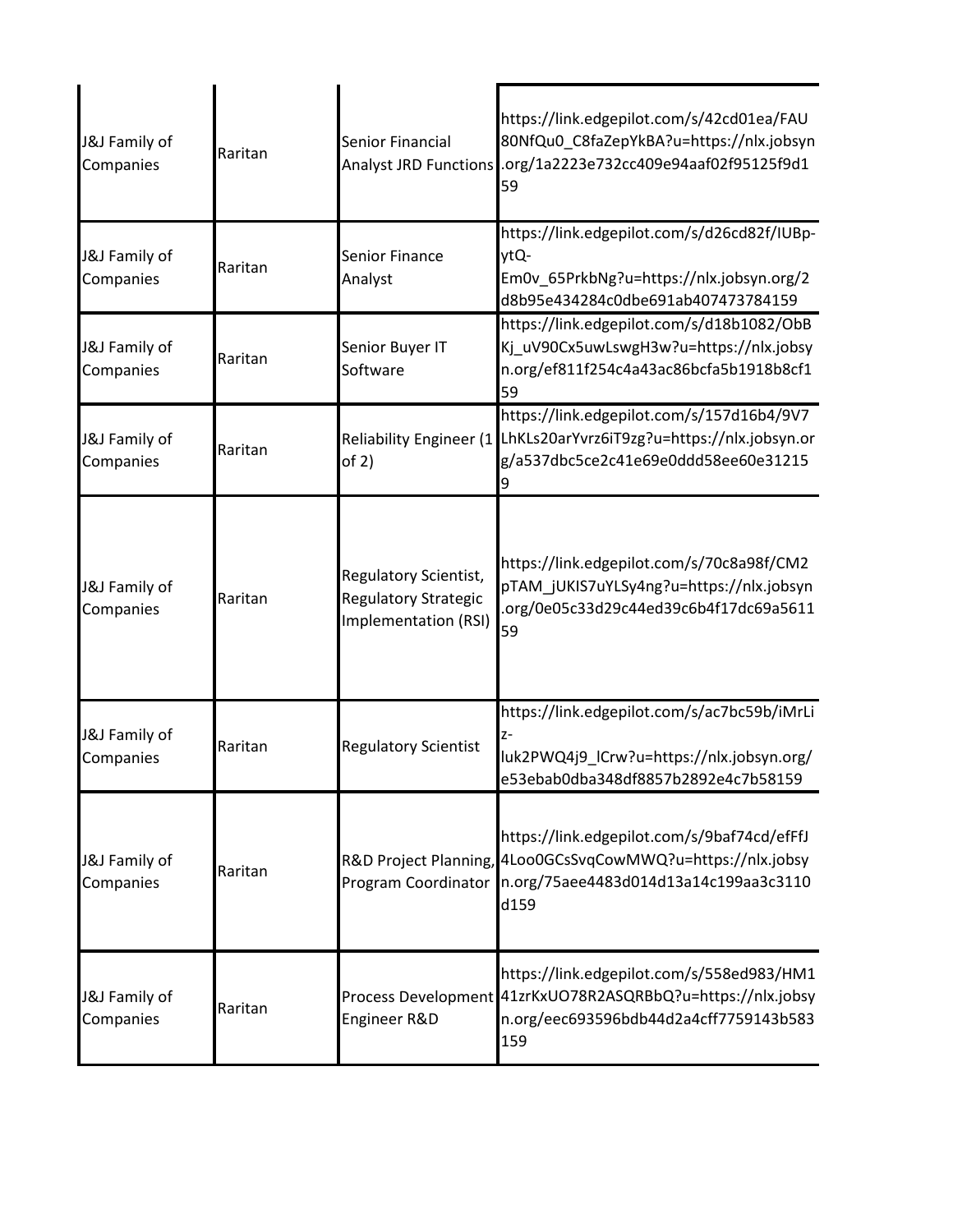| | | | |
|---|---|---|---|
| J&J Family of Companies | Raritan | Senior Financial Analyst JRD Functions | https://link.edgepilot.com/s/42cd01ea/FAU80NfQu0_C8faZepYkBA?u=https://nlx.jobsyn.org/1a2223e732cc409e94aaf02f95125f9d159 |
| J&J Family of Companies | Raritan | Senior Finance Analyst | https://link.edgepilot.com/s/d26cd82f/IUBp-ytQ-Em0v_65PrkbNg?u=https://nlx.jobsyn.org/2d8b95e434284c0dbe691ab407473784159 |
| J&J Family of Companies | Raritan | Senior Buyer IT Software | https://link.edgepilot.com/s/d18b1082/ObBKj_uV90Cx5uwLswgH3w?u=https://nlx.jobsyn.org/ef811f254c4a43ac86bcfa5b1918b8cf159 |
| J&J Family of Companies | Raritan | Reliability Engineer (1 of 2) | https://link.edgepilot.com/s/157d16b4/9V7LhKLs20arYvrz6iT9zg?u=https://nlx.jobsyn.org/a537dbc5ce2c41e69e0ddd58ee60e312159 |
| J&J Family of Companies | Raritan | Regulatory Scientist, Regulatory Strategic Implementation (RSI) | https://link.edgepilot.com/s/70c8a98f/CM2pTAM_jUKIS7uYLSy4ng?u=https://nlx.jobsyn.org/0e05c33d29c44ed39c6b4f17dc69a561159 |
| J&J Family of Companies | Raritan | Regulatory Scientist | https://link.edgepilot.com/s/ac7bc59b/iMrLiz-luk2PWQ4j9_lCrw?u=https://nlx.jobsyn.org/e53ebab0dba348df8857b2892e4c7b58159 |
| J&J Family of Companies | Raritan | R&D Project Planning, Program Coordinator | https://link.edgepilot.com/s/9baf74cd/efFfJ4Loo0GCsSvqCowMWQ?u=https://nlx.jobsyn.org/75aee4483d014d13a14c199aa3c3110d159 |
| J&J Family of Companies | Raritan | Process Development Engineer R&D | https://link.edgepilot.com/s/558ed983/HM141zrKxUO78R2ASQRBbQ?u=https://nlx.jobsyn.org/eec693596bdb44d2a4cff7759143b583159 |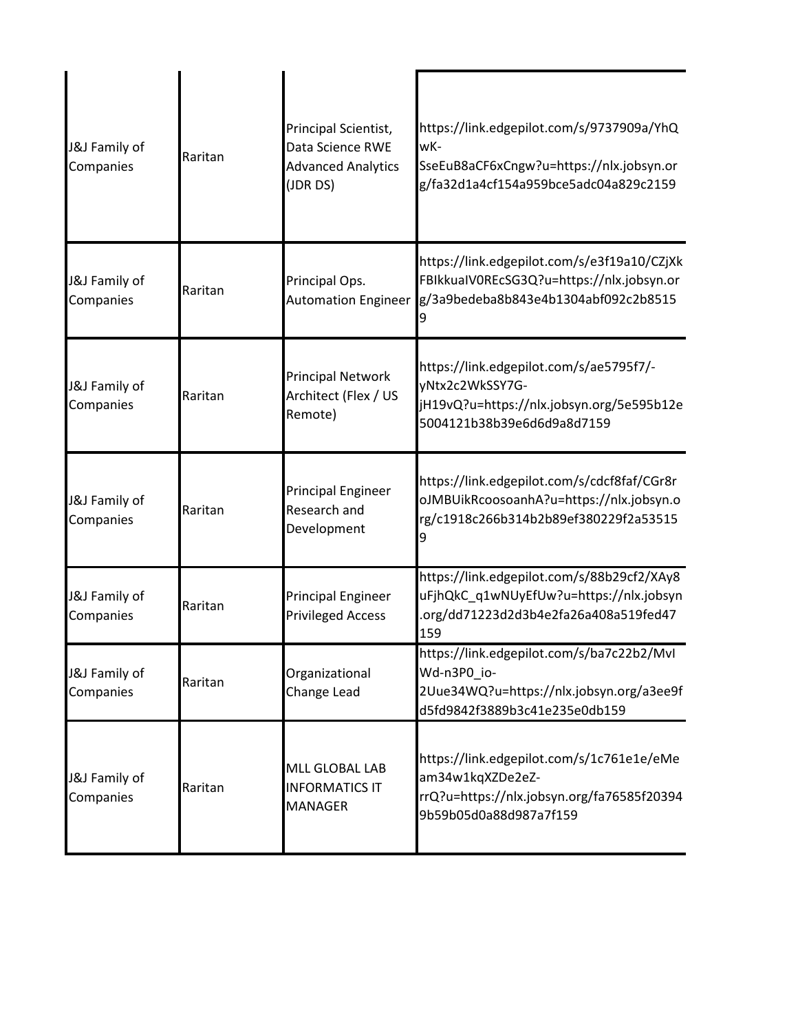| | | | |
|---|---|---|---|
| J&J Family of Companies | Raritan | Principal Scientist, Data Science RWE Advanced Analytics (JDR DS) | https://link.edgepilot.com/s/9737909a/YhQwK-SseEuB8aCF6xCngw?u=https://nlx.jobsyn.org/fa32d1a4cf154a959bce5adc04a829c2159 |
| J&J Family of Companies | Raritan | Principal Ops. Automation Engineer | https://link.edgepilot.com/s/e3f19a10/CZjXkFBIkkuaIV0REcSG3Q?u=https://nlx.jobsyn.org/3a9bedeba8b843e4b1304abf092c2b85159 |
| J&J Family of Companies | Raritan | Principal Network Architect (Flex / US Remote) | https://link.edgepilot.com/s/ae5795f7/-yNtx2c2WkSSY7G-jH19vQ?u=https://nlx.jobsyn.org/5e595b12e5004121b38b39e6d6d9a8d7159 |
| J&J Family of Companies | Raritan | Principal Engineer Research and Development | https://link.edgepilot.com/s/cdcf8faf/CGr8roJMBUikRcoosoanhA?u=https://nlx.jobsyn.org/c1918c266b314b2b89ef380229f2a535159 |
| J&J Family of Companies | Raritan | Principal Engineer Privileged Access | https://link.edgepilot.com/s/88b29cf2/XAy8uFjhQkC_q1wNUyEfUw?u=https://nlx.jobsyn.org/dd71223d2d3b4e2fa26a408a519fed47159 |
| J&J Family of Companies | Raritan | Organizational Change Lead | https://link.edgepilot.com/s/ba7c22b2/MvIWd-n3P0_io-2Uue34WQ?u=https://nlx.jobsyn.org/a3ee9fd5fd9842f3889b3c41e235e0db159 |
| J&J Family of Companies | Raritan | MLL GLOBAL LAB INFORMATICS IT MANAGER | https://link.edgepilot.com/s/1c761e1e/eMeam34w1kqXZDe2eZ-rrQ?u=https://nlx.jobsyn.org/fa76585f203949b59b05d0a88d987a7f159 |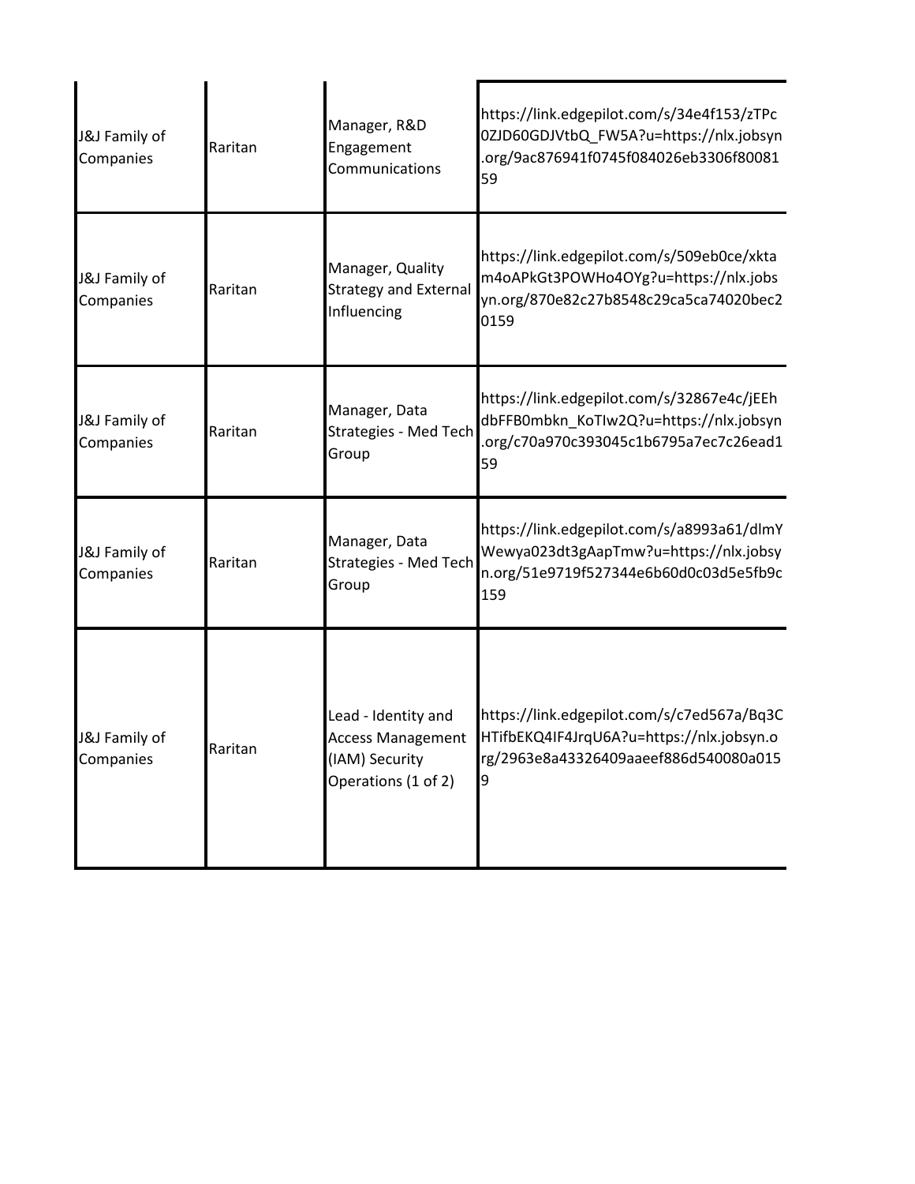| | | | |
|---|---|---|---|
| J&J Family of Companies | Raritan | Manager, R&D Engagement Communications | https://link.edgepilot.com/s/34e4f153/zTPc0ZJD60GDJVtbQ_FW5A?u=https://nlx.jobsyn.org/9ac876941f0745f084026eb3306f8008159 |
| J&J Family of Companies | Raritan | Manager, Quality Strategy and External Influencing | https://link.edgepilot.com/s/509eb0ce/xktam4oAPkGt3POWHo4OYg?u=https://nlx.jobsyn.org/870e82c27b8548c29ca5ca74020bec20159 |
| J&J Family of Companies | Raritan | Manager, Data Strategies - Med Tech Group | https://link.edgepilot.com/s/32867e4c/jEEhdbFFB0mbkn_KoTIw2Q?u=https://nlx.jobsyn.org/c70a970c393045c1b6795a7ec7c26ead159 |
| J&J Family of Companies | Raritan | Manager, Data Strategies - Med Tech Group | https://link.edgepilot.com/s/a8993a61/dlmYWewya023dt3gAapTmw?u=https://nlx.jobsyn.org/51e9719f527344e6b60d0c03d5e5fb9c159 |
| J&J Family of Companies | Raritan | Lead - Identity and Access Management (IAM) Security Operations (1 of 2) | https://link.edgepilot.com/s/c7ed567a/Bq3CHTifbEKQ4IF4JrqU6A?u=https://nlx.jobsyn.org/2963e8a43326409aaeef886d540080a0159 |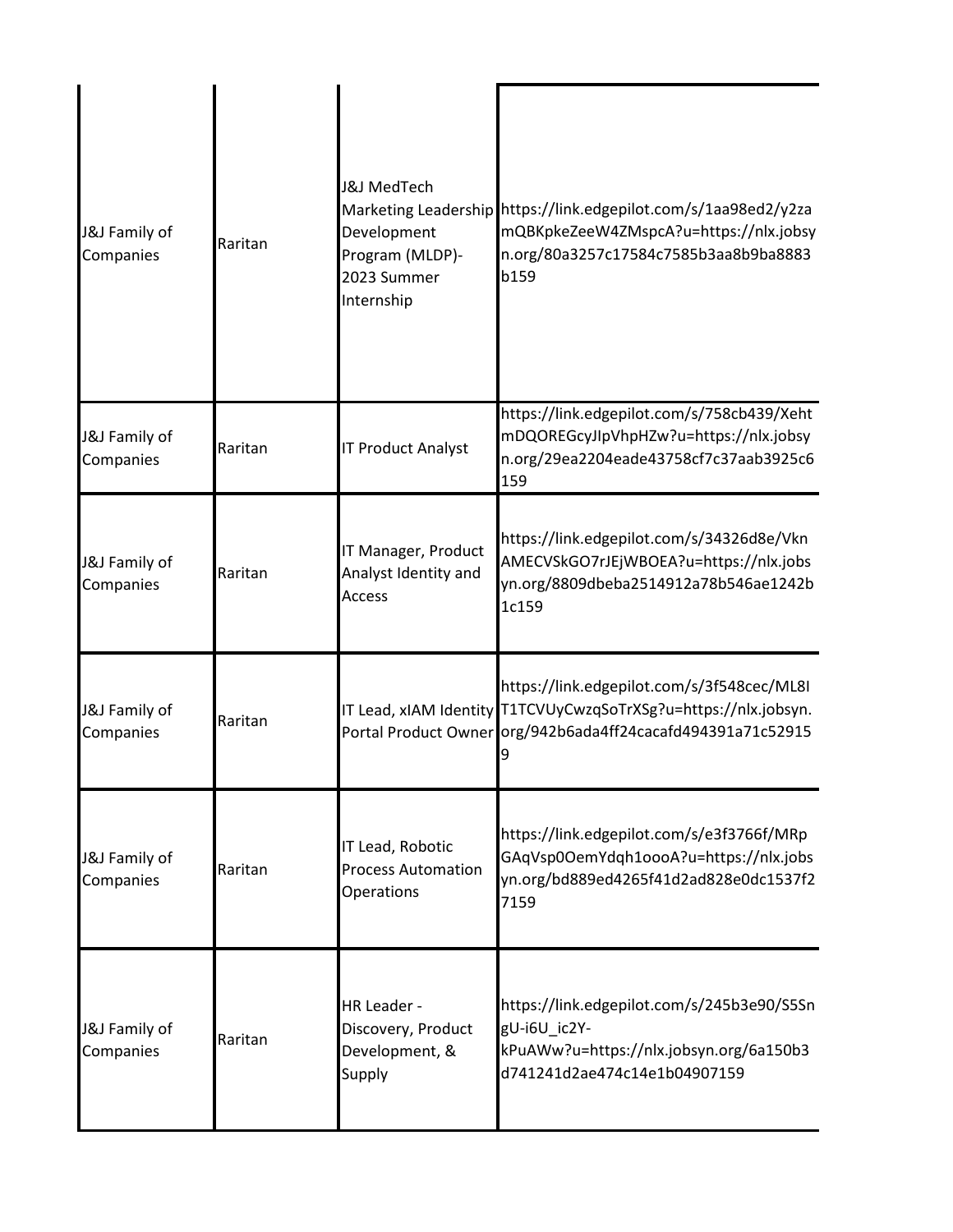| | | | |
|---|---|---|---|
| J&J Family of Companies | Raritan | J&J MedTech Marketing Leadership Development Program (MLDP)-2023 Summer Internship | https://link.edgepilot.com/s/1aa98ed2/y2zamQBKpkeZeeW4ZMspcA?u=https://nlx.jobsyn.org/80a3257c17584c7585b3aa8b9ba8883b159 |
| J&J Family of Companies | Raritan | IT Product Analyst | https://link.edgepilot.com/s/758cb439/XehtmDQOREGcyJIpVhpHZw?u=https://nlx.jobsyn.org/29ea2204eade43758cf7c37aab3925c6159 |
| J&J Family of Companies | Raritan | IT Manager, Product Analyst Identity and Access | https://link.edgepilot.com/s/34326d8e/VknAMECVSkGO7rJEjWBOEA?u=https://nlx.jobsyn.org/8809dbeba2514912a78b546ae1242b1c159 |
| J&J Family of Companies | Raritan | IT Lead, xIAM Identity Portal Product Owner | https://link.edgepilot.com/s/3f548cec/ML8IT1TCVUyCwzqSoTrXSg?u=https://nlx.jobsyn.org/942b6ada4ff24cacafd494391a71c529159 |
| J&J Family of Companies | Raritan | IT Lead, Robotic Process Automation Operations | https://link.edgepilot.com/s/e3f3766f/MRpGAqVsp0OemYdqh1oooA?u=https://nlx.jobsyn.org/bd889ed4265f41d2ad828e0dc1537f27159 |
| J&J Family of Companies | Raritan | HR Leader - Discovery, Product Development, & Supply | https://link.edgepilot.com/s/245b3e90/S5SngU-i6U_ic2Y-kPuAWw?u=https://nlx.jobsyn.org/6a150b3d741241d2ae474c14e1b04907159 |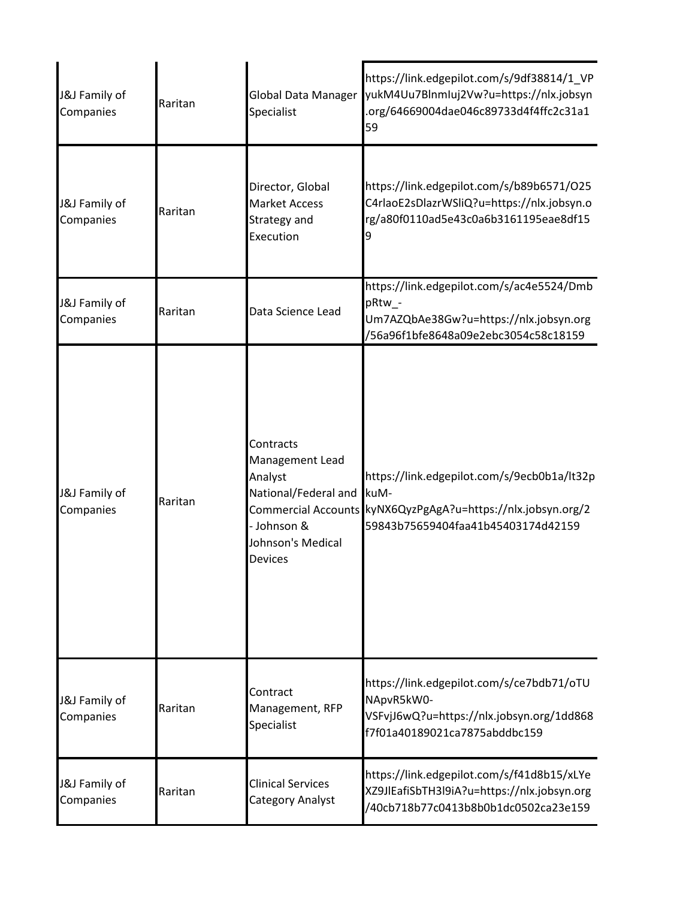| | | | |
|---|---|---|---|
| J&J Family of Companies | Raritan | Global Data Manager Specialist | https://link.edgepilot.com/s/9df38814/1_VPyukM4Uu7BlnmIuj2Vw?u=https://nlx.jobsyn.org/64669004dae046c89733d4f4ffc2c31a159 |
| J&J Family of Companies | Raritan | Director, Global Market Access Strategy and Execution | https://link.edgepilot.com/s/b89b6571/O25C4rlaoE2sDlazrWSliQ?u=https://nlx.jobsyn.org/a80f0110ad5e43c0a6b3161195eae8df159 |
| J&J Family of Companies | Raritan | Data Science Lead | https://link.edgepilot.com/s/ac4e5524/DmbpRtw_-Um7AZQbAe38Gw?u=https://nlx.jobsyn.org/56a96f1bfe8648a09e2ebc3054c58c18159 |
| J&J Family of Companies | Raritan | Contracts Management Lead Analyst National/Federal and Commercial Accounts - Johnson & Johnson's Medical Devices | https://link.edgepilot.com/s/9ecb0b1a/lt32pkuM-kyNX6QyzPgAgA?u=https://nlx.jobsyn.org/259843b75659404faa41b45403174d42159 |
| J&J Family of Companies | Raritan | Contract Management, RFP Specialist | https://link.edgepilot.com/s/ce7bdb71/oTUNApvR5kW0-VSFvjJ6wQ?u=https://nlx.jobsyn.org/1dd868f7f01a40189021ca7875abddbc159 |
| J&J Family of Companies | Raritan | Clinical Services Category Analyst | https://link.edgepilot.com/s/f41d8b15/xLYeXZ9JlEafiSbTH3l9iA?u=https://nlx.jobsyn.org/40cb718b77c0413b8b0b1dc0502ca23e159 |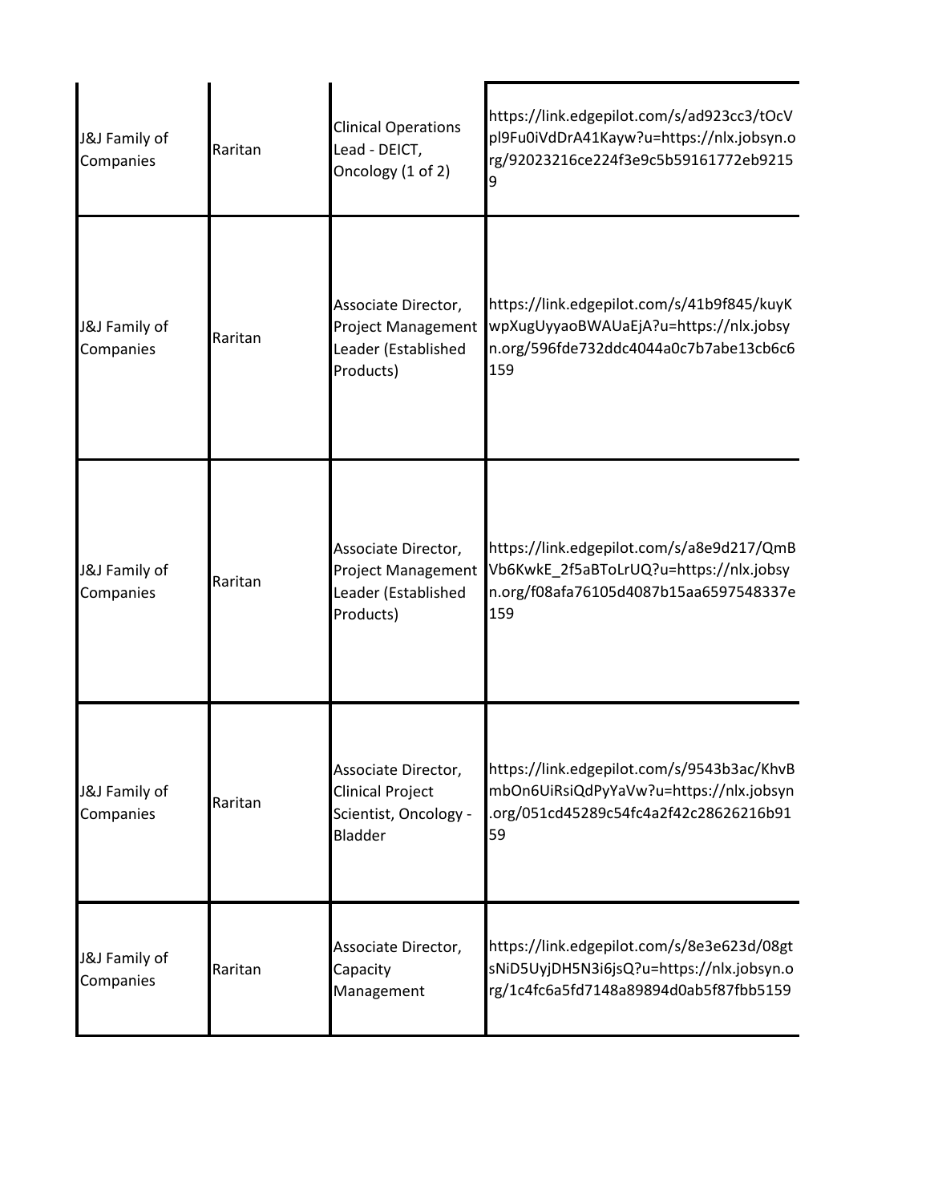| | | | |
|---|---|---|---|
| J&J Family of Companies | Raritan | Clinical Operations Lead - DEICT, Oncology (1 of 2) | https://link.edgepilot.com/s/ad923cc3/tOcVpl9Fu0iVdDrA41Kayw?u=https://nlx.jobsyn.org/92023216ce224f3e9c5b59161772eb92159 |
| J&J Family of Companies | Raritan | Associate Director, Project Management Leader (Established Products) | https://link.edgepilot.com/s/41b9f845/kuyKwpXugUyyaoBWAUaEjA?u=https://nlx.jobsyn.org/596fde732ddc4044a0c7b7abe13cb6c6159 |
| J&J Family of Companies | Raritan | Associate Director, Project Management Leader (Established Products) | https://link.edgepilot.com/s/a8e9d217/QmBVb6KwkE_2f5aBToLrUQ?u=https://nlx.jobsyn.org/f08afa76105d4087b15aa6597548337e159 |
| J&J Family of Companies | Raritan | Associate Director, Clinical Project Scientist, Oncology - Bladder | https://link.edgepilot.com/s/9543b3ac/KhvBmbOn6UiRsiQdPyYaVw?u=https://nlx.jobsyn.org/051cd45289c54fc4a2f42c28626216b9159 |
| J&J Family of Companies | Raritan | Associate Director, Capacity Management | https://link.edgepilot.com/s/8e3e623d/08gtsNiD5UyjDH5N3i6jsQ?u=https://nlx.jobsyn.org/1c4fc6a5fd7148a89894d0ab5f87fbb5159 |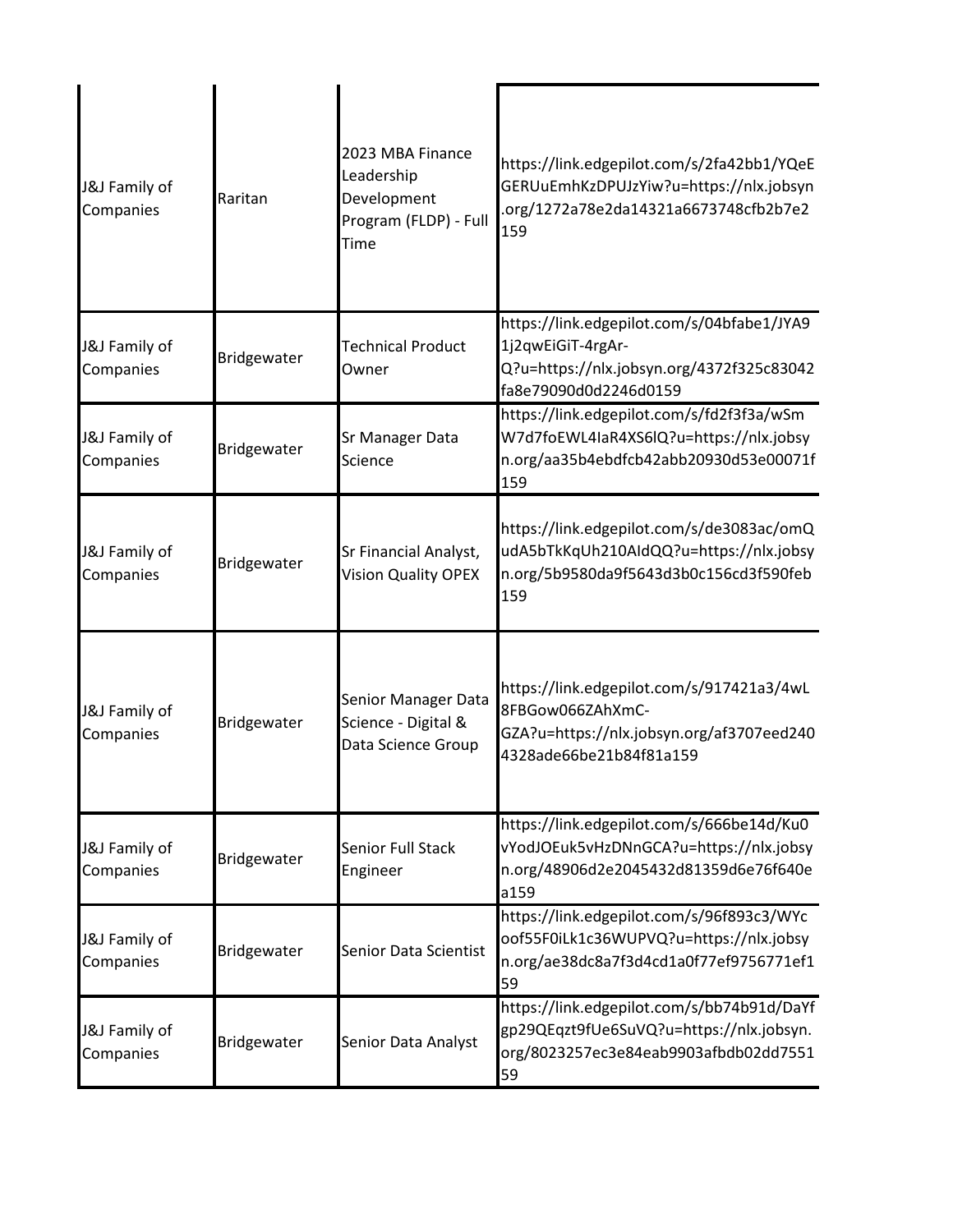| | | | |
|---|---|---|---|
| J&J Family of Companies | Raritan | 2023 MBA Finance Leadership Development Program (FLDP) - Full Time | https://link.edgepilot.com/s/2fa42bb1/YQeEGERUuEmhKzDPUJzYiw?u=https://nlx.jobsyn.org/1272a78e2da14321a6673748cfb2b7e2159 |
| J&J Family of Companies | Bridgewater | Technical Product Owner | https://link.edgepilot.com/s/04bfabe1/JYA91j2qwEiGiT-4rgAr-Q?u=https://nlx.jobsyn.org/4372f325c83042fa8e79090d0d2246d0159 |
| J&J Family of Companies | Bridgewater | Sr Manager Data Science | https://link.edgepilot.com/s/fd2f3f3a/wSmW7d7foEWL4IaR4XS6lQ?u=https://nlx.jobsyn.org/aa35b4ebdfcb42abb20930d53e00071f159 |
| J&J Family of Companies | Bridgewater | Sr Financial Analyst, Vision Quality OPEX | https://link.edgepilot.com/s/de3083ac/omQudA5bTkKqUh210AIdQQ?u=https://nlx.jobsyn.org/5b9580da9f5643d3b0c156cd3f590feb159 |
| J&J Family of Companies | Bridgewater | Senior Manager Data Science - Digital & Data Science Group | https://link.edgepilot.com/s/917421a3/4wL8FBGow066ZAhXmC-GZA?u=https://nlx.jobsyn.org/af3707eed2404328ade66be21b84f81a159 |
| J&J Family of Companies | Bridgewater | Senior Full Stack Engineer | https://link.edgepilot.com/s/666be14d/Ku0vYodJOEuk5vHzDNnGCA?u=https://nlx.jobsyn.org/48906d2e2045432d81359d6e76f640ea159 |
| J&J Family of Companies | Bridgewater | Senior Data Scientist | https://link.edgepilot.com/s/96f893c3/WYcoof55F0iLk1c36WUPVQ?u=https://nlx.jobsyn.org/ae38dc8a7f3d4cd1a0f77ef9756771ef159 |
| J&J Family of Companies | Bridgewater | Senior Data Analyst | https://link.edgepilot.com/s/bb74b91d/DaYfgp29QEqzt9fUe6SuVQ?u=https://nlx.jobsyn.org/8023257ec3e84eab9903afbdb02dd755159 |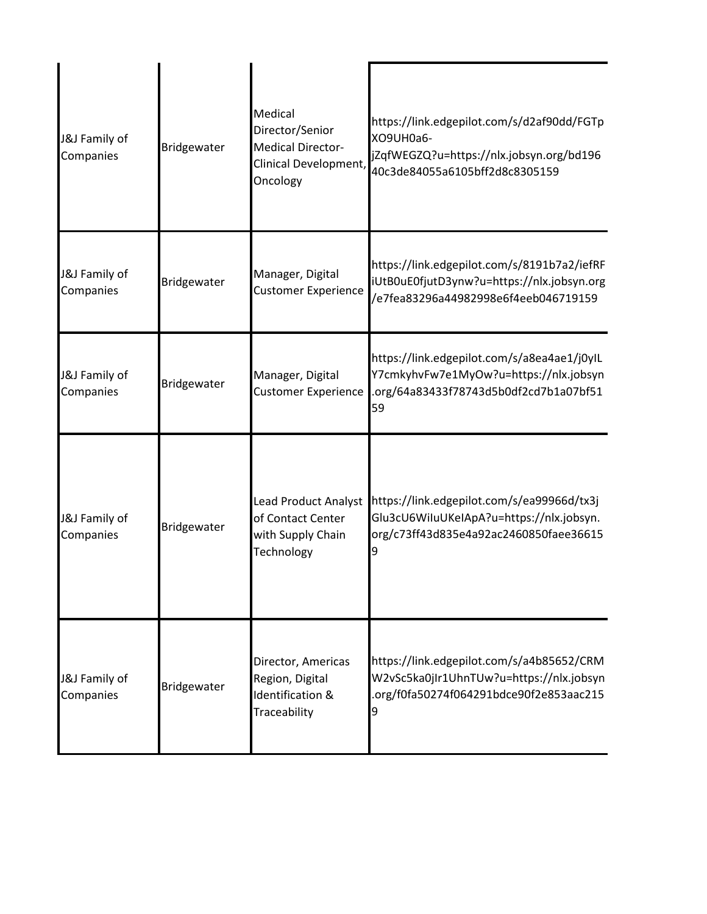| | | | |
|---|---|---|---|
| J&J Family of Companies | Bridgewater | Medical Director/Senior Medical Director-Clinical Development, Oncology | https://link.edgepilot.com/s/d2af90dd/FGTpXO9UH0a6-jZqfWEGZQ?u=https://nlx.jobsyn.org/bd19640c3de84055a6105bff2d8c8305159 |
| J&J Family of Companies | Bridgewater | Manager, Digital Customer Experience | https://link.edgepilot.com/s/8191b7a2/iefRFiUtB0uE0fjutD3ynw?u=https://nlx.jobsyn.org/e7fea83296a44982998e6f4eeb046719159 |
| J&J Family of Companies | Bridgewater | Manager, Digital Customer Experience | https://link.edgepilot.com/s/a8ea4ae1/j0yILY7cmkyhvFw7e1MyOw?u=https://nlx.jobsyn.org/64a83433f78743d5b0df2cd7b1a07bf5159 |
| J&J Family of Companies | Bridgewater | Lead Product Analyst of Contact Center with Supply Chain Technology | https://link.edgepilot.com/s/ea99966d/tx3jGlu3cU6WiIuUKeIApA?u=https://nlx.jobsyn.org/c73ff43d835e4a92ac2460850faee366159 |
| J&J Family of Companies | Bridgewater | Director, Americas Region, Digital Identification & Traceability | https://link.edgepilot.com/s/a4b85652/CRMW2vSc5ka0jIr1UhnTUw?u=https://nlx.jobsyn.org/f0fa50274f064291bdce90f2e853aac2159 |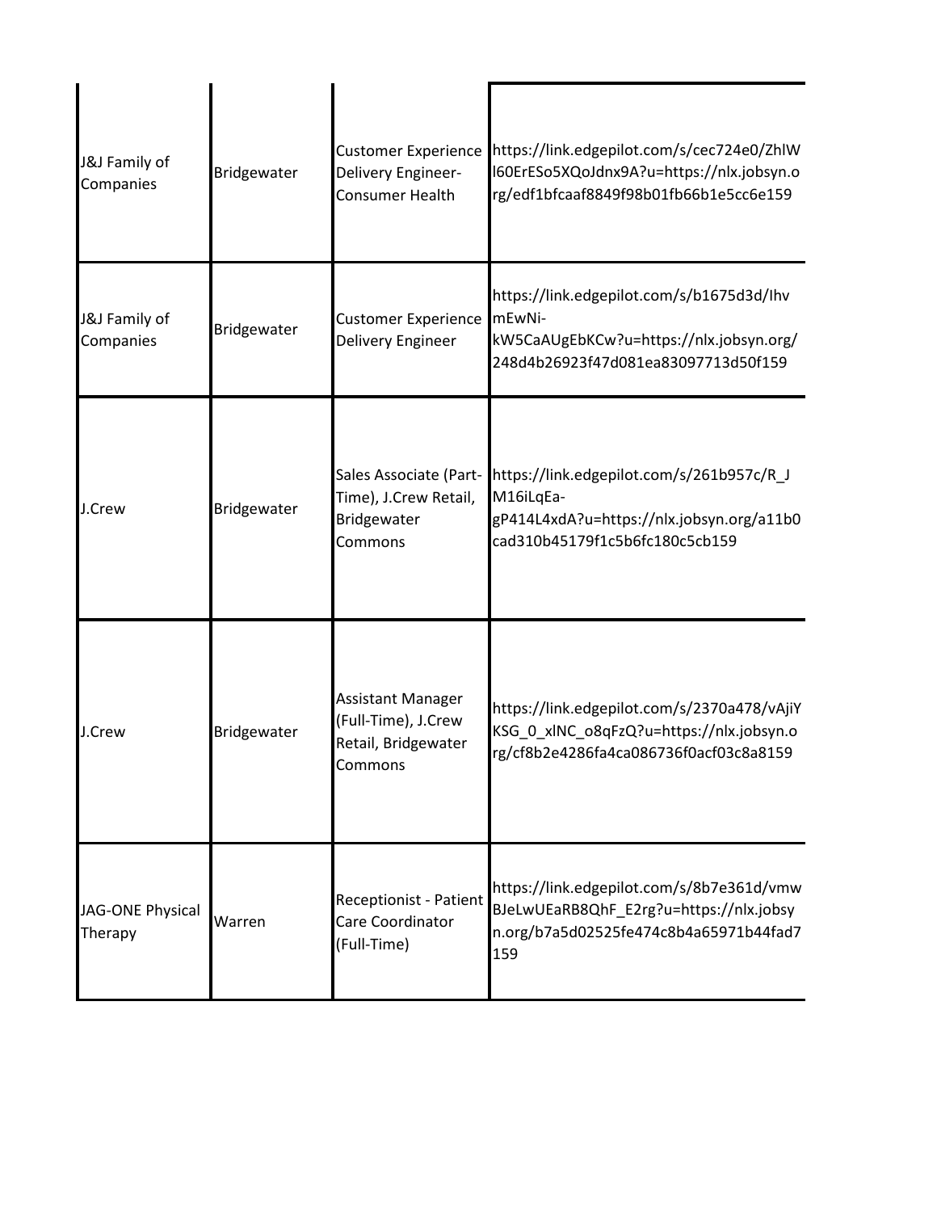| | | | |
|---|---|---|---|
| J&J Family of Companies | Bridgewater | Customer Experience Delivery Engineer- Consumer Health | https://link.edgepilot.com/s/cec724e0/ZhlWl60ErESo5XQoJdnx9A?u=https://nlx.jobsyn.org/edf1bfcaaf8849f98b01fb66b1e5cc6e159 |
| J&J Family of Companies | Bridgewater | Customer Experience Delivery Engineer | https://link.edgepilot.com/s/b1675d3d/IhvmEwNi-kW5CaAUgEbKCw?u=https://nlx.jobsyn.org/248d4b26923f47d081ea83097713d50f159 |
| J.Crew | Bridgewater | Sales Associate (Part-Time), J.Crew Retail, Bridgewater Commons | https://link.edgepilot.com/s/261b957c/R_JM16iLqEa-gP414L4xdA?u=https://nlx.jobsyn.org/a11b0cad310b45179f1c5b6fc180c5cb159 |
| J.Crew | Bridgewater | Assistant Manager (Full-Time), J.Crew Retail, Bridgewater Commons | https://link.edgepilot.com/s/2370a478/vAjiYKSG_0_xlNC_o8qFzQ?u=https://nlx.jobsyn.org/cf8b2e4286fa4ca086736f0acf03c8a8159 |
| JAG-ONE Physical Therapy | Warren | Receptionist - Patient Care Coordinator (Full-Time) | https://link.edgepilot.com/s/8b7e361d/vmwBJeLwUEaRB8QhF_E2rg?u=https://nlx.jobsyn.org/b7a5d02525fe474c8b4a65971b44fad7159 |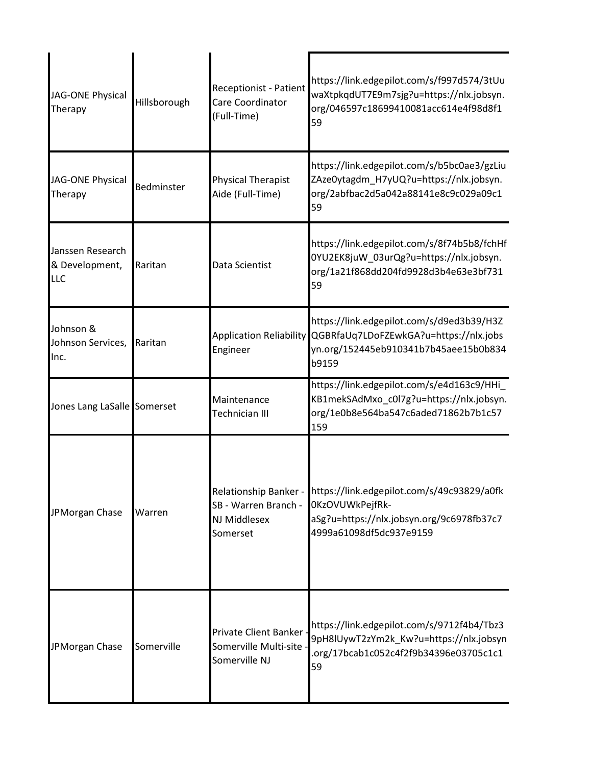| | | | |
|---|---|---|---|
| JAG-ONE Physical Therapy | Hillsborough | Receptionist - Patient Care Coordinator (Full-Time) | https://link.edgepilot.com/s/f997d574/3tUuwaXtpkqdUT7E9m7sjg?u=https://nlx.jobsyn.org/046597c18699410081acc614e4f98d8f159 |
| JAG-ONE Physical Therapy | Bedminster | Physical Therapist Aide (Full-Time) | https://link.edgepilot.com/s/b5bc0ae3/gzLiuZAze0ytagdm_H7yUQ?u=https://nlx.jobsyn.org/2abfbac2d5a042a88141e8c9c029a09c159 |
| Janssen Research & Development, LLC | Raritan | Data Scientist | https://link.edgepilot.com/s/8f74b5b8/fchHf0YU2EK8juW_03urQg?u=https://nlx.jobsyn.org/1a21f868dd204fd9928d3b4e63e3bf73159 |
| Johnson & Johnson Services, Inc. | Raritan | Application Reliability Engineer | https://link.edgepilot.com/s/d9ed3b39/H3ZQGBRfaUq7LDoFZEwkGA?u=https://nlx.jobsyn.org/152445eb910341b7b45aee15b0b834b9159 |
| Jones Lang LaSalle | Somerset | Maintenance Technician III | https://link.edgepilot.com/s/e4d163c9/HHi_KB1mekSAdMxo_c0l7g?u=https://nlx.jobsyn.org/1e0b8e564ba547c6aded71862b7b1c57159 |
| JPMorgan Chase | Warren | Relationship Banker - SB - Warren Branch - NJ Middlesex Somerset | https://link.edgepilot.com/s/49c93829/a0fk0KzOVUWkPejfRk-aSg?u=https://nlx.jobsyn.org/9c6978fb37c74999a61098df5dc937e9159 |
| JPMorgan Chase | Somerville | Private Client Banker - Somerville Multi-site - Somerville NJ | https://link.edgepilot.com/s/9712f4b4/Tbz39pH8lUywT2zYm2k_Kw?u=https://nlx.jobsyn.org/17bcab1c052c4f2f9b34396e03705c1c159 |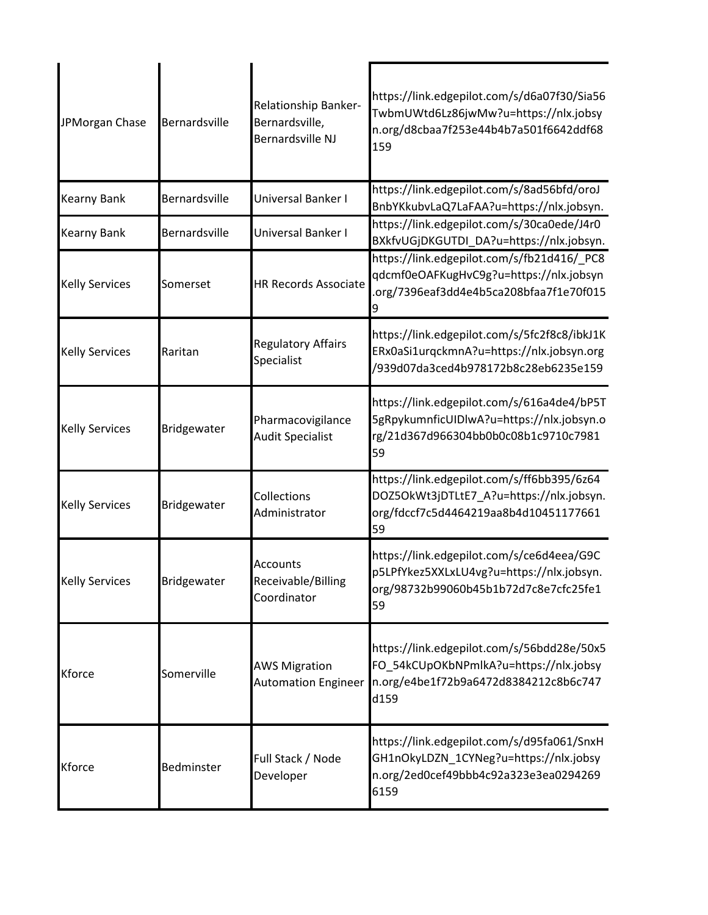| JPMorgan Chase | Bernardsville | Relationship Banker-Bernardsville, Bernardsville NJ | https://link.edgepilot.com/s/d6a07f30/Sia56TwbmUWtd6Lz86jwMw?u=https://nlx.jobsyn.org/d8cbaa7f253e44b4b7a501f6642ddf68159 |
|---|---|---|---|
| Kearny Bank | Bernardsville | Universal Banker I | https://link.edgepilot.com/s/8ad56bfd/oroJBnbYKkubvLaQ7LaFAA?u=https://nlx.jobsyn. |
| Kearny Bank | Bernardsville | Universal Banker I | https://link.edgepilot.com/s/30ca0ede/J4r0BXkfvUGjDKGUTDI_DA?u=https://nlx.jobsyn. |
| Kelly Services | Somerset | HR Records Associate | https://link.edgepilot.com/s/fb21d416/_PC8qdcmf0eOAFKugHvC9g?u=https://nlx.jobsyn.org/7396eaf3dd4e4b5ca208bfaa7f1e70f0159 |
| Kelly Services | Raritan | Regulatory Affairs Specialist | https://link.edgepilot.com/s/5fc2f8c8/ibkJ1KERx0aSi1urqckmnA?u=https://nlx.jobsyn.org/939d07da3ced4b978172b8c28eb6235e159 |
| Kelly Services | Bridgewater | Pharmacovigilance Audit Specialist | https://link.edgepilot.com/s/616a4de4/bP5T5gRpykumnficUIDlwA?u=https://nlx.jobsyn.org/21d367d966304bb0b0c08b1c9710c798159 |
| Kelly Services | Bridgewater | Collections Administrator | https://link.edgepilot.com/s/ff6bb395/6z64DOZ5OkWt3jDTLtE7_A?u=https://nlx.jobsyn.org/fdccf7c5d4464219aa8b4d1045117766159 |
| Kelly Services | Bridgewater | Accounts Receivable/Billing Coordinator | https://link.edgepilot.com/s/ce6d4eea/G9Cp5LPfYkez5XXLxLU4vg?u=https://nlx.jobsyn.org/98732b99060b45b1b72d7c8e7cfc25fe159 |
| Kforce | Somerville | AWS Migration Automation Engineer | https://link.edgepilot.com/s/56bdd28e/50x5FO_54kCUpOKbNPmlkA?u=https://nlx.jobsyn.org/e4be1f72b9a6472d8384212c8b6c747d159 |
| Kforce | Bedminster | Full Stack / Node Developer | https://link.edgepilot.com/s/d95fa061/SnxHGH1nOkyLDZN_1CYNeg?u=https://nlx.jobsyn.org/2ed0cef49bbb4c92a323e3ea02942696159 |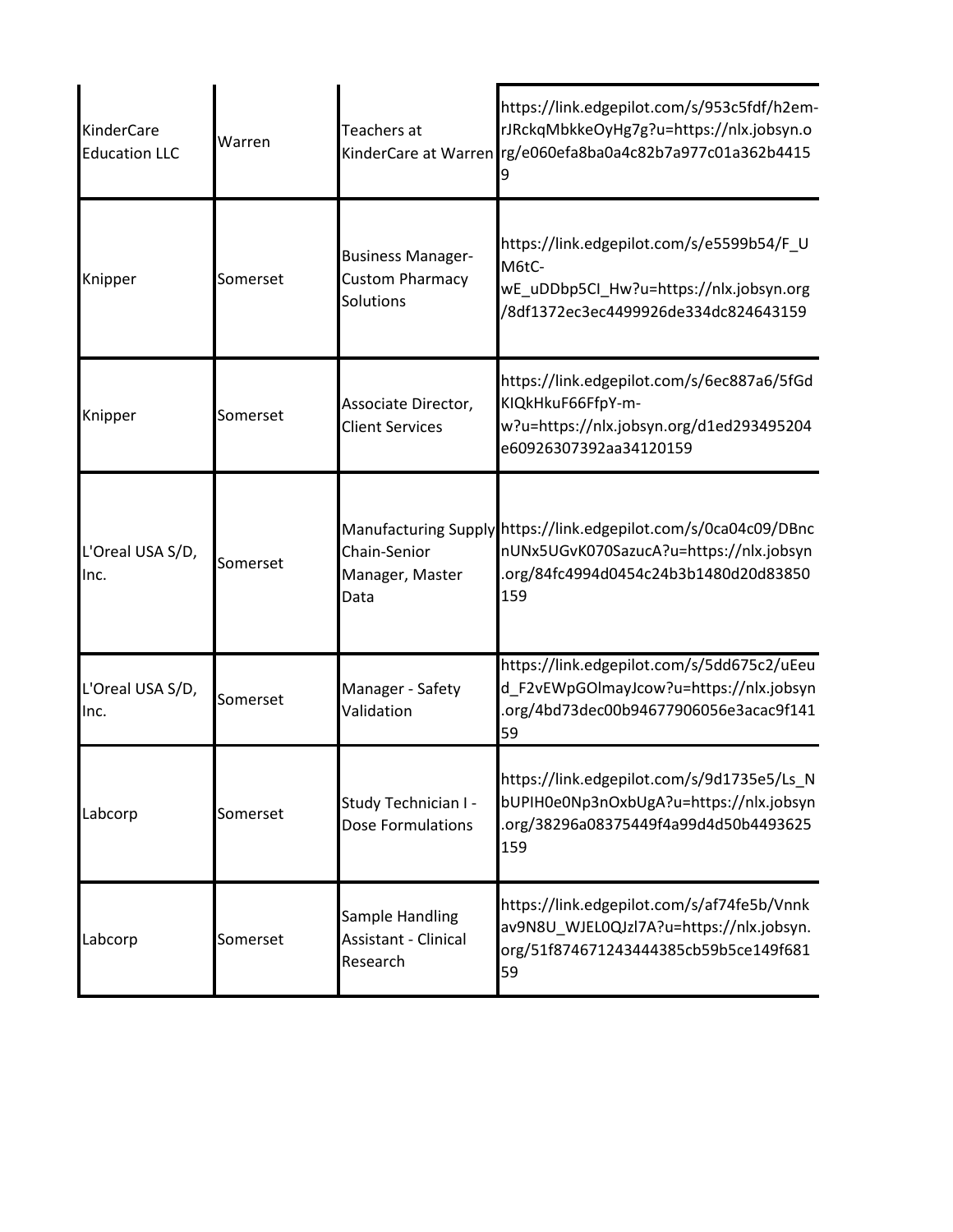| | | | |
|---|---|---|---|
| KinderCare Education LLC | Warren | Teachers at KinderCare at Warren | https://link.edgepilot.com/s/953c5fdf/h2em-rJRckqMbkkeOyHg7g?u=https://nlx.jobsyn.org/e060efa8ba0a4c82b7a977c01a362b44159 |
| Knipper | Somerset | Business Manager-Custom Pharmacy Solutions | https://link.edgepilot.com/s/e5599b54/F_UM6tC-wE_uDDbp5CI_Hw?u=https://nlx.jobsyn.org/8df1372ec3ec4499926de334dc824643159 |
| Knipper | Somerset | Associate Director, Client Services | https://link.edgepilot.com/s/6ec887a6/5fGdKIQkHkuF66FfpY-m-w?u=https://nlx.jobsyn.org/d1ed293495204e60926307392aa34120159 |
| L'Oreal USA S/D, Inc. | Somerset | Manufacturing Supply Chain-Senior Manager, Master Data | https://link.edgepilot.com/s/0ca04c09/DBncnUNx5UGvK070SazucA?u=https://nlx.jobsyn.org/84fc4994d0454c24b3b1480d20d83850159 |
| L'Oreal USA S/D, Inc. | Somerset | Manager - Safety Validation | https://link.edgepilot.com/s/5dd675c2/uEeud_F2vEWpGOlmayJcow?u=https://nlx.jobsyn.org/4bd73dec00b94677906056e3acac9f14159 |
| Labcorp | Somerset | Study Technician I - Dose Formulations | https://link.edgepilot.com/s/9d1735e5/Ls_NbUPIH0e0Np3nOxbUgA?u=https://nlx.jobsyn.org/38296a08375449f4a99d4d50b4493625159 |
| Labcorp | Somerset | Sample Handling Assistant - Clinical Research | https://link.edgepilot.com/s/af74fe5b/Vnnkav9N8U_WJEL0QJzl7A?u=https://nlx.jobsyn.org/51f874671243444385cb59b5ce149f68159 |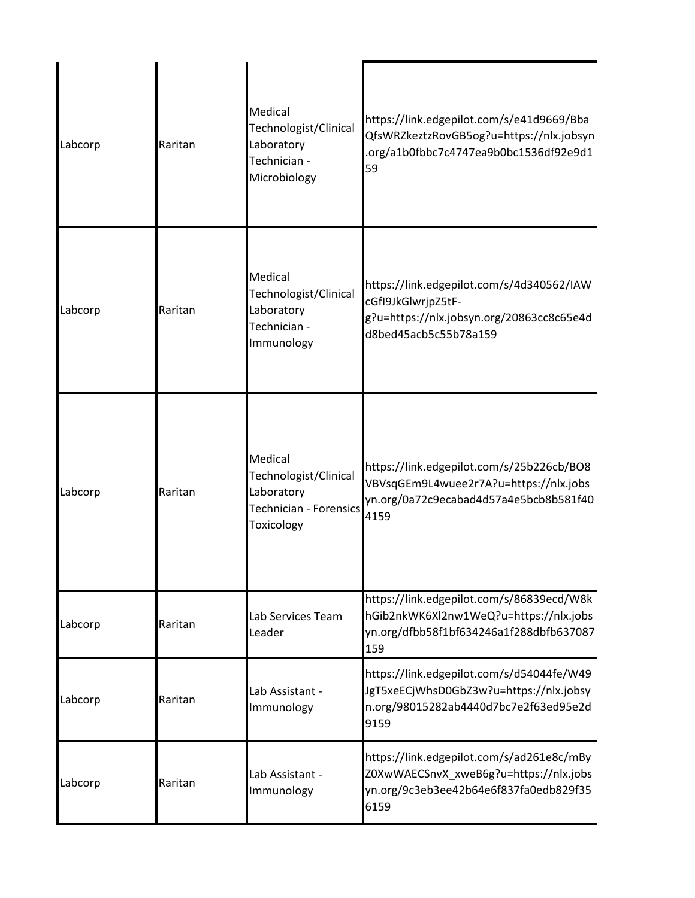| | | | |
|---|---|---|---|
| Labcorp | Raritan | Medical Technologist/Clinical Laboratory Technician - Microbiology | https://link.edgepilot.com/s/e41d9669/BbaQfsWRZkeztzRovGB5og?u=https://nlx.jobsyn.org/a1b0fbbc7c4747ea9b0bc1536df92e9d159 |
| Labcorp | Raritan | Medical Technologist/Clinical Laboratory Technician - Immunology | https://link.edgepilot.com/s/4d340562/IAWcGfI9JkGlwrjpZ5tF-g?u=https://nlx.jobsyn.org/20863cc8c65e4dd8bed45acb5c55b78a159 |
| Labcorp | Raritan | Medical Technologist/Clinical Laboratory Technician - Forensics Toxicology | https://link.edgepilot.com/s/25b226cb/BO8VBVsqGEm9L4wuee2r7A?u=https://nlx.jobsyn.org/0a72c9ecabad4d57a4e5bcb8b581f404159 |
| Labcorp | Raritan | Lab Services Team Leader | https://link.edgepilot.com/s/86839ecd/W8khGib2nkWK6Xl2nw1WeQ?u=https://nlx.jobsyn.org/dfbb58f1bf634246a1f288dbfb637087159 |
| Labcorp | Raritan | Lab Assistant - Immunology | https://link.edgepilot.com/s/d54044fe/W49JgT5xeECjWhsD0GbZ3w?u=https://nlx.jobsyn.org/98015282ab4440d7bc7e2f63ed95e2d9159 |
| Labcorp | Raritan | Lab Assistant - Immunology | https://link.edgepilot.com/s/ad261e8c/mByZ0XwWAECSnvX_xweB6g?u=https://nlx.jobsyn.org/9c3eb3ee42b64e6f837fa0edb829f356159 |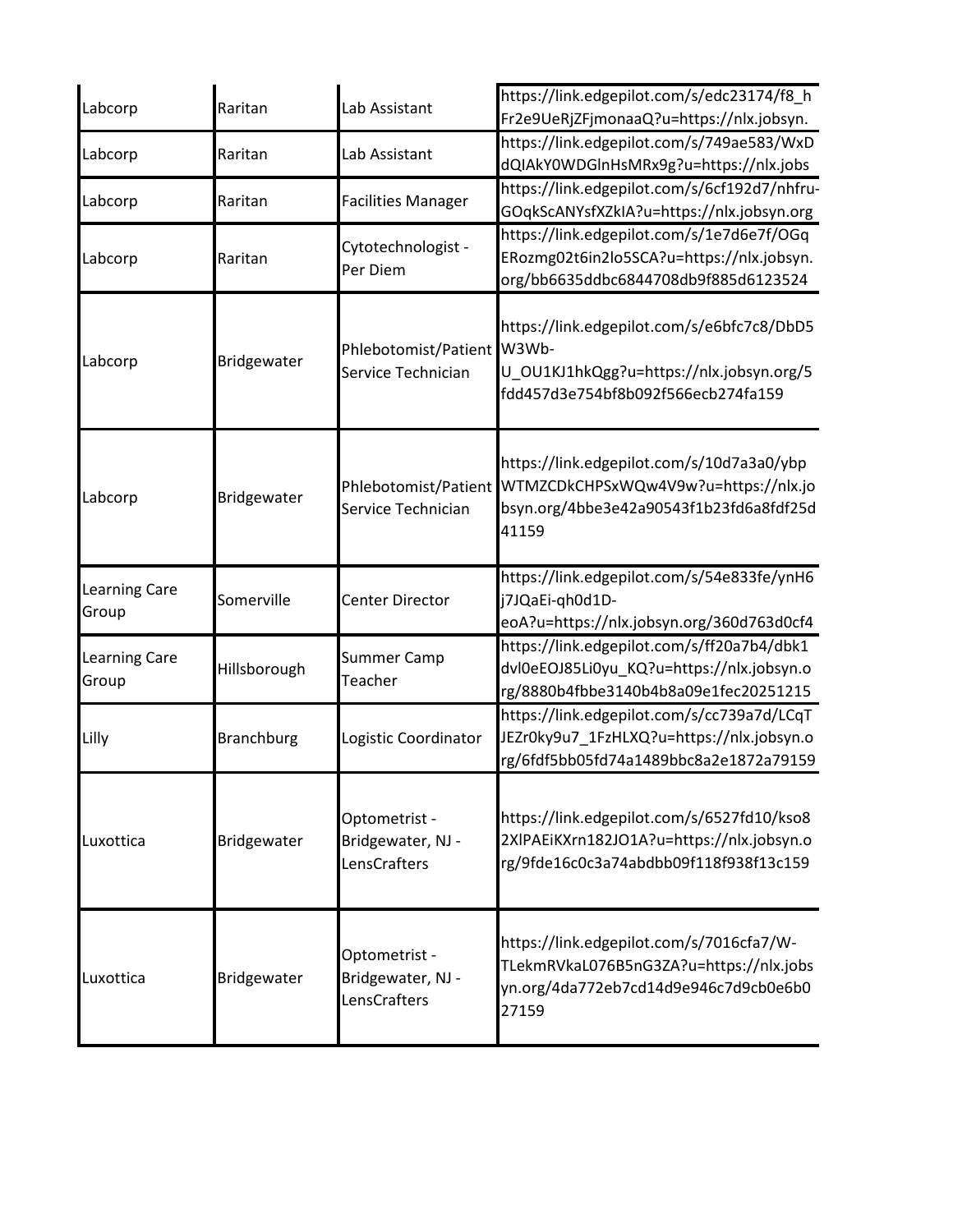| Labcorp | Raritan | Lab Assistant | https://link.edgepilot.com/s/edc23174/f8_hFr2e9UeRjZFjmonaaQ?u=https://nlx.jobsyn. |
|---|---|---|---|
| Labcorp | Raritan | Lab Assistant | https://link.edgepilot.com/s/749ae583/WxDdQIAkY0WDGlnHsMRx9g?u=https://nlx.jobs |
| Labcorp | Raritan | Facilities Manager | https://link.edgepilot.com/s/6cf192d7/nhfru-GOqkScANYsfXZkIA?u=https://nlx.jobsyn.org |
| Labcorp | Raritan | Cytotechnologist - Per Diem | https://link.edgepilot.com/s/1e7d6e7f/OGqERozmg02t6in2Io5SCA?u=https://nlx.jobsyn.org/bb6635ddbc6844708db9f885d6123524 |
| Labcorp | Bridgewater | Phlebotomist/Patient Service Technician | https://link.edgepilot.com/s/e6bfc7c8/DbD5W3Wb-U_OU1KJ1hkQgg?u=https://nlx.jobsyn.org/5fdd457d3e754bf8b092f566ecb274fa159 |
| Labcorp | Bridgewater | Phlebotomist/Patient Service Technician | https://link.edgepilot.com/s/10d7a3a0/ybpWTMZCDkCHPSxWQw4V9w?u=https://nlx.jobsyn.org/4bbe3e42a90543f1b23fd6a8fdf25d41159 |
| Learning Care Group | Somerville | Center Director | https://link.edgepilot.com/s/54e833fe/ynH6j7JQaEi-qh0d1D-eoA?u=https://nlx.jobsyn.org/360d763d0cf4 |
| Learning Care Group | Hillsborough | Summer Camp Teacher | https://link.edgepilot.com/s/ff20a7b4/dbk1dvl0eEOJ85Li0yu_KQ?u=https://nlx.jobsyn.org/8880b4fbbe3140b4b8a09e1fec20251215 |
| Lilly | Branchburg | Logistic Coordinator | https://link.edgepilot.com/s/cc739a7d/LCqTJEZr0ky9u7_1FzHLXQ?u=https://nlx.jobsyn.org/6fdf5bb05fd74a1489bbc8a2e1872a79159 |
| Luxottica | Bridgewater | Optometrist - Bridgewater, NJ - LensCrafters | https://link.edgepilot.com/s/6527fd10/kso82XlPAEiKXrn182JO1A?u=https://nlx.jobsyn.org/9fde16c0c3a74abdbb09f118f938f13c159 |
| Luxottica | Bridgewater | Optometrist - Bridgewater, NJ - LensCrafters | https://link.edgepilot.com/s/7016cfa7/W-TLekmRVkaL076B5nG3ZA?u=https://nlx.jobsyn.org/4da772eb7cd14d9e946c7d9cb0e6b027159 |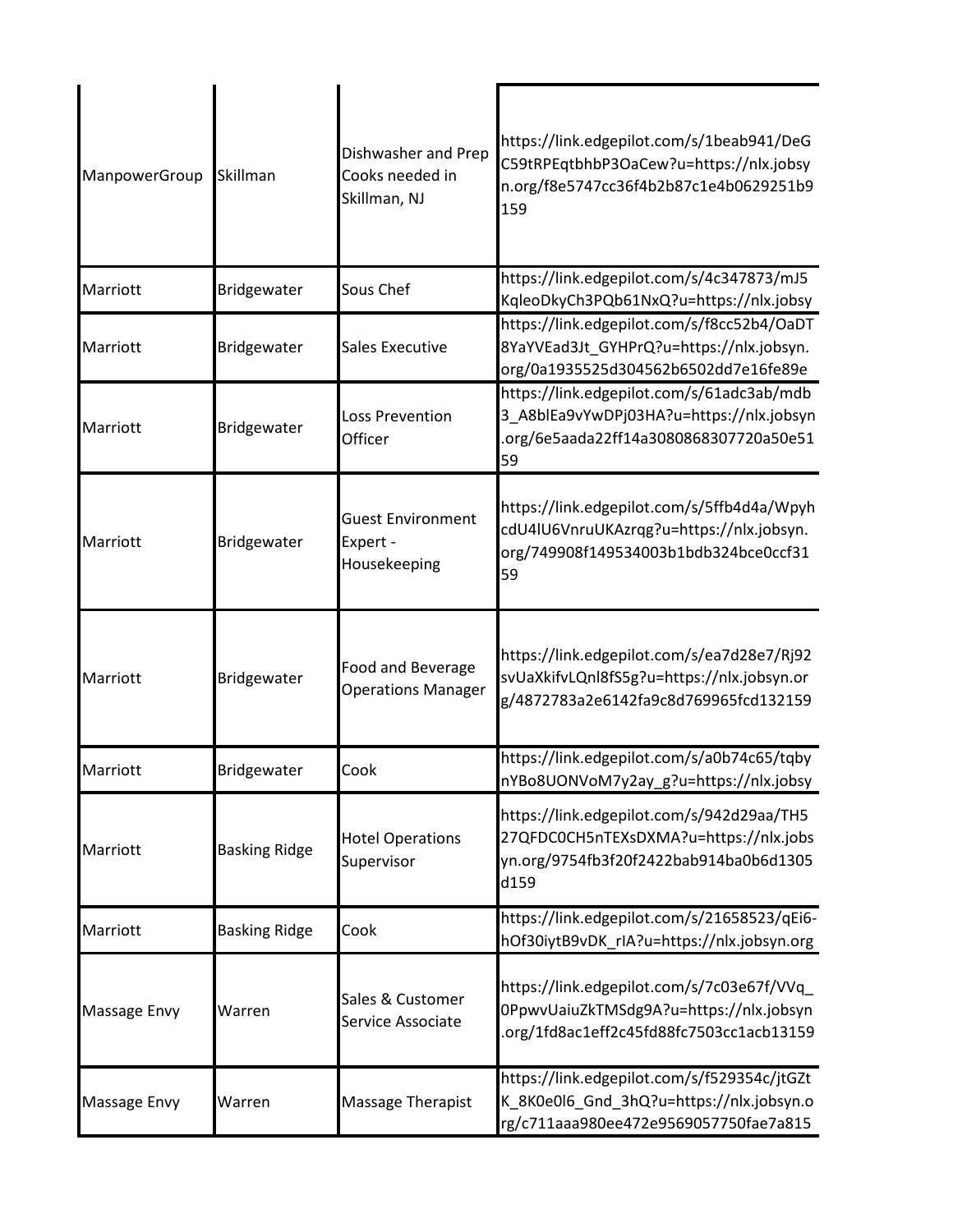| | | | |
|---|---|---|---|
| ManpowerGroup | Skillman | Dishwasher and Prep Cooks needed in Skillman, NJ | https://link.edgepilot.com/s/1beab941/DeGC59tRPEqtbhbP3OaCew?u=https://nlx.jobsyn.org/f8e5747cc36f4b2b87c1e4b0629251b9159 |
| Marriott | Bridgewater | Sous Chef | https://link.edgepilot.com/s/4c347873/mJ5KqleoDkyCh3PQb61NxQ?u=https://nlx.jobsy |
| Marriott | Bridgewater | Sales Executive | https://link.edgepilot.com/s/f8cc52b4/OaDT8YaYVEad3Jt_GYHPrQ?u=https://nlx.jobsyn.org/0a1935525d304562b6502dd7e16fe89e |
| Marriott | Bridgewater | Loss Prevention Officer | https://link.edgepilot.com/s/61adc3ab/mdb3_A8blEa9vYwDPj03HA?u=https://nlx.jobsyn.org/6e5aada22ff14a3080868307720a50e5159 |
| Marriott | Bridgewater | Guest Environment Expert - Housekeeping | https://link.edgepilot.com/s/5ffb4d4a/WpyhcdU4lU6VnruUKAzrqg?u=https://nlx.jobsyn.org/749908f149534003b1bdb324bce0ccf3159 |
| Marriott | Bridgewater | Food and Beverage Operations Manager | https://link.edgepilot.com/s/ea7d28e7/Rj92svUaXkifvLQnl8fS5g?u=https://nlx.jobsyn.org/4872783a2e6142fa9c8d769965fcd132159 |
| Marriott | Bridgewater | Cook | https://link.edgepilot.com/s/a0b74c65/tqbynYBo8UONVoM7y2ay_g?u=https://nlx.jobsy |
| Marriott | Basking Ridge | Hotel Operations Supervisor | https://link.edgepilot.com/s/942d29aa/TH527QFDC0CH5nTEXsDXMA?u=https://nlx.jobsyn.org/9754fb3f20f2422bab914ba0b6d1305d159 |
| Marriott | Basking Ridge | Cook | https://link.edgepilot.com/s/21658523/qEi6-hOf30iytB9vDK_rIA?u=https://nlx.jobsyn.org |
| Massage Envy | Warren | Sales & Customer Service Associate | https://link.edgepilot.com/s/7c03e67f/VVq_0PpwvUaiuZkTMSdg9A?u=https://nlx.jobsyn.org/1fd8ac1eff2c45fd88fc7503cc1acb13159 |
| Massage Envy | Warren | Massage Therapist | https://link.edgepilot.com/s/f529354c/jtGZtK_8K0e0l6_Gnd_3hQ?u=https://nlx.jobsyn.org/c711aaa980ee472e9569057750fae7a815 |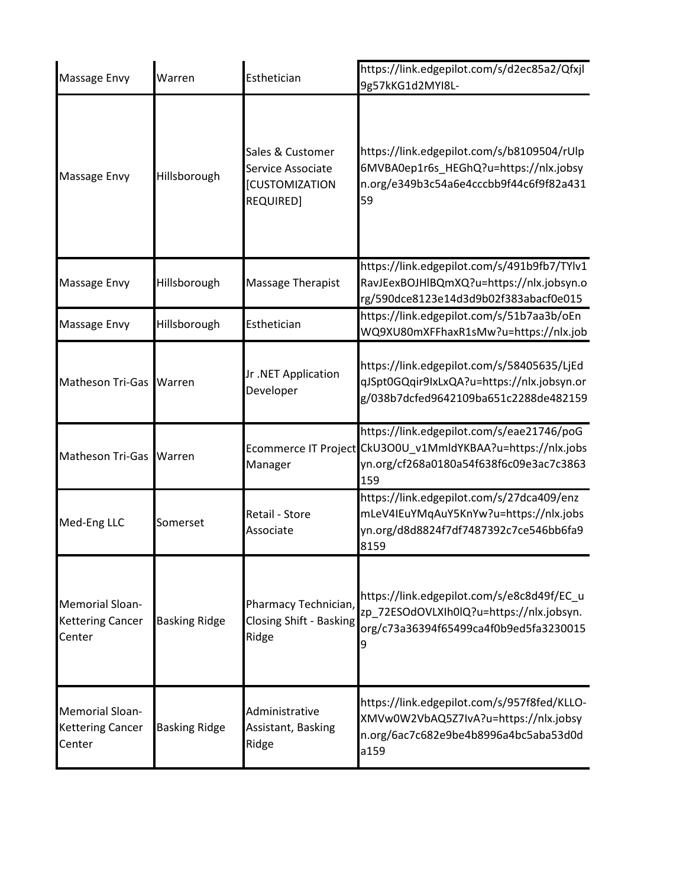| Massage Envy | Warren | Esthetician | https://link.edgepilot.com/s/d2ec85a2/Qfxjl9g57kKG1d2MYI8L- |
|---|---|---|---|
| Massage Envy | Hillsborough | Sales & Customer Service Associate [CUSTOMIZATION REQUIRED] | https://link.edgepilot.com/s/b8109504/rUlp6MVBA0ep1r6s_HEGhQ?u=https://nlx.jobsyn.org/e349b3c54a6e4cccbb9f44c6f9f82a43159 |
| Massage Envy | Hillsborough | Massage Therapist | https://link.edgepilot.com/s/491b9fb7/TYlv1RavJEexBOJHlBQmXQ?u=https://nlx.jobsyn.org/590dce8123e14d3d9b02f383abacf0e015 |
| Massage Envy | Hillsborough | Esthetician | https://link.edgepilot.com/s/51b7aa3b/oEnWQ9XU80mXFFhaxR1sMw?u=https://nlx.job |
| Matheson Tri-Gas | Warren | Jr .NET Application Developer | https://link.edgepilot.com/s/58405635/LjEdqJSpt0GQqir9IxLxQA?u=https://nlx.jobsyn.org/038b7dcfed9642109ba651c2288de482159 |
| Matheson Tri-Gas | Warren | Ecommerce IT Project Manager | https://link.edgepilot.com/s/eae21746/poGCkU3O0U_v1MmldYKBAA?u=https://nlx.jobsyn.org/cf268a0180a54f638f6c09e3ac7c3863159 |
| Med-Eng LLC | Somerset | Retail - Store Associate | https://link.edgepilot.com/s/27dca409/enzmLeV4IEuYMqAuY5KnYw?u=https://nlx.jobsyn.org/d8d8824f7df7487392c7ce546bb6fa98159 |
| Memorial Sloan-Kettering Cancer Center | Basking Ridge | Pharmacy Technician, Closing Shift - Basking Ridge | https://link.edgepilot.com/s/e8c8d49f/EC_uzp_72ESOdOVLXIh0lQ?u=https://nlx.jobsyn.org/c73a36394f65499ca4f0b9ed5fa32300159 |
| Memorial Sloan-Kettering Cancer Center | Basking Ridge | Administrative Assistant, Basking Ridge | https://link.edgepilot.com/s/957f8fed/KLLO-XMVw0W2VbAQ5Z7IvA?u=https://nlx.jobsyn.org/6ac7c682e9be4b8996a4bc5aba53d0da159 |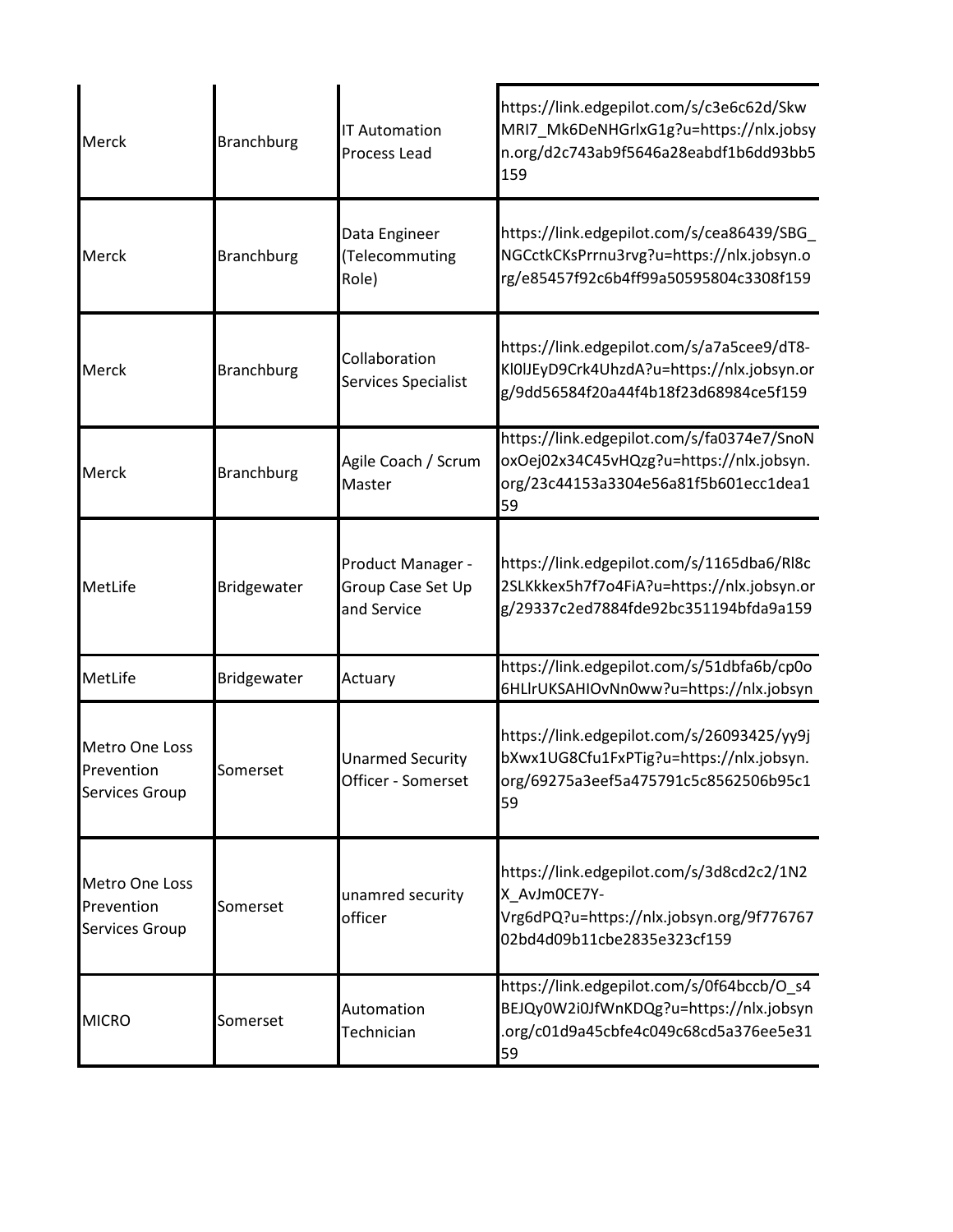| | | | |
|---|---|---|---|
| Merck | Branchburg | IT Automation Process Lead | https://link.edgepilot.com/s/c3e6c62d/SkwMRI7_Mk6DeNHGrlxG1g?u=https://nlx.jobsyn.org/d2c743ab9f5646a28eabdf1b6dd93bb5159 |
| Merck | Branchburg | Data Engineer (Telecommuting Role) | https://link.edgepilot.com/s/cea86439/SBG_NGCctkCKsPrrnu3rvg?u=https://nlx.jobsyn.org/e85457f92c6b4ff99a50595804c3308f159 |
| Merck | Branchburg | Collaboration Services Specialist | https://link.edgepilot.com/s/a7a5cee9/dT8-Kl0lJEyD9Crk4UhzdA?u=https://nlx.jobsyn.org/9dd56584f20a44f4b18f23d68984ce5f159 |
| Merck | Branchburg | Agile Coach / Scrum Master | https://link.edgepilot.com/s/fa0374e7/SnoNoxOej02x34C45vHQzg?u=https://nlx.jobsyn.org/23c44153a3304e56a81f5b601ecc1dea159 |
| MetLife | Bridgewater | Product Manager - Group Case Set Up and Service | https://link.edgepilot.com/s/1165dba6/Rl8c2SLKkkex5h7f7o4FiA?u=https://nlx.jobsyn.org/29337c2ed7884fde92bc351194bfda9a159 |
| MetLife | Bridgewater | Actuary | https://link.edgepilot.com/s/51dbfa6b/cp0o6HLlrUKSAHIOvNn0ww?u=https://nlx.jobsyn |
| Metro One Loss Prevention Services Group | Somerset | Unarmed Security Officer - Somerset | https://link.edgepilot.com/s/26093425/yy9jbXwx1UG8Cfu1FxPTig?u=https://nlx.jobsyn.org/69275a3eef5a475791c5c8562506b95c159 |
| Metro One Loss Prevention Services Group | Somerset | unamred security officer | https://link.edgepilot.com/s/3d8cd2c2/1N2X_AvJm0CE7Y-Vrg6dPQ?u=https://nlx.jobsyn.org/9f77676702bd4d09b11cbe2835e323cf159 |
| MICRO | Somerset | Automation Technician | https://link.edgepilot.com/s/0f64bccb/O_s4BEJQy0W2i0JfWnKDQg?u=https://nlx.jobsyn.org/c01d9a45cbfe4c049c68cd5a376ee5e3159 |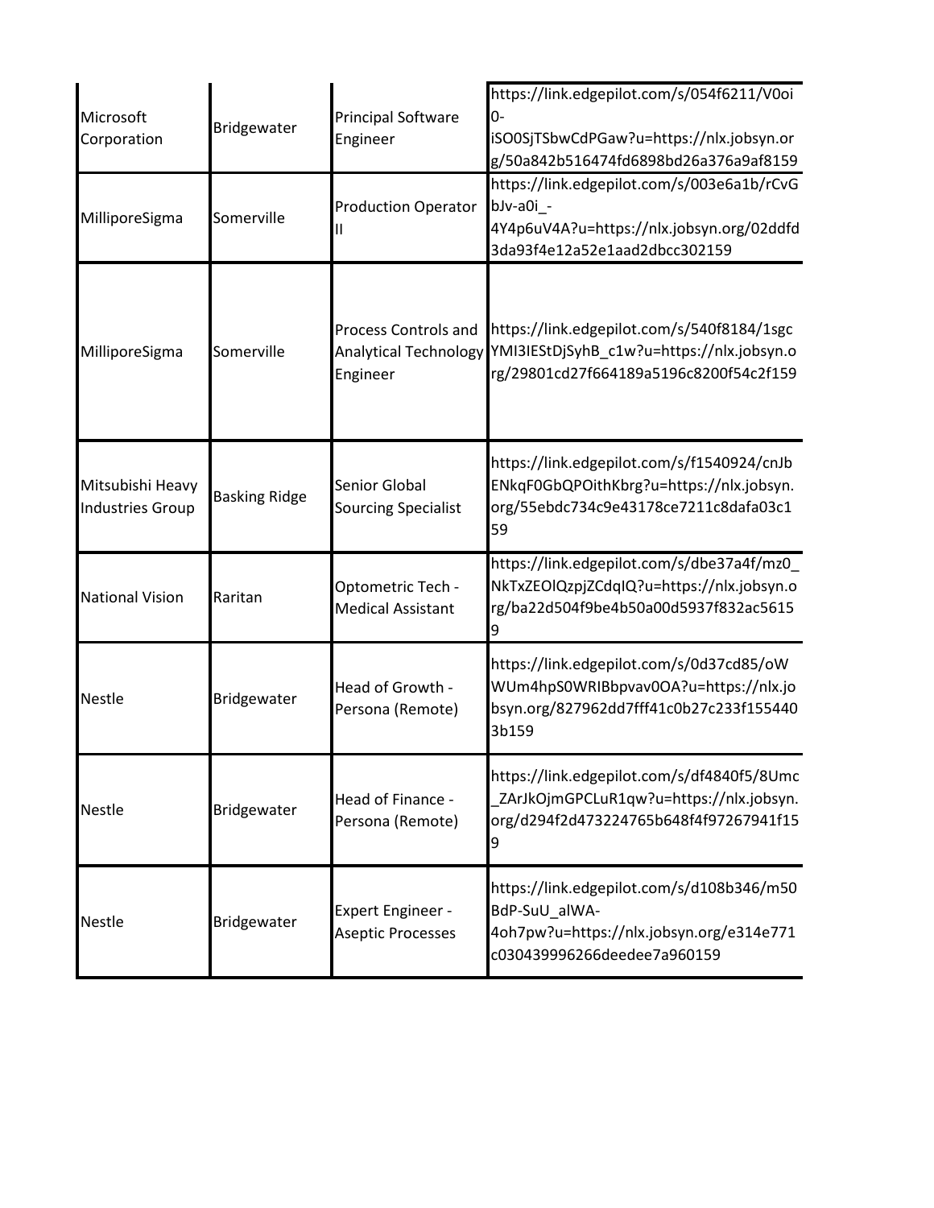| | | | |
|---|---|---|---|
| Microsoft Corporation | Bridgewater | Principal Software Engineer | https://link.edgepilot.com/s/054f6211/V0oi0-iSO0SjTSbwCdPGaw?u=https://nlx.jobsyn.org/50a842b516474fd6898bd26a376a9af8159 |
| MilliporeSigma | Somerville | Production Operator II | https://link.edgepilot.com/s/003e6a1b/rCvGbJv-a0i_-4Y4p6uV4A?u=https://nlx.jobsyn.org/02ddfd3da93f4e12a52e1aad2dbcc302159 |
| MilliporeSigma | Somerville | Process Controls and Analytical Technology Engineer | https://link.edgepilot.com/s/540f8184/1sgcYMI3IEStDjSyhB_c1w?u=https://nlx.jobsyn.org/29801cd27f664189a5196c8200f54c2f159 |
| Mitsubishi Heavy Industries Group | Basking Ridge | Senior Global Sourcing Specialist | https://link.edgepilot.com/s/f1540924/cnJbENkqF0GbQPOithKbrg?u=https://nlx.jobsyn.org/55ebdc734c9e43178ce7211c8dafa03c159 |
| National Vision | Raritan | Optometric Tech - Medical Assistant | https://link.edgepilot.com/s/dbe37a4f/mz0_NkTxZEOlQzpjZCdqIQ?u=https://nlx.jobsyn.org/ba22d504f9be4b50a00d5937f832ac56159 |
| Nestle | Bridgewater | Head of Growth - Persona (Remote) | https://link.edgepilot.com/s/0d37cd85/oWWUm4hpS0WRIBbpvav0OA?u=https://nlx.jobsyn.org/827962dd7fff41c0b27c233f1554403b159 |
| Nestle | Bridgewater | Head of Finance - Persona (Remote) | https://link.edgepilot.com/s/df4840f5/8Umc_ZArJkOjmGPCLuR1qw?u=https://nlx.jobsyn.org/d294f2d473224765b648f4f97267941f159 |
| Nestle | Bridgewater | Expert Engineer - Aseptic Processes | https://link.edgepilot.com/s/d108b346/m50BdP-SuU_alWA-4oh7pw?u=https://nlx.jobsyn.org/e314e771c030439996266deedee7a960159 |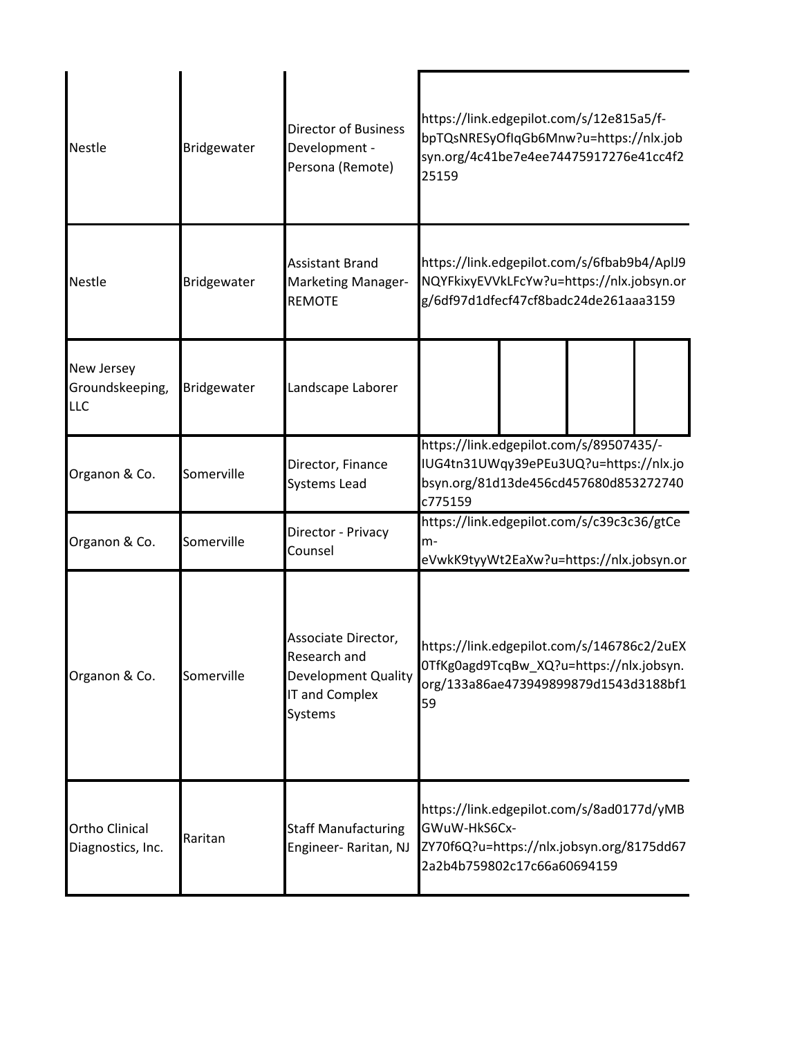| | | | |
|---|---|---|---|
| Nestle | Bridgewater | Director of Business Development - Persona (Remote) | https://link.edgepilot.com/s/12e815a5/f-bpTQsNRESyOfIqGb6Mnw?u=https://nlx.jobsyn.org/4c41be7e4ee74475917276e41cc4f225159 |
| Nestle | Bridgewater | Assistant Brand Marketing Manager-REMOTE | https://link.edgepilot.com/s/6fbab9b4/ApIJ9NQYFkixyEVVkLFcYw?u=https://nlx.jobsyn.org/6df97d1dfecf47cf8badc24de261aaa3159 |
| New Jersey Groundskeeping, LLC | Bridgewater | Landscape Laborer | |
| Organon & Co. | Somerville | Director, Finance Systems Lead | https://link.edgepilot.com/s/89507435/-IUG4tn31UWqy39ePEu3UQ?u=https://nlx.jobsyn.org/81d13de456cd457680d853272740c775159 |
| Organon & Co. | Somerville | Director - Privacy Counsel | https://link.edgepilot.com/s/c39c3c36/gtCem-eVwkK9tyyWt2EaXw?u=https://nlx.jobsyn.or |
| Organon & Co. | Somerville | Associate Director, Research and Development Quality IT and Complex Systems | https://link.edgepilot.com/s/146786c2/2uEX0TfKg0agd9TcqBw_XQ?u=https://nlx.jobsyn.org/133a86ae473949899879d1543d3188bf159 |
| Ortho Clinical Diagnostics, Inc. | Raritan | Staff Manufacturing Engineer- Raritan, NJ | https://link.edgepilot.com/s/8ad0177d/yMBGWuW-HkS6Cx-ZY70f6Q?u=https://nlx.jobsyn.org/8175dd672a2b4b759802c17c66a60694159 |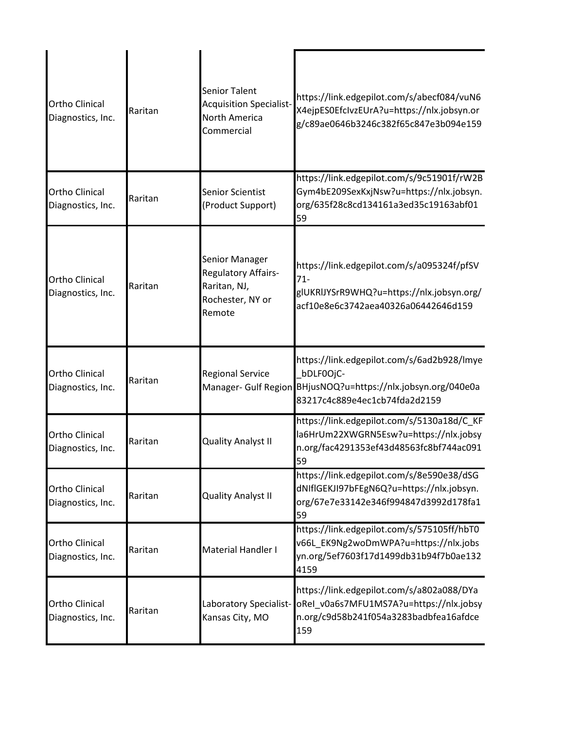| | | | |
|---|---|---|---|
| Ortho Clinical Diagnostics, Inc. | Raritan | Senior Talent Acquisition Specialist- North America Commercial | https://link.edgepilot.com/s/abecf084/vuN6X4ejpES0EfcIvzEUrA?u=https://nlx.jobsyn.org/c89ae0646b3246c382f65c847e3b094e159 |
| Ortho Clinical Diagnostics, Inc. | Raritan | Senior Scientist (Product Support) | https://link.edgepilot.com/s/9c51901f/rW2BGym4bE209SexKxjNsw?u=https://nlx.jobsyn.org/635f28c8cd134161a3ed35c19163abf0159 |
| Ortho Clinical Diagnostics, Inc. | Raritan | Senior Manager Regulatory Affairs- Raritan, NJ, Rochester, NY or Remote | https://link.edgepilot.com/s/a095324f/pfSV71-glUKRlJYSrR9WHQ?u=https://nlx.jobsyn.org/acf10e8e6c3742aea40326a06442646d159 |
| Ortho Clinical Diagnostics, Inc. | Raritan | Regional Service Manager- Gulf Region | https://link.edgepilot.com/s/6ad2b928/lmye_bDLF0OjC-BHjusNOQ?u=https://nlx.jobsyn.org/040e0a83217c4c889e4ec1cb74fda2d2159 |
| Ortho Clinical Diagnostics, Inc. | Raritan | Quality Analyst II | https://link.edgepilot.com/s/5130a18d/C_KFla6HrUm22XWGRN5Esw?u=https://nlx.jobsyn.org/fac4291353ef43d48563fc8bf744ac09159 |
| Ortho Clinical Diagnostics, Inc. | Raritan | Quality Analyst II | https://link.edgepilot.com/s/8e590e38/dSGdNIflGEKJI97bFEgN6Q?u=https://nlx.jobsyn.org/67e7e33142e346f994847d3992d178fa159 |
| Ortho Clinical Diagnostics, Inc. | Raritan | Material Handler I | https://link.edgepilot.com/s/575105ff/hbT0v66L_EK9Ng2woDmWPA?u=https://nlx.jobsyn.org/5ef7603f17d1499db31b94f7b0ae1324159 |
| Ortho Clinical Diagnostics, Inc. | Raritan | Laboratory Specialist- Kansas City, MO | https://link.edgepilot.com/s/a802a088/DYaoReI_v0a6s7MFU1MS7A?u=https://nlx.jobsyn.org/c9d58b241f054a3283badbfea16afdce159 |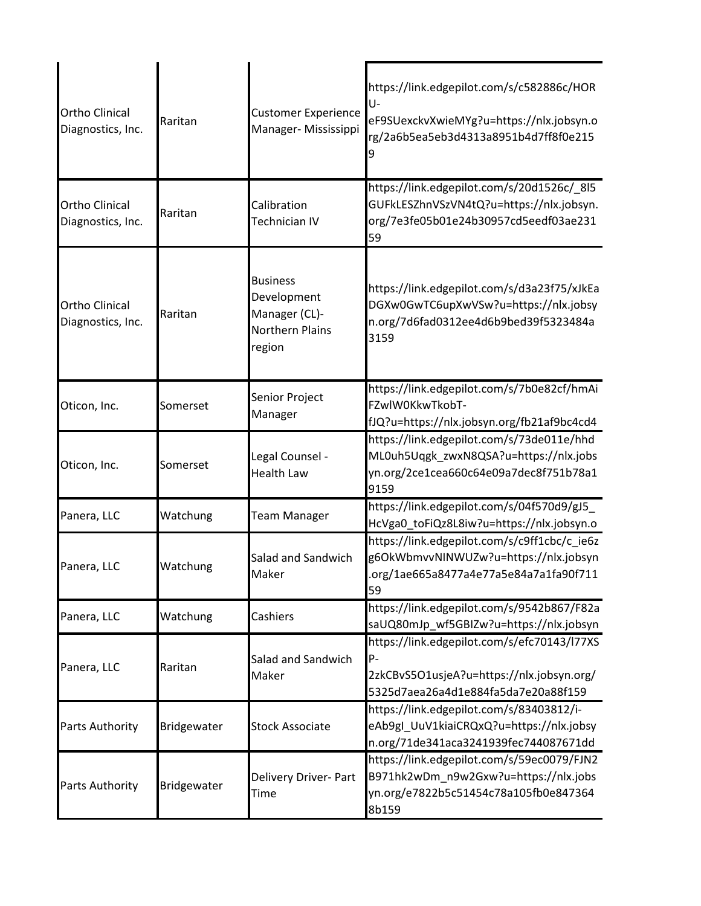| | | | |
|---|---|---|---|
| Ortho Clinical Diagnostics, Inc. | Raritan | Customer Experience Manager- Mississippi | https://link.edgepilot.com/s/c582886c/HORU-eF9SUexckvXwieMYg?u=https://nlx.jobsyn.org/2a6b5ea5eb3d4313a8951b4d7ff8f0e2159 |
| Ortho Clinical Diagnostics, Inc. | Raritan | Calibration Technician IV | https://link.edgepilot.com/s/20d1526c/_8l5GUFkLESZhnVSzVN4tQ?u=https://nlx.jobsyn.org/7e3fe05b01e24b30957cd5eedf03ae23159 |
| Ortho Clinical Diagnostics, Inc. | Raritan | Business Development Manager (CL)- Northern Plains region | https://link.edgepilot.com/s/d3a23f75/xJkEaDGXw0GwTC6upXwVSw?u=https://nlx.jobsyn.org/7d6fad0312ee4d6b9bed39f5323484a3159 |
| Oticon, Inc. | Somerset | Senior Project Manager | https://link.edgepilot.com/s/7b0e82cf/hmAiFZwlW0KkwTkobT-fJQ?u=https://nlx.jobsyn.org/fb21af9bc4cd4 |
| Oticon, Inc. | Somerset | Legal Counsel - Health Law | https://link.edgepilot.com/s/73de011e/hhdML0uh5Uqgk_zwxN8QSA?u=https://nlx.jobsyn.org/2ce1cea660c64e09a7dec8f751b78a19159 |
| Panera, LLC | Watchung | Team Manager | https://link.edgepilot.com/s/04f570d9/gJ5_HcVga0_toFiQz8L8iw?u=https://nlx.jobsyn.o |
| Panera, LLC | Watchung | Salad and Sandwich Maker | https://link.edgepilot.com/s/c9ff1cbc/c_ie6zg6OkWbmvvNINWUZw?u=https://nlx.jobsyn.org/1ae665a8477a4e77a5e84a7a1fa90f71159 |
| Panera, LLC | Watchung | Cashiers | https://link.edgepilot.com/s/9542b867/F82asaUQ80mJp_wf5GBIZw?u=https://nlx.jobsyn |
| Panera, LLC | Raritan | Salad and Sandwich Maker | https://link.edgepilot.com/s/efc70143/l77XSP-2zkCBvS5O1usjeA?u=https://nlx.jobsyn.org/5325d7aea26a4d1e884fa5da7e20a88f159 |
| Parts Authority | Bridgewater | Stock Associate | https://link.edgepilot.com/s/83403812/i-eAb9gI_UuV1kiaiCRQxQ?u=https://nlx.jobsyn.org/71de341aca3241939fec744087671dd |
| Parts Authority | Bridgewater | Delivery Driver- Part Time | https://link.edgepilot.com/s/59ec0079/FJN2B971hk2wDm_n9w2Gxw?u=https://nlx.jobsyn.org/e7822b5c51454c78a105fb0e8473648b159 |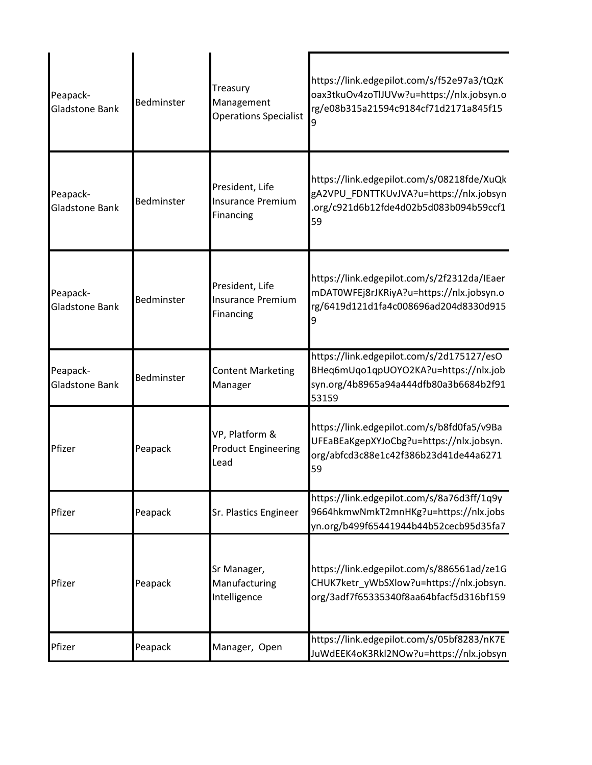| | | | |
|---|---|---|---|
| Peapack-Gladstone Bank | Bedminster | Treasury Management Operations Specialist | https://link.edgepilot.com/s/f52e97a3/tQzKoax3tkuOv4zoTlJUVw?u=https://nlx.jobsyn.org/e08b315a21594c9184cf71d2171a845f159 |
| Peapack-Gladstone Bank | Bedminster | President, Life Insurance Premium Financing | https://link.edgepilot.com/s/08218fde/XuQkgA2VPU_FDNTTKUvJVA?u=https://nlx.jobsyn.org/c921d6b12fde4d02b5d083b094b59ccf159 |
| Peapack-Gladstone Bank | Bedminster | President, Life Insurance Premium Financing | https://link.edgepilot.com/s/2f2312da/IEaermDAT0WFEj8rJKRiyA?u=https://nlx.jobsyn.org/6419d121d1fa4c008696ad204d8330d9159 |
| Peapack-Gladstone Bank | Bedminster | Content Marketing Manager | https://link.edgepilot.com/s/2d175127/esOBHeq6mUqo1qpUOYO2KA?u=https://nlx.jobsyn.org/4b8965a94a444dfb80a3b6684b2f9153159 |
| Pfizer | Peapack | VP, Platform & Product Engineering Lead | https://link.edgepilot.com/s/b8fd0fa5/v9BaUFEaBEaKgepXYJoCbg?u=https://nlx.jobsyn.org/abfcd3c88e1c42f386b23d41de44a627159 |
| Pfizer | Peapack | Sr. Plastics Engineer | https://link.edgepilot.com/s/8a76d3ff/1q9y9664hkmwNmkT2mnHKg?u=https://nlx.jobsyn.org/b499f65441944b44b52cecb95d35fa7 |
| Pfizer | Peapack | Sr Manager, Manufacturing Intelligence | https://link.edgepilot.com/s/886561ad/ze1GCHUK7ketr_yWbSXlow?u=https://nlx.jobsyn.org/3adf7f65335340f8aa64bfacf5d316bf159 |
| Pfizer | Peapack | Manager, Open | https://link.edgepilot.com/s/05bf8283/nK7EJuWdEEK4oK3Rkl2NOw?u=https://nlx.jobsyn |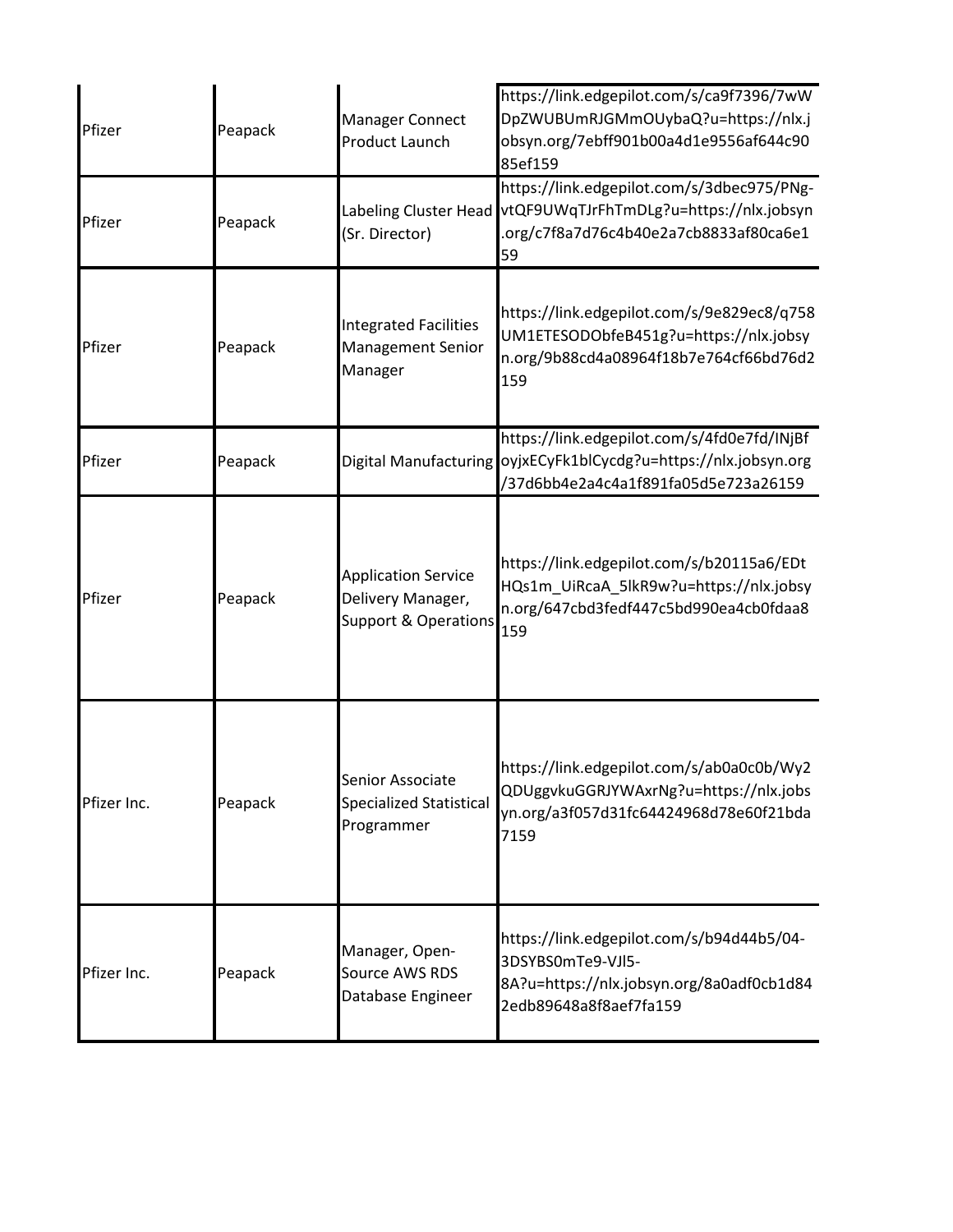| | | | |
|---|---|---|---|
| Pfizer | Peapack | Manager Connect Product Launch | https://link.edgepilot.com/s/ca9f7396/7wWDpZWUBUmRJGMmOUybaQ?u=https://nlx.jobsyn.org/7ebff901b00a4d1e9556af644c9085ef159 |
| Pfizer | Peapack | Labeling Cluster Head (Sr. Director) | https://link.edgepilot.com/s/3dbec975/PNg-vtQF9UWqTJrFhTmDLg?u=https://nlx.jobsyn.org/c7f8a7d76c4b40e2a7cb8833af80ca6e159 |
| Pfizer | Peapack | Integrated Facilities Management Senior Manager | https://link.edgepilot.com/s/9e829ec8/q758UM1ETESODObfeB451g?u=https://nlx.jobsyn.org/9b88cd4a08964f18b7e764cf66bd76d2159 |
| Pfizer | Peapack | Digital Manufacturing | https://link.edgepilot.com/s/4fd0e7fd/INjBfoyjxECyFk1blCycdg?u=https://nlx.jobsyn.org/37d6bb4e2a4c4a1f891fa05d5e723a26159 |
| Pfizer | Peapack | Application Service Delivery Manager, Support & Operations | https://link.edgepilot.com/s/b20115a6/EDtHQs1m_UiRcaA_5lkR9w?u=https://nlx.jobsyn.org/647cbd3fedf447c5bd990ea4cb0fdaa8159 |
| Pfizer Inc. | Peapack | Senior Associate Specialized Statistical Programmer | https://link.edgepilot.com/s/ab0a0c0b/Wy2QDUggvkuGGRJYWAxrNg?u=https://nlx.jobsyn.org/a3f057d31fc64424968d78e60f21bda7159 |
| Pfizer Inc. | Peapack | Manager, Open-Source AWS RDS Database Engineer | https://link.edgepilot.com/s/b94d44b5/04-3DSYBS0mTe9-VJl5-8A?u=https://nlx.jobsyn.org/8a0adf0cb1d842edb89648a8f8aef7fa159 |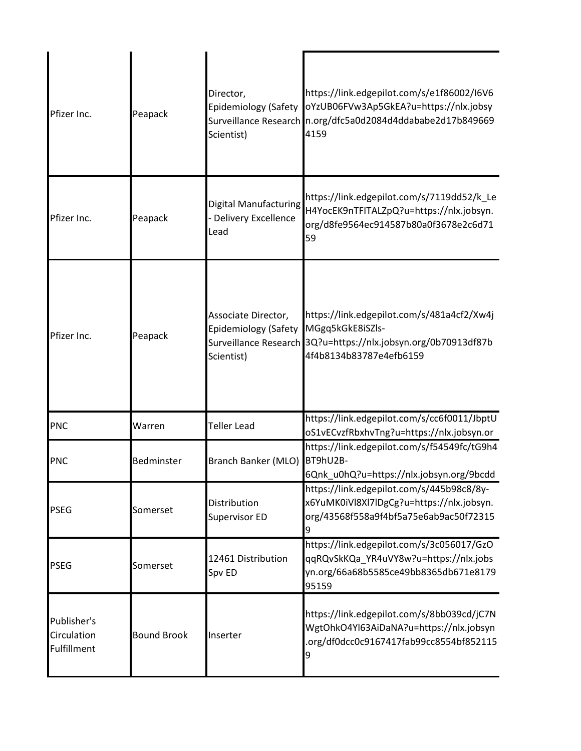| | | | |
|---|---|---|---|
| Pfizer Inc. | Peapack | Director, Epidemiology (Safety Surveillance Research Scientist) | https://link.edgepilot.com/s/e1f86002/I6V6oYzUB06FVw3Ap5GkEA?u=https://nlx.jobsyn.org/dfc5a0d2084d4ddababe2d17b8496694159 |
| Pfizer Inc. | Peapack | Digital Manufacturing - Delivery Excellence Lead | https://link.edgepilot.com/s/7119dd52/k_LeH4YocEK9nTFITALZpQ?u=https://nlx.jobsyn.org/d8fe9564ec914587b80a0f3678e2c6d7159 |
| Pfizer Inc. | Peapack | Associate Director, Epidemiology (Safety Surveillance Research Scientist) | https://link.edgepilot.com/s/481a4cf2/Xw4jMGgq5kGkE8iSZls-3Q?u=https://nlx.jobsyn.org/0b70913df87b4f4b8134b83787e4efb6159 |
| PNC | Warren | Teller Lead | https://link.edgepilot.com/s/cc6f0011/JbptUoS1vECvzfRbxhvTng?u=https://nlx.jobsyn.or |
| PNC | Bedminster | Branch Banker (MLO) | https://link.edgepilot.com/s/f54549fc/tG9h4BT9hU2B-6Qnk_u0hQ?u=https://nlx.jobsyn.org/9bcdd |
| PSEG | Somerset | Distribution Supervisor ED | https://link.edgepilot.com/s/445b98c8/8y-x6YuMK0iVl8Xl7lDgCg?u=https://nlx.jobsyn.org/43568f558a9f4bf5a75e6ab9ac50f723159 |
| PSEG | Somerset | 12461 Distribution Spv ED | https://link.edgepilot.com/s/3c056017/GzOqqRQvSkKQa_YR4uVY8w?u=https://nlx.jobsyn.org/66a68b5585ce49bb8365db671e817995159 |
| Publisher's Circulation Fulfillment | Bound Brook | Inserter | https://link.edgepilot.com/s/8bb039cd/jC7NWgtOhkO4Yl63AiDaNA?u=https://nlx.jobsyn.org/df0dcc0c9167417fab99cc8554bf8521159 |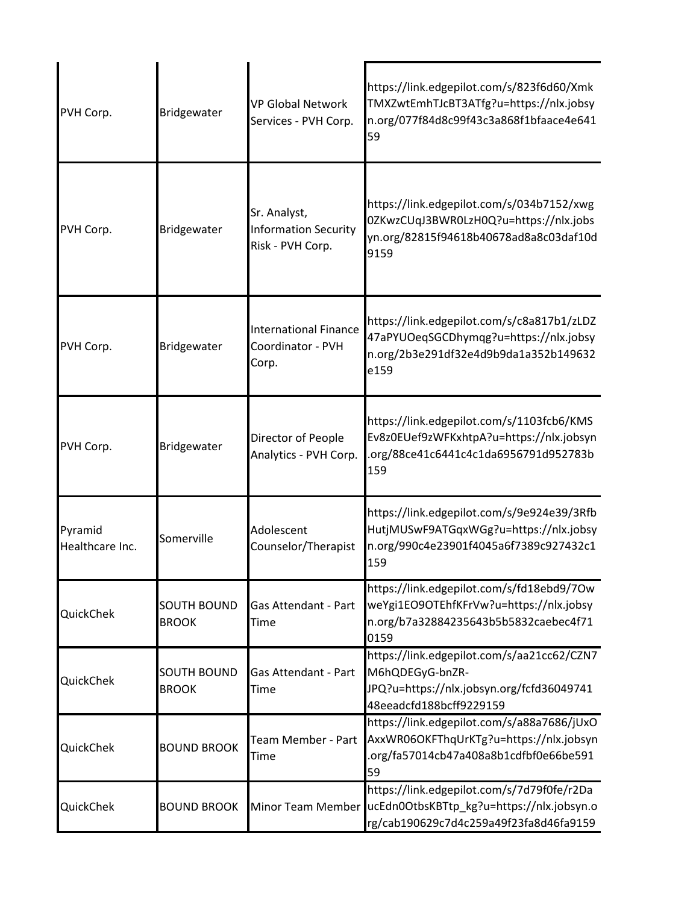| | | | |
|---|---|---|---|
| PVH Corp. | Bridgewater | VP Global Network Services - PVH Corp. | https://link.edgepilot.com/s/823f6d60/XmkTMXZwtEmhTJcBT3ATfg?u=https://nlx.jobsyn.org/077f84d8c99f43c3a868f1bfaace4e64159 |
| PVH Corp. | Bridgewater | Sr. Analyst, Information Security Risk - PVH Corp. | https://link.edgepilot.com/s/034b7152/xwg0ZKwzCUqJ3BWR0LzH0Q?u=https://nlx.jobsyn.org/82815f94618b40678ad8a8c03daf10d9159 |
| PVH Corp. | Bridgewater | International Finance Coordinator - PVH Corp. | https://link.edgepilot.com/s/c8a817b1/zLDZ47aPYUOeqSGCDhymqg?u=https://nlx.jobsyn.org/2b3e291df32e4d9b9da1a352b149632e159 |
| PVH Corp. | Bridgewater | Director of People Analytics - PVH Corp. | https://link.edgepilot.com/s/1103fcb6/KMSEv8z0EUef9zWFKxhtpA?u=https://nlx.jobsyn.org/88ce41c6441c4c1da6956791d952783b159 |
| Pyramid Healthcare Inc. | Somerville | Adolescent Counselor/Therapist | https://link.edgepilot.com/s/9e924e39/3RfbHutjMUSwF9ATGqxWGg?u=https://nlx.jobsyn.org/990c4e23901f4045a6f7389c927432c1159 |
| QuickChek | SOUTH BOUND BROOK | Gas Attendant - Part Time | https://link.edgepilot.com/s/fd18ebd9/7OwweYgi1EO9OTEhfKFrVw?u=https://nlx.jobsyn.org/b7a32884235643b5b5832caebec4f710159 |
| QuickChek | SOUTH BOUND BROOK | Gas Attendant - Part Time | https://link.edgepilot.com/s/aa21cc62/CZN7M6hQDEGyG-bnZR-JPQ?u=https://nlx.jobsyn.org/fcfd3604974148eeadcfd188bcff9229159 |
| QuickChek | BOUND BROOK | Team Member - Part Time | https://link.edgepilot.com/s/a88a7686/jUxOAxxWR06OKFThqUrKTg?u=https://nlx.jobsyn.org/fa57014cb47a408a8b1cdfbf0e66be59159 |
| QuickChek | BOUND BROOK | Minor Team Member | https://link.edgepilot.com/s/7d79f0fe/r2DaucEdn0OtbsKBTtp_kg?u=https://nlx.jobsyn.org/cab190629c7d4c259a49f23fa8d46fa9159 |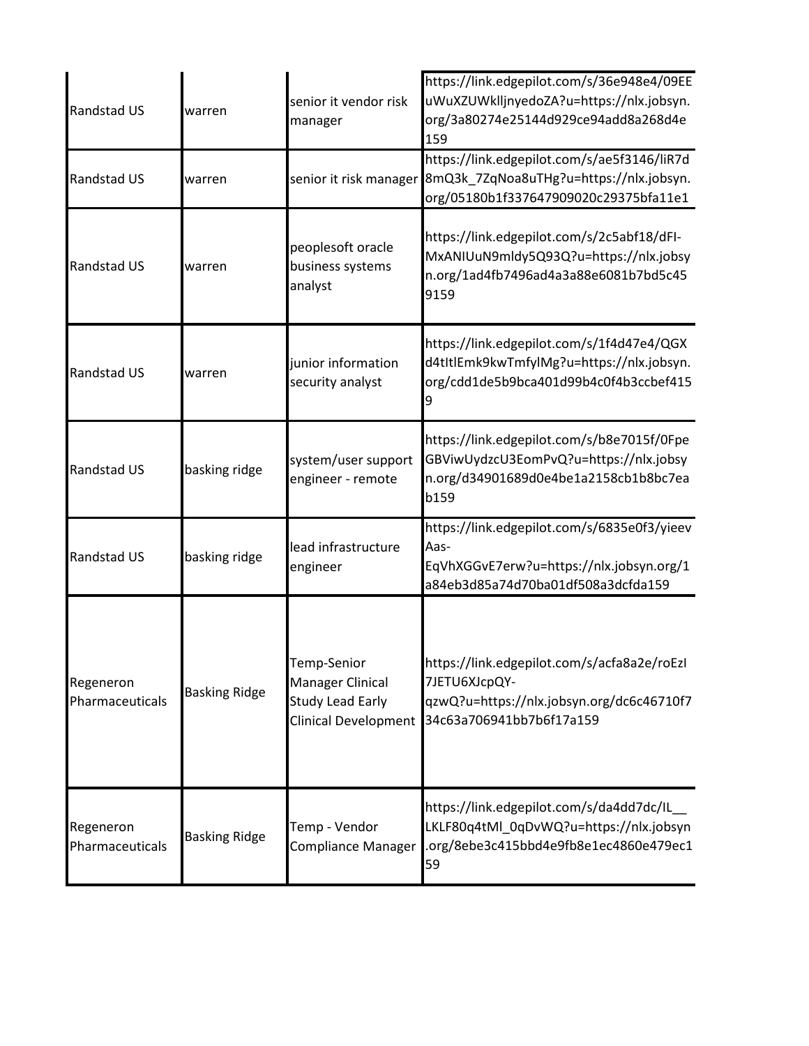| | | | |
|---|---|---|---|
| Randstad US | warren | senior it vendor risk manager | https://link.edgepilot.com/s/36e948e4/09EEuWuXZUWklljnyedoZA?u=https://nlx.jobsyn.org/3a80274e25144d929ce94add8a268d4e159 |
| Randstad US | warren | senior it risk manager | https://link.edgepilot.com/s/ae5f3146/liR7d8mQ3k_7ZqNoa8uTHg?u=https://nlx.jobsyn.org/05180b1f337647909020c29375bfa11e1 |
| Randstad US | warren | peoplesoft oracle business systems analyst | https://link.edgepilot.com/s/2c5abf18/dFI-MxANIUuN9mldy5Q93Q?u=https://nlx.jobsyn.org/1ad4fb7496ad4a3a88e6081b7bd5c459159 |
| Randstad US | warren | junior information security analyst | https://link.edgepilot.com/s/1f4d47e4/QGXd4tItlEmk9kwTmfylMg?u=https://nlx.jobsyn.org/cdd1de5b9bca401d99b4c0f4b3ccbef4159 |
| Randstad US | basking ridge | system/user support engineer - remote | https://link.edgepilot.com/s/b8e7015f/0FpeGBViwUydzcU3EomPvQ?u=https://nlx.jobsyn.org/d34901689d0e4be1a2158cb1b8bc7eab159 |
| Randstad US | basking ridge | lead infrastructure engineer | https://link.edgepilot.com/s/6835e0f3/yieevAas-EqVhXGGvE7erw?u=https://nlx.jobsyn.org/1a84eb3d85a74d70ba01df508a3dcfda159 |
| Regeneron Pharmaceuticals | Basking Ridge | Temp-Senior Manager Clinical Study Lead Early Clinical Development | https://link.edgepilot.com/s/acfa8a2e/roEzI7JETU6XJcpQY-qzwQ?u=https://nlx.jobsyn.org/dc6c46710f734c63a706941bb7b6f17a159 |
| Regeneron Pharmaceuticals | Basking Ridge | Temp - Vendor Compliance Manager | https://link.edgepilot.com/s/da4dd7dc/IL__LKLF80q4tMl_0qDvWQ?u=https://nlx.jobsyn.org/8ebe3c415bbd4e9fb8e1ec4860e479ec159 |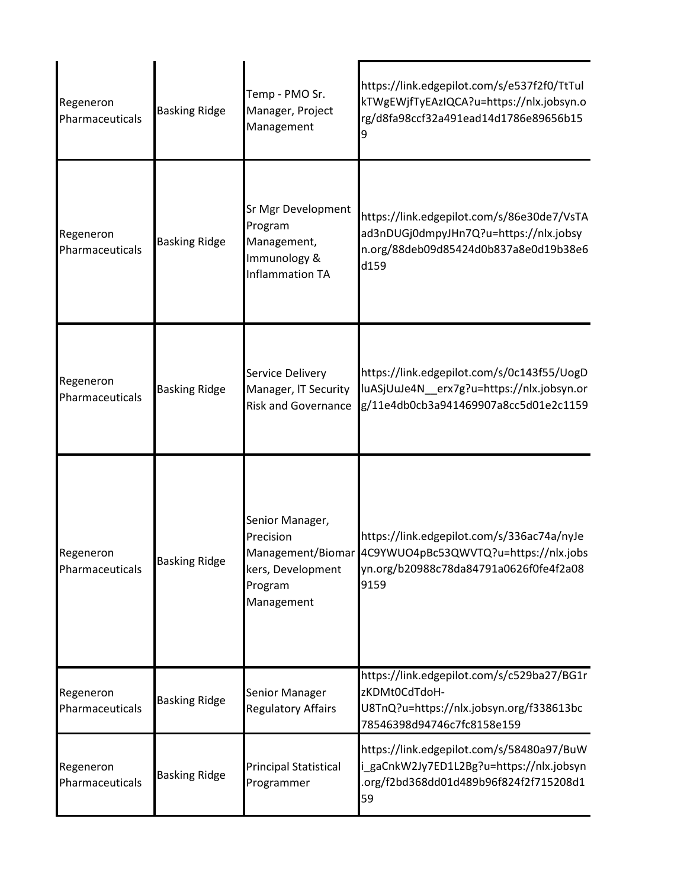| | | | |
|---|---|---|---|
| Regeneron Pharmaceuticals | Basking Ridge | Temp - PMO Sr. Manager, Project Management | https://link.edgepilot.com/s/e537f2f0/TtTulkTWgEWjfTyEAzIQCA?u=https://nlx.jobsyn.org/d8fa98ccf32a491ead14d1786e89656b159 |
| Regeneron Pharmaceuticals | Basking Ridge | Sr Mgr Development Program Management, Immunology & Inflammation TA | https://link.edgepilot.com/s/86e30de7/VsTAad3nDUGj0dmpyJHn7Q?u=https://nlx.jobsyn.org/88deb09d85424d0b837a8e0d19b38e6d159 |
| Regeneron Pharmaceuticals | Basking Ridge | Service Delivery Manager, IT Security Risk and Governance | https://link.edgepilot.com/s/0c143f55/UogDluASjUuJe4N__erx7g?u=https://nlx.jobsyn.org/11e4db0cb3a941469907a8cc5d01e2c1159 |
| Regeneron Pharmaceuticals | Basking Ridge | Senior Manager, Precision Management/Biomarkers, Development Program Management | https://link.edgepilot.com/s/336ac74a/nyJe4C9YWUO4pBc53QWVTQ?u=https://nlx.jobsyn.org/b20988c78da84791a0626f0fe4f2a089159 |
| Regeneron Pharmaceuticals | Basking Ridge | Senior Manager Regulatory Affairs | https://link.edgepilot.com/s/c529ba27/BG1rzKDMt0CdTdoH-U8TnQ?u=https://nlx.jobsyn.org/f338613bc78546398d94746c7fc8158e159 |
| Regeneron Pharmaceuticals | Basking Ridge | Principal Statistical Programmer | https://link.edgepilot.com/s/58480a97/BuWi_gaCnkW2Jy7ED1L2Bg?u=https://nlx.jobsyn.org/f2bd368dd01d489b96f824f2f715208d159 |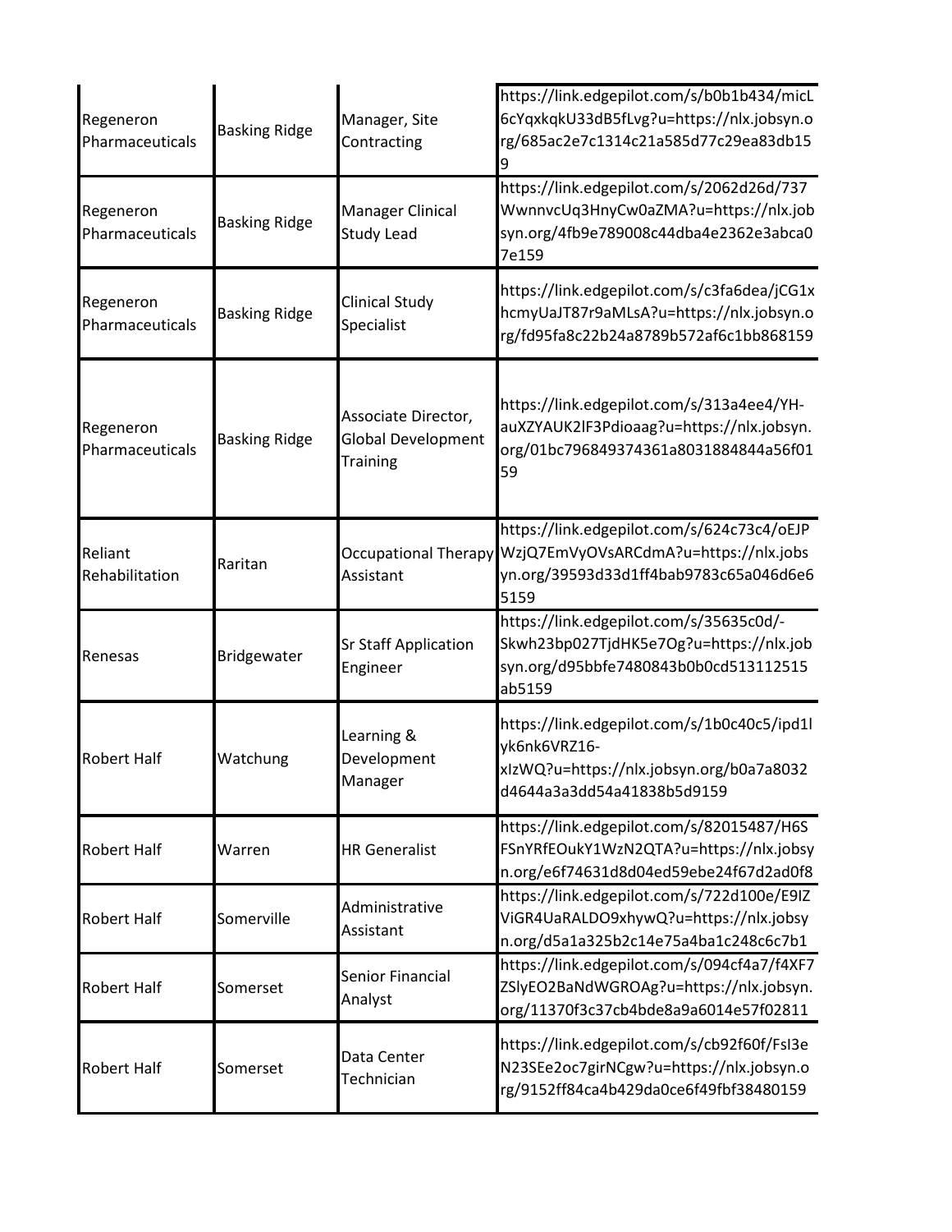| | | | |
|---|---|---|---|
| Regeneron Pharmaceuticals | Basking Ridge | Manager, Site Contracting | https://link.edgepilot.com/s/b0b1b434/micL6cYqxkqkU33dB5fLvg?u=https://nlx.jobsyn.org/685ac2e7c1314c21a585d77c29ea83db159 |
| Regeneron Pharmaceuticals | Basking Ridge | Manager Clinical Study Lead | https://link.edgepilot.com/s/2062d26d/737WwnnvcUq3HnyCw0aZMA?u=https://nlx.jobsyn.org/4fb9e789008c44dba4e2362e3abca07e159 |
| Regeneron Pharmaceuticals | Basking Ridge | Clinical Study Specialist | https://link.edgepilot.com/s/c3fa6dea/jCG1xhcmyUaJT87r9aMLsA?u=https://nlx.jobsyn.org/fd95fa8c22b24a8789b572af6c1bb868159 |
| Regeneron Pharmaceuticals | Basking Ridge | Associate Director, Global Development Training | https://link.edgepilot.com/s/313a4ee4/YH-auXZYAUK2lF3Pdioaag?u=https://nlx.jobsyn.org/01bc796849374361a8031884844a56f0159 |
| Reliant Rehabilitation | Raritan | Occupational Therapy Assistant | https://link.edgepilot.com/s/624c73c4/oEJPWzjQ7EmVyOVsARCdmA?u=https://nlx.jobsyn.org/39593d33d1ff4bab9783c65a046d6e65159 |
| Renesas | Bridgewater | Sr Staff Application Engineer | https://link.edgepilot.com/s/35635c0d/-Skwh23bp027TjdHK5e7Og?u=https://nlx.jobsyn.org/d95bbfe7480843b0b0cd513112515ab5159 |
| Robert Half | Watchung | Learning & Development Manager | https://link.edgepilot.com/s/1b0c40c5/ipd1lyk6nk6VRZ16-xIzWQ?u=https://nlx.jobsyn.org/b0a7a8032d4644a3a3dd54a41838b5d9159 |
| Robert Half | Warren | HR Generalist | https://link.edgepilot.com/s/82015487/H6SFSnYRfEOukY1WzN2QTA?u=https://nlx.jobsyn.org/e6f74631d8d04ed59ebe24f67d2ad0f8 |
| Robert Half | Somerville | Administrative Assistant | https://link.edgepilot.com/s/722d100e/E9IZViGR4UaRALDO9xhywQ?u=https://nlx.jobsyn.org/d5a1a325b2c14e75a4ba1c248c6c7b1 |
| Robert Half | Somerset | Senior Financial Analyst | https://link.edgepilot.com/s/094cf4a7/f4XF7ZSlyEO2BaNdWGROAg?u=https://nlx.jobsyn.org/11370f3c37cb4bde8a9a6014e57f02811 |
| Robert Half | Somerset | Data Center Technician | https://link.edgepilot.com/s/cb92f60f/FsI3eN23SEe2oc7girNCgw?u=https://nlx.jobsyn.org/9152ff84ca4b429da0ce6f49fbf38480159 |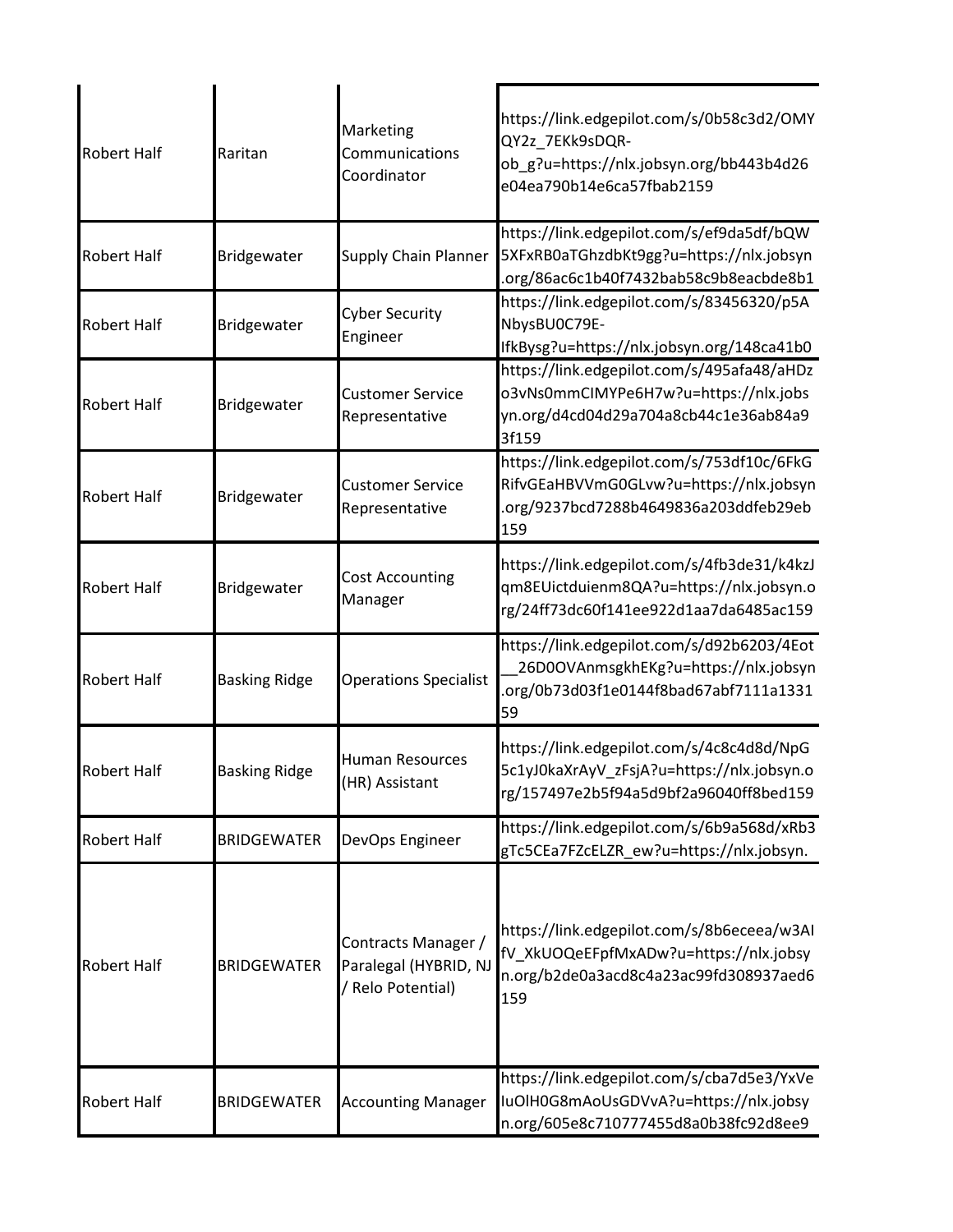| Robert Half | Raritan | Marketing Communications Coordinator | https://link.edgepilot.com/s/0b58c3d2/OMYQY2z_7EKk9sDQR-ob_g?u=https://nlx.jobsyn.org/bb443b4d26e04ea790b14e6ca57fbab2159 |
|---|---|---|---|
| Robert Half | Bridgewater | Supply Chain Planner | https://link.edgepilot.com/s/ef9da5df/bQW5XFxRB0aTGhzdbKt9gg?u=https://nlx.jobsyn.org/86ac6c1b40f7432bab58c9b8eacbde8b1 |
| Robert Half | Bridgewater | Cyber Security Engineer | https://link.edgepilot.com/s/83456320/p5ANbysBU0C79E-IfkBysg?u=https://nlx.jobsyn.org/148ca41b0 |
| Robert Half | Bridgewater | Customer Service Representative | https://link.edgepilot.com/s/495afa48/aHDzo3vNs0mmCIMYPe6H7w?u=https://nlx.jobsyn.org/d4cd04d29a704a8cb44c1e36ab84a93f159 |
| Robert Half | Bridgewater | Customer Service Representative | https://link.edgepilot.com/s/753df10c/6FkGRifvGEaHBVVmG0GLvw?u=https://nlx.jobsyn.org/9237bcd7288b4649836a203ddfeb29eb159 |
| Robert Half | Bridgewater | Cost Accounting Manager | https://link.edgepilot.com/s/4fb3de31/k4kzJqm8EUictduienm8QA?u=https://nlx.jobsyn.org/24ff73dc60f141ee922d1aa7da6485ac159 |
| Robert Half | Basking Ridge | Operations Specialist | https://link.edgepilot.com/s/d92b6203/4Eot__26D0OVAnmsgkhEKg?u=https://nlx.jobsyn.org/0b73d03f1e0144f8bad67abf7111a133159 |
| Robert Half | Basking Ridge | Human Resources (HR) Assistant | https://link.edgepilot.com/s/4c8c4d8d/NpG5c1yJ0kaXrAyV_zFsjA?u=https://nlx.jobsyn.org/157497e2b5f94a5d9bf2a96040ff8bed159 |
| Robert Half | BRIDGEWATER | DevOps Engineer | https://link.edgepilot.com/s/6b9a568d/xRb3gTc5CEa7FZcELZR_ew?u=https://nlx.jobsyn. |
| Robert Half | BRIDGEWATER | Contracts Manager / Paralegal (HYBRID, NJ / Relo Potential) | https://link.edgepilot.com/s/8b6eceea/w3AIfV_XkUOQeEFpfMxADw?u=https://nlx.jobsyn.org/b2de0a3acd8c4a23ac99fd308937aed6159 |
| Robert Half | BRIDGEWATER | Accounting Manager | https://link.edgepilot.com/s/cba7d5e3/YxVeIuOlH0G8mAoUsGDVvA?u=https://nlx.jobsyn.org/605e8c710777455d8a0b38fc92d8ee9 |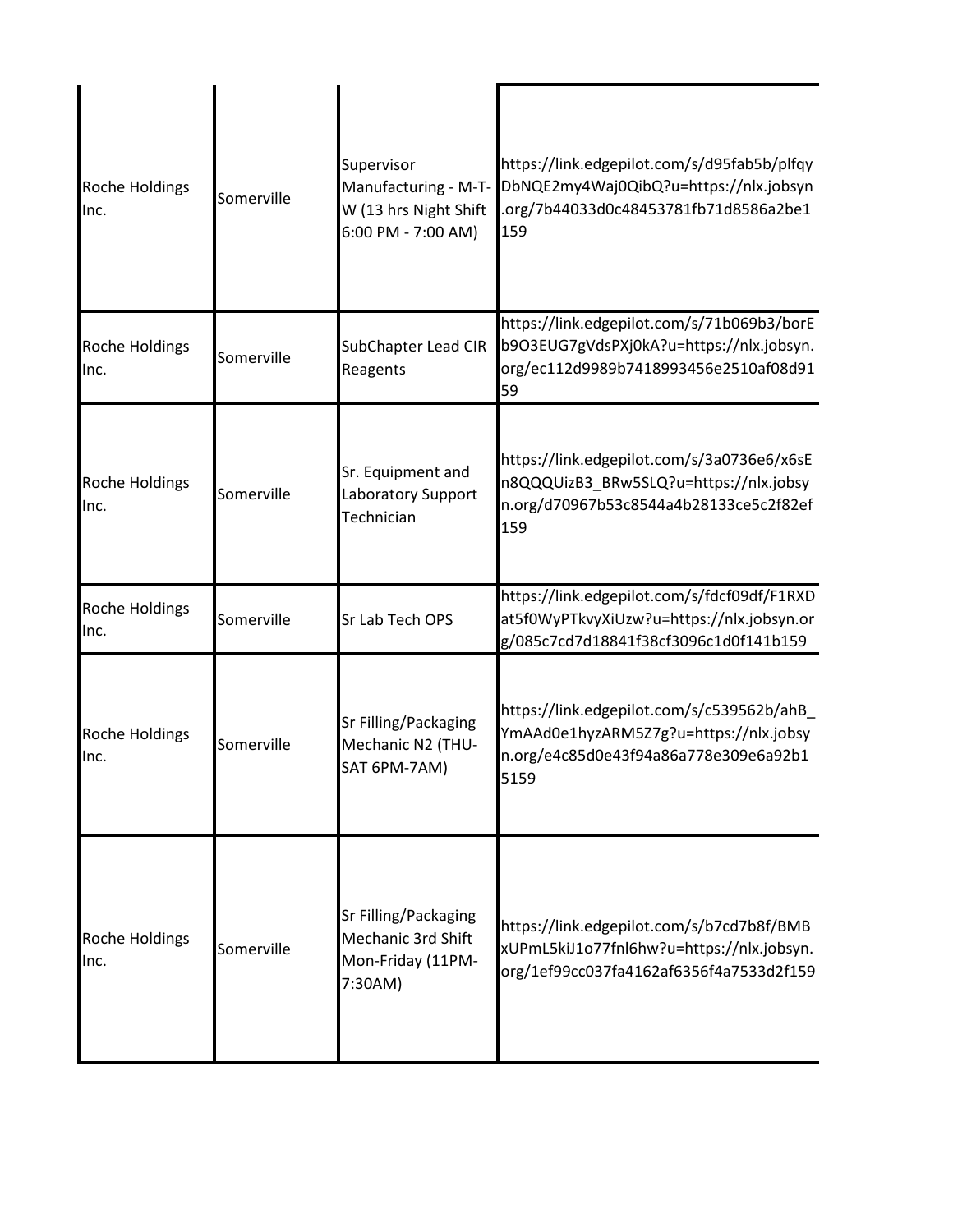| | | | |
|---|---|---|---|
| Roche Holdings Inc. | Somerville | Supervisor Manufacturing - M-T-W (13 hrs Night Shift 6:00 PM - 7:00 AM) | https://link.edgepilot.com/s/d95fab5b/plfqyDbNQE2my4Waj0QibQ?u=https://nlx.jobsyn.org/7b44033d0c48453781fb71d8586a2be1159 |
| Roche Holdings Inc. | Somerville | SubChapter Lead CIR Reagents | https://link.edgepilot.com/s/71b069b3/borEb9O3EUG7gVdsPXj0kA?u=https://nlx.jobsyn.org/ec112d9989b7418993456e2510af08d9159 |
| Roche Holdings Inc. | Somerville | Sr. Equipment and Laboratory Support Technician | https://link.edgepilot.com/s/3a0736e6/x6sEn8QQQUizB3_BRw5SLQ?u=https://nlx.jobsyn.org/d70967b53c8544a4b28133ce5c2f82ef159 |
| Roche Holdings Inc. | Somerville | Sr Lab Tech OPS | https://link.edgepilot.com/s/fdcf09df/F1RXDat5f0WyPTkvyXiUzw?u=https://nlx.jobsyn.org/085c7cd7d18841f38cf3096c1d0f141b159 |
| Roche Holdings Inc. | Somerville | Sr Filling/Packaging Mechanic N2 (THU-SAT 6PM-7AM) | https://link.edgepilot.com/s/c539562b/ahB_YmAAd0e1hyzARM5Z7g?u=https://nlx.jobsyn.org/e4c85d0e43f94a86a778e309e6a92b15159 |
| Roche Holdings Inc. | Somerville | Sr Filling/Packaging Mechanic 3rd Shift Mon-Friday (11PM-7:30AM) | https://link.edgepilot.com/s/b7cd7b8f/BMBxUPmL5kiJ1o77fnl6hw?u=https://nlx.jobsyn.org/1ef99cc037fa4162af6356f4a7533d2f159 |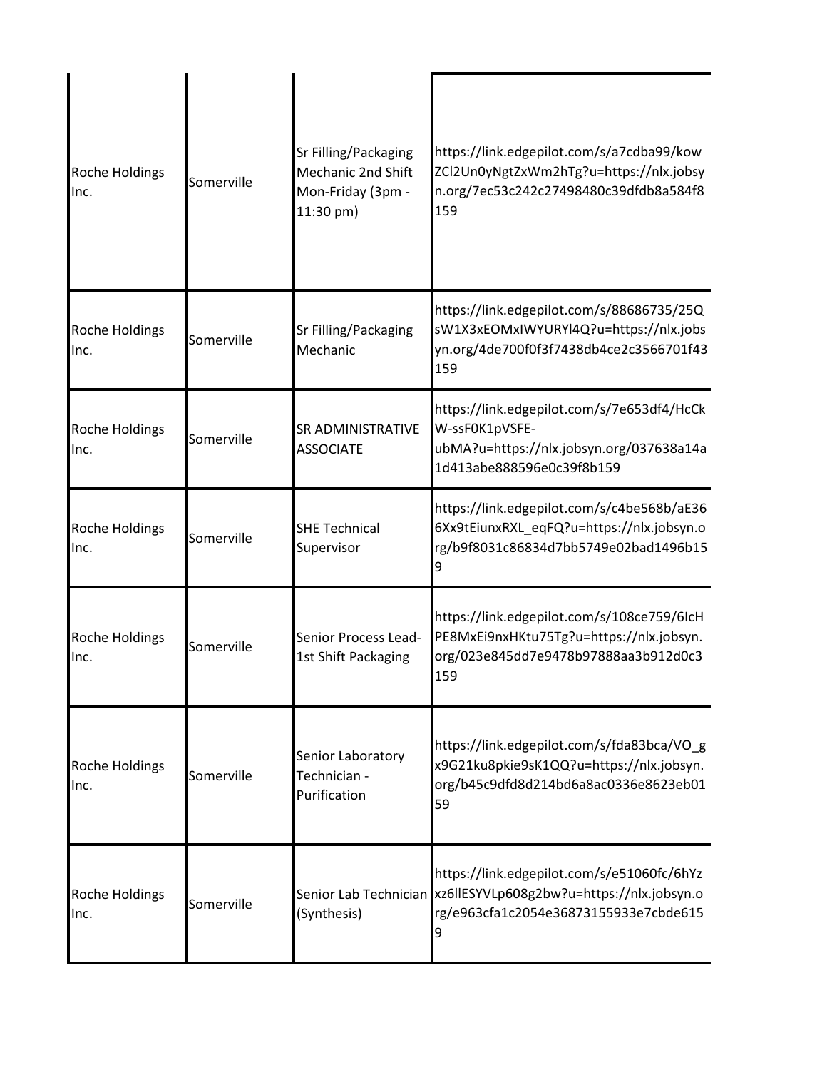| | | | |
|---|---|---|---|
| Roche Holdings Inc. | Somerville | Sr Filling/Packaging Mechanic 2nd Shift Mon-Friday (3pm - 11:30 pm) | https://link.edgepilot.com/s/a7cdba99/kowZCl2Un0yNgtZxWm2hTg?u=https://nlx.jobsyn.org/7ec53c242c27498480c39dfdb8a584f8159 |
| Roche Holdings Inc. | Somerville | Sr Filling/Packaging Mechanic | https://link.edgepilot.com/s/88686735/25QsW1X3xEOMxIWYURYl4Q?u=https://nlx.jobsyn.org/4de700f0f3f7438db4ce2c3566701f43159 |
| Roche Holdings Inc. | Somerville | SR ADMINISTRATIVE ASSOCIATE | https://link.edgepilot.com/s/7e653df4/HcCkW-ssF0K1pVSFE-ubMA?u=https://nlx.jobsyn.org/037638a14a1d413abe888596e0c39f8b159 |
| Roche Holdings Inc. | Somerville | SHE Technical Supervisor | https://link.edgepilot.com/s/c4be568b/aE366Xx9tEiunxRXL_eqFQ?u=https://nlx.jobsyn.org/b9f8031c86834d7bb5749e02bad1496b159 |
| Roche Holdings Inc. | Somerville | Senior Process Lead-1st Shift Packaging | https://link.edgepilot.com/s/108ce759/6IcHPE8MxEi9nxHKtu75Tg?u=https://nlx.jobsyn.org/023e845dd7e9478b97888aa3b912d0c3159 |
| Roche Holdings Inc. | Somerville | Senior Laboratory Technician - Purification | https://link.edgepilot.com/s/fda83bca/VO_gx9G21ku8pkie9sK1QQ?u=https://nlx.jobsyn.org/b45c9dfd8d214bd6a8ac0336e8623eb0159 |
| Roche Holdings Inc. | Somerville | Senior Lab Technician (Synthesis) | https://link.edgepilot.com/s/e51060fc/6hYzxz6llESYVLp608g2bw?u=https://nlx.jobsyn.org/e963cfa1c2054e36873155933e7cbde6159 |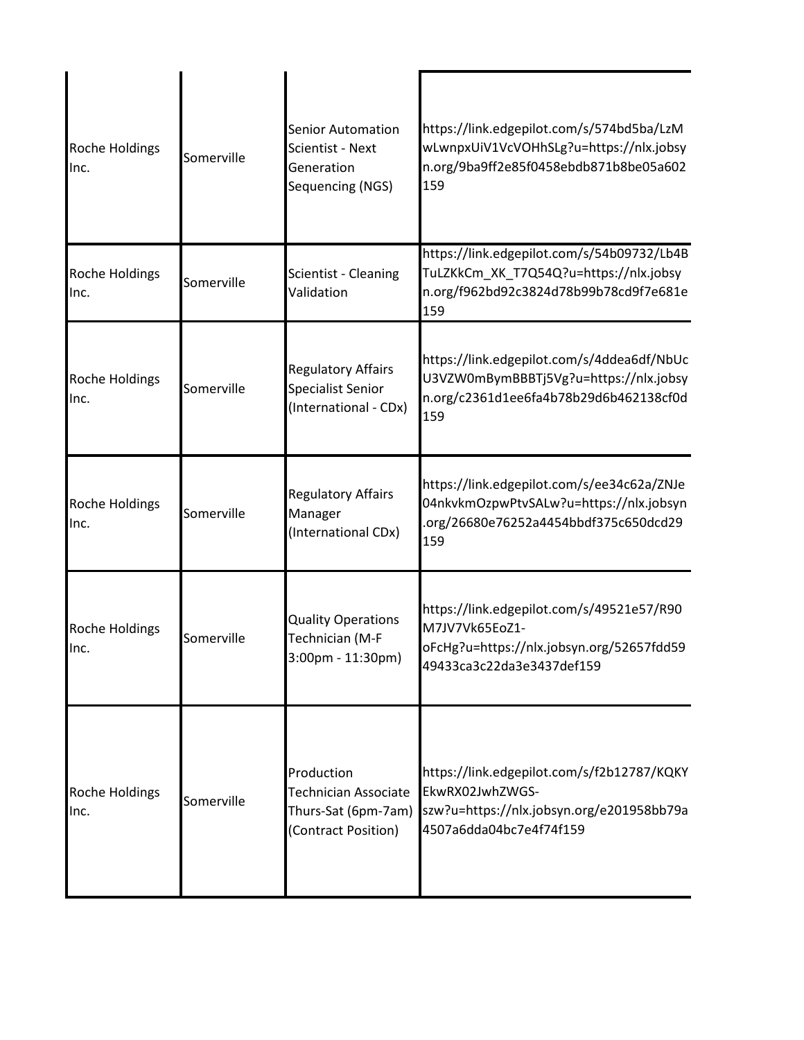| | | | |
|---|---|---|---|
| Roche Holdings Inc. | Somerville | Senior Automation Scientist - Next Generation Sequencing (NGS) | https://link.edgepilot.com/s/574bd5ba/LzMwLwnpxUiV1VcVOHhSLg?u=https://nlx.jobsyn.org/9ba9ff2e85f0458ebdb871b8be05a602159 |
| Roche Holdings Inc. | Somerville | Scientist - Cleaning Validation | https://link.edgepilot.com/s/54b09732/Lb4BTuLZKkCm_XK_T7Q54Q?u=https://nlx.jobsyn.org/f962bd92c3824d78b99b78cd9f7e681e159 |
| Roche Holdings Inc. | Somerville | Regulatory Affairs Specialist Senior (International - CDx) | https://link.edgepilot.com/s/4ddea6df/NbUcU3VZW0mBymBBBTj5Vg?u=https://nlx.jobsyn.org/c2361d1ee6fa4b78b29d6b462138cf0d159 |
| Roche Holdings Inc. | Somerville | Regulatory Affairs Manager (International CDx) | https://link.edgepilot.com/s/ee34c62a/ZNJe04nkvkmOzpwPtvSALw?u=https://nlx.jobsyn.org/26680e76252a4454bbdf375c650dcd29159 |
| Roche Holdings Inc. | Somerville | Quality Operations Technician (M-F 3:00pm - 11:30pm) | https://link.edgepilot.com/s/49521e57/R90M7JV7Vk65EoZ1-oFcHg?u=https://nlx.jobsyn.org/52657fdd5949433ca3c22da3e3437def159 |
| Roche Holdings Inc. | Somerville | Production Technician Associate Thurs-Sat (6pm-7am) (Contract Position) | https://link.edgepilot.com/s/f2b12787/KQKYEkwRX02JwhZWGS-szw?u=https://nlx.jobsyn.org/e201958bb79a4507a6dda04bc7e4f74f159 |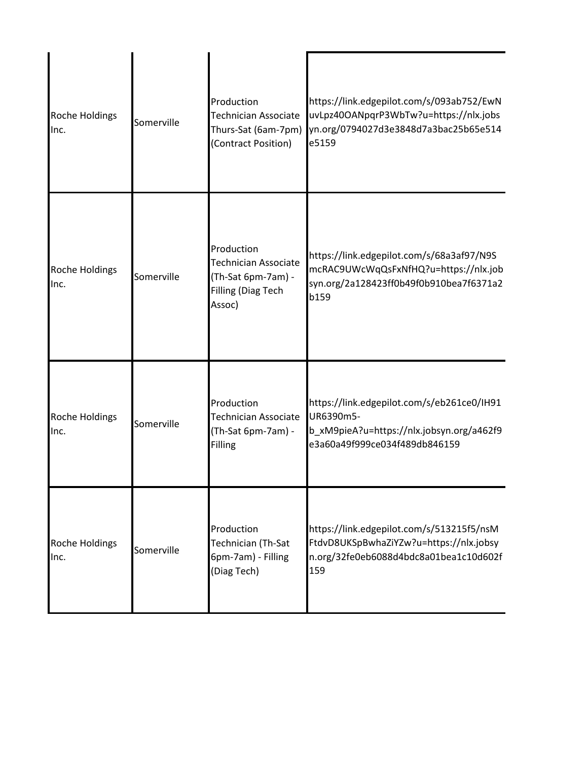| | | | |
|---|---|---|---|
| Roche Holdings Inc. | Somerville | Production Technician Associate Thurs-Sat (6am-7pm) (Contract Position) | https://link.edgepilot.com/s/093ab752/EwNuvLpz40OANpqrP3WbTw?u=https://nlx.jobsyn.org/0794027d3e3848d7a3bac25b65e514e5159 |
| Roche Holdings Inc. | Somerville | Production Technician Associate (Th-Sat 6pm-7am) - Filling (Diag Tech Assoc) | https://link.edgepilot.com/s/68a3af97/N9SmcRAC9UWcWqQsFxNfHQ?u=https://nlx.jobsyn.org/2a128423ff0b49f0b910bea7f6371a2b159 |
| Roche Holdings Inc. | Somerville | Production Technician Associate (Th-Sat 6pm-7am) - Filling | https://link.edgepilot.com/s/eb261ce0/IH91UR6390m5-b_xM9pieA?u=https://nlx.jobsyn.org/a462f9e3a60a49f999ce034f489db846159 |
| Roche Holdings Inc. | Somerville | Production Technician (Th-Sat 6pm-7am) - Filling (Diag Tech) | https://link.edgepilot.com/s/513215f5/nsMFtdvD8UKSpBwhaZiYZw?u=https://nlx.jobsyn.org/32fe0eb6088d4bdc8a01bea1c10d602f159 |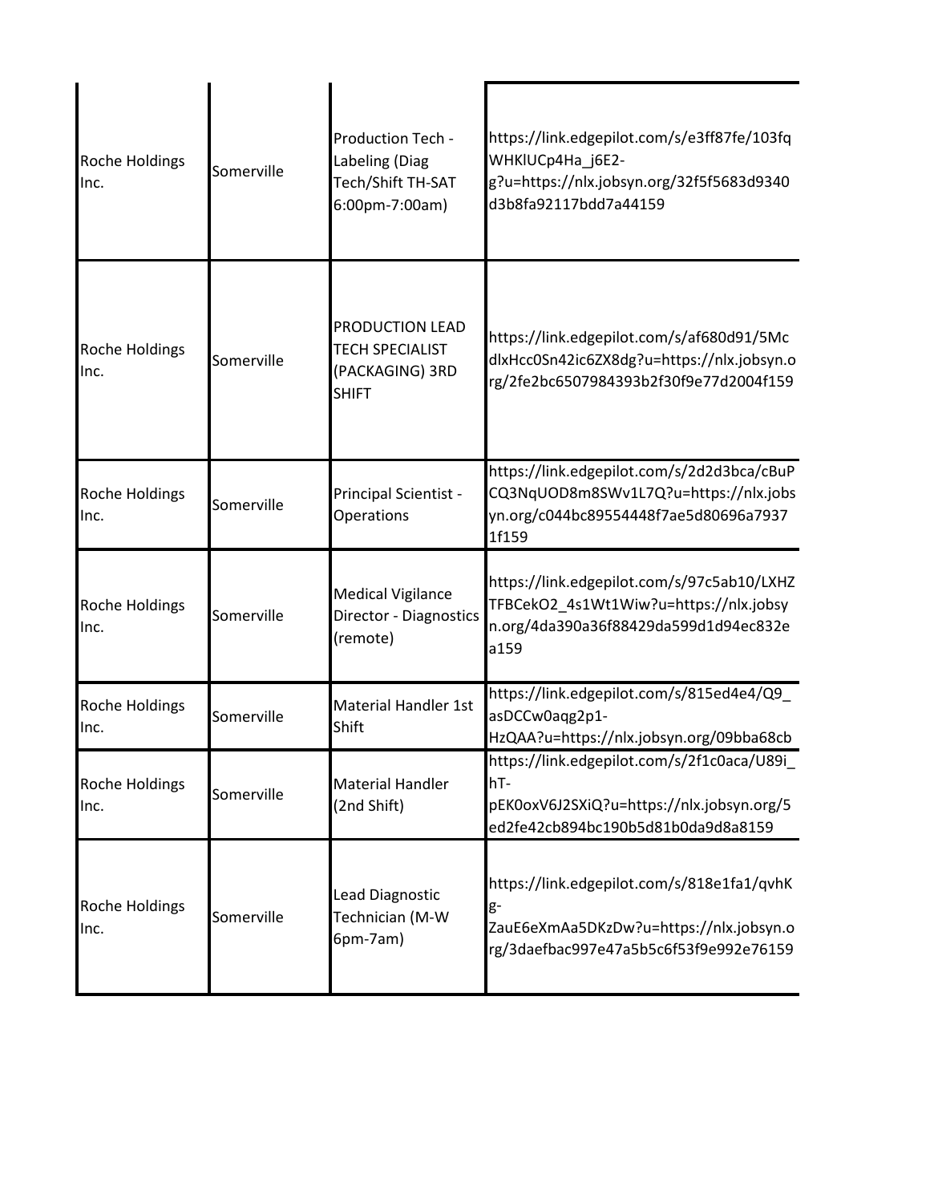| | | | |
|---|---|---|---|
| Roche Holdings Inc. | Somerville | Production Tech - Labeling (Diag Tech/Shift TH-SAT 6:00pm-7:00am) | https://link.edgepilot.com/s/e3ff87fe/103fqWHKlUCp4Ha_j6E2-g?u=https://nlx.jobsyn.org/32f5f5683d9340d3b8fa92117bdd7a44159 |
| Roche Holdings Inc. | Somerville | PRODUCTION LEAD TECH SPECIALIST (PACKAGING) 3RD SHIFT | https://link.edgepilot.com/s/af680d91/5McdlxHcc0Sn42ic6ZX8dg?u=https://nlx.jobsyn.org/2fe2bc6507984393b2f30f9e77d2004f159 |
| Roche Holdings Inc. | Somerville | Principal Scientist - Operations | https://link.edgepilot.com/s/2d2d3bca/cBuPCQ3NqUOD8m8SWv1L7Q?u=https://nlx.jobsyn.org/c044bc89554448f7ae5d80696a79371f159 |
| Roche Holdings Inc. | Somerville | Medical Vigilance Director - Diagnostics (remote) | https://link.edgepilot.com/s/97c5ab10/LXHZTFBCekO2_4s1Wt1Wiw?u=https://nlx.jobsyn.org/4da390a36f88429da599d1d94ec832ea159 |
| Roche Holdings Inc. | Somerville | Material Handler 1st Shift | https://link.edgepilot.com/s/815ed4e4/Q9_asDCCw0aqg2p1-HzQAA?u=https://nlx.jobsyn.org/09bba68cb |
| Roche Holdings Inc. | Somerville | Material Handler (2nd Shift) | https://link.edgepilot.com/s/2f1c0aca/U89i_hT-pEK0oxV6J2SXiQ?u=https://nlx.jobsyn.org/5ed2fe42cb894bc190b5d81b0da9d8a8159 |
| Roche Holdings Inc. | Somerville | Lead Diagnostic Technician (M-W 6pm-7am) | https://link.edgepilot.com/s/818e1fa1/qvhKg-ZauE6eXmAa5DKzDw?u=https://nlx.jobsyn.org/3daefbac997e47a5b5c6f53f9e992e76159 |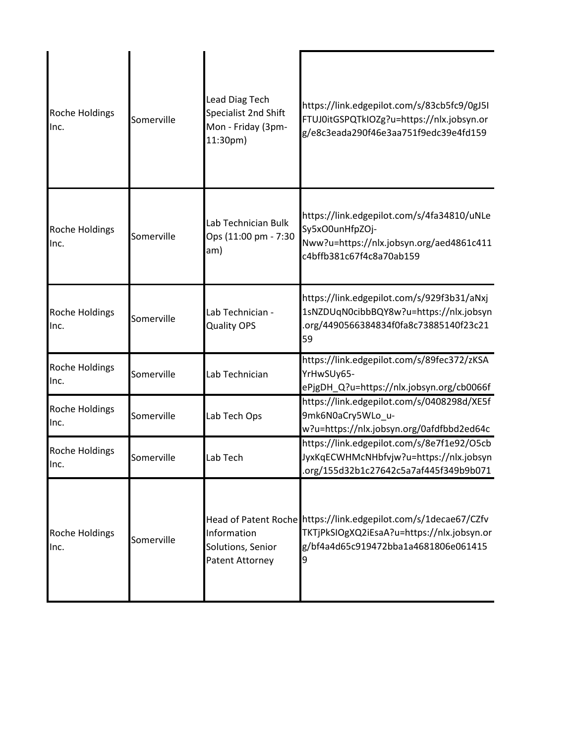| | | | |
|---|---|---|---|
| Roche Holdings Inc. | Somerville | Lead Diag Tech Specialist 2nd Shift Mon - Friday (3pm-11:30pm) | https://link.edgepilot.com/s/83cb5fc9/0gJ5IFTUJ0itGSPQTkIOZg?u=https://nlx.jobsyn.org/e8c3eada290f46e3aa751f9edc39e4fd159 |
| Roche Holdings Inc. | Somerville | Lab Technician Bulk Ops (11:00 pm - 7:30 am) | https://link.edgepilot.com/s/4fa34810/uNLeSy5xO0unHfpZOj-Nww?u=https://nlx.jobsyn.org/aed4861c411c4bffb381c67f4c8a70ab159 |
| Roche Holdings Inc. | Somerville | Lab Technician - Quality OPS | https://link.edgepilot.com/s/929f3b31/aNxj1sNZDUqN0cibbBQY8w?u=https://nlx.jobsyn.org/4490566384834f0fa8c73885140f23c2159 |
| Roche Holdings Inc. | Somerville | Lab Technician | https://link.edgepilot.com/s/89fec372/zKSAYrHwSUy65-ePjgDH_Q?u=https://nlx.jobsyn.org/cb0066f |
| Roche Holdings Inc. | Somerville | Lab Tech Ops | https://link.edgepilot.com/s/0408298d/XE5f9mk6N0aCry5WLo_u-w?u=https://nlx.jobsyn.org/0afdfbbd2ed64c |
| Roche Holdings Inc. | Somerville | Lab Tech | https://link.edgepilot.com/s/8e7f1e92/O5cbJyxKqECWHMcNHbfvjw?u=https://nlx.jobsyn.org/155d32b1c27642c5a7af445f349b9b071 |
| Roche Holdings Inc. | Somerville | Head of Patent Roche Information Solutions, Senior Patent Attorney | https://link.edgepilot.com/s/1decae67/CZfvTKTjPkSIOgXQ2iEsaA?u=https://nlx.jobsyn.org/bf4a4d65c919472bba1a4681806e0614159 |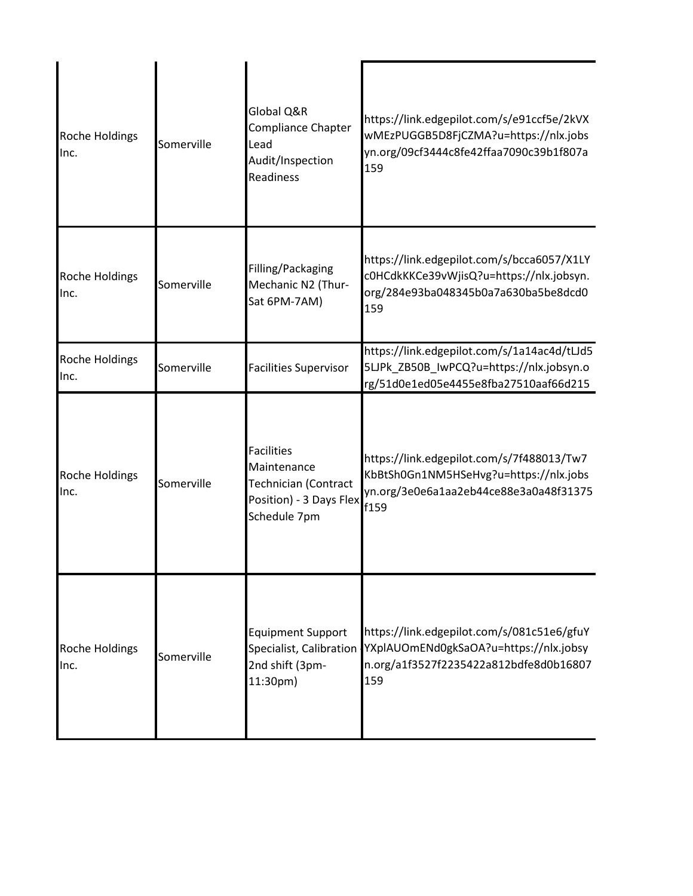| | | | |
|---|---|---|---|
| Roche Holdings Inc. | Somerville | Global Q&R Compliance Chapter Lead Audit/Inspection Readiness | https://link.edgepilot.com/s/e91ccf5e/2kVXwMEzPUGGB5D8FjCZMA?u=https://nlx.jobsyn.org/09cf3444c8fe42ffaa7090c39b1f807a159 |
| Roche Holdings Inc. | Somerville | Filling/Packaging Mechanic N2 (Thur-Sat 6PM-7AM) | https://link.edgepilot.com/s/bcca6057/X1LYc0HCdkKKCe39vWjisQ?u=https://nlx.jobsyn.org/284e93ba048345b0a7a630ba5be8dcd0159 |
| Roche Holdings Inc. | Somerville | Facilities Supervisor | https://link.edgepilot.com/s/1a14ac4d/tLJd55LJPk_ZB50B_IwPCQ?u=https://nlx.jobsyn.org/51d0e1ed05e4455e8fba27510aaf66d215 |
| Roche Holdings Inc. | Somerville | Facilities Maintenance Technician (Contract Position) - 3 Days Flex Schedule 7pm | https://link.edgepilot.com/s/7f488013/Tw7KbBtSh0Gn1NM5HSeHvg?u=https://nlx.jobsyn.org/3e0e6a1aa2eb44ce88e3a0a48f31375f159 |
| Roche Holdings Inc. | Somerville | Equipment Support Specialist, Calibration 2nd shift (3pm-11:30pm) | https://link.edgepilot.com/s/081c51e6/gfuYYXplAUOmENd0gkSaOA?u=https://nlx.jobsyn.org/a1f3527f2235422a812bdfe8d0b16807159 |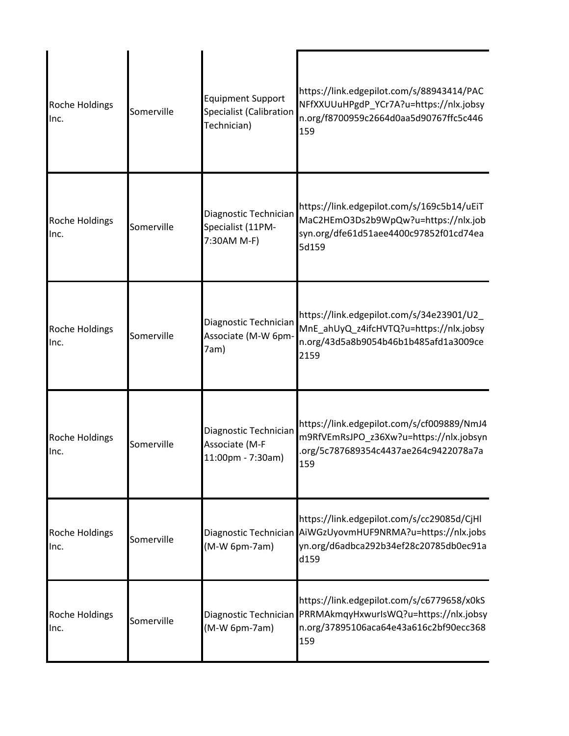| | | | |
|---|---|---|---|
| Roche Holdings Inc. | Somerville | Equipment Support Specialist (Calibration Technician) | https://link.edgepilot.com/s/88943414/PACNFfXXUUuHPgdP_YCr7A?u=https://nlx.jobsyn.org/f8700959c2664d0aa5d90767ffc5c446159 |
| Roche Holdings Inc. | Somerville | Diagnostic Technician Specialist (11PM-7:30AM M-F) | https://link.edgepilot.com/s/169c5b14/uEiTMaC2HEmO3Ds2b9WpQw?u=https://nlx.jobsyn.org/dfe61d51aee4400c97852f01cd74ea5d159 |
| Roche Holdings Inc. | Somerville | Diagnostic Technician Associate (M-W 6pm-7am) | https://link.edgepilot.com/s/34e23901/U2_MnE_ahUyQ_z4ifcHVTQ?u=https://nlx.jobsyn.org/43d5a8b9054b46b1b485afd1a3009ce2159 |
| Roche Holdings Inc. | Somerville | Diagnostic Technician Associate (M-F 11:00pm - 7:30am) | https://link.edgepilot.com/s/cf009889/NmJ4m9RfVEmRsJPO_z36Xw?u=https://nlx.jobsyn.org/5c787689354c4437ae264c9422078a7a159 |
| Roche Holdings Inc. | Somerville | Diagnostic Technician (M-W 6pm-7am) | https://link.edgepilot.com/s/cc29085d/CjHlAiWGzUyovmHUF9NRMA?u=https://nlx.jobsyn.org/d6adbca292b34ef28c20785db0ec91ad159 |
| Roche Holdings Inc. | Somerville | Diagnostic Technician (M-W 6pm-7am) | https://link.edgepilot.com/s/c6779658/x0kSPRRMAkmqyHxwurIsWQ?u=https://nlx.jobsyn.org/37895106aca64e43a616c2bf90ecc368159 |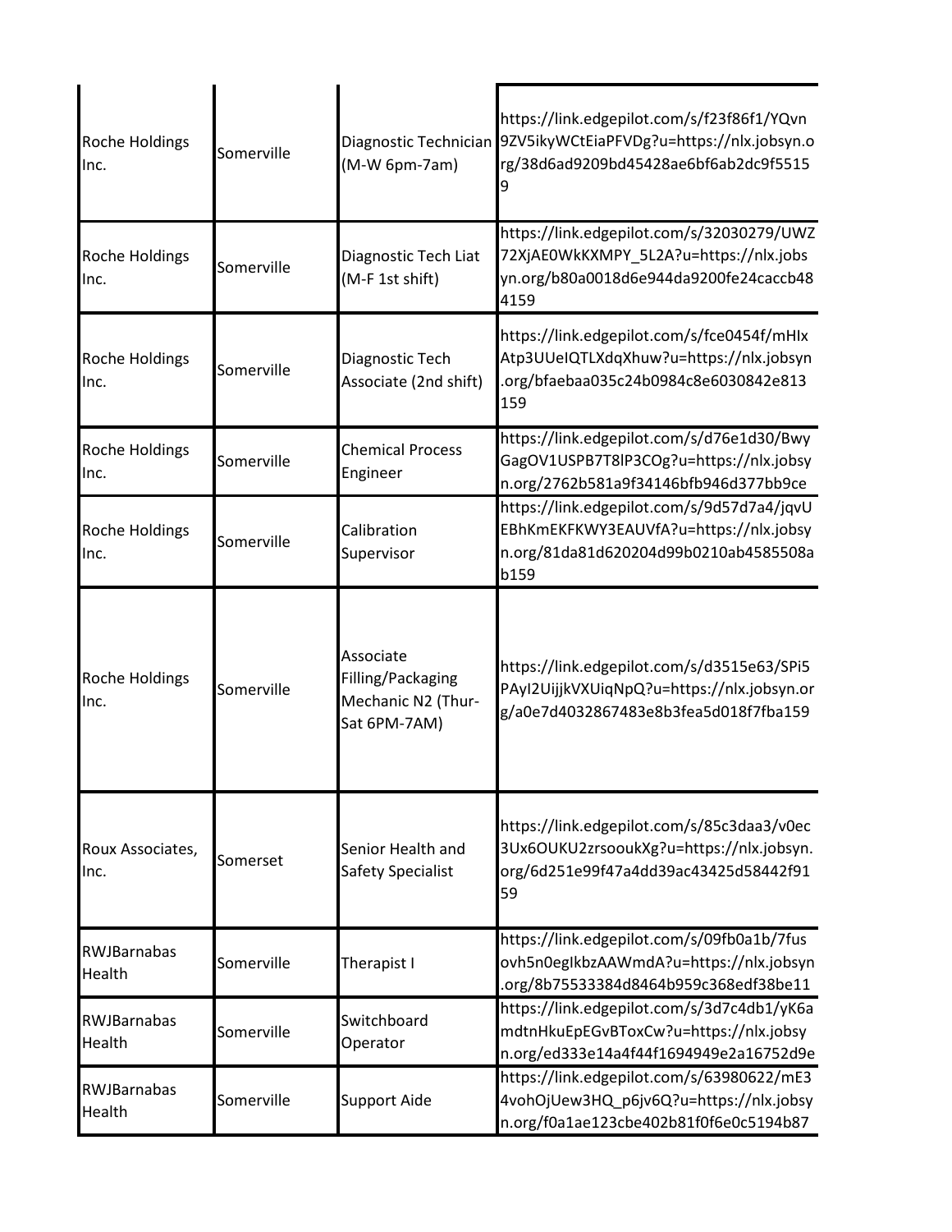| | | | |
|---|---|---|---|
| Roche Holdings Inc. | Somerville | Diagnostic Technician (M-W 6pm-7am) | https://link.edgepilot.com/s/f23f86f1/YQvn9ZV5ikyWCtEiaPFVDg?u=https://nlx.jobsyn.org/38d6ad9209bd45428ae6bf6ab2dc9f55159 |
| Roche Holdings Inc. | Somerville | Diagnostic Tech Liat (M-F 1st shift) | https://link.edgepilot.com/s/32030279/UWZ72XjAE0WkKXMPY_5L2A?u=https://nlx.jobsyn.org/b80a0018d6e944da9200fe24caccb484159 |
| Roche Holdings Inc. | Somerville | Diagnostic Tech Associate (2nd shift) | https://link.edgepilot.com/s/fce0454f/mHIxAtp3UUeIQTLXdqXhuw?u=https://nlx.jobsyn.org/bfaebaa035c24b0984c8e6030842e813159 |
| Roche Holdings Inc. | Somerville | Chemical Process Engineer | https://link.edgepilot.com/s/d76e1d30/BwyGagOV1USPB7T8lP3COg?u=https://nlx.jobsyn.org/2762b581a9f34146bfb946d377bb9ce |
| Roche Holdings Inc. | Somerville | Calibration Supervisor | https://link.edgepilot.com/s/9d57d7a4/jqvUEBhKmEKFKWY3EAUVfA?u=https://nlx.jobsyn.org/81da81d620204d99b0210ab4585508ab159 |
| Roche Holdings Inc. | Somerville | Associate Filling/Packaging Mechanic N2 (Thur-Sat 6PM-7AM) | https://link.edgepilot.com/s/d3515e63/SPi5PAyI2UijjkVXUiqNpQ?u=https://nlx.jobsyn.org/a0e7d4032867483e8b3fea5d018f7fba159 |
| Roux Associates, Inc. | Somerset | Senior Health and Safety Specialist | https://link.edgepilot.com/s/85c3daa3/v0ec3Ux6OUKU2zrsooukXg?u=https://nlx.jobsyn.org/6d251e99f47a4dd39ac43425d58442f9159 |
| RWJBarnabas Health | Somerville | Therapist I | https://link.edgepilot.com/s/09fb0a1b/7fusovh5n0egIkbzAAWmdA?u=https://nlx.jobsyn.org/8b75533384d8464b959c368edf38be11 |
| RWJBarnabas Health | Somerville | Switchboard Operator | https://link.edgepilot.com/s/3d7c4db1/yK6amdtnHkuEpEGvBToxCw?u=https://nlx.jobsyn.org/ed333e14a4f44f1694949e2a16752d9e |
| RWJBarnabas Health | Somerville | Support Aide | https://link.edgepilot.com/s/63980622/mE34vohOjUew3HQ_p6jv6Q?u=https://nlx.jobsyn.org/f0a1ae123cbe402b81f0f6e0c5194b87 |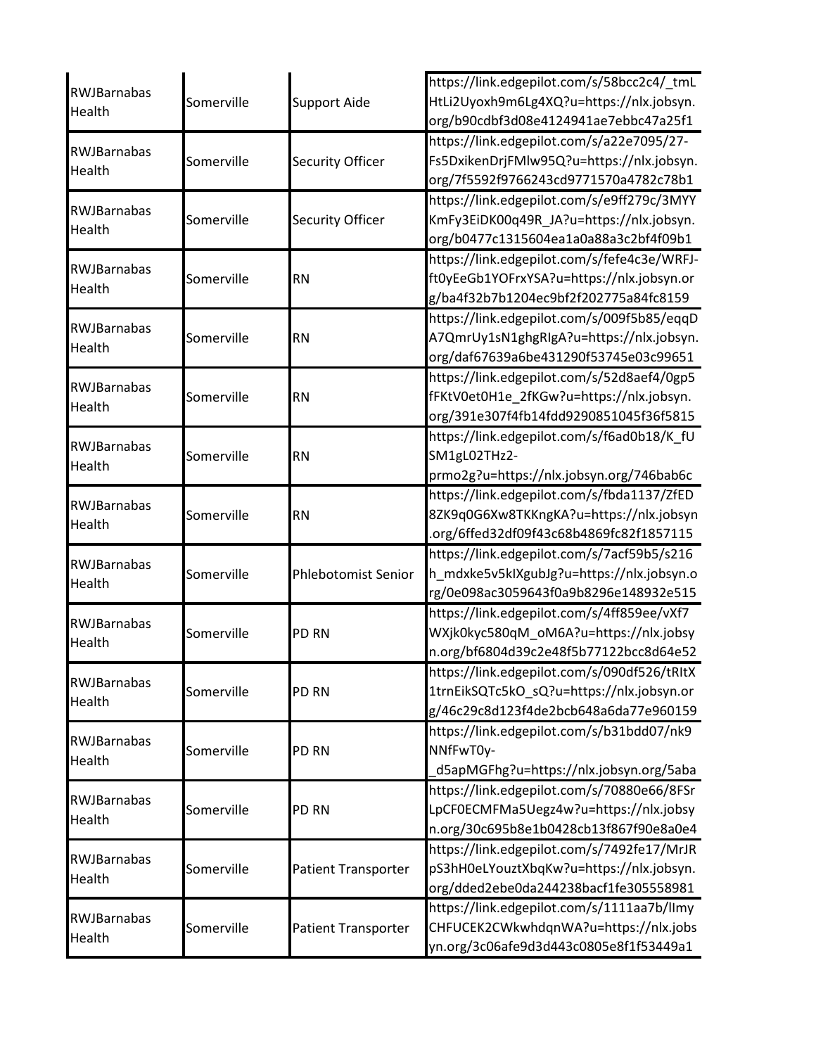| | | | |
|---|---|---|---|
| RWJBarnabas Health | Somerville | Support Aide | https://link.edgepilot.com/s/58bcc2c4/_tmLHtLi2Uyoxh9m6Lg4XQ?u=https://nlx.jobsyn.org/b90cdbf3d08e4124941ae7ebbc47a25f1 |
| RWJBarnabas Health | Somerville | Security Officer | https://link.edgepilot.com/s/a22e7095/27-Fs5DxikenDrjFMlw95Q?u=https://nlx.jobsyn.org/7f5592f9766243cd9771570a4782c78b1 |
| RWJBarnabas Health | Somerville | Security Officer | https://link.edgepilot.com/s/e9ff279c/3MYYKmFy3EiDK00q49R_JA?u=https://nlx.jobsyn.org/b0477c1315604ea1a0a88a3c2bf4f09b1 |
| RWJBarnabas Health | Somerville | RN | https://link.edgepilot.com/s/fefe4c3e/WRFJ-ft0yEeGb1YOFrxYSA?u=https://nlx.jobsyn.org/ba4f32b7b1204ec9bf2f202775a84fc8159 |
| RWJBarnabas Health | Somerville | RN | https://link.edgepilot.com/s/009f5b85/eqqDA7QmrUy1sN1ghgRIgA?u=https://nlx.jobsyn.org/daf67639a6be431290f53745e03c99651 |
| RWJBarnabas Health | Somerville | RN | https://link.edgepilot.com/s/52d8aef4/0gp5fFKtV0et0H1e_2fKGw?u=https://nlx.jobsyn.org/391e307f4fb14fdd9290851045f36f5815 |
| RWJBarnabas Health | Somerville | RN | https://link.edgepilot.com/s/f6ad0b18/K_fUSM1gL02THz2-prmo2g?u=https://nlx.jobsyn.org/746bab6c |
| RWJBarnabas Health | Somerville | RN | https://link.edgepilot.com/s/fbda1137/ZfED8ZK9q0G6Xw8TKKngKA?u=https://nlx.jobsyn.org/6ffed32df09f43c68b4869fc82f1857115 |
| RWJBarnabas Health | Somerville | Phlebotomist Senior | https://link.edgepilot.com/s/7acf59b5/s216h_mdxke5v5kIXgubJg?u=https://nlx.jobsyn.org/0e098ac3059643f0a9b8296e148932e515 |
| RWJBarnabas Health | Somerville | PD RN | https://link.edgepilot.com/s/4ff859ee/vXf7WXjk0kyc580qM_oM6A?u=https://nlx.jobsyn.org/bf6804d39c2e48f5b77122bcc8d64e52 |
| RWJBarnabas Health | Somerville | PD RN | https://link.edgepilot.com/s/090df526/tRItX1trnEikSQTc5kO_sQ?u=https://nlx.jobsyn.org/46c29c8d123f4de2bcb648a6da77e960159 |
| RWJBarnabas Health | Somerville | PD RN | https://link.edgepilot.com/s/b31bdd07/nk9NNfFwT0y-_d5apMGFhg?u=https://nlx.jobsyn.org/5aba |
| RWJBarnabas Health | Somerville | PD RN | https://link.edgepilot.com/s/70880e66/8FSrLpCF0ECMFMa5Uegz4w?u=https://nlx.jobsyn.org/30c695b8e1b0428cb13f867f90e8a0e4 |
| RWJBarnabas Health | Somerville | Patient Transporter | https://link.edgepilot.com/s/7492fe17/MrJRpS3hH0eLYouztXbqKw?u=https://nlx.jobsyn.org/dded2ebe0da244238bacf1fe305558981 |
| RWJBarnabas Health | Somerville | Patient Transporter | https://link.edgepilot.com/s/1111aa7b/lImyCHFUCEK2CWkwhdqnWA?u=https://nlx.jobsyn.org/3c06afe9d3d443c0805e8f1f53449a1 |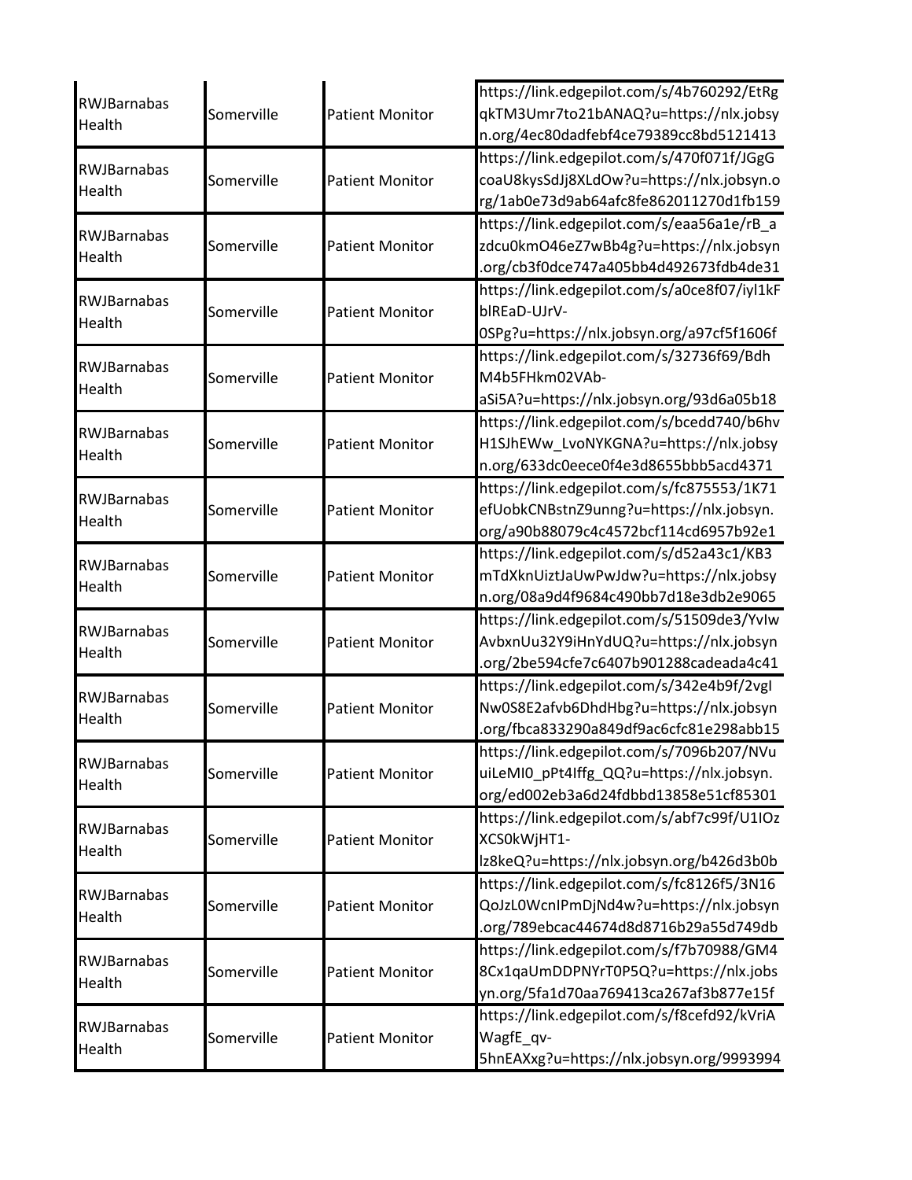| | | | |
|---|---|---|---|
| RWJBarnabas Health | Somerville | Patient Monitor | https://link.edgepilot.com/s/4b760292/EtRgqkTM3Umr7to21bANAQ?u=https://nlx.jobsyn.org/4ec80dadfebf4ce79389cc8bd5121413 |
| RWJBarnabas Health | Somerville | Patient Monitor | https://link.edgepilot.com/s/470f071f/JGgGcoaU8kysSdJj8XLdOw?u=https://nlx.jobsyn.org/1ab0e73d9ab64afc8fe862011270d1fb159 |
| RWJBarnabas Health | Somerville | Patient Monitor | https://link.edgepilot.com/s/eaa56a1e/rB_azdcu0kmO46eZ7wBb4g?u=https://nlx.jobsyn.org/cb3f0dce747a405bb4d492673fdb4de31 |
| RWJBarnabas Health | Somerville | Patient Monitor | https://link.edgepilot.com/s/a0ce8f07/iyl1kFblREaD-UJrV-0SPg?u=https://nlx.jobsyn.org/a97cf5f1606f |
| RWJBarnabas Health | Somerville | Patient Monitor | https://link.edgepilot.com/s/32736f69/BdhM4b5FHkm02VAb-aSi5A?u=https://nlx.jobsyn.org/93d6a05b18 |
| RWJBarnabas Health | Somerville | Patient Monitor | https://link.edgepilot.com/s/bcedd740/b6hvH1SJhEWw_LvoNYKGNA?u=https://nlx.jobsyn.org/633dc0eece0f4e3d8655bbb5acd4371 |
| RWJBarnabas Health | Somerville | Patient Monitor | https://link.edgepilot.com/s/fc875553/1K71efUobkCNBstnZ9unng?u=https://nlx.jobsyn.org/a90b88079c4c4572bcf114cd6957b92e1 |
| RWJBarnabas Health | Somerville | Patient Monitor | https://link.edgepilot.com/s/d52a43c1/KB3mTdXknUiztJaUwPwJdw?u=https://nlx.jobsyn.org/08a9d4f9684c490bb7d18e3db2e9065 |
| RWJBarnabas Health | Somerville | Patient Monitor | https://link.edgepilot.com/s/51509de3/YvIwAvbxnUu32Y9iHnYdUQ?u=https://nlx.jobsyn.org/2be594cfe7c6407b901288cadeada4c41 |
| RWJBarnabas Health | Somerville | Patient Monitor | https://link.edgepilot.com/s/342e4b9f/2vgINw0S8E2afvb6DhdHbg?u=https://nlx.jobsyn.org/fbca833290a849df9ac6cfc81e298abb15 |
| RWJBarnabas Health | Somerville | Patient Monitor | https://link.edgepilot.com/s/7096b207/NVuuiLeMI0_pPt4Iffg_QQ?u=https://nlx.jobsyn.org/ed002eb3a6d24fdbbd13858e51cf85301 |
| RWJBarnabas Health | Somerville | Patient Monitor | https://link.edgepilot.com/s/abf7c99f/U1IOzXCS0kWjHT1-lz8keQ?u=https://nlx.jobsyn.org/b426d3b0b |
| RWJBarnabas Health | Somerville | Patient Monitor | https://link.edgepilot.com/s/fc8126f5/3N16QoJzL0WcnIPmDjNd4w?u=https://nlx.jobsyn.org/789ebcac44674d8d8716b29a55d749db |
| RWJBarnabas Health | Somerville | Patient Monitor | https://link.edgepilot.com/s/f7b70988/GM48Cx1qaUmDDPNYrT0P5Q?u=https://nlx.jobsyn.org/5fa1d70aa769413ca267af3b877e15f |
| RWJBarnabas Health | Somerville | Patient Monitor | https://link.edgepilot.com/s/f8cefd92/kVriAWagfE_qv-5hnEAXxg?u=https://nlx.jobsyn.org/9993994 |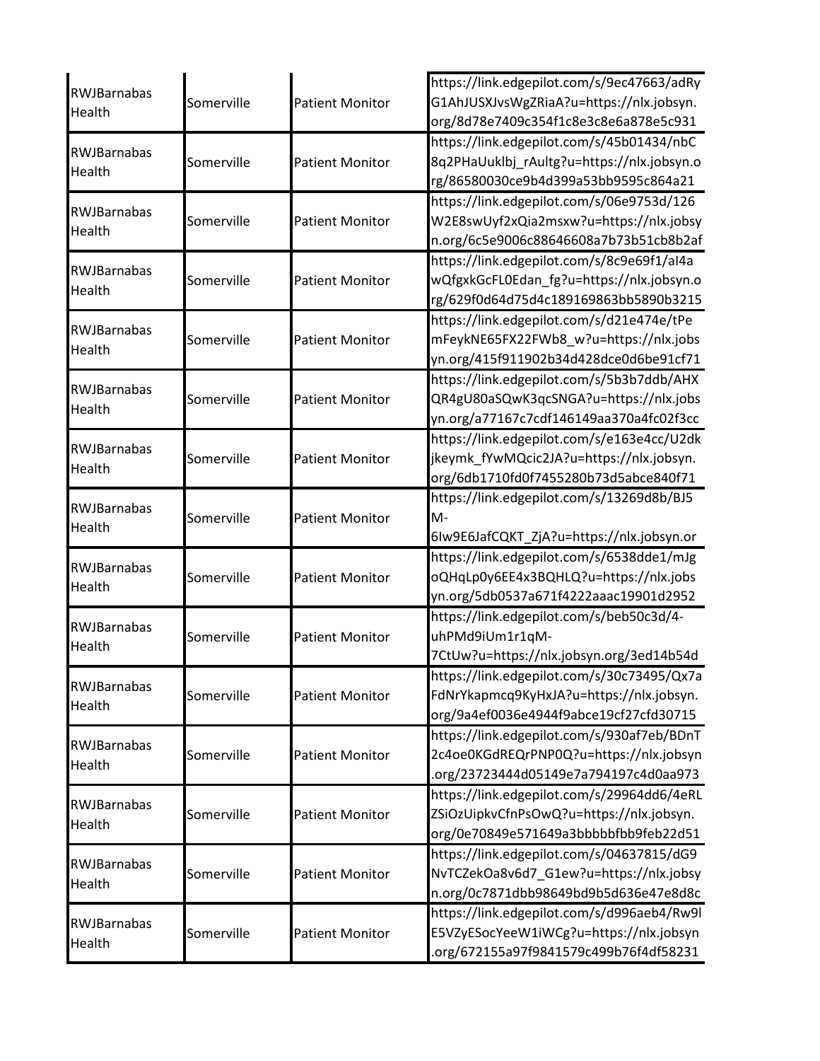| | | | |
|---|---|---|---|
| RWJBarnabas Health | Somerville | Patient Monitor | https://link.edgepilot.com/s/9ec47663/adRyG1AhJUSXJvsWgZRiaA?u=https://nlx.jobsyn.org/8d78e7409c354f1c8e3c8e6a878e5c931 |
| RWJBarnabas Health | Somerville | Patient Monitor | https://link.edgepilot.com/s/45b01434/nbC8q2PHaUuklbj_rAultg?u=https://nlx.jobsyn.org/86580030ce9b4d399a53bb9595c864a21 |
| RWJBarnabas Health | Somerville | Patient Monitor | https://link.edgepilot.com/s/06e9753d/126W2E8swUyf2xQia2msxw?u=https://nlx.jobsyn.org/6c5e9006c88646608a7b73b51cb8b2af |
| RWJBarnabas Health | Somerville | Patient Monitor | https://link.edgepilot.com/s/8c9e69f1/aI4awQfgxkGcFL0Edan_fg?u=https://nlx.jobsyn.org/629f0d64d75d4c189169863bb5890b3215 |
| RWJBarnabas Health | Somerville | Patient Monitor | https://link.edgepilot.com/s/d21e474e/tPemFeykNE65FX22FWb8_w?u=https://nlx.jobsyn.org/415f911902b34d428dce0d6be91cf71 |
| RWJBarnabas Health | Somerville | Patient Monitor | https://link.edgepilot.com/s/5b3b7ddb/AHXQR4gU80aSQwK3qcSNGA?u=https://nlx.jobsyn.org/a77167c7cdf146149aa370a4fc02f3cc |
| RWJBarnabas Health | Somerville | Patient Monitor | https://link.edgepilot.com/s/e163e4cc/U2dkjkeymk_fYwMQcic2JA?u=https://nlx.jobsyn.org/6db1710fd0f7455280b73d5abce840f71 |
| RWJBarnabas Health | Somerville | Patient Monitor | https://link.edgepilot.com/s/13269d8b/BJ5M-6Iw9E6JafCQKT_ZjA?u=https://nlx.jobsyn.or |
| RWJBarnabas Health | Somerville | Patient Monitor | https://link.edgepilot.com/s/6538dde1/mJgoQHqLp0y6EE4x3BQHLQ?u=https://nlx.jobsyn.org/5db0537a671f4222aaac19901d2952 |
| RWJBarnabas Health | Somerville | Patient Monitor | https://link.edgepilot.com/s/beb50c3d/4-uhPMd9iUm1r1qM-7CtUw?u=https://nlx.jobsyn.org/3ed14b54d |
| RWJBarnabas Health | Somerville | Patient Monitor | https://link.edgepilot.com/s/30c73495/Qx7aFdNrYkapmcq9KyHxJA?u=https://nlx.jobsyn.org/9a4ef0036e4944f9abce19cf27cfd30715 |
| RWJBarnabas Health | Somerville | Patient Monitor | https://link.edgepilot.com/s/930af7eb/BDnT2c4oe0KGdREQrPNP0Q?u=https://nlx.jobsyn.org/23723444d05149e7a794197c4d0aa973 |
| RWJBarnabas Health | Somerville | Patient Monitor | https://link.edgepilot.com/s/29964dd6/4eRLZSiOzUipkvCfnPsOwQ?u=https://nlx.jobsyn.org/0e70849e571649a3bbbbbfbb9feb22d51 |
| RWJBarnabas Health | Somerville | Patient Monitor | https://link.edgepilot.com/s/04637815/dG9NvTCZekOa8v6d7_G1ew?u=https://nlx.jobsyn.org/0c7871dbb98649bd9b5d636e47e8d8c |
| RWJBarnabas Health | Somerville | Patient Monitor | https://link.edgepilot.com/s/d996aeb4/Rw9lE5VZyESocYeeW1iWCg?u=https://nlx.jobsyn.org/672155a97f9841579c499b76f4df58231 |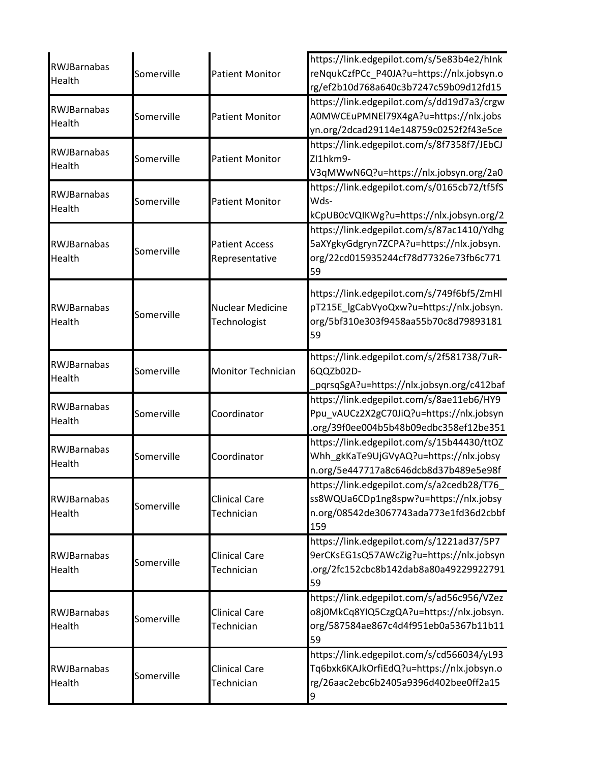| | | | |
|---|---|---|---|
| RWJBarnabas Health | Somerville | Patient Monitor | https://link.edgepilot.com/s/5e83b4e2/hInkreNqukCzfPCc_P40JA?u=https://nlx.jobsyn.org/ef2b10d768a640c3b7247c59b09d12fd15 |
| RWJBarnabas Health | Somerville | Patient Monitor | https://link.edgepilot.com/s/dd19d7a3/crgwA0MWCEuPMNEl79X4gA?u=https://nlx.jobsyn.org/2dcad29114e148759c0252f2f43e5ce |
| RWJBarnabas Health | Somerville | Patient Monitor | https://link.edgepilot.com/s/8f7358f7/JEbCJZI1hkm9-V3qMWwN6Q?u=https://nlx.jobsyn.org/2a0 |
| RWJBarnabas Health | Somerville | Patient Monitor | https://link.edgepilot.com/s/0165cb72/tf5fSWds-kCpUB0cVQIKWg?u=https://nlx.jobsyn.org/2 |
| RWJBarnabas Health | Somerville | Patient Access Representative | https://link.edgepilot.com/s/87ac1410/Ydhg5aXYgkyGdgryn7ZCPA?u=https://nlx.jobsyn.org/22cd015935244cf78d77326e73fb6c77159 |
| RWJBarnabas Health | Somerville | Nuclear Medicine Technologist | https://link.edgepilot.com/s/749f6bf5/ZmHlpT215E_lgCabVyoQxw?u=https://nlx.jobsyn.org/5bf310e303f9458aa55b70c8d7989318159 |
| RWJBarnabas Health | Somerville | Monitor Technician | https://link.edgepilot.com/s/2f581738/7uR-6QQZb02D-_pqrsqSgA?u=https://nlx.jobsyn.org/c412baf |
| RWJBarnabas Health | Somerville | Coordinator | https://link.edgepilot.com/s/8ae11eb6/HY9Ppu_vAUCz2X2gC70JiQ?u=https://nlx.jobsyn.org/39f0ee004b5b48b09edbc358ef12be351 |
| RWJBarnabas Health | Somerville | Coordinator | https://link.edgepilot.com/s/15b44430/ttOZWhh_gkKaTe9UjGVyAQ?u=https://nlx.jobsyn.org/5e447717a8c646dcb8d37b489e5e98f |
| RWJBarnabas Health | Somerville | Clinical Care Technician | https://link.edgepilot.com/s/a2cedb28/T76_ss8WQUa6CDp1ng8spw?u=https://nlx.jobsyn.org/08542de3067743ada773e1fd36d2cbbf159 |
| RWJBarnabas Health | Somerville | Clinical Care Technician | https://link.edgepilot.com/s/1221ad37/5P79erCKsEG1sQ57AWcZig?u=https://nlx.jobsyn.org/2fc152cbc8b142dab8a80a4922992279159 |
| RWJBarnabas Health | Somerville | Clinical Care Technician | https://link.edgepilot.com/s/ad56c956/VZezo8j0MkCq8YIQ5CzgQA?u=https://nlx.jobsyn.org/587584ae867c4d4f951eb0a5367b11b1159 |
| RWJBarnabas Health | Somerville | Clinical Care Technician | https://link.edgepilot.com/s/cd566034/yL93Tq6bxk6KAJkOrfiEdQ?u=https://nlx.jobsyn.org/26aac2ebc6b2405a9396d402bee0ff2a159 |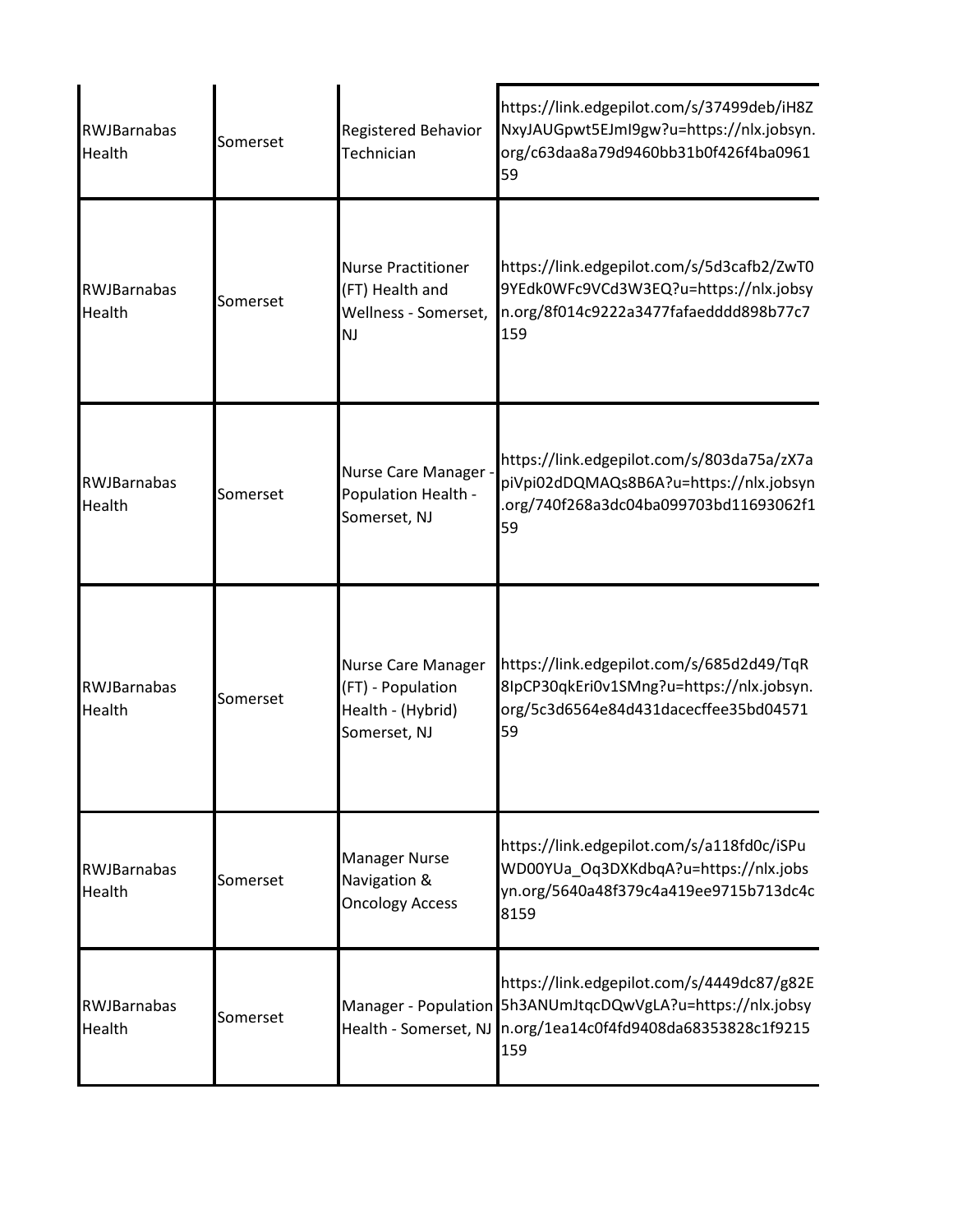| | | | |
|---|---|---|---|
| RWJBarnabas Health | Somerset | Registered Behavior Technician | https://link.edgepilot.com/s/37499deb/iH8ZNxyJAUGpwt5EJmI9gw?u=https://nlx.jobsyn.org/c63daa8a79d9460bb31b0f426f4ba096159 |
| RWJBarnabas Health | Somerset | Nurse Practitioner (FT) Health and Wellness - Somerset, NJ | https://link.edgepilot.com/s/5d3cafb2/ZwT09YEdk0WFc9VCd3W3EQ?u=https://nlx.jobsyn.org/8f014c9222a3477fafaedddd898b77c7159 |
| RWJBarnabas Health | Somerset | Nurse Care Manager - Population Health - Somerset, NJ | https://link.edgepilot.com/s/803da75a/zX7apiVpi02dDQMAQs8B6A?u=https://nlx.jobsyn.org/740f268a3dc04ba099703bd11693062f159 |
| RWJBarnabas Health | Somerset | Nurse Care Manager (FT) - Population Health - (Hybrid) Somerset, NJ | https://link.edgepilot.com/s/685d2d49/TqR8IpCP30qkEri0v1SMng?u=https://nlx.jobsyn.org/5c3d6564e84d431dacecffee35bd0457159 |
| RWJBarnabas Health | Somerset | Manager Nurse Navigation & Oncology Access | https://link.edgepilot.com/s/a118fd0c/iSPuWD00YUa_Oq3DXKdbqA?u=https://nlx.jobsyn.org/5640a48f379c4a419ee9715b713dc4c8159 |
| RWJBarnabas Health | Somerset | Manager - Population Health - Somerset, NJ | https://link.edgepilot.com/s/4449dc87/g82E5h3ANUmJtqcDQwVgLA?u=https://nlx.jobsyn.org/1ea14c0f4fd9408da68353828c1f9215159 |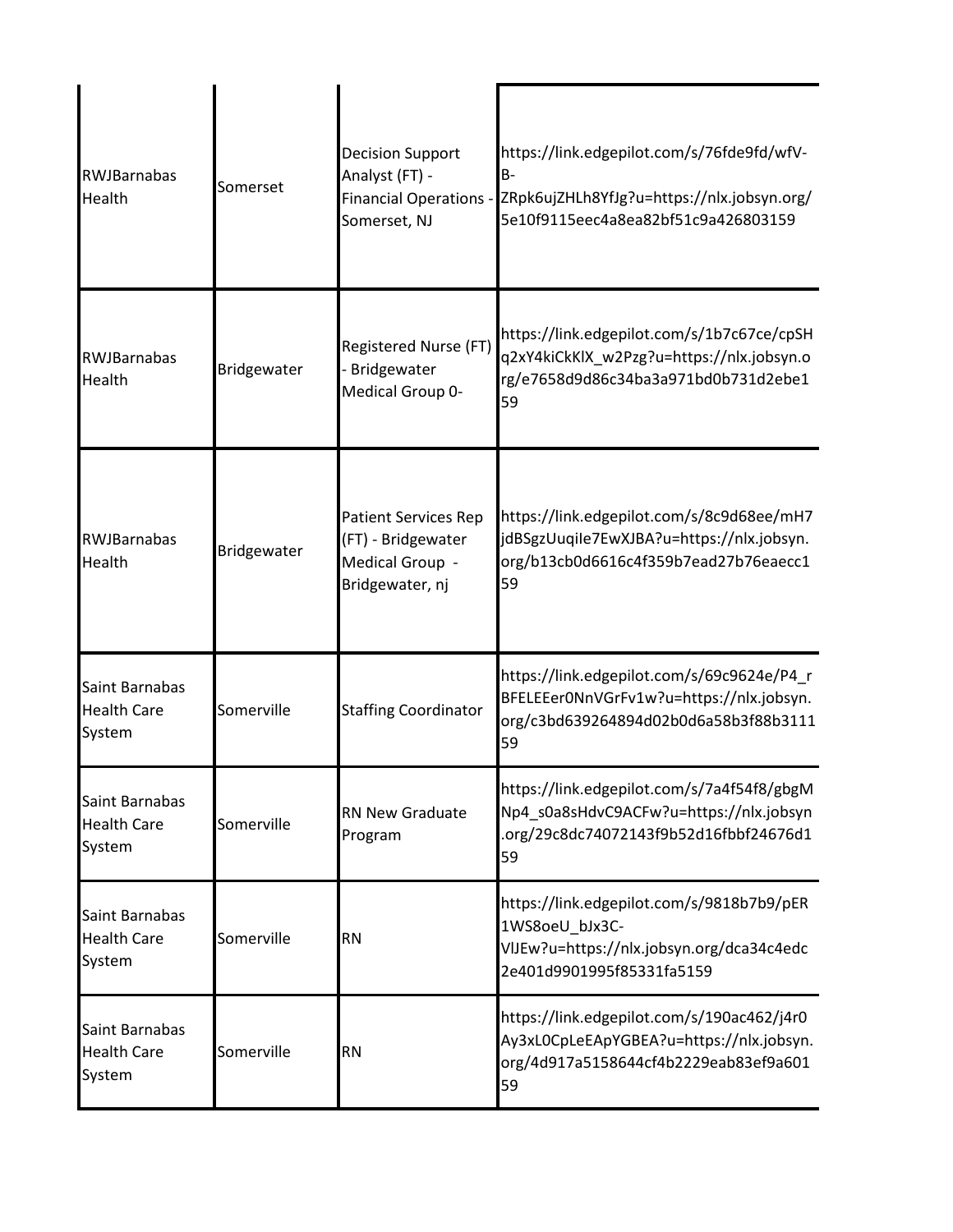| | | | |
|---|---|---|---|
| RWJBarnabas Health | Somerset | Decision Support Analyst (FT) - Financial Operations - Somerset, NJ | https://link.edgepilot.com/s/76fde9fd/wfV-B-ZRpk6ujZHLh8YfJg?u=https://nlx.jobsyn.org/5e10f9115eec4a8ea82bf51c9a426803159 |
| RWJBarnabas Health | Bridgewater | Registered Nurse (FT) - Bridgewater Medical Group 0- | https://link.edgepilot.com/s/1b7c67ce/cpSHq2xY4kiCkKlX_w2Pzg?u=https://nlx.jobsyn.org/e7658d9d86c34ba3a971bd0b731d2ebe159 |
| RWJBarnabas Health | Bridgewater | Patient Services Rep (FT) - Bridgewater Medical Group - Bridgewater, nj | https://link.edgepilot.com/s/8c9d68ee/mH7jdBSgzUuqile7EwXJBA?u=https://nlx.jobsyn.org/b13cb0d6616c4f359b7ead27b76eaecc159 |
| Saint Barnabas Health Care System | Somerville | Staffing Coordinator | https://link.edgepilot.com/s/69c9624e/P4_rBFELEEer0NnVGrFv1w?u=https://nlx.jobsyn.org/c3bd639264894d02b0d6a58b3f88b3111 59 |
| Saint Barnabas Health Care System | Somerville | RN New Graduate Program | https://link.edgepilot.com/s/7a4f54f8/gbgMNp4_s0a8sHdvC9ACFw?u=https://nlx.jobsyn.org/29c8dc74072143f9b52d16fbbf24676d159 |
| Saint Barnabas Health Care System | Somerville | RN | https://link.edgepilot.com/s/9818b7b9/pER1WS8oeU_bJx3C-VlJEw?u=https://nlx.jobsyn.org/dca34c4edc2e401d9901995f85331fa5159 |
| Saint Barnabas Health Care System | Somerville | RN | https://link.edgepilot.com/s/190ac462/j4r0Ay3xL0CpLeEApYGBEA?u=https://nlx.jobsyn.org/4d917a5158644cf4b2229eab83ef9a601 59 |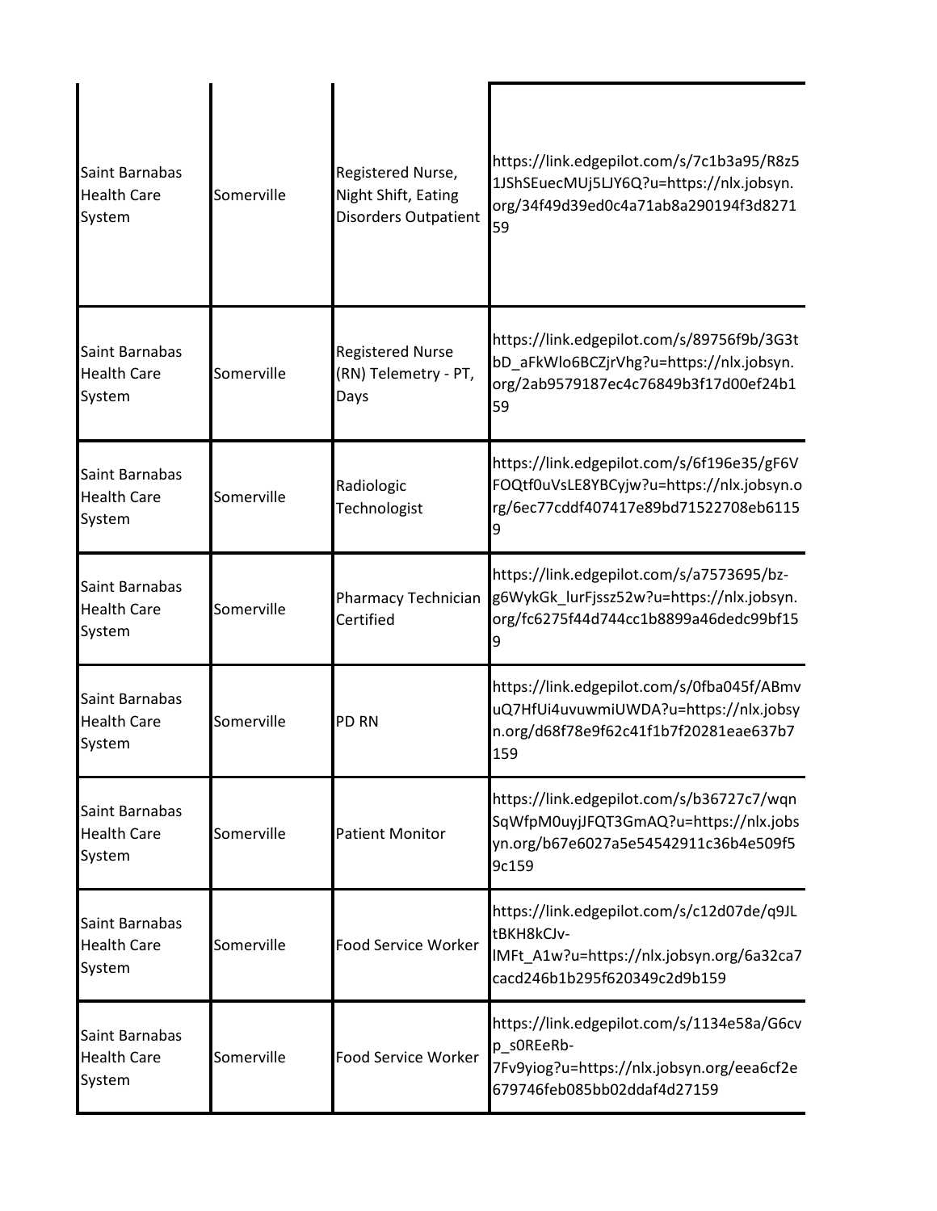| | | | |
|---|---|---|---|
| Saint Barnabas Health Care System | Somerville | Registered Nurse, Night Shift, Eating Disorders Outpatient | https://link.edgepilot.com/s/7c1b3a95/R8z51JShSEuecMUj5LJY6Q?u=https://nlx.jobsyn.org/34f49d39ed0c4a71ab8a290194f3d827159 |
| Saint Barnabas Health Care System | Somerville | Registered Nurse (RN) Telemetry - PT, Days | https://link.edgepilot.com/s/89756f9b/3G3tbD_aFkWlo6BCZjrVhg?u=https://nlx.jobsyn.org/2ab9579187ec4c76849b3f17d00ef24b159 |
| Saint Barnabas Health Care System | Somerville | Radiologic Technologist | https://link.edgepilot.com/s/6f196e35/gF6VFOQtf0uVsLE8YBCyjw?u=https://nlx.jobsyn.org/6ec77cddf407417e89bd71522708eb61159 |
| Saint Barnabas Health Care System | Somerville | Pharmacy Technician Certified | https://link.edgepilot.com/s/a7573695/bz-g6WykGk_lurFjssz52w?u=https://nlx.jobsyn.org/fc6275f44d744cc1b8899a46dedc99bf159 |
| Saint Barnabas Health Care System | Somerville | PD RN | https://link.edgepilot.com/s/0fba045f/ABmvuQ7HfUi4uvuwmiUWDA?u=https://nlx.jobsyn.org/d68f78e9f62c41f1b7f20281eae637b7159 |
| Saint Barnabas Health Care System | Somerville | Patient Monitor | https://link.edgepilot.com/s/b36727c7/wqnSqWfpM0uyjJFQT3GmAQ?u=https://nlx.jobsyn.org/b67e6027a5e54542911c36b4e509f59c159 |
| Saint Barnabas Health Care System | Somerville | Food Service Worker | https://link.edgepilot.com/s/c12d07de/q9JLtBKH8kCJv-lMFt_A1w?u=https://nlx.jobsyn.org/6a32ca7cacd246b1b295f620349c2d9b159 |
| Saint Barnabas Health Care System | Somerville | Food Service Worker | https://link.edgepilot.com/s/1134e58a/G6cvp_s0REeRb-7Fv9yiog?u=https://nlx.jobsyn.org/eea6cf2e679746feb085bb02ddaf4d27159 |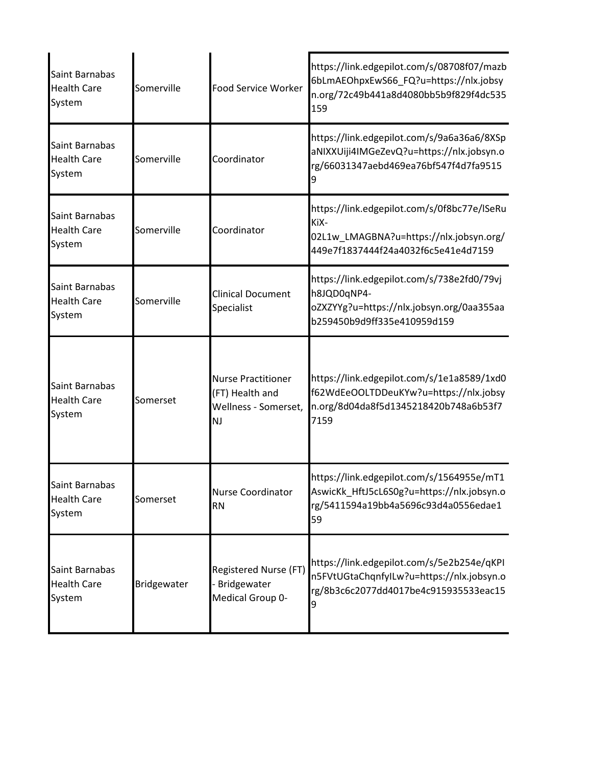| | | | |
|---|---|---|---|
| Saint Barnabas Health Care System | Somerville | Food Service Worker | https://link.edgepilot.com/s/08708f07/mazb6bLmAEOhpxEwS66_FQ?u=https://nlx.jobsyn.org/72c49b441a8d4080bb5b9f829f4dc535159 |
| Saint Barnabas Health Care System | Somerville | Coordinator | https://link.edgepilot.com/s/9a6a36a6/8XSpaNIXXUiji4IMGeZevQ?u=https://nlx.jobsyn.org/66031347aebd469ea76bf547f4d7fa95159 |
| Saint Barnabas Health Care System | Somerville | Coordinator | https://link.edgepilot.com/s/0f8bc77e/lSeRuKiX-02L1w_LMAGBNA?u=https://nlx.jobsyn.org/449e7f1837444f24a4032f6c5e41e4d7159 |
| Saint Barnabas Health Care System | Somerville | Clinical Document Specialist | https://link.edgepilot.com/s/738e2fd0/79vjh8JQD0qNP4-oZXZYYg?u=https://nlx.jobsyn.org/0aa355aab259450b9d9ff335e410959d159 |
| Saint Barnabas Health Care System | Somerset | Nurse Practitioner (FT) Health and Wellness - Somerset, NJ | https://link.edgepilot.com/s/1e1a8589/1xd0f62WdEeOOLTDDeuKYw?u=https://nlx.jobsyn.org/8d04da8f5d1345218420b748a6b53f77159 |
| Saint Barnabas Health Care System | Somerset | Nurse Coordinator RN | https://link.edgepilot.com/s/1564955e/mT1AswicKk_HftJ5cL6S0g?u=https://nlx.jobsyn.org/5411594a19bb4a5696c93d4a0556edae159 |
| Saint Barnabas Health Care System | Bridgewater | Registered Nurse (FT) - Bridgewater Medical Group 0- | https://link.edgepilot.com/s/5e2b254e/qKPIn5FVtUGtaChqnfyILw?u=https://nlx.jobsyn.org/8b3c6c2077dd4017be4c915935533eac159 |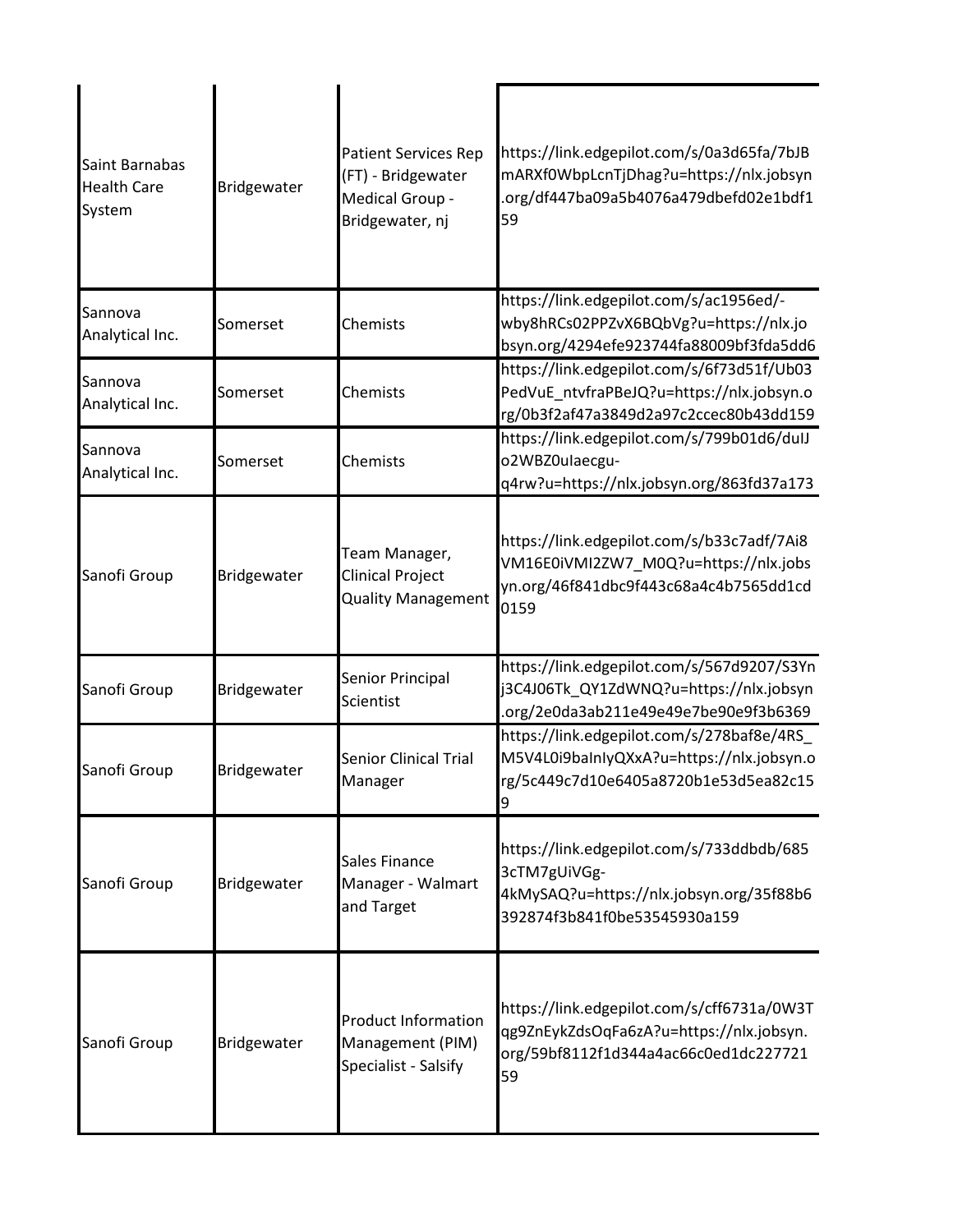| | | | |
|---|---|---|---|
| Saint Barnabas Health Care System | Bridgewater | Patient Services Rep (FT) - Bridgewater Medical Group - Bridgewater, nj | https://link.edgepilot.com/s/0a3d65fa/7bJBmARXf0WbpLcnTjDhag?u=https://nlx.jobsyn.org/df447ba09a5b4076a479dbefd02e1bdf159 |
| Sannova Analytical Inc. | Somerset | Chemists | https://link.edgepilot.com/s/ac1956ed/-wby8hRCs02PPZvX6BQbVg?u=https://nlx.jobsyn.org/4294efe923744fa88009bf3fda5dd6 |
| Sannova Analytical Inc. | Somerset | Chemists | https://link.edgepilot.com/s/6f73d51f/Ub03PedVuE_ntvfraPBeJQ?u=https://nlx.jobsyn.org/0b3f2af47a3849d2a97c2ccec80b43dd159 |
| Sannova Analytical Inc. | Somerset | Chemists | https://link.edgepilot.com/s/799b01d6/duIJo2WBZ0uIaecgu-q4rw?u=https://nlx.jobsyn.org/863fd37a173 |
| Sanofi Group | Bridgewater | Team Manager, Clinical Project Quality Management | https://link.edgepilot.com/s/b33c7adf/7Ai8VM16E0iVMI2ZW7_M0Q?u=https://nlx.jobsyn.org/46f841dbc9f443c68a4c4b7565dd1cd0159 |
| Sanofi Group | Bridgewater | Senior Principal Scientist | https://link.edgepilot.com/s/567d9207/S3Ynj3C4J06Tk_QY1ZdWNQ?u=https://nlx.jobsyn.org/2e0da3ab211e49e49e7be90e9f3b6369 |
| Sanofi Group | Bridgewater | Senior Clinical Trial Manager | https://link.edgepilot.com/s/278baf8e/4RS_M5V4L0i9baInIyQXxA?u=https://nlx.jobsyn.org/5c449c7d10e6405a8720b1e53d5ea82c159 |
| Sanofi Group | Bridgewater | Sales Finance Manager - Walmart and Target | https://link.edgepilot.com/s/733ddbdb/6853cTM7gUiVGg-4kMySAQ?u=https://nlx.jobsyn.org/35f88b6392874f3b841f0be53545930a159 |
| Sanofi Group | Bridgewater | Product Information Management (PIM) Specialist - Salsify | https://link.edgepilot.com/s/cff6731a/0W3Tqg9ZnEykZdsOqFa6zA?u=https://nlx.jobsyn.org/59bf8112f1d344a4ac66c0ed1dc22772159 |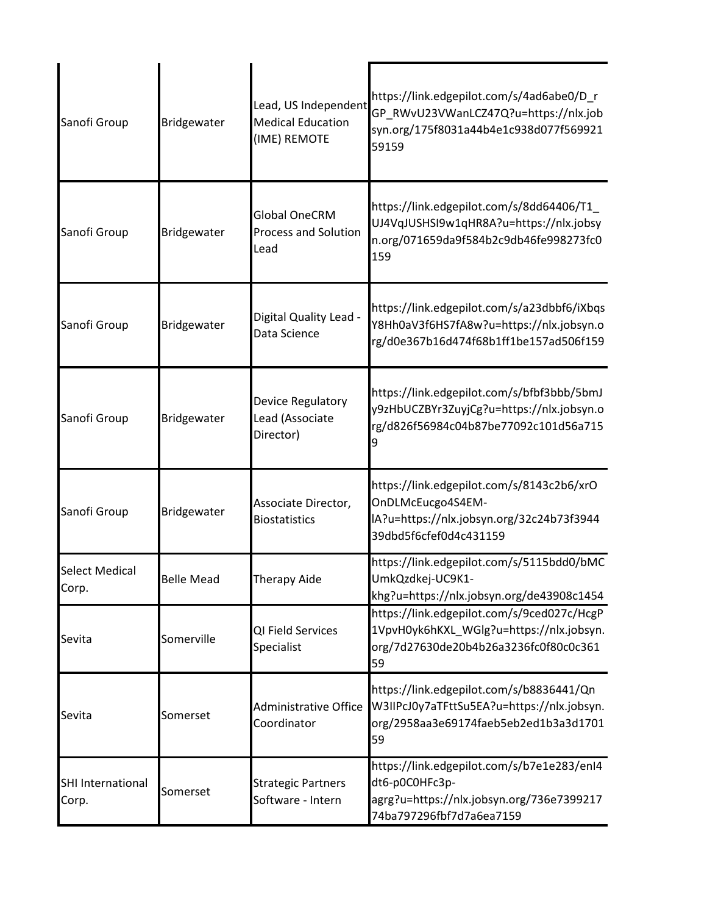| | | | |
|---|---|---|---|
| Sanofi Group | Bridgewater | Lead, US Independent Medical Education (IME) REMOTE | https://link.edgepilot.com/s/4ad6abe0/D_rGP_RWvU23VWanLCZ47Q?u=https://nlx.jobsyn.org/175f8031a44b4e1c938d077f56992159159 |
| Sanofi Group | Bridgewater | Global OneCRM Process and Solution Lead | https://link.edgepilot.com/s/8dd64406/T1_UJ4VqJUSHSI9w1qHR8A?u=https://nlx.jobsyn.org/071659da9f584b2c9db46fe998273fc0159 |
| Sanofi Group | Bridgewater | Digital Quality Lead - Data Science | https://link.edgepilot.com/s/a23dbbf6/iXbqsY8Hh0aV3f6HS7fA8w?u=https://nlx.jobsyn.org/d0e367b16d474f68b1ff1be157ad506f159 |
| Sanofi Group | Bridgewater | Device Regulatory Lead (Associate Director) | https://link.edgepilot.com/s/bfbf3bbb/5bmJy9zHbUCZBYr3ZuyjCg?u=https://nlx.jobsyn.org/d826f56984c04b87be77092c101d56a7159 |
| Sanofi Group | Bridgewater | Associate Director, Biostatistics | https://link.edgepilot.com/s/8143c2b6/xrOOnDLMcEucgo4S4EM-lA?u=https://nlx.jobsyn.org/32c24b73f394439dbd5f6cfef0d4c431159 |
| Select Medical Corp. | Belle Mead | Therapy Aide | https://link.edgepilot.com/s/5115bdd0/bMCUmkQzdkej-UC9K1-khg?u=https://nlx.jobsyn.org/de43908c1454 |
| Sevita | Somerville | QI Field Services Specialist | https://link.edgepilot.com/s/9ced027c/HcgP1VpvH0yk6hKXL_WGlg?u=https://nlx.jobsyn.org/7d27630de20b4b26a3236fc0f80c0c36159 |
| Sevita | Somerset | Administrative Office Coordinator | https://link.edgepilot.com/s/b8836441/QnW3IIPcJ0y7aTFttSu5EA?u=https://nlx.jobsyn.org/2958aa3e69174faeb5eb2ed1b3a3d170159 |
| SHI International Corp. | Somerset | Strategic Partners Software - Intern | https://link.edgepilot.com/s/b7e1e283/enI4dt6-p0C0HFc3p-agrg?u=https://nlx.jobsyn.org/736e739921774ba797296fbf7d7a6ea7159 |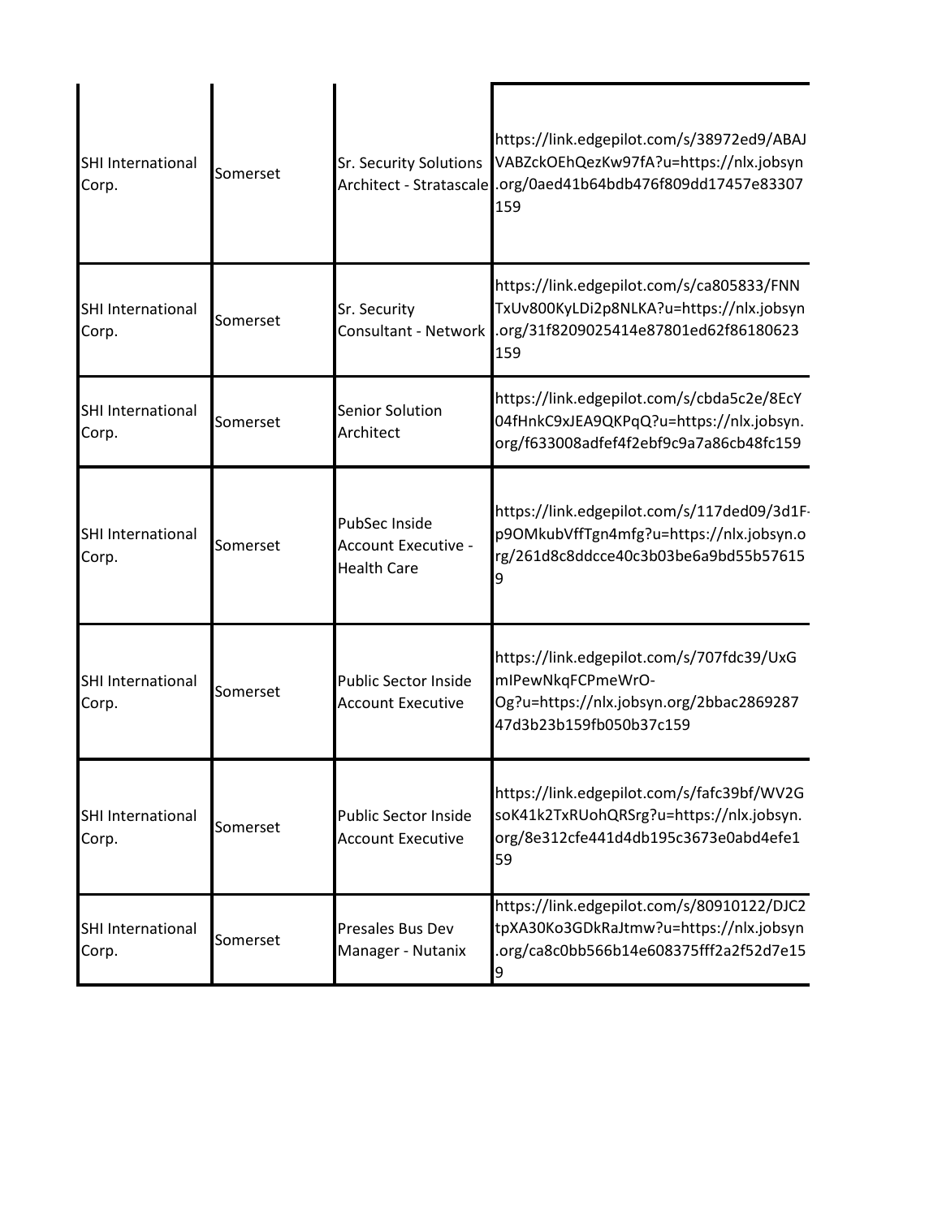| | | | |
|---|---|---|---|
| SHI International Corp. | Somerset | Sr. Security Solutions Architect - Stratascale | https://link.edgepilot.com/s/38972ed9/ABAJVABZckOEhQezKw97fA?u=https://nlx.jobsyn.org/0aed41b64bdb476f809dd17457e83307159 |
| SHI International Corp. | Somerset | Sr. Security Consultant - Network | https://link.edgepilot.com/s/ca805833/FNNTxUv800KyLDi2p8NLKA?u=https://nlx.jobsyn.org/31f8209025414e87801ed62f86180623159 |
| SHI International Corp. | Somerset | Senior Solution Architect | https://link.edgepilot.com/s/cbda5c2e/8EcY04fHnkC9xJEA9QKPqQ?u=https://nlx.jobsyn.org/f633008adfef4f2ebf9c9a7a86cb48fc159 |
| SHI International Corp. | Somerset | PubSec Inside Account Executive - Health Care | https://link.edgepilot.com/s/117ded09/3d1F-p9OMkubVffTgn4mfg?u=https://nlx.jobsyn.org/261d8c8ddcce40c3b03be6a9bd55b576159 |
| SHI International Corp. | Somerset | Public Sector Inside Account Executive | https://link.edgepilot.com/s/707fdc39/UxGmIPewNkqFCPmeWrO-Og?u=https://nlx.jobsyn.org/2bbac286928747d3b23b159fb050b37c159 |
| SHI International Corp. | Somerset | Public Sector Inside Account Executive | https://link.edgepilot.com/s/fafc39bf/WV2GsoK41k2TxRUohQRSrg?u=https://nlx.jobsyn.org/8e312cfe441d4db195c3673e0abd4efe159 |
| SHI International Corp. | Somerset | Presales Bus Dev Manager - Nutanix | https://link.edgepilot.com/s/80910122/DJC2tpXA30Ko3GDkRaJtmw?u=https://nlx.jobsyn.org/ca8c0bb566b14e608375fff2a2f52d7e159 |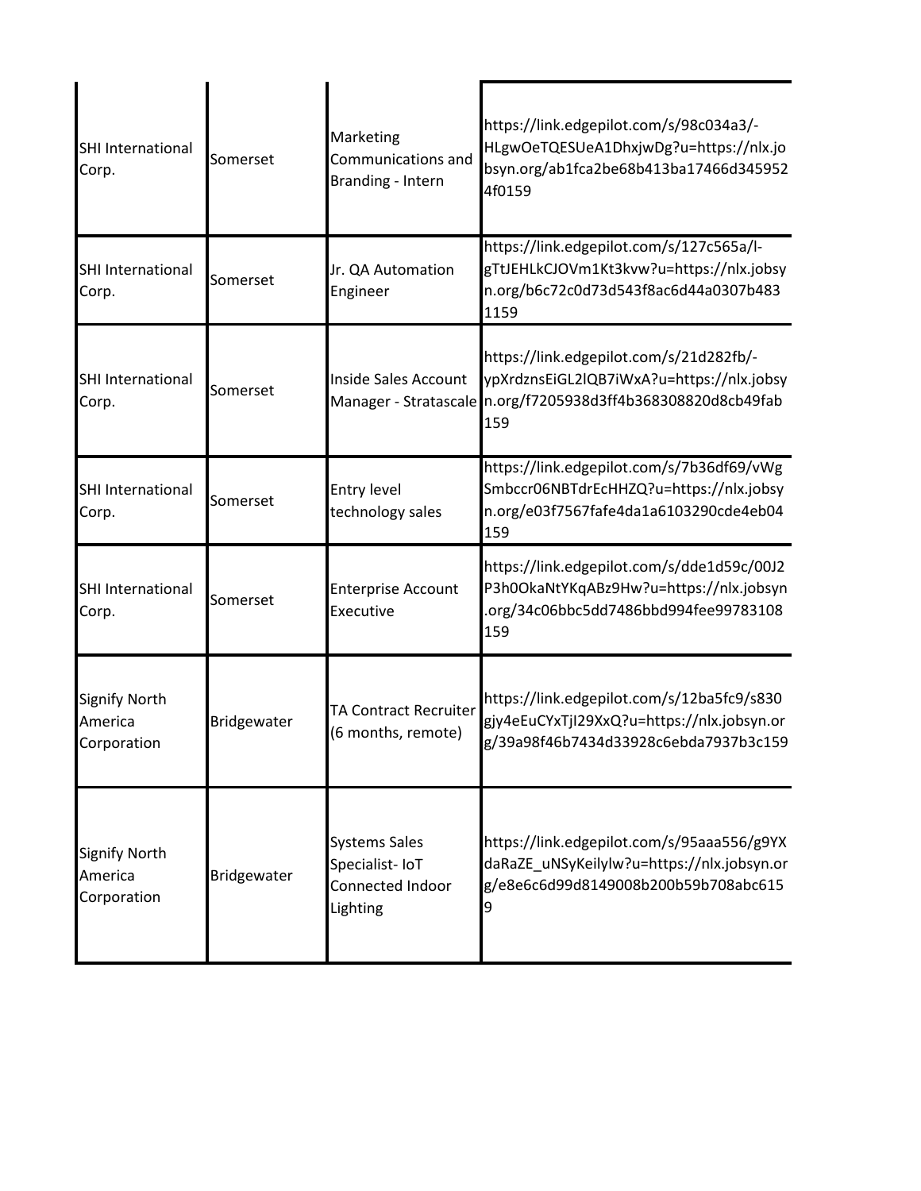| | | | |
|---|---|---|---|
| SHI International Corp. | Somerset | Marketing Communications and Branding - Intern | https://link.edgepilot.com/s/98c034a3/-HLgwOeTQESUeA1DhxjwDg?u=https://nlx.jobsyn.org/ab1fca2be68b413ba17466d3459524f0159 |
| SHI International Corp. | Somerset | Jr. QA Automation Engineer | https://link.edgepilot.com/s/127c565a/l-gTtJEHLkCJOVm1Kt3kvw?u=https://nlx.jobsyn.org/b6c72c0d73d543f8ac6d44a0307b4831159 |
| SHI International Corp. | Somerset | Inside Sales Account Manager - Stratascale | https://link.edgepilot.com/s/21d282fb/-ypXrdznsEiGL2lQB7iWxA?u=https://nlx.jobsyn.org/f7205938d3ff4b368308820d8cb49fab159 |
| SHI International Corp. | Somerset | Entry level technology sales | https://link.edgepilot.com/s/7b36df69/vWgSmbccr06NBTdrEcHHZQ?u=https://nlx.jobsyn.org/e03f7567fafe4da1a6103290cde4eb04159 |
| SHI International Corp. | Somerset | Enterprise Account Executive | https://link.edgepilot.com/s/dde1d59c/00J2P3h0OkaNtYKqABz9Hw?u=https://nlx.jobsyn.org/34c06bbc5dd7486bbd994fee99783108159 |
| Signify North America Corporation | Bridgewater | TA Contract Recruiter (6 months, remote) | https://link.edgepilot.com/s/12ba5fc9/s830gjy4eEuCYxTjI29XxQ?u=https://nlx.jobsyn.org/39a98f46b7434d33928c6ebda7937b3c159 |
| Signify North America Corporation | Bridgewater | Systems Sales Specialist- IoT Connected Indoor Lighting | https://link.edgepilot.com/s/95aaa556/g9YXdaRaZE_uNSyKeilylw?u=https://nlx.jobsyn.org/e8e6c6d99d8149008b200b59b708abc6159 |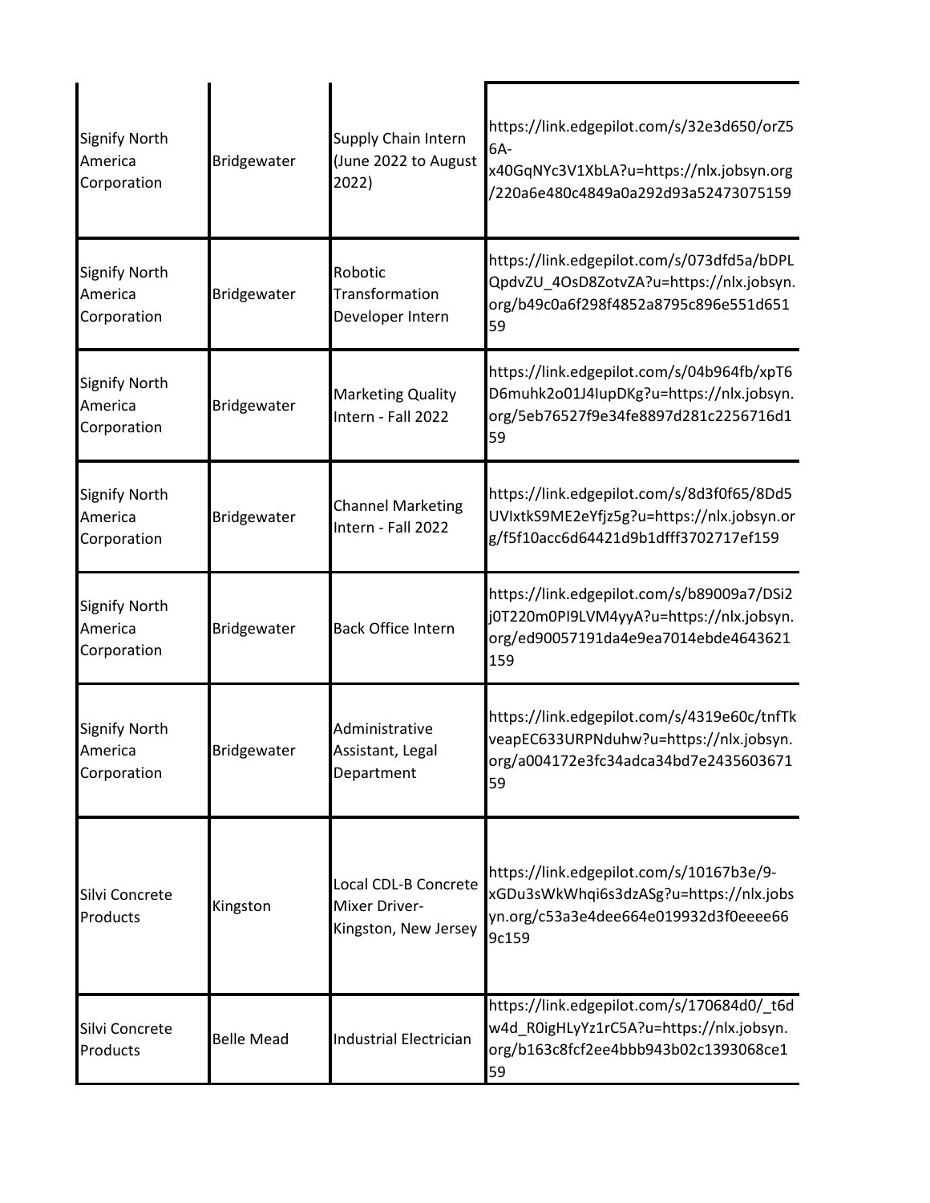| | | | |
|---|---|---|---|
| Signify North America Corporation | Bridgewater | Supply Chain Intern (June 2022 to August 2022) | https://link.edgepilot.com/s/32e3d650/orZ56A-x40GqNYc3V1XbLA?u=https://nlx.jobsyn.org/220a6e480c4849a0a292d93a52473075159 |
| Signify North America Corporation | Bridgewater | Robotic Transformation Developer Intern | https://link.edgepilot.com/s/073dfd5a/bDPLQpdvZU_4OsD8ZotvZA?u=https://nlx.jobsyn.org/b49c0a6f298f4852a8795c896e551d65159 |
| Signify North America Corporation | Bridgewater | Marketing Quality Intern - Fall 2022 | https://link.edgepilot.com/s/04b964fb/xpT6D6muhk2o01J4IupDKg?u=https://nlx.jobsyn.org/5eb76527f9e34fe8897d281c2256716d159 |
| Signify North America Corporation | Bridgewater | Channel Marketing Intern - Fall 2022 | https://link.edgepilot.com/s/8d3f0f65/8Dd5UVIxtkS9ME2eYfjz5g?u=https://nlx.jobsyn.org/f5f10acc6d64421d9b1dfff3702717ef159 |
| Signify North America Corporation | Bridgewater | Back Office Intern | https://link.edgepilot.com/s/b89009a7/DSi2j0T220m0PI9LVM4yyA?u=https://nlx.jobsyn.org/ed90057191da4e9ea7014ebde4643621159 |
| Signify North America Corporation | Bridgewater | Administrative Assistant, Legal Department | https://link.edgepilot.com/s/4319e60c/tnfTkveapEC633URPNduhw?u=https://nlx.jobsyn.org/a004172e3fc34adca34bd7e243560367159 |
| Silvi Concrete Products | Kingston | Local CDL-B Concrete Mixer Driver-Kingston, New Jersey | https://link.edgepilot.com/s/10167b3e/9-xGDu3sWkWhqi6s3dzASg?u=https://nlx.jobsyn.org/c53a3e4dee664e019932d3f0eeee669c159 |
| Silvi Concrete Products | Belle Mead | Industrial Electrician | https://link.edgepilot.com/s/170684d0/_t6dw4d_R0igHLyYz1rC5A?u=https://nlx.jobsyn.org/b163c8fcf2ee4bbb943b02c1393068ce159 |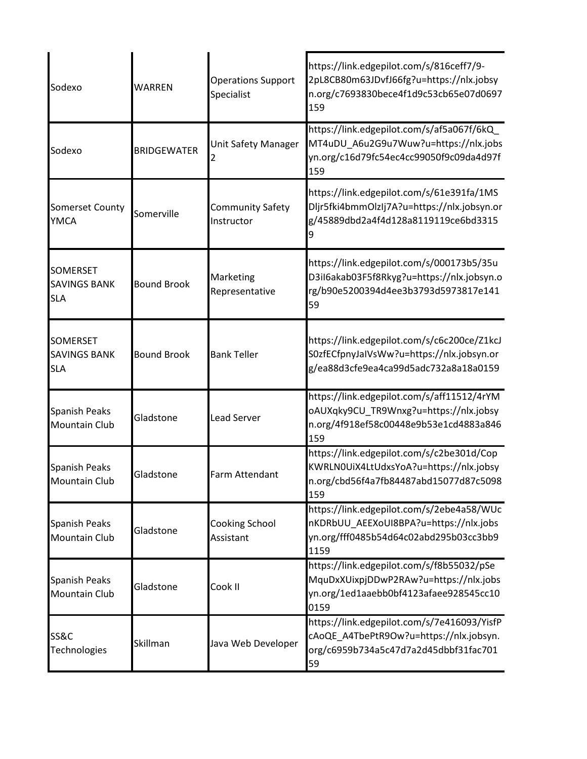| | | | |
|---|---|---|---|
| Sodexo | WARREN | Operations Support Specialist | https://link.edgepilot.com/s/816ceff7/9-2pL8CB80m63JDvfJ66fg?u=https://nlx.jobsyn.org/c7693830bece4f1d9c53cb65e07d0697159 |
| Sodexo | BRIDGEWATER | Unit Safety Manager 2 | https://link.edgepilot.com/s/af5a067f/6kQ_MT4uDU_A6u2G9u7Wuw?u=https://nlx.jobsyn.org/c16d79fc54ec4cc99050f9c09da4d97f159 |
| Somerset County YMCA | Somerville | Community Safety Instructor | https://link.edgepilot.com/s/61e391fa/1MSDljr5fki4bmmOlzIj7A?u=https://nlx.jobsyn.org/45889dbd2a4f4d128a8119119ce6bd33159 |
| SOMERSET SAVINGS BANK SLA | Bound Brook | Marketing Representative | https://link.edgepilot.com/s/000173b5/35uD3iI6akab03F5f8Rkyg?u=https://nlx.jobsyn.org/b90e5200394d4ee3b3793d5973817e14159 |
| SOMERSET SAVINGS BANK SLA | Bound Brook | Bank Teller | https://link.edgepilot.com/s/c6c200ce/Z1kcJS0zfECfpnyJaIVsWw?u=https://nlx.jobsyn.org/ea88d3cfe9ea4ca99d5adc732a8a18a0159 |
| Spanish Peaks Mountain Club | Gladstone | Lead Server | https://link.edgepilot.com/s/aff11512/4rYMoAUXqky9CU_TR9Wnxg?u=https://nlx.jobsyn.org/4f918ef58c00448e9b53e1cd4883a846159 |
| Spanish Peaks Mountain Club | Gladstone | Farm Attendant | https://link.edgepilot.com/s/c2be301d/CopKWRLN0UiX4LtUdxsYoA?u=https://nlx.jobsyn.org/cbd56f4a7fb84487abd15077d87c5098159 |
| Spanish Peaks Mountain Club | Gladstone | Cooking School Assistant | https://link.edgepilot.com/s/2ebe4a58/WUcnKDRbUU_AEEXoUI8BPA?u=https://nlx.jobsyn.org/fff0485b54d64c02abd295b03cc3bb91159 |
| Spanish Peaks Mountain Club | Gladstone | Cook II | https://link.edgepilot.com/s/f8b55032/pSeMquDxXUixpjDDwP2RAw?u=https://nlx.jobsyn.org/1ed1aaebb0bf4123afaee928545cc100159 |
| SS&C Technologies | Skillman | Java Web Developer | https://link.edgepilot.com/s/7e416093/YisfPcAoQE_A4TbePtR9Ow?u=https://nlx.jobsyn.org/c6959b734a5c47d7a2d45dbbf31fac70159 |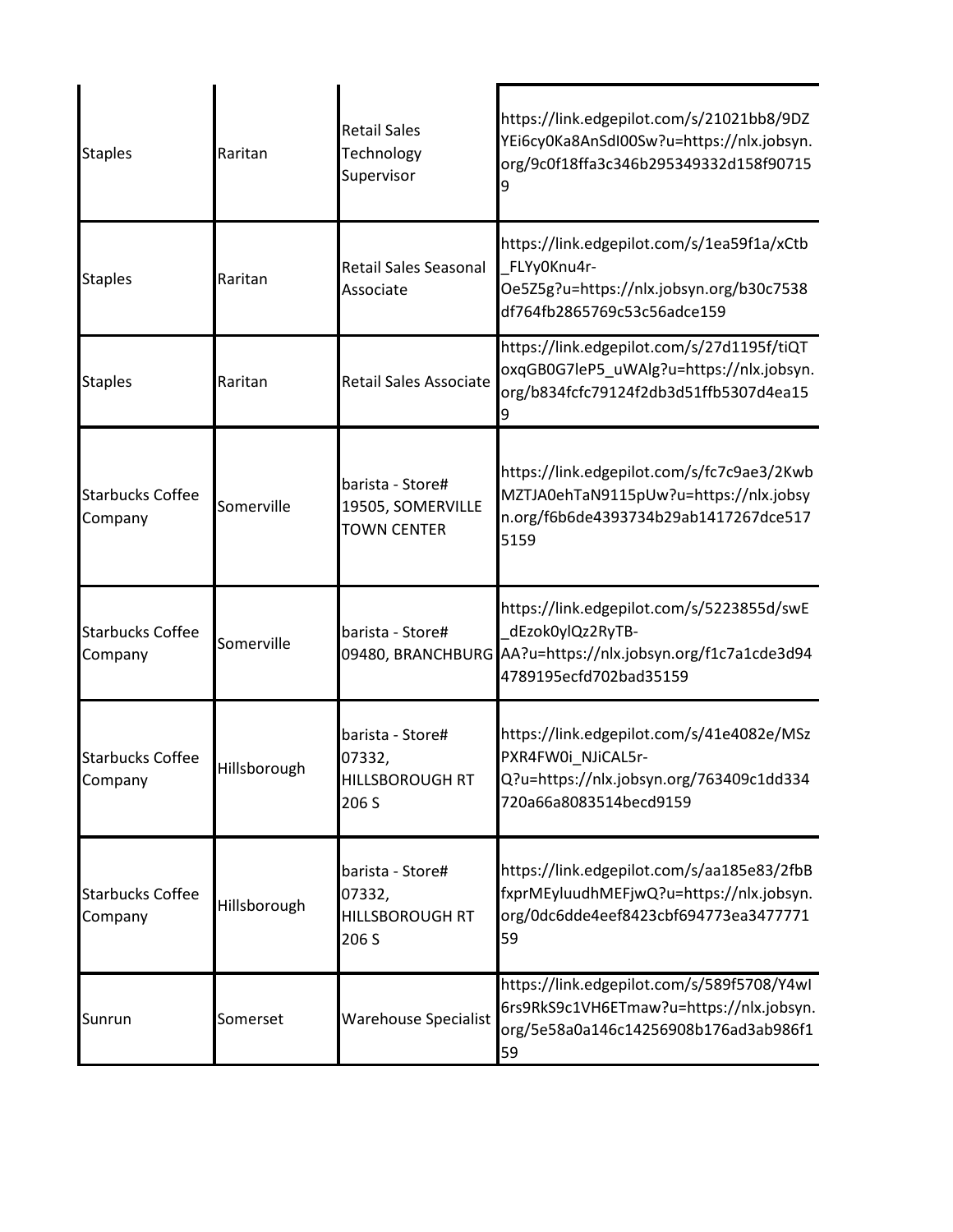| | | | |
|---|---|---|---|
| Staples | Raritan | Retail Sales Technology Supervisor | https://link.edgepilot.com/s/21021bb8/9DZYEi6cy0Ka8AnSdI00Sw?u=https://nlx.jobsyn.org/9c0f18ffa3c346b295349332d158f907159 |
| Staples | Raritan | Retail Sales Seasonal Associate | https://link.edgepilot.com/s/1ea59f1a/xCtb_FLYy0Knu4r-Oe5Z5g?u=https://nlx.jobsyn.org/b30c7538df764fb2865769c53c56adce159 |
| Staples | Raritan | Retail Sales Associate | https://link.edgepilot.com/s/27d1195f/tiQToxqGB0G7leP5_uWAlg?u=https://nlx.jobsyn.org/b834fcfc79124f2db3d51ffb5307d4ea159 |
| Starbucks Coffee Company | Somerville | barista - Store# 19505, SOMERVILLE TOWN CENTER | https://link.edgepilot.com/s/fc7c9ae3/2KwbMZTJA0ehTaN9115pUw?u=https://nlx.jobsyn.org/f6b6de4393734b29ab1417267dce5175159 |
| Starbucks Coffee Company | Somerville | barista - Store# 09480, BRANCHBURG | https://link.edgepilot.com/s/5223855d/swE_dEzok0ylQz2RyTB-AA?u=https://nlx.jobsyn.org/f1c7a1cde3d944789195ecfd702bad35159 |
| Starbucks Coffee Company | Hillsborough | barista - Store# 07332, HILLSBOROUGH RT 206 S | https://link.edgepilot.com/s/41e4082e/MSzPXR4FW0i_NJiCAL5r-Q?u=https://nlx.jobsyn.org/763409c1dd334720a66a8083514becd9159 |
| Starbucks Coffee Company | Hillsborough | barista - Store# 07332, HILLSBOROUGH RT 206 S | https://link.edgepilot.com/s/aa185e83/2fbBfxprMEyluudhMEFjwQ?u=https://nlx.jobsyn.org/0dc6dde4eef8423cbf694773ea347777159 |
| Sunrun | Somerset | Warehouse Specialist | https://link.edgepilot.com/s/589f5708/Y4wI6rs9RkS9c1VH6ETmaw?u=https://nlx.jobsyn.org/5e58a0a146c14256908b176ad3ab986f159 |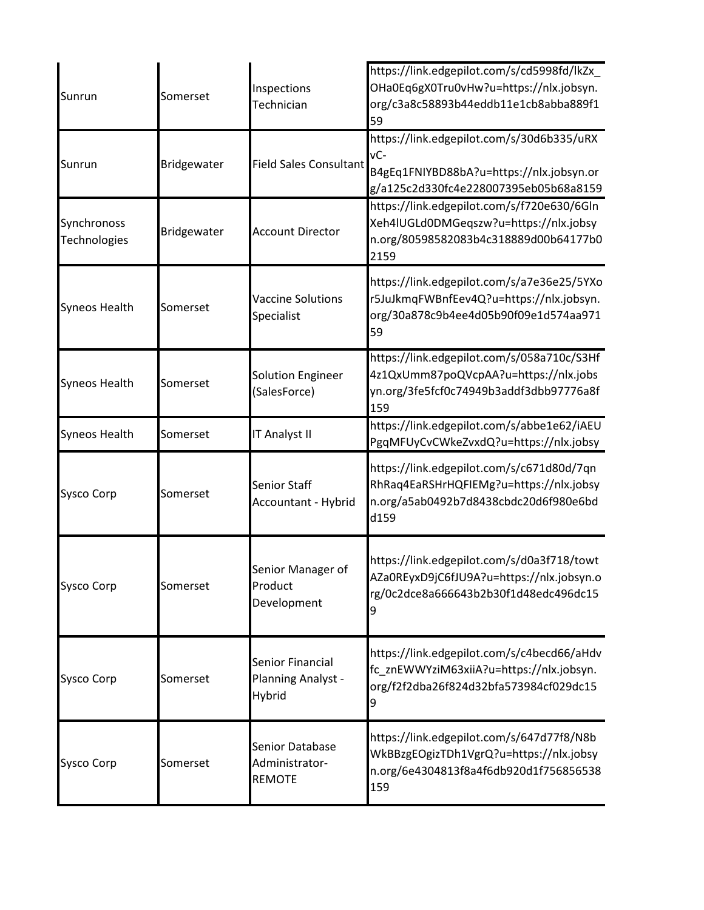| Sunrun | Somerset | Inspections Technician | https://link.edgepilot.com/s/cd5998fd/lkZx_OHa0Eq6gX0Tru0vHw?u=https://nlx.jobsyn.org/c3a8c58893b44eddb11e1cb8abba889f159 |
|---|---|---|---|
| Sunrun | Bridgewater | Field Sales Consultant | https://link.edgepilot.com/s/30d6b335/uRXvC-B4gEq1FNIYBD88bA?u=https://nlx.jobsyn.org/a125c2d330fc4e228007395eb05b68a8159 |
| Synchronoss Technologies | Bridgewater | Account Director | https://link.edgepilot.com/s/f720e630/6GlnXeh4lUGLd0DMGeqszw?u=https://nlx.jobsyn.org/80598582083b4c318889d00b64177b02159 |
| Syneos Health | Somerset | Vaccine Solutions Specialist | https://link.edgepilot.com/s/a7e36e25/5YXor5JuJkmqFWBnfEev4Q?u=https://nlx.jobsyn.org/30a878c9b4ee4d05b90f09e1d574aa97159 |
| Syneos Health | Somerset | Solution Engineer (SalesForce) | https://link.edgepilot.com/s/058a710c/S3Hf4z1QxUmm87poQVcpAA?u=https://nlx.jobsyn.org/3fe5fcf0c74949b3addf3dbb97776a8f159 |
| Syneos Health | Somerset | IT Analyst II | https://link.edgepilot.com/s/abbe1e62/iAEUPgqMFUyCvCWkeZvxdQ?u=https://nlx.jobsy |
| Sysco Corp | Somerset | Senior Staff Accountant - Hybrid | https://link.edgepilot.com/s/c671d80d/7qnRhRaq4EaRSHrHQFIEMg?u=https://nlx.jobsyn.org/a5ab0492b7d8438cbdc20d6f980e6bdd159 |
| Sysco Corp | Somerset | Senior Manager of Product Development | https://link.edgepilot.com/s/d0a3f718/towtAZa0REyxD9jC6fJU9A?u=https://nlx.jobsyn.org/0c2dce8a666643b2b30f1d48edc496dc159 |
| Sysco Corp | Somerset | Senior Financial Planning Analyst - Hybrid | https://link.edgepilot.com/s/c4becd66/aHdvfc_znEWWYziM63xiiA?u=https://nlx.jobsyn.org/f2f2dba26f824d32bfa573984cf029dc159 |
| Sysco Corp | Somerset | Senior Database Administrator-REMOTE | https://link.edgepilot.com/s/647d77f8/N8bWkBBzgEOgizTDh1VgrQ?u=https://nlx.jobsyn.org/6e4304813f8a4f6db920d1f756856538159 |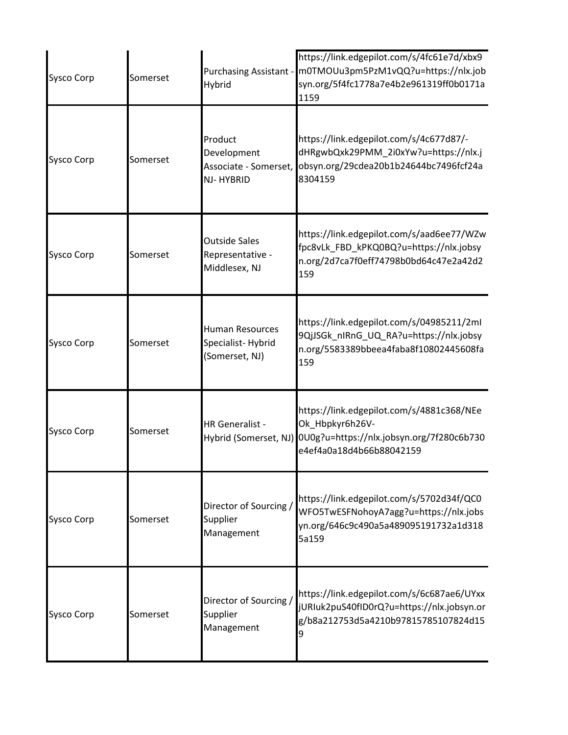| | | | |
|---|---|---|---|
| Sysco Corp | Somerset | Purchasing Assistant - Hybrid | https://link.edgepilot.com/s/4fc61e7d/xbx9m0TMOUu3pm5PzM1vQQ?u=https://nlx.jobsyn.org/5f4fc1778a7e4b2e961319ff0b0171a1159 |
| Sysco Corp | Somerset | Product Development Associate - Somerset, NJ- HYBRID | https://link.edgepilot.com/s/4c677d87/-dHRgwbQxk29PMM_2i0xYw?u=https://nlx.jobsyn.org/29cdea20b1b24644bc7496fcf24a8304159 |
| Sysco Corp | Somerset | Outside Sales Representative - Middlesex, NJ | https://link.edgepilot.com/s/aad6ee77/WZwfpc8vLk_FBD_kPKQ0BQ?u=https://nlx.jobsyn.org/2d7ca7f0eff74798b0bd64c47e2a42d2159 |
| Sysco Corp | Somerset | Human Resources Specialist- Hybrid (Somerset, NJ) | https://link.edgepilot.com/s/04985211/2mI9QjJSGk_nIRnG_UQ_RA?u=https://nlx.jobsyn.org/5583389bbeea4faba8f10802445608fa159 |
| Sysco Corp | Somerset | HR Generalist - Hybrid (Somerset, NJ) | https://link.edgepilot.com/s/4881c368/NEeOk_Hbpkyr6h26V-0U0g?u=https://nlx.jobsyn.org/7f280c6b730e4ef4a0a18d4b66b88042159 |
| Sysco Corp | Somerset | Director of Sourcing / Supplier Management | https://link.edgepilot.com/s/5702d34f/QC0WFO5TwESFNohoyA7agg?u=https://nlx.jobsyn.org/646c9c490a5a489095191732a1d3185a159 |
| Sysco Corp | Somerset | Director of Sourcing / Supplier Management | https://link.edgepilot.com/s/6c687ae6/UYxxjURIuk2puS40fID0rQ?u=https://nlx.jobsyn.org/b8a212753d5a4210b97815785107824d159 |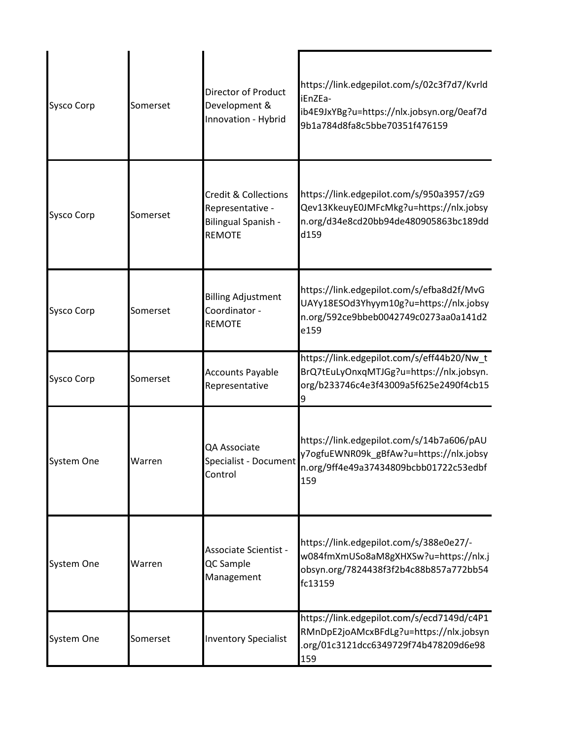| | | | |
|---|---|---|---|
| Sysco Corp | Somerset | Director of Product Development & Innovation - Hybrid | https://link.edgepilot.com/s/02c3f7d7/KvrldiEnZEa-ib4E9JxYBg?u=https://nlx.jobsyn.org/0eaf7d9b1a784d8fa8c5bbe70351f476159 |
| Sysco Corp | Somerset | Credit & Collections Representative - Bilingual Spanish - REMOTE | https://link.edgepilot.com/s/950a3957/zG9Qev13KkeuyE0JMFcMkg?u=https://nlx.jobsyn.org/d34e8cd20bb94de480905863bc189ddd159 |
| Sysco Corp | Somerset | Billing Adjustment Coordinator - REMOTE | https://link.edgepilot.com/s/efba8d2f/MvGUAYy18ESOd3Yhyym10g?u=https://nlx.jobsyn.org/592ce9bbeb0042749c0273aa0a141d2e159 |
| Sysco Corp | Somerset | Accounts Payable Representative | https://link.edgepilot.com/s/eff44b20/Nw_tBrQ7tEuLyOnxqMTJGg?u=https://nlx.jobsyn.org/b233746c4e3f43009a5f625e2490f4cb159 |
| System One | Warren | QA Associate Specialist - Document Control | https://link.edgepilot.com/s/14b7a606/pAUy7ogfuEWNR09k_gBfAw?u=https://nlx.jobsyn.org/9ff4e49a37434809bcbb01722c53edbf159 |
| System One | Warren | Associate Scientist - QC Sample Management | https://link.edgepilot.com/s/388e0e27/-w084fmXmUSo8aM8gXHXSw?u=https://nlx.jobsyn.org/7824438f3f2b4c88b857a772bb54fc13159 |
| System One | Somerset | Inventory Specialist | https://link.edgepilot.com/s/ecd7149d/c4P1RMnDpE2joAMcxBFdLg?u=https://nlx.jobsyn.org/01c3121dcc6349729f74b478209d6e98159 |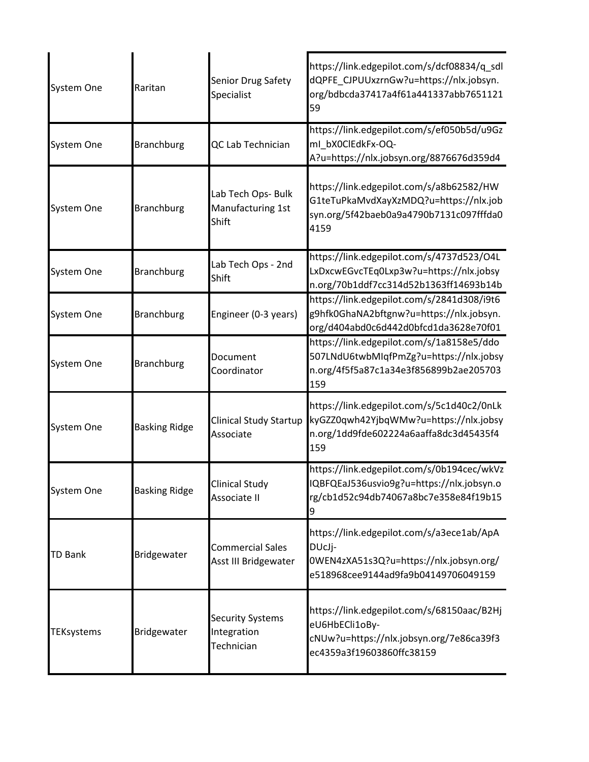| | | | |
|---|---|---|---|
| System One | Raritan | Senior Drug Safety Specialist | https://link.edgepilot.com/s/dcf08834/q_sdldQPFE_CJPUUxzrnGw?u=https://nlx.jobsyn.org/bdbcda37417a4f61a441337abb765112159 |
| System One | Branchburg | QC Lab Technician | https://link.edgepilot.com/s/ef050b5d/u9GzmI_bX0ClEdkFx-OQ-A?u=https://nlx.jobsyn.org/8876676d359d4 |
| System One | Branchburg | Lab Tech Ops- Bulk Manufacturing 1st Shift | https://link.edgepilot.com/s/a8b62582/HWG1teTuPkaMvdXayXzMDQ?u=https://nlx.jobsyn.org/5f42baeb0a9a4790b7131c097fffda04159 |
| System One | Branchburg | Lab Tech Ops - 2nd Shift | https://link.edgepilot.com/s/4737d523/O4LLxDxcwEGvcTEq0Lxp3w?u=https://nlx.jobsyn.org/70b1ddf7cc314d52b1363ff14693b14b |
| System One | Branchburg | Engineer (0-3 years) | https://link.edgepilot.com/s/2841d308/i9t6g9hfk0GhaNA2bftgnw?u=https://nlx.jobsyn.org/d404abd0c6d442d0bfcd1da3628e70f01 |
| System One | Branchburg | Document Coordinator | https://link.edgepilot.com/s/1a8158e5/ddo507LNdU6twbMIqfPmZg?u=https://nlx.jobsyn.org/4f5f5a87c1a34e3f856899b2ae205703159 |
| System One | Basking Ridge | Clinical Study Startup Associate | https://link.edgepilot.com/s/5c1d40c2/0nLkkyGZZ0qwh42YjbqWMw?u=https://nlx.jobsyn.org/1dd9fde602224a6aaffa8dc3d45435f4159 |
| System One | Basking Ridge | Clinical Study Associate II | https://link.edgepilot.com/s/0b194cec/wkVzIQBFQEaJ536usvio9g?u=https://nlx.jobsyn.org/cb1d52c94db74067a8bc7e358e84f19b159 |
| TD Bank | Bridgewater | Commercial Sales Asst III Bridgewater | https://link.edgepilot.com/s/a3ece1ab/ApADUcJj-0WEN4zXA51s3Q?u=https://nlx.jobsyn.org/e518968cee9144ad9fa9b04149706049159 |
| TEKsystems | Bridgewater | Security Systems Integration Technician | https://link.edgepilot.com/s/68150aac/B2HjeU6HbECli1oBy-cNUw?u=https://nlx.jobsyn.org/7e86ca39f3ec4359a3f19603860ffc38159 |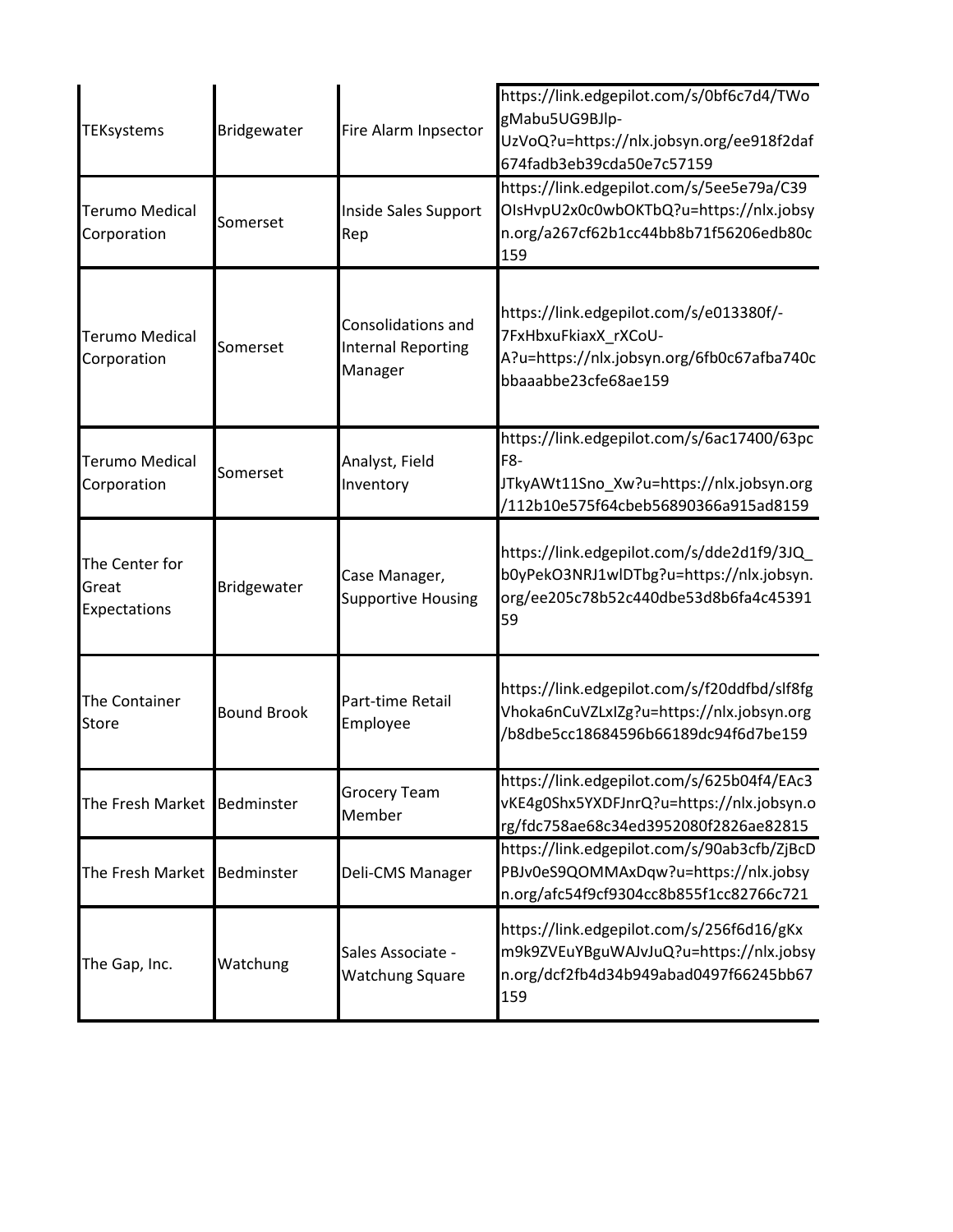| | | | |
|---|---|---|---|
| TEKsystems | Bridgewater | Fire Alarm Inpsector | https://link.edgepilot.com/s/0bf6c7d4/TWogMabu5UG9BJlp-UzVoQ?u=https://nlx.jobsyn.org/ee918f2daf674fadb3eb39cda50e7c57159 |
| Terumo Medical Corporation | Somerset | Inside Sales Support Rep | https://link.edgepilot.com/s/5ee5e79a/C39OIsHvpU2x0c0wbOKTbQ?u=https://nlx.jobsyn.org/a267cf62b1cc44bb8b71f56206edb80c159 |
| Terumo Medical Corporation | Somerset | Consolidations and Internal Reporting Manager | https://link.edgepilot.com/s/e013380f/-7FxHbxuFkiaxX_rXCoU-A?u=https://nlx.jobsyn.org/6fb0c67afba740cbbaaabbe23cfe68ae159 |
| Terumo Medical Corporation | Somerset | Analyst, Field Inventory | https://link.edgepilot.com/s/6ac17400/63pcF8-JTkyAWt11Sno_Xw?u=https://nlx.jobsyn.org/112b10e575f64cbeb56890366a915ad8159 |
| The Center for Great Expectations | Bridgewater | Case Manager, Supportive Housing | https://link.edgepilot.com/s/dde2d1f9/3JQ_b0yPekO3NRJ1wlDTbg?u=https://nlx.jobsyn.org/ee205c78b52c440dbe53d8b6fa4c4539159 |
| The Container Store | Bound Brook | Part-time Retail Employee | https://link.edgepilot.com/s/f20ddfbd/slf8fgVhoka6nCuVZLxIZg?u=https://nlx.jobsyn.org/b8dbe5cc18684596b66189dc94f6d7be159 |
| The Fresh Market | Bedminster | Grocery Team Member | https://link.edgepilot.com/s/625b04f4/EAc3vKE4g0Shx5YXDFJnrQ?u=https://nlx.jobsyn.org/fdc758ae68c34ed3952080f2826ae82815 |
| The Fresh Market | Bedminster | Deli-CMS Manager | https://link.edgepilot.com/s/90ab3cfb/ZjBcDPBJv0eS9QOMMAxDqw?u=https://nlx.jobsyn.org/afc54f9cf9304cc8b855f1cc82766c721 |
| The Gap, Inc. | Watchung | Sales Associate - Watchung Square | https://link.edgepilot.com/s/256f6d16/gKxm9k9ZVEuYBguWAJvJuQ?u=https://nlx.jobsyn.org/dcf2fb4d34b949abad0497f66245bb67159 |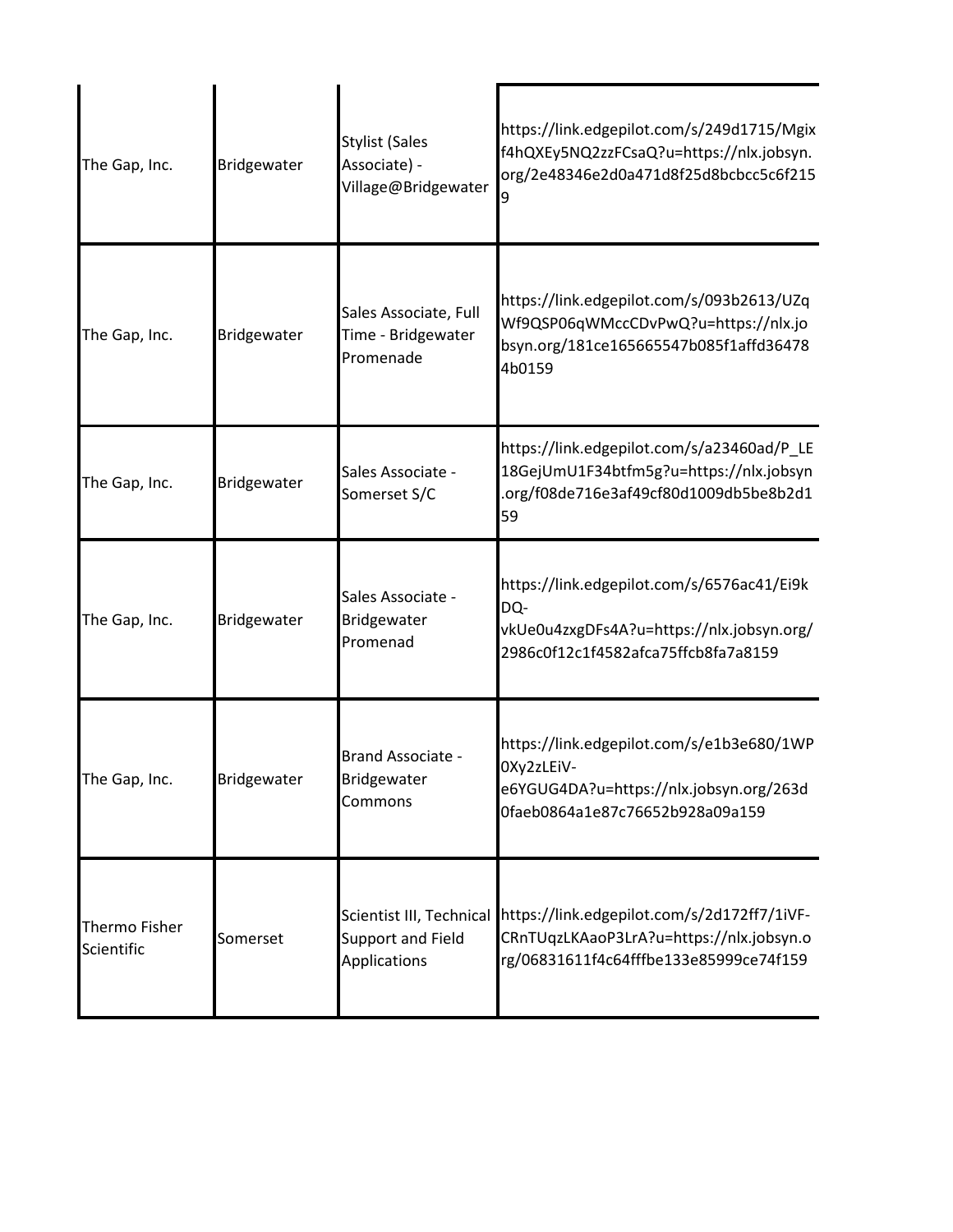| | | | |
|---|---|---|---|
| The Gap, Inc. | Bridgewater | Stylist (Sales Associate) - Village@Bridgewater | https://link.edgepilot.com/s/249d1715/Mgixf4hQXEy5NQ2zzFCsaQ?u=https://nlx.jobsyn.org/2e48346e2d0a471d8f25d8bcbcc5c6f2159 |
| The Gap, Inc. | Bridgewater | Sales Associate, Full Time - Bridgewater Promenade | https://link.edgepilot.com/s/093b2613/UZqWf9QSP06qWMccCDvPwQ?u=https://nlx.jobsyn.org/181ce165665547b085f1affd364784b0159 |
| The Gap, Inc. | Bridgewater | Sales Associate - Somerset S/C | https://link.edgepilot.com/s/a23460ad/P_LE18GejUmU1F34btfm5g?u=https://nlx.jobsyn.org/f08de716e3af49cf80d1009db5be8b2d159 |
| The Gap, Inc. | Bridgewater | Sales Associate - Bridgewater Promenad | https://link.edgepilot.com/s/6576ac41/Ei9kDQ-vkUe0u4zxgDFs4A?u=https://nlx.jobsyn.org/2986c0f12c1f4582afca75ffcb8fa7a8159 |
| The Gap, Inc. | Bridgewater | Brand Associate - Bridgewater Commons | https://link.edgepilot.com/s/e1b3e680/1WP0Xy2zLEiV-e6YGUG4DA?u=https://nlx.jobsyn.org/263d0faeb0864a1e87c76652b928a09a159 |
| Thermo Fisher Scientific | Somerset | Scientist III, Technical Support and Field Applications | https://link.edgepilot.com/s/2d172ff7/1iVF-CRnTUqzLKAaoP3LrA?u=https://nlx.jobsyn.org/06831611f4c64fffbe133e85999ce74f159 |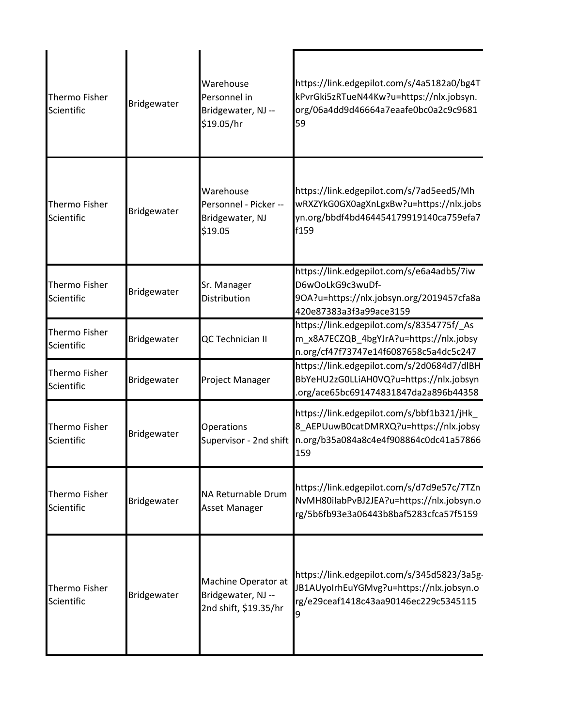| | | | |
|---|---|---|---|
| Thermo Fisher Scientific | Bridgewater | Warehouse Personnel in Bridgewater, NJ -- $19.05/hr | https://link.edgepilot.com/s/4a5182a0/bg4TkPvrGki5zRTueN44Kw?u=https://nlx.jobsyn.org/06a4dd9d46664a7eaafe0bc0a2c9c968159 |
| Thermo Fisher Scientific | Bridgewater | Warehouse Personnel - Picker -- Bridgewater, NJ $19.05 | https://link.edgepilot.com/s/7ad5eed5/MhwRXZYkG0GX0agXnLgxBw?u=https://nlx.jobsyn.org/bbdf4bd464454179919140ca759efa7f159 |
| Thermo Fisher Scientific | Bridgewater | Sr. Manager Distribution | https://link.edgepilot.com/s/e6a4adb5/7iwD6wOoLkG9c3wuDf-9OA?u=https://nlx.jobsyn.org/2019457cfa8a420e87383a3f3a99ace3159 |
| Thermo Fisher Scientific | Bridgewater | QC Technician II | https://link.edgepilot.com/s/8354775f/_Asm_x8A7ECZQB_4bgYJrA?u=https://nlx.jobsyn.org/cf47f73747e14f6087658c5a4dc5c247 |
| Thermo Fisher Scientific | Bridgewater | Project Manager | https://link.edgepilot.com/s/2d0684d7/dlBHBbYeHU2zG0LLiAH0VQ?u=https://nlx.jobsyn.org/ace65bc691474831847da2a896b44358 |
| Thermo Fisher Scientific | Bridgewater | Operations Supervisor - 2nd shift | https://link.edgepilot.com/s/bbf1b321/jHk_8_AEPUuwB0catDMRXQ?u=https://nlx.jobsyn.org/b35a084a8c4e4f908864c0dc41a57866159 |
| Thermo Fisher Scientific | Bridgewater | NA Returnable Drum Asset Manager | https://link.edgepilot.com/s/d7d9e57c/7TZnNvMH80iIabPvBJ2JEA?u=https://nlx.jobsyn.org/5b6fb93e3a06443b8baf5283cfca57f5159 |
| Thermo Fisher Scientific | Bridgewater | Machine Operator at Bridgewater, NJ -- 2nd shift, $19.35/hr | https://link.edgepilot.com/s/345d5823/3a5g-JB1AUyoIrhEuYGMvg?u=https://nlx.jobsyn.org/e29ceaf1418c43aa90146ec229c53451159 |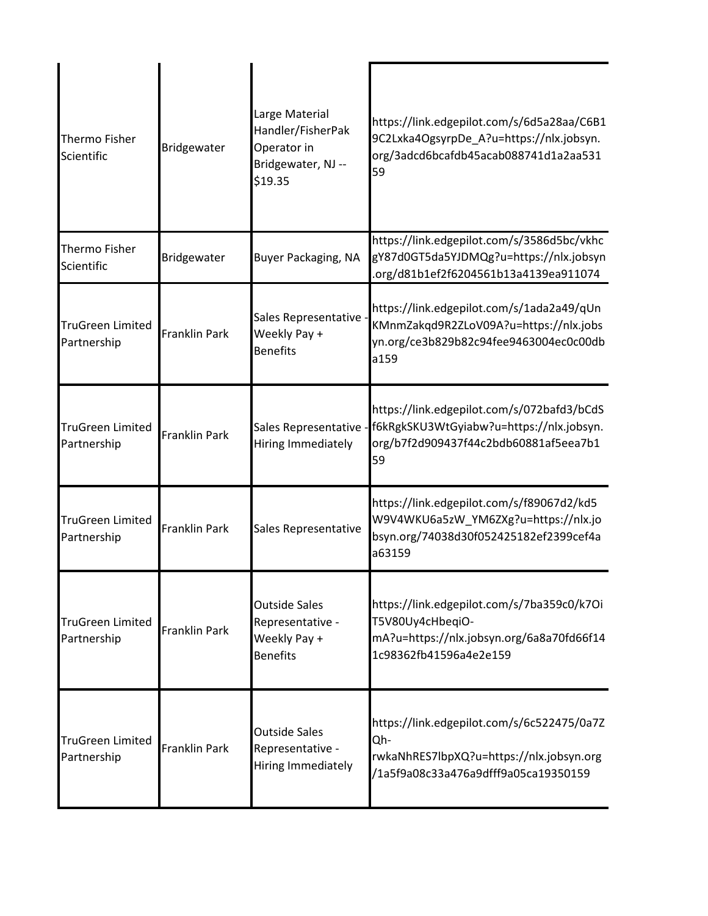| | | | |
|---|---|---|---|
| Thermo Fisher Scientific | Bridgewater | Large Material Handler/FisherPak Operator in Bridgewater, NJ -- $19.35 | https://link.edgepilot.com/s/6d5a28aa/C6B19C2Lxka4OgsyrpDe_A?u=https://nlx.jobsyn.org/3adcd6bcafdb45acab088741d1a2aa53159 |
| Thermo Fisher Scientific | Bridgewater | Buyer Packaging, NA | https://link.edgepilot.com/s/3586d5bc/vkhcgY87d0GT5da5YJDMQg?u=https://nlx.jobsyn.org/d81b1ef2f6204561b13a4139ea911074 |
| TruGreen Limited Partnership | Franklin Park | Sales Representative - Weekly Pay + Benefits | https://link.edgepilot.com/s/1ada2a49/qUnKMnmZakqd9R2ZLoV09A?u=https://nlx.jobsyn.org/ce3b829b82c94fee9463004ec0c00dba159 |
| TruGreen Limited Partnership | Franklin Park | Sales Representative - Hiring Immediately | https://link.edgepilot.com/s/072bafd3/bCdSf6kRgkSKU3WtGyiabw?u=https://nlx.jobsyn.org/b7f2d909437f44c2bdb60881af5eea7b159 |
| TruGreen Limited Partnership | Franklin Park | Sales Representative | https://link.edgepilot.com/s/f89067d2/kd5W9V4WKU6a5zW_YM6ZXg?u=https://nlx.jobsyn.org/74038d30f052425182ef2399cef4aa63159 |
| TruGreen Limited Partnership | Franklin Park | Outside Sales Representative - Weekly Pay + Benefits | https://link.edgepilot.com/s/7ba359c0/k7OiT5V80Uy4cHbeqiO-mA?u=https://nlx.jobsyn.org/6a8a70fd66f141c98362fb41596a4e2e159 |
| TruGreen Limited Partnership | Franklin Park | Outside Sales Representative - Hiring Immediately | https://link.edgepilot.com/s/6c522475/0a7ZQh-rwkaNhRES7lbpXQ?u=https://nlx.jobsyn.org/1a5f9a08c33a476a9dfff9a05ca19350159 |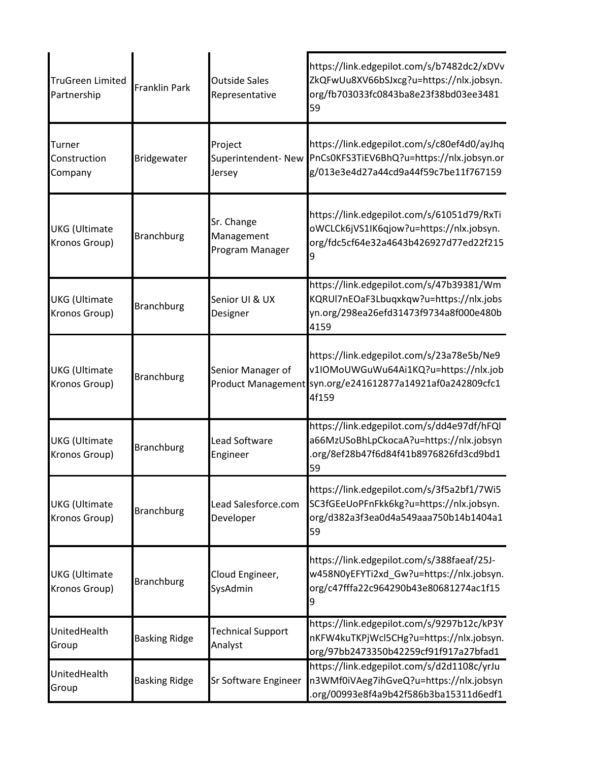| | | | |
|---|---|---|---|
| TruGreen Limited Partnership | Franklin Park | Outside Sales Representative | https://link.edgepilot.com/s/b7482dc2/xDVvZkQFwUu8XV66bSJxcg?u=https://nlx.jobsyn.org/fb703033fc0843ba8e23f38bd03ee348159 |
| Turner Construction Company | Bridgewater | Project Superintendent- New Jersey | https://link.edgepilot.com/s/c80ef4d0/ayJhqPnCs0KFS3TiEV6BhQ?u=https://nlx.jobsyn.org/013e3e4d27a44cd9a44f59c7be11f767159 |
| UKG (Ultimate Kronos Group) | Branchburg | Sr. Change Management Program Manager | https://link.edgepilot.com/s/61051d79/RxTioWCLCk6jVS1IK6qjow?u=https://nlx.jobsyn.org/fdc5cf64e32a4643b426927d77ed22f2159 |
| UKG (Ultimate Kronos Group) | Branchburg | Senior UI & UX Designer | https://link.edgepilot.com/s/47b39381/WmKQRUl7nEOaF3Lbuqxkqw?u=https://nlx.jobsyn.org/298ea26efd31473f9734a8f000e480b4159 |
| UKG (Ultimate Kronos Group) | Branchburg | Senior Manager of Product Management | https://link.edgepilot.com/s/23a78e5b/Ne9v1IOMoUWGuWu64Ai1KQ?u=https://nlx.jobsyn.org/e241612877a14921af0a242809cfc14f159 |
| UKG (Ultimate Kronos Group) | Branchburg | Lead Software Engineer | https://link.edgepilot.com/s/dd4e97df/hFQla66MzUSoBhLpCkocaA?u=https://nlx.jobsyn.org/8ef28b47f6d84f41b8976826fd3cd9bd159 |
| UKG (Ultimate Kronos Group) | Branchburg | Lead Salesforce.com Developer | https://link.edgepilot.com/s/3f5a2bf1/7Wi5SC3fGEeUoPFnFkk6kg?u=https://nlx.jobsyn.org/d382a3f3ea0d4a549aaa750b14b1404a159 |
| UKG (Ultimate Kronos Group) | Branchburg | Cloud Engineer, SysAdmin | https://link.edgepilot.com/s/388faeaf/25J-w458N0yEFYTi2xd_Gw?u=https://nlx.jobsyn.org/c47fffa22c964290b43e80681274ac1f159 |
| UnitedHealth Group | Basking Ridge | Technical Support Analyst | https://link.edgepilot.com/s/9297b12c/kP3YnKFW4kuTKPjWcl5CHg?u=https://nlx.jobsyn.org/97bb2473350b42259cf91f917a27bfad1 |
| UnitedHealth Group | Basking Ridge | Sr Software Engineer | https://link.edgepilot.com/s/d2d1108c/yrJun3WMf0iVAeg7ihGveQ?u=https://nlx.jobsyn.org/00993e8f4a9b42f586b3ba15311d6edf1 |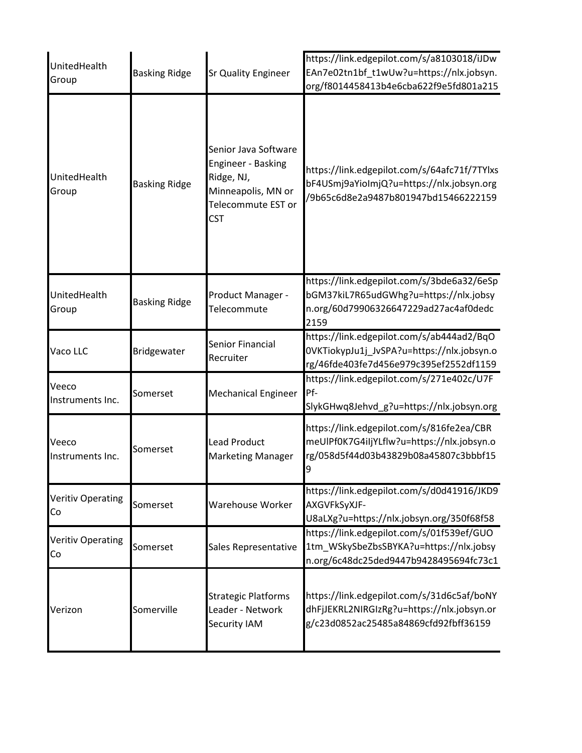| | | | |
|---|---|---|---|
| UnitedHealth Group | Basking Ridge | Sr Quality Engineer | https://link.edgepilot.com/s/a8103018/iJDwEAn7e02tn1bf_t1wUw?u=https://nlx.jobsyn.org/f8014458413b4e6cba622f9e5fd801a215 |
| UnitedHealth Group | Basking Ridge | Senior Java Software Engineer - Basking Ridge, NJ, Minneapolis, MN or Telecommute EST or CST | https://link.edgepilot.com/s/64afc71f/7TYlxsbF4USmj9aYioImjQ?u=https://nlx.jobsyn.org/9b65c6d8e2a9487b801947bd15466222159 |
| UnitedHealth Group | Basking Ridge | Product Manager - Telecommute | https://link.edgepilot.com/s/3bde6a32/6eSpbGM37kiL7R65udGWhg?u=https://nlx.jobsyn.org/60d79906326647229ad27ac4af0dedc2159 |
| Vaco LLC | Bridgewater | Senior Financial Recruiter | https://link.edgepilot.com/s/ab444ad2/BqO0VKTiokypJu1j_JvSPA?u=https://nlx.jobsyn.org/46fde403fe7d456e979c395ef2552df1159 |
| Veeco Instruments Inc. | Somerset | Mechanical Engineer | https://link.edgepilot.com/s/271e402c/U7FPf-SlykGHwq8Jehvd_g?u=https://nlx.jobsyn.org |
| Veeco Instruments Inc. | Somerset | Lead Product Marketing Manager | https://link.edgepilot.com/s/816fe2ea/CBRmeUlPf0K7G4iIjYLflw?u=https://nlx.jobsyn.org/058d5f44d03b43829b08a45807c3bbbf159 |
| Veritiv Operating Co | Somerset | Warehouse Worker | https://link.edgepilot.com/s/d0d41916/JKD9AXGVFkSyXJF-U8aLXg?u=https://nlx.jobsyn.org/350f68f58 |
| Veritiv Operating Co | Somerset | Sales Representative | https://link.edgepilot.com/s/01f539ef/GUO1tm_WSkySbeZbsSBYKA?u=https://nlx.jobsyn.org/6c48dc25ded9447b9428495694fc73c1 |
| Verizon | Somerville | Strategic Platforms Leader - Network Security IAM | https://link.edgepilot.com/s/31d6c5af/boNYdhFjJEKRL2NIRGIzRg?u=https://nlx.jobsyn.org/c23d0852ac25485a84869cfd92fbff36159 |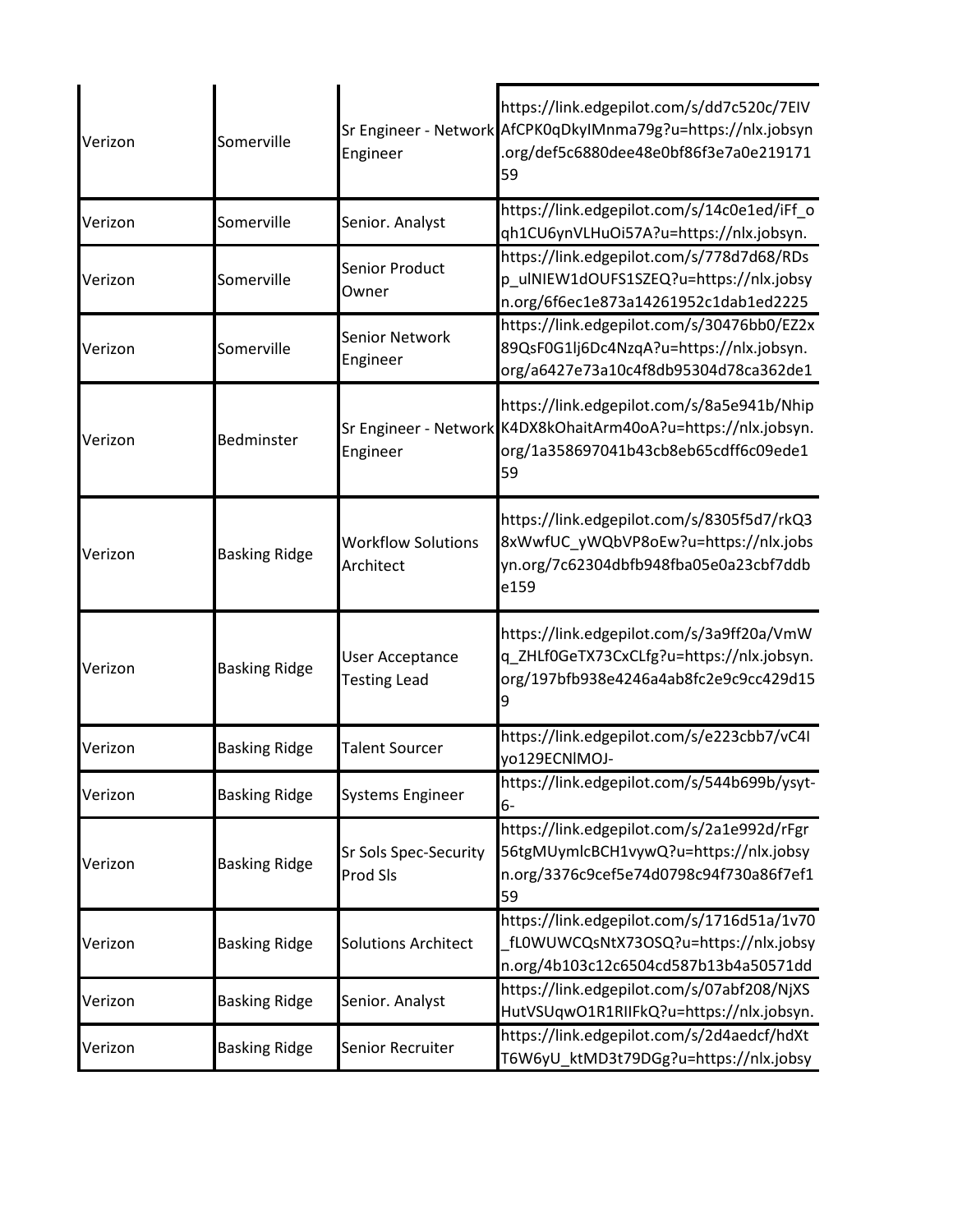| Verizon | Somerville | Sr Engineer - Network Engineer | https://link.edgepilot.com/s/dd7c520c/7EIVAfCPK0qDkyIMnma79g?u=https://nlx.jobsyn.org/def5c6880dee48e0bf86f3e7a0e21917159 |
|---|---|---|---|
| Verizon | Somerville | Senior. Analyst | https://link.edgepilot.com/s/14c0e1ed/iFf_oqh1CU6ynVLHuOi57A?u=https://nlx.jobsyn. |
| Verizon | Somerville | Senior Product Owner | https://link.edgepilot.com/s/778d7d68/RDsp_ulNIEW1dOUFS1SZEQ?u=https://nlx.jobsyn.org/6f6ec1e873a14261952c1dab1ed2225 |
| Verizon | Somerville | Senior Network Engineer | https://link.edgepilot.com/s/30476bb0/EZ2x89QsF0G1lj6Dc4NzqA?u=https://nlx.jobsyn.org/a6427e73a10c4f8db95304d78ca362de1 |
| Verizon | Bedminster | Sr Engineer - Network Engineer | https://link.edgepilot.com/s/8a5e941b/NhipK4DX8kOhaitArm40oA?u=https://nlx.jobsyn.org/1a358697041b43cb8eb65cdff6c09ede159 |
| Verizon | Basking Ridge | Workflow Solutions Architect | https://link.edgepilot.com/s/8305f5d7/rkQ38xWwfUC_yWQbVP8oEw?u=https://nlx.jobsyn.org/7c62304dbfb948fba05e0a23cbf7ddbe159 |
| Verizon | Basking Ridge | User Acceptance Testing Lead | https://link.edgepilot.com/s/3a9ff20a/VmWq_ZHLf0GeTX73CxCLfg?u=https://nlx.jobsyn.org/197bfb938e4246a4ab8fc2e9c9cc429d159 |
| Verizon | Basking Ridge | Talent Sourcer | https://link.edgepilot.com/s/e223cbb7/vC4Iyo129ECNlMOJ- |
| Verizon | Basking Ridge | Systems Engineer | https://link.edgepilot.com/s/544b699b/ysyt-6- |
| Verizon | Basking Ridge | Sr Sols Spec-Security Prod Sls | https://link.edgepilot.com/s/2a1e992d/rFgr56tgMUymlcBCH1vywQ?u=https://nlx.jobsyn.org/3376c9cef5e74d0798c94f730a86f7ef159 |
| Verizon | Basking Ridge | Solutions Architect | https://link.edgepilot.com/s/1716d51a/1v70_fL0WUWCQsNtX73OSQ?u=https://nlx.jobsyn.org/4b103c12c6504cd587b13b4a50571dd |
| Verizon | Basking Ridge | Senior. Analyst | https://link.edgepilot.com/s/07abf208/NjXSHutVSUqwO1R1RIIFkQ?u=https://nlx.jobsyn. |
| Verizon | Basking Ridge | Senior Recruiter | https://link.edgepilot.com/s/2d4aedcf/hdXtT6W6yU_ktMD3t79DGg?u=https://nlx.jobsy |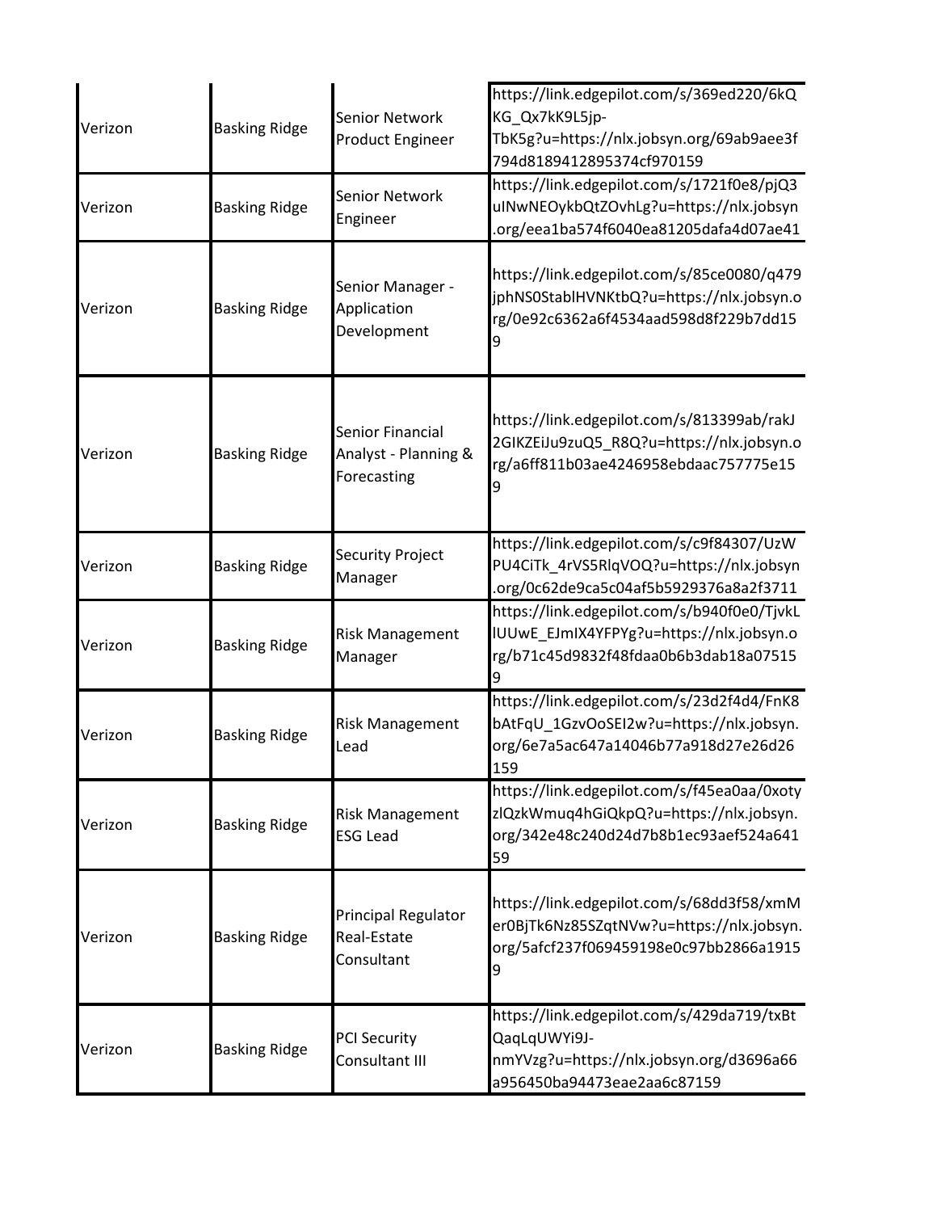| | | | |
|---|---|---|---|
| Verizon | Basking Ridge | Senior Network Product Engineer | https://link.edgepilot.com/s/369ed220/6kQKG_Qx7kK9L5jp-TbK5g?u=https://nlx.jobsyn.org/69ab9aee3f794d8189412895374cf970159 |
| Verizon | Basking Ridge | Senior Network Engineer | https://link.edgepilot.com/s/1721f0e8/pjQ3uINwNEOykbQtZOvhLg?u=https://nlx.jobsyn.org/eea1ba574f6040ea81205dafa4d07ae41 |
| Verizon | Basking Ridge | Senior Manager - Application Development | https://link.edgepilot.com/s/85ce0080/q479jphNS0StablHVNKtbQ?u=https://nlx.jobsyn.org/0e92c6362a6f4534aad598d8f229b7dd159 |
| Verizon | Basking Ridge | Senior Financial Analyst - Planning & Forecasting | https://link.edgepilot.com/s/813399ab/rakJ2GIKZEiJu9zuQ5_R8Q?u=https://nlx.jobsyn.org/a6ff811b03ae4246958ebdaac757775e159 |
| Verizon | Basking Ridge | Security Project Manager | https://link.edgepilot.com/s/c9f84307/UzWPU4CiTk_4rVS5RlqVOQ?u=https://nlx.jobsyn.org/0c62de9ca5c04af5b5929376a8a2f3711 |
| Verizon | Basking Ridge | Risk Management Manager | https://link.edgepilot.com/s/b940f0e0/TjvkLlUUwE_EJmIX4YFPYg?u=https://nlx.jobsyn.org/b71c45d9832f48fdaa0b6b3dab18a075159 |
| Verizon | Basking Ridge | Risk Management Lead | https://link.edgepilot.com/s/23d2f4d4/FnK8bAtFqU_1GzvOoSEI2w?u=https://nlx.jobsyn.org/6e7a5ac647a14046b77a918d27e26d26159 |
| Verizon | Basking Ridge | Risk Management ESG Lead | https://link.edgepilot.com/s/f45ea0aa/0xotyzlQzkWmuq4hGiQkpQ?u=https://nlx.jobsyn.org/342e48c240d24d7b8b1ec93aef524a64159 |
| Verizon | Basking Ridge | Principal Regulator Real-Estate Consultant | https://link.edgepilot.com/s/68dd3f58/xmMer0BjTk6Nz85SZqtNVw?u=https://nlx.jobsyn.org/5afcf237f069459198e0c97bb2866a19159 |
| Verizon | Basking Ridge | PCI Security Consultant III | https://link.edgepilot.com/s/429da719/txBtQaqLqUWYi9J-nmYVzg?u=https://nlx.jobsyn.org/d3696a66a956450ba94473eae2aa6c87159 |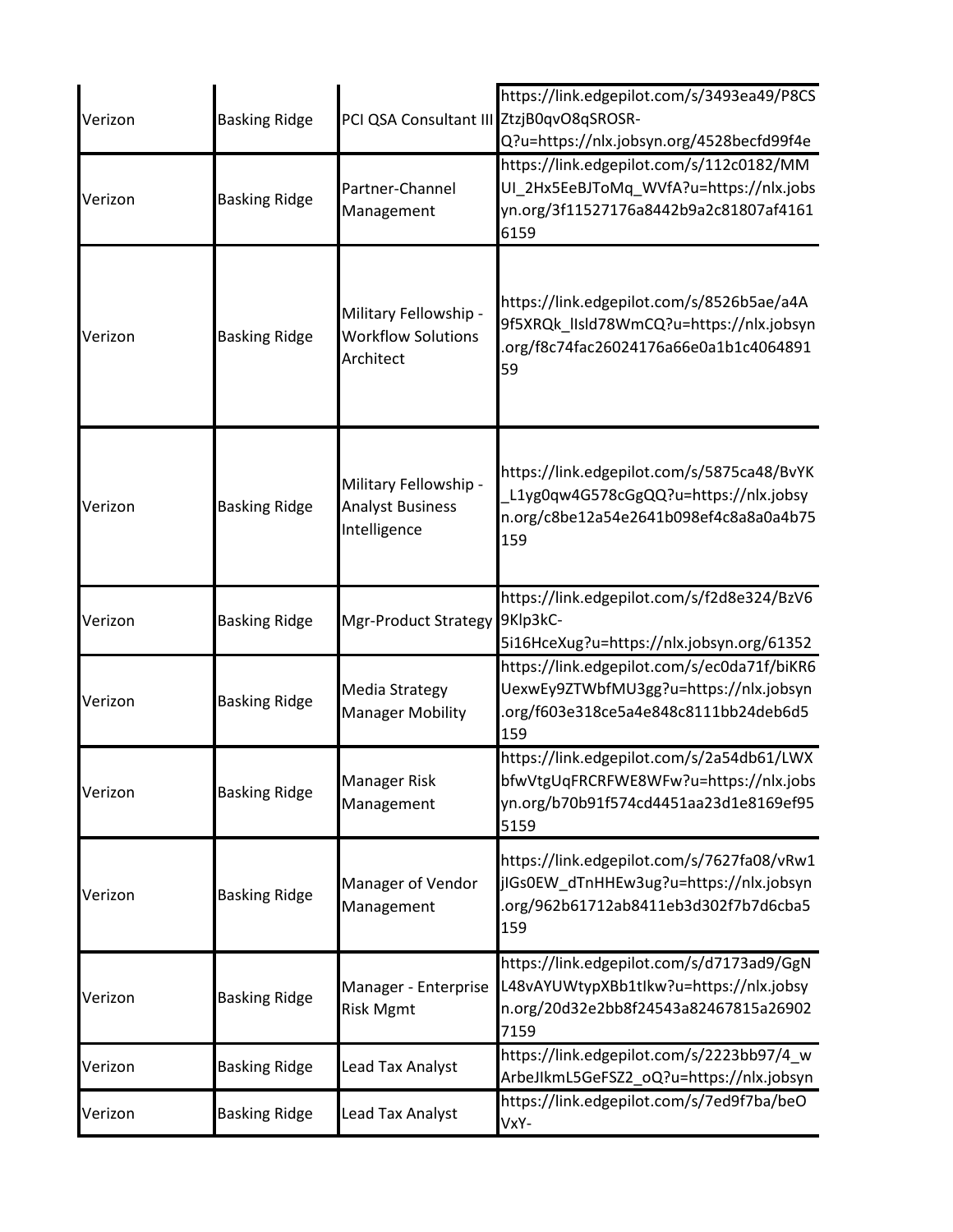| | | | |
|---|---|---|---|
| Verizon | Basking Ridge | PCI QSA Consultant III | https://link.edgepilot.com/s/3493ea49/P8CSZtzjB0qvO8qSROSR-Q?u=https://nlx.jobsyn.org/4528becfd99f4e |
| Verizon | Basking Ridge | Partner-Channel Management | https://link.edgepilot.com/s/112c0182/MMUI_2Hx5EeBJToMq_WVfA?u=https://nlx.jobsyn.org/3f11527176a8442b9a2c81807af41616159 |
| Verizon | Basking Ridge | Military Fellowship - Workflow Solutions Architect | https://link.edgepilot.com/s/8526b5ae/a4A9f5XRQk_IIsld78WmCQ?u=https://nlx.jobsyn.org/f8c74fac26024176a66e0a1b1c406489159 |
| Verizon | Basking Ridge | Military Fellowship - Analyst Business Intelligence | https://link.edgepilot.com/s/5875ca48/BvYK_L1yg0qw4G578cGgQQ?u=https://nlx.jobsyn.org/c8be12a54e2641b098ef4c8a8a0a4b75159 |
| Verizon | Basking Ridge | Mgr-Product Strategy | https://link.edgepilot.com/s/f2d8e324/BzV69Klp3kC-5i16HceXug?u=https://nlx.jobsyn.org/61352 |
| Verizon | Basking Ridge | Media Strategy Manager Mobility | https://link.edgepilot.com/s/ec0da71f/biKR6UexwEy9ZTWbfMU3gg?u=https://nlx.jobsyn.org/f603e318ce5a4e848c8111bb24deb6d5159 |
| Verizon | Basking Ridge | Manager Risk Management | https://link.edgepilot.com/s/2a54db61/LWXbfwVtgUqFRCRFWE8WFw?u=https://nlx.jobsyn.org/b70b91f574cd4451aa23d1e8169ef955159 |
| Verizon | Basking Ridge | Manager of Vendor Management | https://link.edgepilot.com/s/7627fa08/vRw1jIGs0EW_dTnHHEw3ug?u=https://nlx.jobsyn.org/962b61712ab8411eb3d302f7b7d6cba5159 |
| Verizon | Basking Ridge | Manager - Enterprise Risk Mgmt | https://link.edgepilot.com/s/d7173ad9/GgNL48vAYUWtypXBb1tIkw?u=https://nlx.jobsyn.org/20d32e2bb8f24543a82467815a269027159 |
| Verizon | Basking Ridge | Lead Tax Analyst | https://link.edgepilot.com/s/2223bb97/4_wArbeJIkmL5GeFSZ2_oQ?u=https://nlx.jobsyn |
| Verizon | Basking Ridge | Lead Tax Analyst | https://link.edgepilot.com/s/7ed9f7ba/beOVxY- |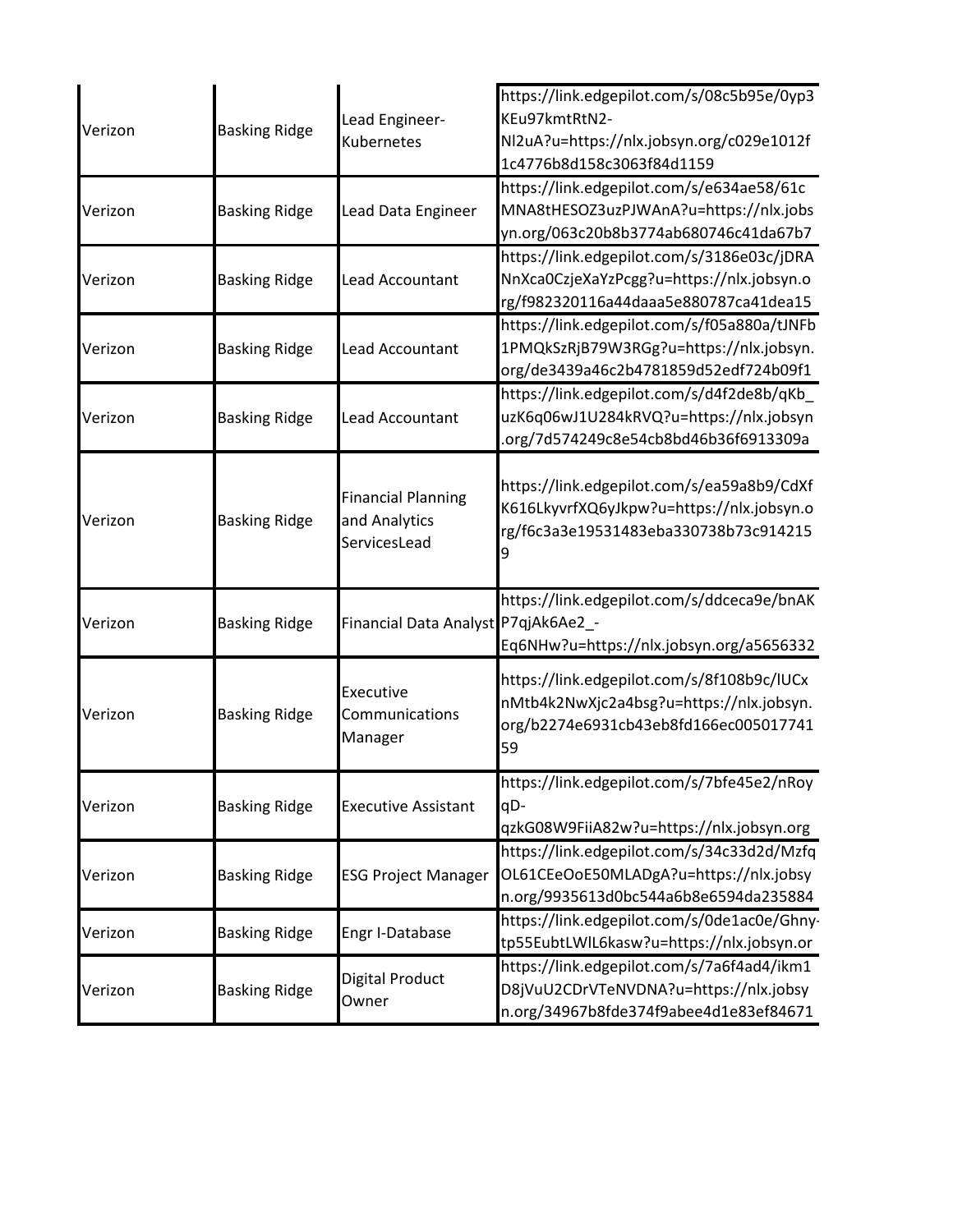| | | | |
|---|---|---|---|
| Verizon | Basking Ridge | Lead Engineer-Kubernetes | https://link.edgepilot.com/s/08c5b95e/0yp3KEu97kmtRtN2-Nl2uA?u=https://nlx.jobsyn.org/c029e1012f1c4776b8d158c3063f84d1159 |
| Verizon | Basking Ridge | Lead Data Engineer | https://link.edgepilot.com/s/e634ae58/61cMNA8tHESOZ3uzPJWAnA?u=https://nlx.jobsyn.org/063c20b8b3774ab680746c41da67b7 |
| Verizon | Basking Ridge | Lead Accountant | https://link.edgepilot.com/s/3186e03c/jDRANnXca0CzjeXaYzPcgg?u=https://nlx.jobsyn.org/f982320116a44daaa5e880787ca41dea15 |
| Verizon | Basking Ridge | Lead Accountant | https://link.edgepilot.com/s/f05a880a/tJNFb1PMQkSzRjB79W3RGg?u=https://nlx.jobsyn.org/de3439a46c2b4781859d52edf724b09f1 |
| Verizon | Basking Ridge | Lead Accountant | https://link.edgepilot.com/s/d4f2de8b/qKb_uzK6q06wJ1U284kRVQ?u=https://nlx.jobsyn.org/7d574249c8e54cb8bd46b36f6913309a |
| Verizon | Basking Ridge | Financial Planning and Analytics ServicesLead | https://link.edgepilot.com/s/ea59a8b9/CdXfK616LkyvrfXQ6yJkpw?u=https://nlx.jobsyn.org/f6c3a3e19531483eba330738b73c9142159 |
| Verizon | Basking Ridge | Financial Data Analyst | https://link.edgepilot.com/s/ddceca9e/bnAKP7qjAk6Ae2_-Eq6NHw?u=https://nlx.jobsyn.org/a5656332 |
| Verizon | Basking Ridge | Executive Communications Manager | https://link.edgepilot.com/s/8f108b9c/lUCxnMtb4k2NwXjc2a4bsg?u=https://nlx.jobsyn.org/b2274e6931cb43eb8fd166ec00501774159 |
| Verizon | Basking Ridge | Executive Assistant | https://link.edgepilot.com/s/7bfe45e2/nRoyqD-qzkG08W9FiiA82w?u=https://nlx.jobsyn.org |
| Verizon | Basking Ridge | ESG Project Manager | https://link.edgepilot.com/s/34c33d2d/MzfqOL61CEeOoE50MLADgA?u=https://nlx.jobsyn.org/9935613d0bc544a6b8e6594da235884 |
| Verizon | Basking Ridge | Engr I-Database | https://link.edgepilot.com/s/0de1ac0e/Ghny-tp55EubtLWlL6kasw?u=https://nlx.jobsyn.or |
| Verizon | Basking Ridge | Digital Product Owner | https://link.edgepilot.com/s/7a6f4ad4/ikm1D8jVuU2CDrVTeNVDNA?u=https://nlx.jobsyn.org/34967b8fde374f9abee4d1e83ef84671 |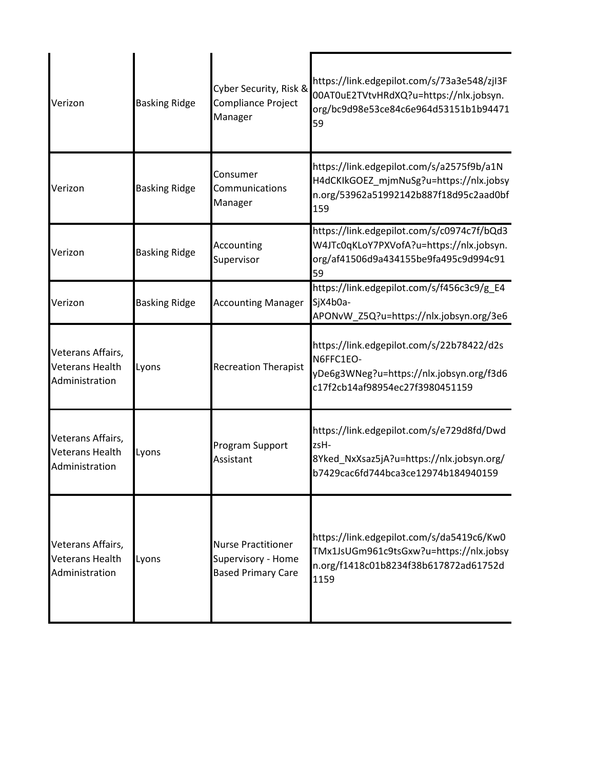| | | | |
|---|---|---|---|
| Verizon | Basking Ridge | Cyber Security, Risk & Compliance Project Manager | https://link.edgepilot.com/s/73a3e548/zjI3F00AT0uE2TVtvHRdXQ?u=https://nlx.jobsyn.org/bc9d98e53ce84c6e964d53151b1b9447159 |
| Verizon | Basking Ridge | Consumer Communications Manager | https://link.edgepilot.com/s/a2575f9b/a1NH4dCKIkGOEZ_mjmNuSg?u=https://nlx.jobsyn.org/53962a51992142b887f18d95c2aad0bf159 |
| Verizon | Basking Ridge | Accounting Supervisor | https://link.edgepilot.com/s/c0974c7f/bQd3W4JTc0qKLoY7PXVofA?u=https://nlx.jobsyn.org/af41506d9a434155be9fa495c9d994c9159 |
| Verizon | Basking Ridge | Accounting Manager | https://link.edgepilot.com/s/f456c3c9/g_E4SjX4b0a-APONvW_Z5Q?u=https://nlx.jobsyn.org/3e6 |
| Veterans Affairs, Veterans Health Administration | Lyons | Recreation Therapist | https://link.edgepilot.com/s/22b78422/d2sN6FFC1EO-yDe6g3WNeg?u=https://nlx.jobsyn.org/f3d6c17f2cb14af98954ec27f3980451159 |
| Veterans Affairs, Veterans Health Administration | Lyons | Program Support Assistant | https://link.edgepilot.com/s/e729d8fd/DwdzsH-8Yked_NxXsaz5jA?u=https://nlx.jobsyn.org/b7429cac6fd744bca3ce12974b184940159 |
| Veterans Affairs, Veterans Health Administration | Lyons | Nurse Practitioner Supervisory - Home Based Primary Care | https://link.edgepilot.com/s/da5419c6/Kw0TMx1JsUGm961c9tsGxw?u=https://nlx.jobsyn.org/f1418c01b8234f38b617872ad61752d1159 |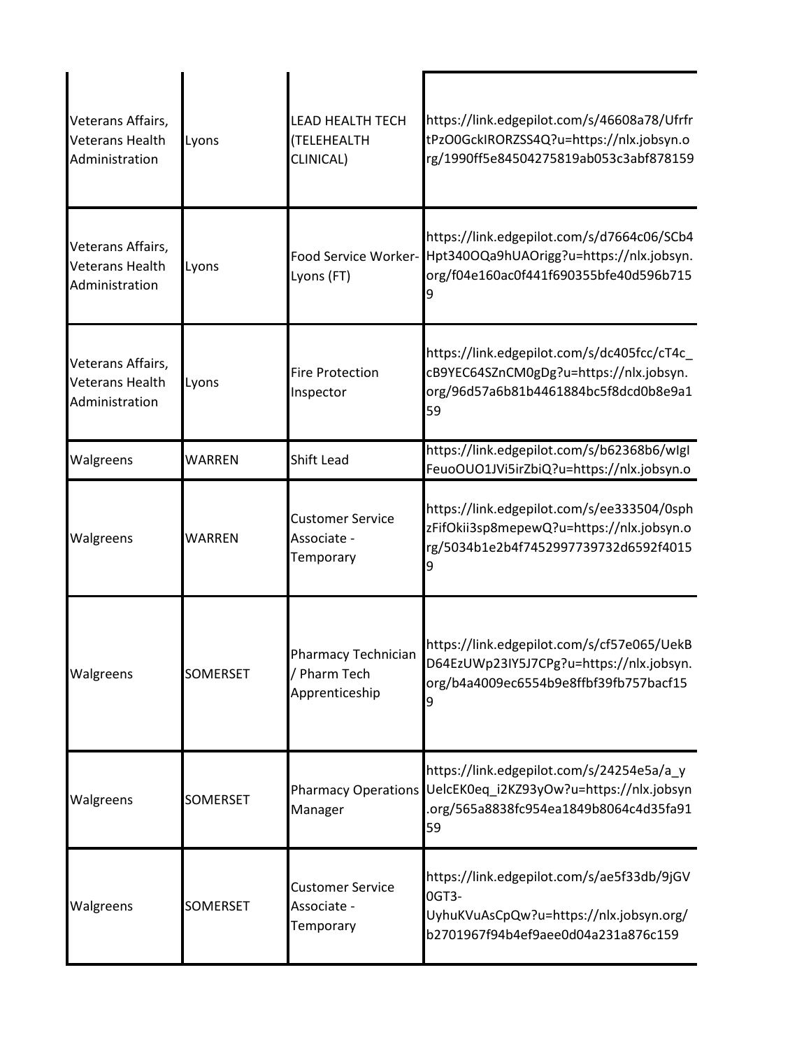| | | | |
|---|---|---|---|
| Veterans Affairs, Veterans Health Administration | Lyons | LEAD HEALTH TECH (TELEHEALTH CLINICAL) | https://link.edgepilot.com/s/46608a78/UfrfrtPzO0GckIRORZSS4Q?u=https://nlx.jobsyn.org/1990ff5e84504275819ab053c3abf878159 |
| Veterans Affairs, Veterans Health Administration | Lyons | Food Service Worker-Lyons (FT) | https://link.edgepilot.com/s/d7664c06/SCb4Hpt340OQa9hUAOrigg?u=https://nlx.jobsyn.org/f04e160ac0f441f690355bfe40d596b7159 |
| Veterans Affairs, Veterans Health Administration | Lyons | Fire Protection Inspector | https://link.edgepilot.com/s/dc405fcc/cT4c_cB9YEC64SZnCM0gDg?u=https://nlx.jobsyn.org/96d57a6b81b4461884bc5f8dcd0b8e9a159 |
| Walgreens | WARREN | Shift Lead | https://link.edgepilot.com/s/b62368b6/wIgIFeuoOUO1JVi5irZbiQ?u=https://nlx.jobsyn.o |
| Walgreens | WARREN | Customer Service Associate - Temporary | https://link.edgepilot.com/s/ee333504/0sphzFifOkii3sp8mepewQ?u=https://nlx.jobsyn.org/5034b1e2b4f7452997739732d6592f40159 |
| Walgreens | SOMERSET | Pharmacy Technician / Pharm Tech Apprenticeship | https://link.edgepilot.com/s/cf57e065/UekBD64EzUWp23IY5J7CPg?u=https://nlx.jobsyn.org/b4a4009ec6554b9e8ffbf39fb757bacf159 |
| Walgreens | SOMERSET | Pharmacy Operations Manager | https://link.edgepilot.com/s/24254e5a/a_yUelcEK0eq_i2KZ93yOw?u=https://nlx.jobsyn.org/565a8838fc954ea1849b8064c4d35fa9159 |
| Walgreens | SOMERSET | Customer Service Associate - Temporary | https://link.edgepilot.com/s/ae5f33db/9jGV0GT3-UyhuKVuAsCpQw?u=https://nlx.jobsyn.org/b2701967f94b4ef9aee0d04a231a876c159 |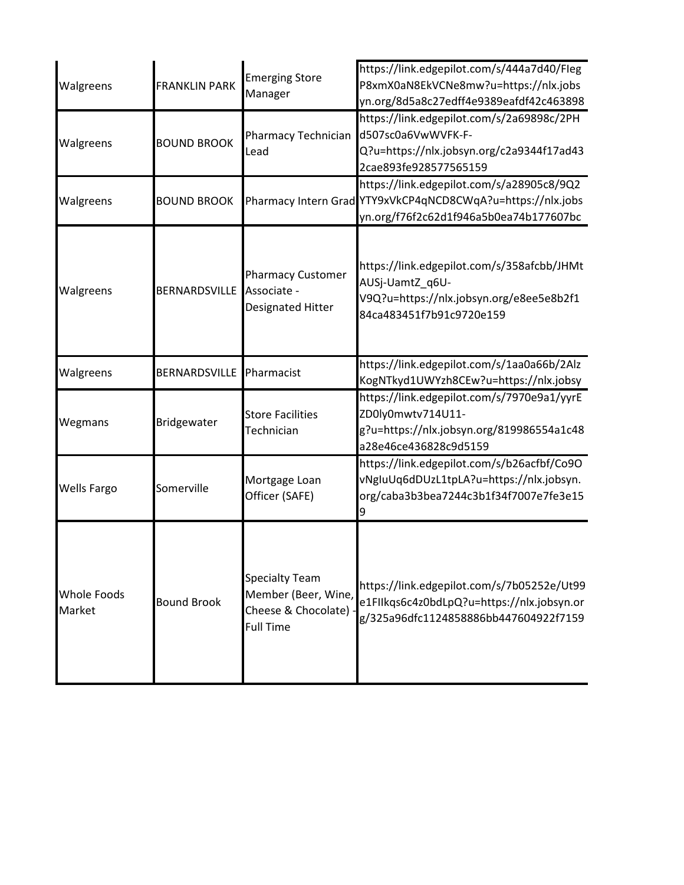| | | | |
|---|---|---|---|
| Walgreens | FRANKLIN PARK | Emerging Store Manager | https://link.edgepilot.com/s/444a7d40/FIeg P8xmX0aN8EkVCNe8mw?u=https://nlx.jobs yn.org/8d5a8c27edff4e9389eafdf42c463898 |
| Walgreens | BOUND BROOK | Pharmacy Technician Lead | https://link.edgepilot.com/s/2a69898c/2PH d507sc0a6VwWVFK-F-Q?u=https://nlx.jobsyn.org/c2a9344f17ad43 2cae893fe928577565159 |
| Walgreens | BOUND BROOK | Pharmacy Intern Grad | https://link.edgepilot.com/s/a28905c8/9Q2 YTY9xVkCP4qNCD8CWqA?u=https://nlx.jobs yn.org/f76f2c62d1f946a5b0ea74b177607bc |
| Walgreens | BERNARDSVILLE | Pharmacy Customer Associate - Designated Hitter | https://link.edgepilot.com/s/358afcbb/JHMt AUSj-UamtZ_q6U-V9Q?u=https://nlx.jobsyn.org/e8ee5e8b2f1 84ca483451f7b91c9720e159 |
| Walgreens | BERNARDSVILLE | Pharmacist | https://link.edgepilot.com/s/1aa0a66b/2Alz KogNTkyd1UWYzh8CEw?u=https://nlx.jobsy |
| Wegmans | Bridgewater | Store Facilities Technician | https://link.edgepilot.com/s/7970e9a1/yyrE ZD0ly0mwtv714U11-g?u=https://nlx.jobsyn.org/819986554a1c48 a28e46ce436828c9d5159 |
| Wells Fargo | Somerville | Mortgage Loan Officer (SAFE) | https://link.edgepilot.com/s/b26acfbf/Co9O vNgIuUq6dDUzL1tpLA?u=https://nlx.jobsyn. org/caba3b3bea7244c3b1f34f7007e7fe3e15 9 |
| Whole Foods Market | Bound Brook | Specialty Team Member (Beer, Wine, Cheese & Chocolate) - Full Time | https://link.edgepilot.com/s/7b05252e/Ut99 e1FIIkqs6c4z0bdLpQ?u=https://nlx.jobsyn.or g/325a96dfc1124858886bb447604922f7159 |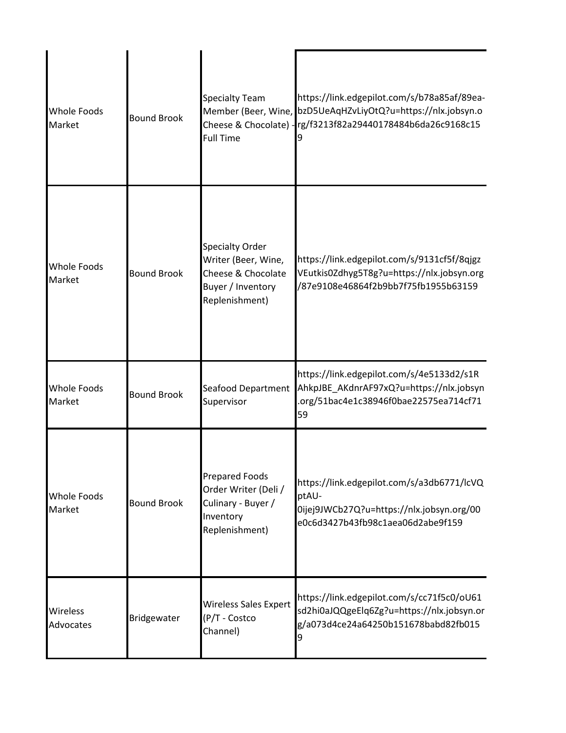| | | | |
|---|---|---|---|
| Whole Foods Market | Bound Brook | Specialty Team Member (Beer, Wine, Cheese & Chocolate) - Full Time | https://link.edgepilot.com/s/b78a85af/89ea-bzD5UeAqHZvLiyOtQ?u=https://nlx.jobsyn.org/f3213f82a29440178484b6da26c9168c159 |
| Whole Foods Market | Bound Brook | Specialty Order Writer (Beer, Wine, Cheese & Chocolate Buyer / Inventory Replenishment) | https://link.edgepilot.com/s/9131cf5f/8qjgzVEutkis0Zdhyg5T8g?u=https://nlx.jobsyn.org/87e9108e46864f2b9bb7f75fb1955b63159 |
| Whole Foods Market | Bound Brook | Seafood Department Supervisor | https://link.edgepilot.com/s/4e5133d2/s1RAhkpJBE_AKdnrAF97xQ?u=https://nlx.jobsyn.org/51bac4e1c38946f0bae22575ea714cf7159 |
| Whole Foods Market | Bound Brook | Prepared Foods Order Writer (Deli / Culinary - Buyer / Inventory Replenishment) | https://link.edgepilot.com/s/a3db6771/lcVQptAU-0ijej9JWCb27Q?u=https://nlx.jobsyn.org/00e0c6d3427b43fb98c1aea06d2abe9f159 |
| Wireless Advocates | Bridgewater | Wireless Sales Expert (P/T - Costco Channel) | https://link.edgepilot.com/s/cc71f5c0/oU61sd2hi0aJQQgeElq6Zg?u=https://nlx.jobsyn.org/a073d4ce24a64250b151678babd82fb0159 |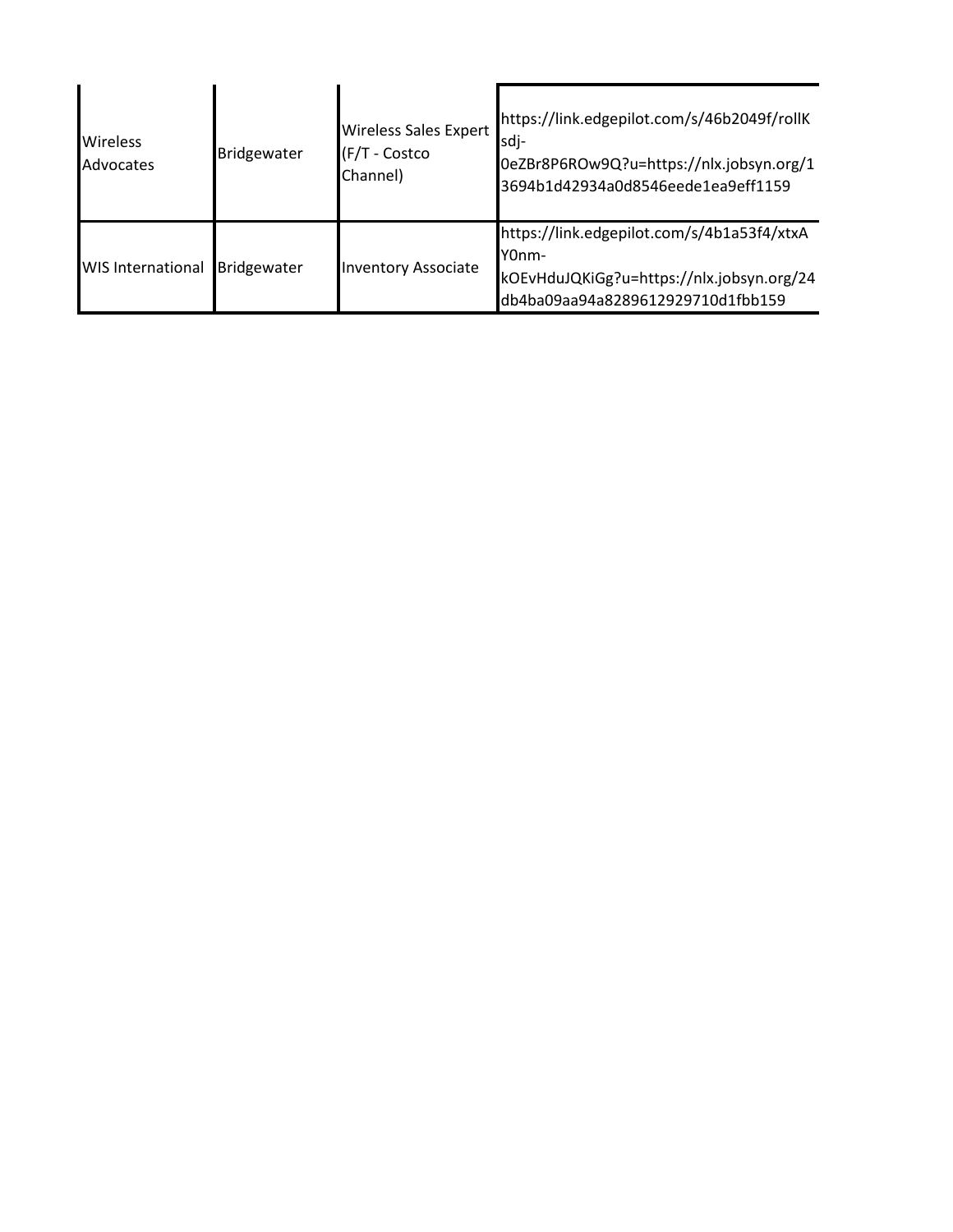| | | | |
|---|---|---|---|
| Wireless Advocates | Bridgewater | Wireless Sales Expert (F/T - Costco Channel) | https://link.edgepilot.com/s/46b2049f/rollKsdj-0eZBr8P6ROw9Q?u=https://nlx.jobsyn.org/13694b1d42934a0d8546eede1ea9eff1159 |
| WIS International | Bridgewater | Inventory Associate | https://link.edgepilot.com/s/4b1a53f4/xtxAY0nm-kOEvHduJQKiGg?u=https://nlx.jobsyn.org/24db4ba09aa94a8289612929710d1fbb159 |